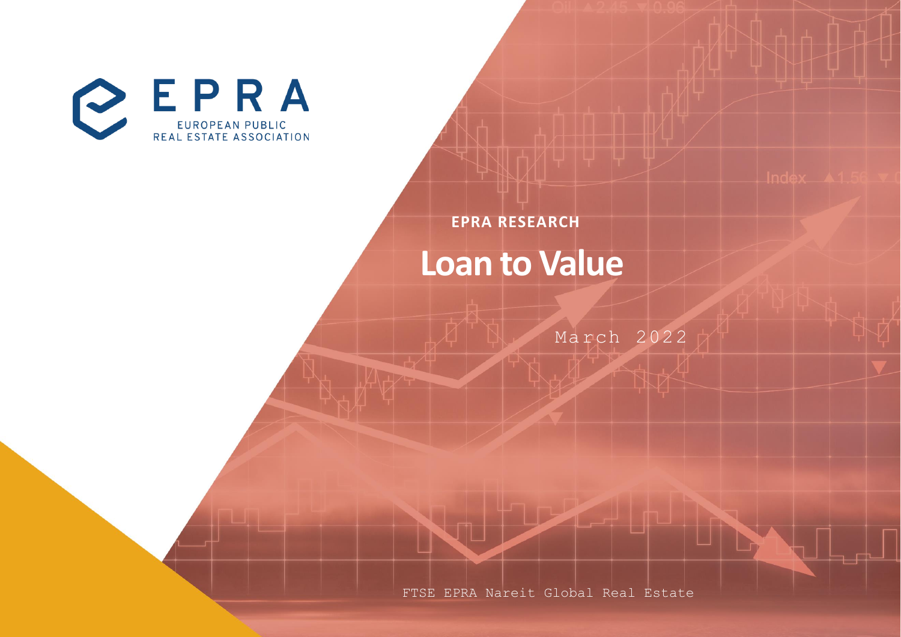EPRA

EUROPEAN PUBLIC REAL ESTATE ASSOCIATION

**EPRA RESEARCH**

# Loan to Value

March 2022

FTSE EPRA Nareit Global Real Estate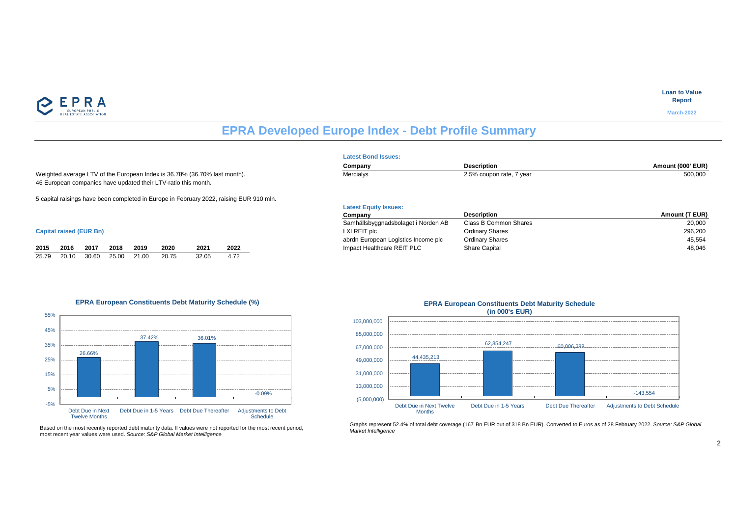Loan to Value Report

March-2022

# EPRA Developed Europe Index - Debt Profile Summary

Weighted average LTV of the European Index is 36.78% (36.70% last month).
46 European companies have updated their LTV-ratio this month.

5 capital raisings have been completed in Europe in February 2022, raising EUR 910 mln.

**Capital raised (EUR Bn)**

| 2015 | 2016 | 2017 | 2018 | 2019 | 2020 | 2021 | 2022 |
|---|---|---|---|---|---|---|---|
| 25.79 | 20.10 | 30.60 | 25.00 | 21.00 | 20.75 | 32.05 | 4.72 |

**Latest Bond Issues:**

| Company | Description | Amount (000' EUR) |
|---|---|---|
| Mercialys | 2.5% coupon rate, 7 year | 500,000 |

**Latest Equity Issues:**

| Company | Description | Amount (T EUR) |
|---|---|---|
| Samhällsbyggnadsbolaget i Norden AB | Class B Common Shares | 20,000 |
| LXI REIT plc | Ordinary Shares | 296,200 |
| abrdn European Logistics Income plc | Ordinary Shares | 45,554 |
| Impact Healthcare REIT PLC | Share Capital | 48,046 |

**EPRA European Constituents Debt Maturity Schedule (%)**

| Debt Due in Next Twelve Months | Debt Due in 1-5 Years | Debt Due Thereafter | Adjustments to Debt Schedule |
|---|---|---|---|
| 26.66% | 37.42% | 36.01% | -0.09% |

Based on the most recently reported debt maturity data. If values were not reported for the most recent period, most recent year values were used. *Source: S&P Global Market Intelligence*

**EPRA European Constituents Debt Maturity Schedule (in 000's EUR)**

| Debt Due in Next Twelve Months | Debt Due in 1-5 Years | Debt Due Thereafter | Adjustments to Debt Schedule |
|---|---|---|---|
| 44,435,213 | 62,354,247 | 60,006,288 | -143,554 |

Graphs represent 52.4% of total debt coverage (167 Bn EUR out of 318 Bn EUR). Converted to Euros as of 28 February 2022. *Source: S&P Global Market Intelligence*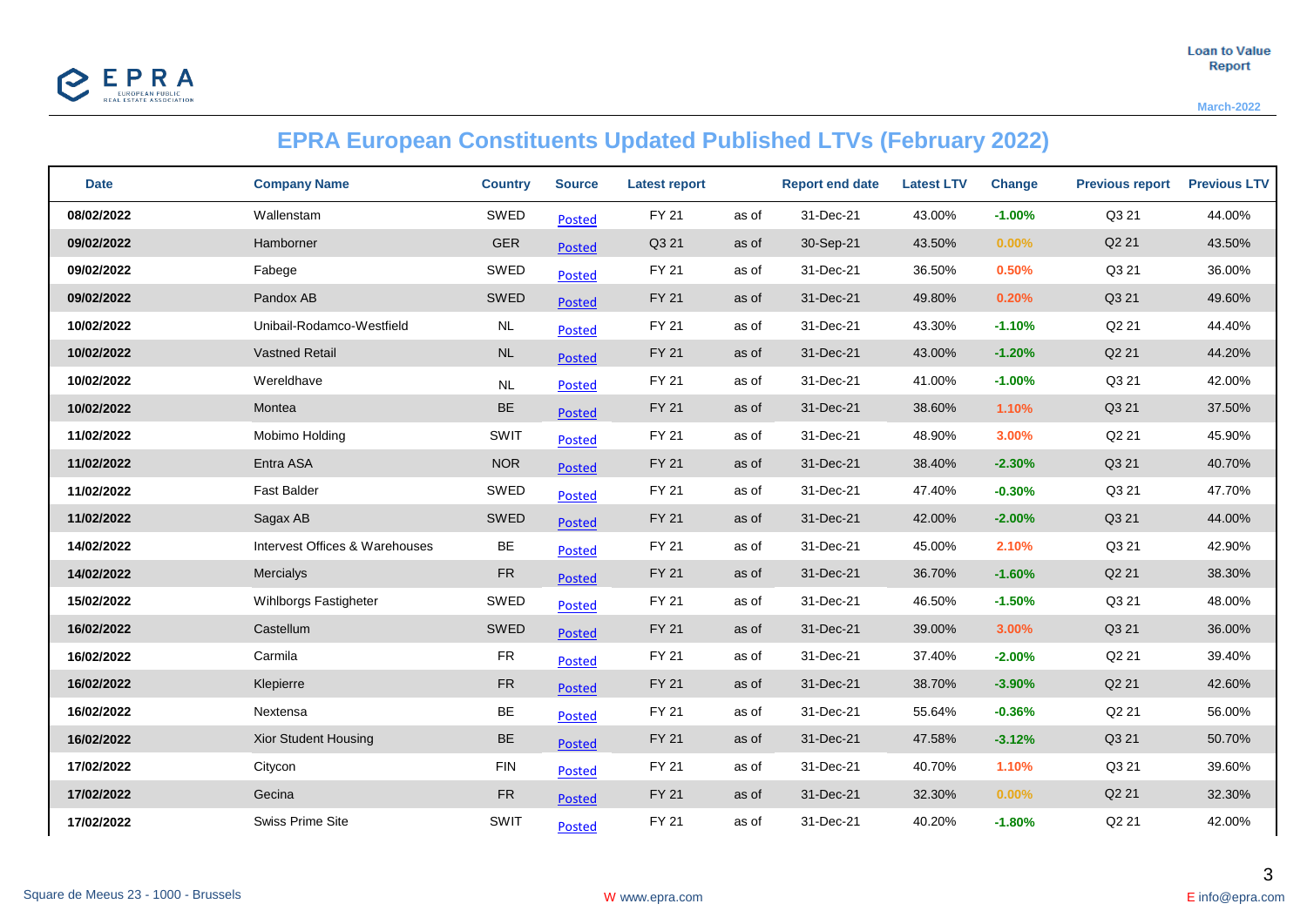# EPRA European Constituents Updated Published LTVs (February 2022)

| Date | Company Name | Country | Source | Latest report | | Report end date | Latest LTV | Change | Previous report | Previous LTV |
|---|---|---|---|---|---|---|---|---|---|---|
| **08/02/2022** | Wallenstam | SWED | Posted | FY 21 | as of | 31-Dec-21 | 43.00% | **-1.00%** | Q3 21 | 44.00% |
| **09/02/2022** | Hamborner | GER | Posted | Q3 21 | as of | 30-Sep-21 | 43.50% | **0.00%** | Q2 21 | 43.50% |
| **09/02/2022** | Fabege | SWED | Posted | FY 21 | as of | 31-Dec-21 | 36.50% | **0.50%** | Q3 21 | 36.00% |
| **09/02/2022** | Pandox AB | SWED | Posted | FY 21 | as of | 31-Dec-21 | 49.80% | **0.20%** | Q3 21 | 49.60% |
| **10/02/2022** | Unibail-Rodamco-Westfield | NL | Posted | FY 21 | as of | 31-Dec-21 | 43.30% | **-1.10%** | Q2 21 | 44.40% |
| **10/02/2022** | Vastned Retail | NL | Posted | FY 21 | as of | 31-Dec-21 | 43.00% | **-1.20%** | Q2 21 | 44.20% |
| **10/02/2022** | Wereldhave | NL | Posted | FY 21 | as of | 31-Dec-21 | 41.00% | **-1.00%** | Q3 21 | 42.00% |
| **10/02/2022** | Montea | BE | Posted | FY 21 | as of | 31-Dec-21 | 38.60% | **1.10%** | Q3 21 | 37.50% |
| **11/02/2022** | Mobimo Holding | SWIT | Posted | FY 21 | as of | 31-Dec-21 | 48.90% | **3.00%** | Q2 21 | 45.90% |
| **11/02/2022** | Entra ASA | NOR | Posted | FY 21 | as of | 31-Dec-21 | 38.40% | **-2.30%** | Q3 21 | 40.70% |
| **11/02/2022** | Fast Balder | SWED | Posted | FY 21 | as of | 31-Dec-21 | 47.40% | **-0.30%** | Q3 21 | 47.70% |
| **11/02/2022** | Sagax AB | SWED | Posted | FY 21 | as of | 31-Dec-21 | 42.00% | **-2.00%** | Q3 21 | 44.00% |
| **14/02/2022** | Intervest Offices & Warehouses | BE | Posted | FY 21 | as of | 31-Dec-21 | 45.00% | **2.10%** | Q3 21 | 42.90% |
| **14/02/2022** | Mercialys | FR | Posted | FY 21 | as of | 31-Dec-21 | 36.70% | **-1.60%** | Q2 21 | 38.30% |
| **15/02/2022** | Wihlborgs Fastigheter | SWED | Posted | FY 21 | as of | 31-Dec-21 | 46.50% | **-1.50%** | Q3 21 | 48.00% |
| **16/02/2022** | Castellum | SWED | Posted | FY 21 | as of | 31-Dec-21 | 39.00% | **3.00%** | Q3 21 | 36.00% |
| **16/02/2022** | Carmila | FR | Posted | FY 21 | as of | 31-Dec-21 | 37.40% | **-2.00%** | Q2 21 | 39.40% |
| **16/02/2022** | Klepierre | FR | Posted | FY 21 | as of | 31-Dec-21 | 38.70% | **-3.90%** | Q2 21 | 42.60% |
| **16/02/2022** | Nextensa | BE | Posted | FY 21 | as of | 31-Dec-21 | 55.64% | **-0.36%** | Q2 21 | 56.00% |
| **16/02/2022** | Xior Student Housing | BE | Posted | FY 21 | as of | 31-Dec-21 | 47.58% | **-3.12%** | Q3 21 | 50.70% |
| **17/02/2022** | Citycon | FIN | Posted | FY 21 | as of | 31-Dec-21 | 40.70% | **1.10%** | Q3 21 | 39.60% |
| **17/02/2022** | Gecina | FR | Posted | FY 21 | as of | 31-Dec-21 | 32.30% | **0.00%** | Q2 21 | 32.30% |
| **17/02/2022** | Swiss Prime Site | SWIT | Posted | FY 21 | as of | 31-Dec-21 | 40.20% | **-1.80%** | Q2 21 | 42.00% |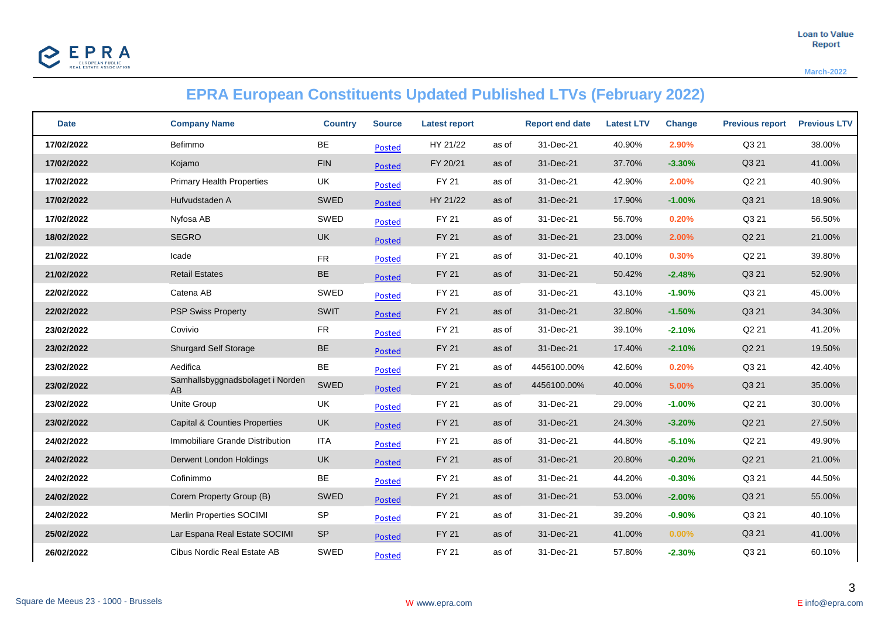# EPRA European Constituents Updated Published LTVs (February 2022)

| Date | Company Name | Country | Source | Latest report | | Report end date | Latest LTV | Change | Previous report | Previous LTV |
|---|---|---|---|---|---|---|---|---|---|---|
| **17/02/2022** | Befimmo | BE | Posted | HY 21/22 | as of | 31-Dec-21 | 40.90% | 2.90% | Q3 21 | 38.00% |
| **17/02/2022** | Kojamo | FIN | Posted | FY 20/21 | as of | 31-Dec-21 | 37.70% | -3.30% | Q3 21 | 41.00% |
| **17/02/2022** | Primary Health Properties | UK | Posted | FY 21 | as of | 31-Dec-21 | 42.90% | 2.00% | Q2 21 | 40.90% |
| **17/02/2022** | Hufvudstaden A | SWED | Posted | HY 21/22 | as of | 31-Dec-21 | 17.90% | -1.00% | Q3 21 | 18.90% |
| **17/02/2022** | Nyfosa AB | SWED | Posted | FY 21 | as of | 31-Dec-21 | 56.70% | 0.20% | Q3 21 | 56.50% |
| **18/02/2022** | SEGRO | UK | Posted | FY 21 | as of | 31-Dec-21 | 23.00% | 2.00% | Q2 21 | 21.00% |
| **21/02/2022** | Icade | FR | Posted | FY 21 | as of | 31-Dec-21 | 40.10% | 0.30% | Q2 21 | 39.80% |
| **21/02/2022** | Retail Estates | BE | Posted | FY 21 | as of | 31-Dec-21 | 50.42% | -2.48% | Q3 21 | 52.90% |
| **22/02/2022** | Catena AB | SWED | Posted | FY 21 | as of | 31-Dec-21 | 43.10% | -1.90% | Q3 21 | 45.00% |
| **22/02/2022** | PSP Swiss Property | SWIT | Posted | FY 21 | as of | 31-Dec-21 | 32.80% | -1.50% | Q3 21 | 34.30% |
| **23/02/2022** | Covivio | FR | Posted | FY 21 | as of | 31-Dec-21 | 39.10% | -2.10% | Q2 21 | 41.20% |
| **23/02/2022** | Shurgard Self Storage | BE | Posted | FY 21 | as of | 31-Dec-21 | 17.40% | -2.10% | Q2 21 | 19.50% |
| **23/02/2022** | Aedifica | BE | Posted | FY 21 | as of | 4456100.00% | 42.60% | 0.20% | Q3 21 | 42.40% |
| **23/02/2022** | Samhallsbyggnadsbolaget i Norden AB | SWED | Posted | FY 21 | as of | 4456100.00% | 40.00% | 5.00% | Q3 21 | 35.00% |
| **23/02/2022** | Unite Group | UK | Posted | FY 21 | as of | 31-Dec-21 | 29.00% | -1.00% | Q2 21 | 30.00% |
| **23/02/2022** | Capital & Counties Properties | UK | Posted | FY 21 | as of | 31-Dec-21 | 24.30% | -3.20% | Q2 21 | 27.50% |
| **24/02/2022** | Immobiliare Grande Distribution | ITA | Posted | FY 21 | as of | 31-Dec-21 | 44.80% | -5.10% | Q2 21 | 49.90% |
| **24/02/2022** | Derwent London Holdings | UK | Posted | FY 21 | as of | 31-Dec-21 | 20.80% | -0.20% | Q2 21 | 21.00% |
| **24/02/2022** | Cofinimmo | BE | Posted | FY 21 | as of | 31-Dec-21 | 44.20% | -0.30% | Q3 21 | 44.50% |
| **24/02/2022** | Corem Property Group (B) | SWED | Posted | FY 21 | as of | 31-Dec-21 | 53.00% | -2.00% | Q3 21 | 55.00% |
| **24/02/2022** | Merlin Properties SOCIMI | SP | Posted | FY 21 | as of | 31-Dec-21 | 39.20% | -0.90% | Q3 21 | 40.10% |
| **25/02/2022** | Lar Espana Real Estate SOCIMI | SP | Posted | FY 21 | as of | 31-Dec-21 | 41.00% | 0.00% | Q3 21 | 41.00% |
| **26/02/2022** | Cibus Nordic Real Estate AB | SWED | Posted | FY 21 | as of | 31-Dec-21 | 57.80% | -2.30% | Q3 21 | 60.10% |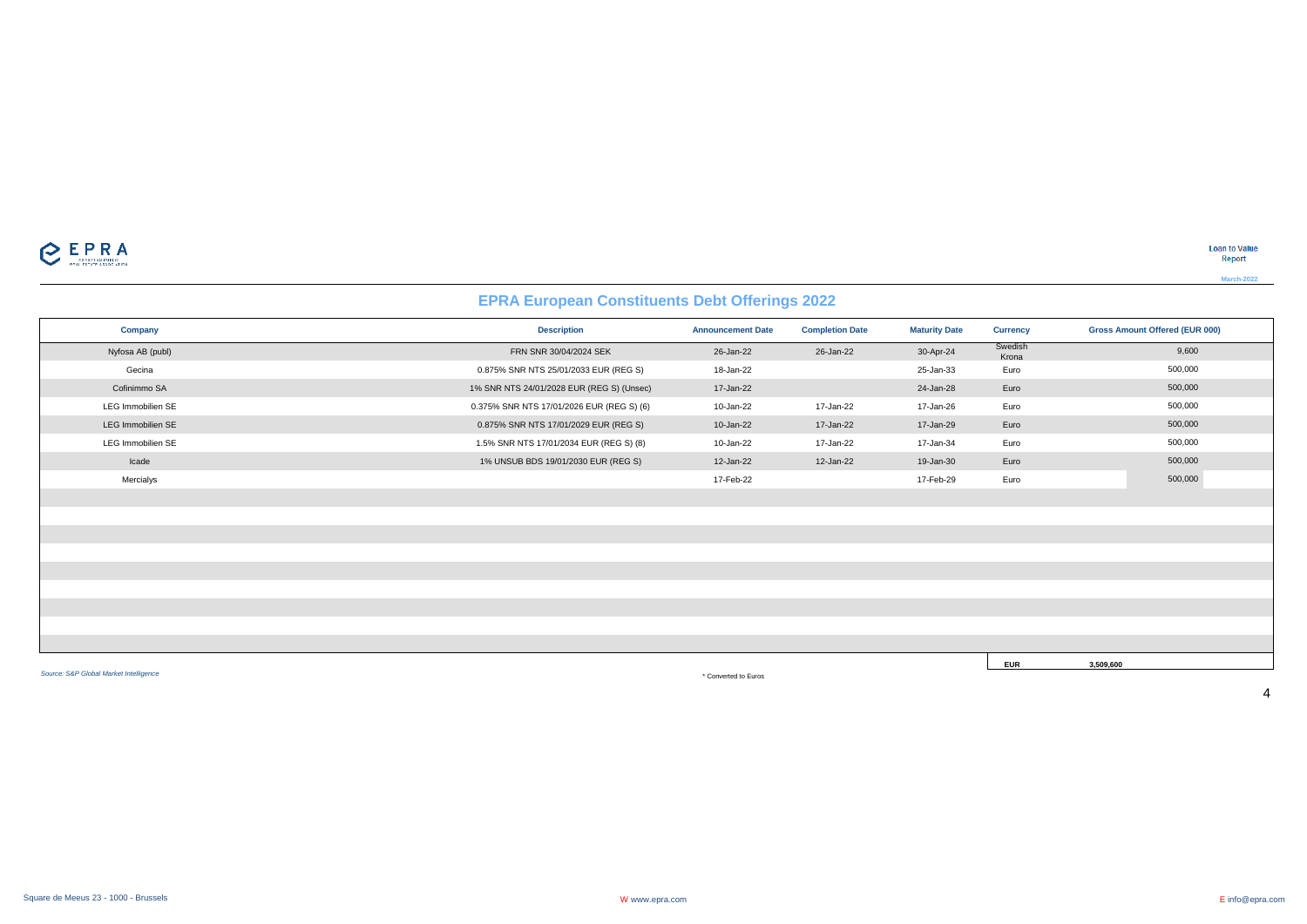# EPRA European Constituents Debt Offerings 2022

| Company | Description | Announcement Date | Completion Date | Maturity Date | Currency | Gross Amount Offered (EUR 000) |
|---|---|---|---|---|---|---|
| Nyfosa AB (publ) | FRN SNR 30/04/2024 SEK | 26-Jan-22 | 26-Jan-22 | 30-Apr-24 | Swedish Krona | 9,600 |
| Gecina | 0.875% SNR NTS 25/01/2033 EUR (REG S) | 18-Jan-22 | | 25-Jan-33 | Euro | 500,000 |
| Cofinimmo SA | 1% SNR NTS 24/01/2028 EUR (REG S) (Unsec) | 17-Jan-22 | | 24-Jan-28 | Euro | 500,000 |
| LEG Immobilien SE | 0.375% SNR NTS 17/01/2026 EUR (REG S) (6) | 10-Jan-22 | 17-Jan-22 | 17-Jan-26 | Euro | 500,000 |
| LEG Immobilien SE | 0.875% SNR NTS 17/01/2029 EUR (REG S) | 10-Jan-22 | 17-Jan-22 | 17-Jan-29 | Euro | 500,000 |
| LEG Immobilien SE | 1.5% SNR NTS 17/01/2034 EUR (REG S) (8) | 10-Jan-22 | 17-Jan-22 | 17-Jan-34 | Euro | 500,000 |
| Icade | 1% UNSUB BDS 19/01/2030 EUR (REG S) | 12-Jan-22 | 12-Jan-22 | 19-Jan-30 | Euro | 500,000 |
| Mercialys | | 17-Feb-22 | | 17-Feb-29 | Euro | 500,000 |
| | | | | | **EUR** | **3,509,600** |

*Source: S&P Global Market Intelligence*

\* Converted to Euros

Square de Meeus 23 - 1000 - Brussels W www.epra.com E info@epra.com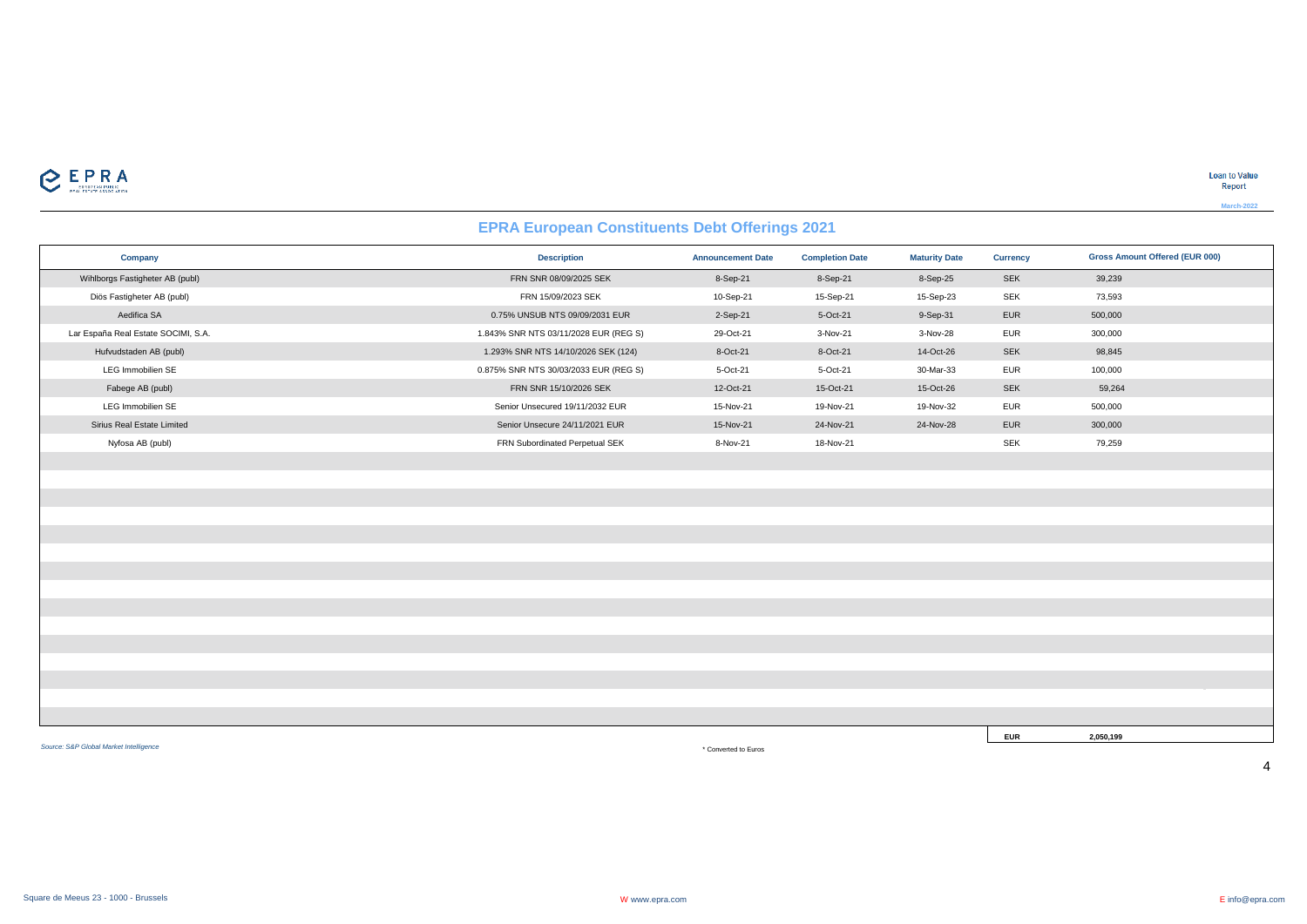# EPRA European Constituents Debt Offerings 2021

| Company | Description | Announcement Date | Completion Date | Maturity Date | Currency | Gross Amount Offered (EUR 000) |
|---|---|---|---|---|---|---|
| Wihlborgs Fastigheter AB (publ) | FRN SNR 08/09/2025 SEK | 8-Sep-21 | 8-Sep-21 | 8-Sep-25 | SEK | 39,239 |
| Diös Fastigheter AB (publ) | FRN 15/09/2023 SEK | 10-Sep-21 | 15-Sep-21 | 15-Sep-23 | SEK | 73,593 |
| Aedifica SA | 0.75% UNSUB NTS 09/09/2031 EUR | 2-Sep-21 | 5-Oct-21 | 9-Sep-31 | EUR | 500,000 |
| Lar España Real Estate SOCIMI, S.A. | 1.843% SNR NTS 03/11/2028 EUR (REG S) | 29-Oct-21 | 3-Nov-21 | 3-Nov-28 | EUR | 300,000 |
| Hufvudstaden AB (publ) | 1.293% SNR NTS 14/10/2026 SEK (124) | 8-Oct-21 | 8-Oct-21 | 14-Oct-26 | SEK | 98,845 |
| LEG Immobilien SE | 0.875% SNR NTS 30/03/2033 EUR (REG S) | 5-Oct-21 | 5-Oct-21 | 30-Mar-33 | EUR | 100,000 |
| Fabege AB (publ) | FRN SNR 15/10/2026 SEK | 12-Oct-21 | 15-Oct-21 | 15-Oct-26 | SEK | 59,264 |
| LEG Immobilien SE | Senior Unsecured 19/11/2032 EUR | 15-Nov-21 | 19-Nov-21 | 19-Nov-32 | EUR | 500,000 |
| Sirius Real Estate Limited | Senior Unsecure 24/11/2021 EUR | 15-Nov-21 | 24-Nov-21 | 24-Nov-28 | EUR | 300,000 |
| Nyfosa AB (publ) | FRN Subordinated Perpetual SEK | 8-Nov-21 | 18-Nov-21 | | SEK | 79,259 |
| | | | | | **EUR** | **2,050,199** |

*Source: S&P Global Market Intelligence*

\* Converted to Euros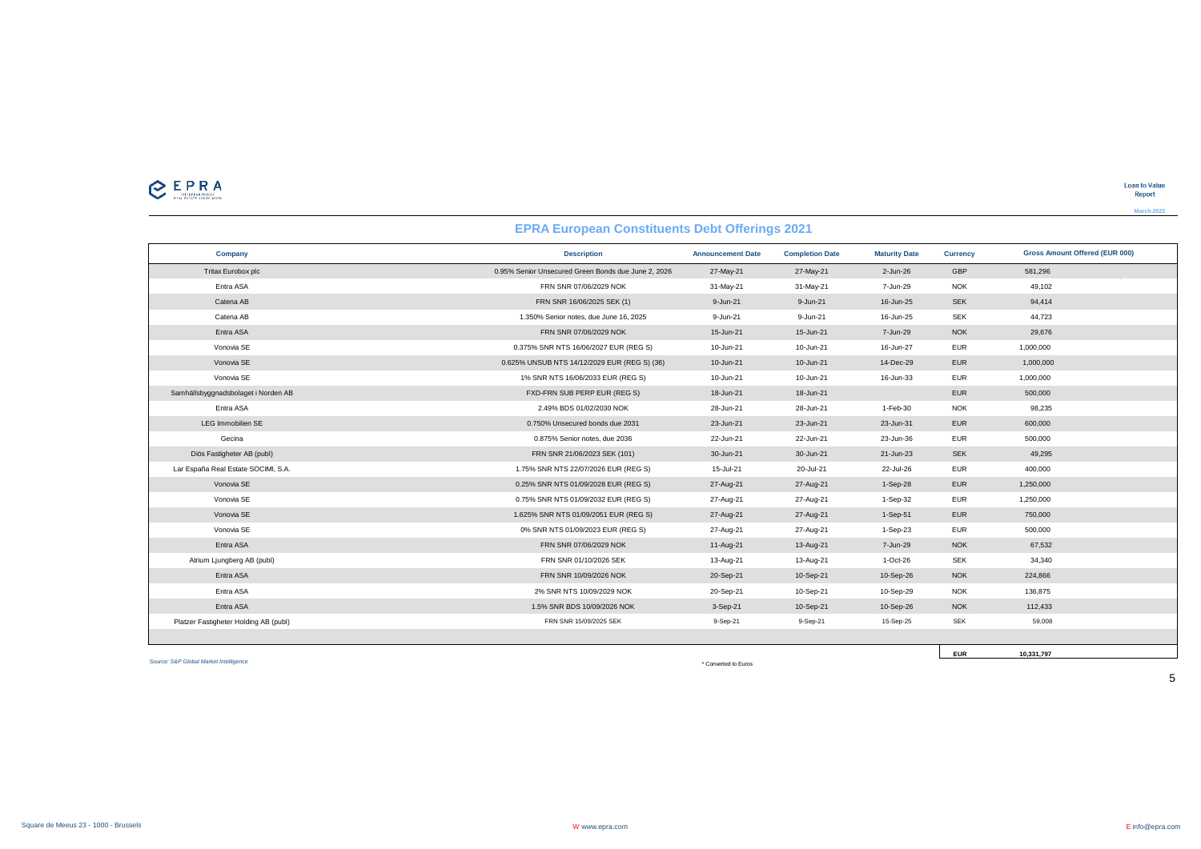## EPRA European Constituents Debt Offerings 2021

| Company | Description | Announcement Date | Completion Date | Maturity Date | Currency | Gross Amount Offered (EUR 000) |
|---|---|---|---|---|---|---|
| Tritax Eurobox plc | 0.95% Senior Unsecured Green Bonds due June 2, 2026 | 27-May-21 | 27-May-21 | 2-Jun-26 | GBP | 581,296 |
| Entra ASA | FRN SNR 07/06/2029 NOK | 31-May-21 | 31-May-21 | 7-Jun-29 | NOK | 49,102 |
| Catena AB | FRN SNR 16/06/2025 SEK (1) | 9-Jun-21 | 9-Jun-21 | 16-Jun-25 | SEK | 94,414 |
| Catena AB | 1.350% Senior notes, due June 16, 2025 | 9-Jun-21 | 9-Jun-21 | 16-Jun-25 | SEK | 44,723 |
| Entra ASA | FRN SNR 07/06/2029 NOK | 15-Jun-21 | 15-Jun-21 | 7-Jun-29 | NOK | 29,676 |
| Vonovia SE | 0.375% SNR NTS 16/06/2027 EUR (REG S) | 10-Jun-21 | 10-Jun-21 | 16-Jun-27 | EUR | 1,000,000 |
| Vonovia SE | 0.625% UNSUB NTS 14/12/2029 EUR (REG S) (36) | 10-Jun-21 | 10-Jun-21 | 14-Dec-29 | EUR | 1,000,000 |
| Vonovia SE | 1% SNR NTS 16/06/2033 EUR (REG S) | 10-Jun-21 | 10-Jun-21 | 16-Jun-33 | EUR | 1,000,000 |
| Samhällsbyggnadsbolaget i Norden AB | FXD-FRN SUB PERP EUR (REG S) | 18-Jun-21 | 18-Jun-21 | | EUR | 500,000 |
| Entra ASA | 2.49% BDS 01/02/2030 NOK | 28-Jun-21 | 28-Jun-21 | 1-Feb-30 | NOK | 98,235 |
| LEG Immobilien SE | 0.750% Unsecured bonds due 2031 | 23-Jun-21 | 23-Jun-21 | 23-Jun-31 | EUR | 600,000 |
| Gecina | 0.875% Senior notes, due 2036 | 22-Jun-21 | 22-Jun-21 | 23-Jun-36 | EUR | 500,000 |
| Diös Fastigheter AB (publ) | FRN SNR 21/06/2023 SEK (101) | 30-Jun-21 | 30-Jun-21 | 21-Jun-23 | SEK | 49,295 |
| Lar España Real Estate SOCIMI, S.A. | 1.75% SNR NTS 22/07/2026 EUR (REG S) | 15-Jul-21 | 20-Jul-21 | 22-Jul-26 | EUR | 400,000 |
| Vonovia SE | 0.25% SNR NTS 01/09/2028 EUR (REG S) | 27-Aug-21 | 27-Aug-21 | 1-Sep-28 | EUR | 1,250,000 |
| Vonovia SE | 0.75% SNR NTS 01/09/2032 EUR (REG S) | 27-Aug-21 | 27-Aug-21 | 1-Sep-32 | EUR | 1,250,000 |
| Vonovia SE | 1.625% SNR NTS 01/09/2051 EUR (REG S) | 27-Aug-21 | 27-Aug-21 | 1-Sep-51 | EUR | 750,000 |
| Vonovia SE | 0% SNR NTS 01/09/2023 EUR (REG S) | 27-Aug-21 | 27-Aug-21 | 1-Sep-23 | EUR | 500,000 |
| Entra ASA | FRN SNR 07/06/2029 NOK | 11-Aug-21 | 13-Aug-21 | 7-Jun-29 | NOK | 67,532 |
| Atrium Ljungberg AB (publ) | FRN SNR 01/10/2026 SEK | 13-Aug-21 | 13-Aug-21 | 1-Oct-26 | SEK | 34,340 |
| Entra ASA | FRN SNR 10/09/2026 NOK | 20-Sep-21 | 10-Sep-21 | 10-Sep-26 | NOK | 224,866 |
| Entra ASA | 2% SNR NTS 10/09/2029 NOK | 20-Sep-21 | 10-Sep-21 | 10-Sep-29 | NOK | 136,875 |
| Entra ASA | 1.5% SNR BDS 10/09/2026 NOK | 3-Sep-21 | 10-Sep-21 | 10-Sep-26 | NOK | 112,433 |
| Platzer Fastigheter Holding AB (publ) | FRN SNR 15/09/2025 SEK | 9-Sep-21 | 9-Sep-21 | 15-Sep-25 | SEK | 59,008 |
| | | | | | **EUR** | **10,331,797** |

*Source: S&P Global Market Intelligence*

\* Converted to Euros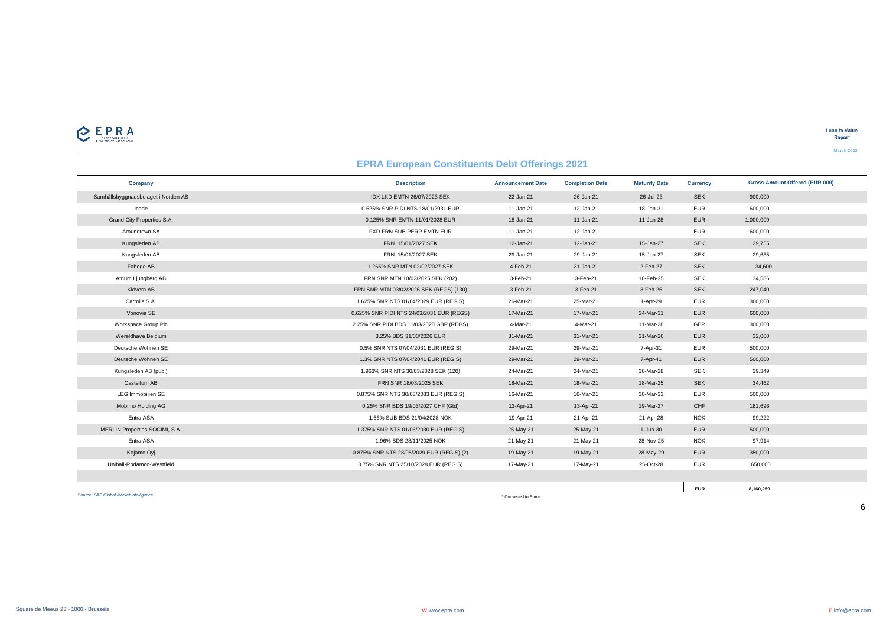# EPRA European Constituents Debt Offerings 2021

| Company | Description | Announcement Date | Completion Date | Maturity Date | Currency | Gross Amount Offered (EUR 000) |
|---|---|---|---|---|---|---|
| Samhällsbyggnadsbolaget i Norden AB | IDX LKD EMTN 26/07/2023 SEK | 22-Jan-21 | 26-Jan-21 | 26-Jul-23 | SEK | 900,000 |
| Icade | 0.625% SNR PIDI NTS 18/01/2031 EUR | 11-Jan-21 | 12-Jan-21 | 18-Jan-31 | EUR | 600,000 |
| Grand City Properties S.A. | 0.125% SNR EMTN 11/01/2028 EUR | 18-Jan-21 | 11-Jan-21 | 11-Jan-28 | EUR | 1,000,000 |
| Aroundtown SA | FXD-FRN SUB PERP EMTN EUR | 11-Jan-21 | 12-Jan-21 | | EUR | 600,000 |
| Kungsleden AB | FRN 15/01/2027 SEK | 12-Jan-21 | 12-Jan-21 | 15-Jan-27 | SEK | 29,755 |
| Kungsleden AB | FRN 15/01/2027 SEK | 29-Jan-21 | 29-Jan-21 | 15-Jan-27 | SEK | 29,635 |
| Fabege AB | 1.265% SNR MTN 02/02/2027 SEK | 4-Feb-21 | 31-Jan-21 | 2-Feb-27 | SEK | 34,600 |
| Atrium Ljungberg AB | FRN SNR MTN 10/02/2025 SEK (202) | 3-Feb-21 | 3-Feb-21 | 10-Feb-25 | SEK | 34,586 |
| Klövern AB | FRN SNR MTN 03/02/2026 SEK (REGS) (130) | 3-Feb-21 | 3-Feb-21 | 3-Feb-26 | SEK | 247,040 |
| Carmila S.A. | 1.625% SNR NTS 01/04/2029 EUR (REG S) | 26-Mar-21 | 25-Mar-21 | 1-Apr-29 | EUR | 300,000 |
| Vonovia SE | 0.625% SNR PIDI NTS 24/03/2031 EUR (REGS) | 17-Mar-21 | 17-Mar-21 | 24-Mar-31 | EUR | 600,000 |
| Workspace Group Plc | 2.25% SNR PIDI BDS 11/03/2028 GBP (REGS) | 4-Mar-21 | 4-Mar-21 | 11-Mar-28 | GBP | 300,000 |
| Wereldhave Belgium | 3.25% BDS 31/03/2026 EUR | 31-Mar-21 | 31-Mar-21 | 31-Mar-26 | EUR | 32,000 |
| Deutsche Wohnen SE | 0.5% SNR NTS 07/04/2031 EUR (REG S) | 29-Mar-21 | 29-Mar-21 | 7-Apr-31 | EUR | 500,000 |
| Deutsche Wohnen SE | 1.3% SNR NTS 07/04/2041 EUR (REG S) | 29-Mar-21 | 29-Mar-21 | 7-Apr-41 | EUR | 500,000 |
| Kungsleden AB (publ) | 1.963% SNR NTS 30/03/2028 SEK (120) | 24-Mar-21 | 24-Mar-21 | 30-Mar-28 | SEK | 39,349 |
| Castellum AB | FRN SNR 18/03/2025 SEK | 18-Mar-21 | 18-Mar-21 | 18-Mar-25 | SEK | 34,462 |
| LEG Immobilien SE | 0.875% SNR NTS 30/03/2033 EUR (REG S) | 16-Mar-21 | 16-Mar-21 | 30-Mar-33 | EUR | 500,000 |
| Mobimo Holding AG | 0.25% SNR BDS 19/03/2027 CHF (Gtd) | 13-Apr-21 | 13-Apr-21 | 19-Mar-27 | CHF | 181,696 |
| Entra ASA | 1.66% SUB BDS 21/04/2028 NOK | 19-Apr-21 | 21-Apr-21 | 21-Apr-28 | NOK | 99,222 |
| MERLIN Properties SOCIMI, S.A. | 1.375% SNR NTS 01/06/2030 EUR (REG S) | 25-May-21 | 25-May-21 | 1-Jun-30 | EUR | 500,000 |
| Entra ASA | 1.96% BDS 28/11/2025 NOK | 21-May-21 | 21-May-21 | 28-Nov-25 | NOK | 97,914 |
| Kojamo Oyj | 0.875% SNR NTS 28/05/2029 EUR (REG S) (2) | 19-May-21 | 19-May-21 | 28-May-29 | EUR | 350,000 |
| Unibail-Rodamco-Westfield | 0.75% SNR NTS 25/10/2028 EUR (REG S) | 17-May-21 | 17-May-21 | 25-Oct-28 | EUR | 650,000 |
| | | | | | **EUR** | **8,160,259** |

*Source: S&P Global Market Intelligence*

* Converted to Euros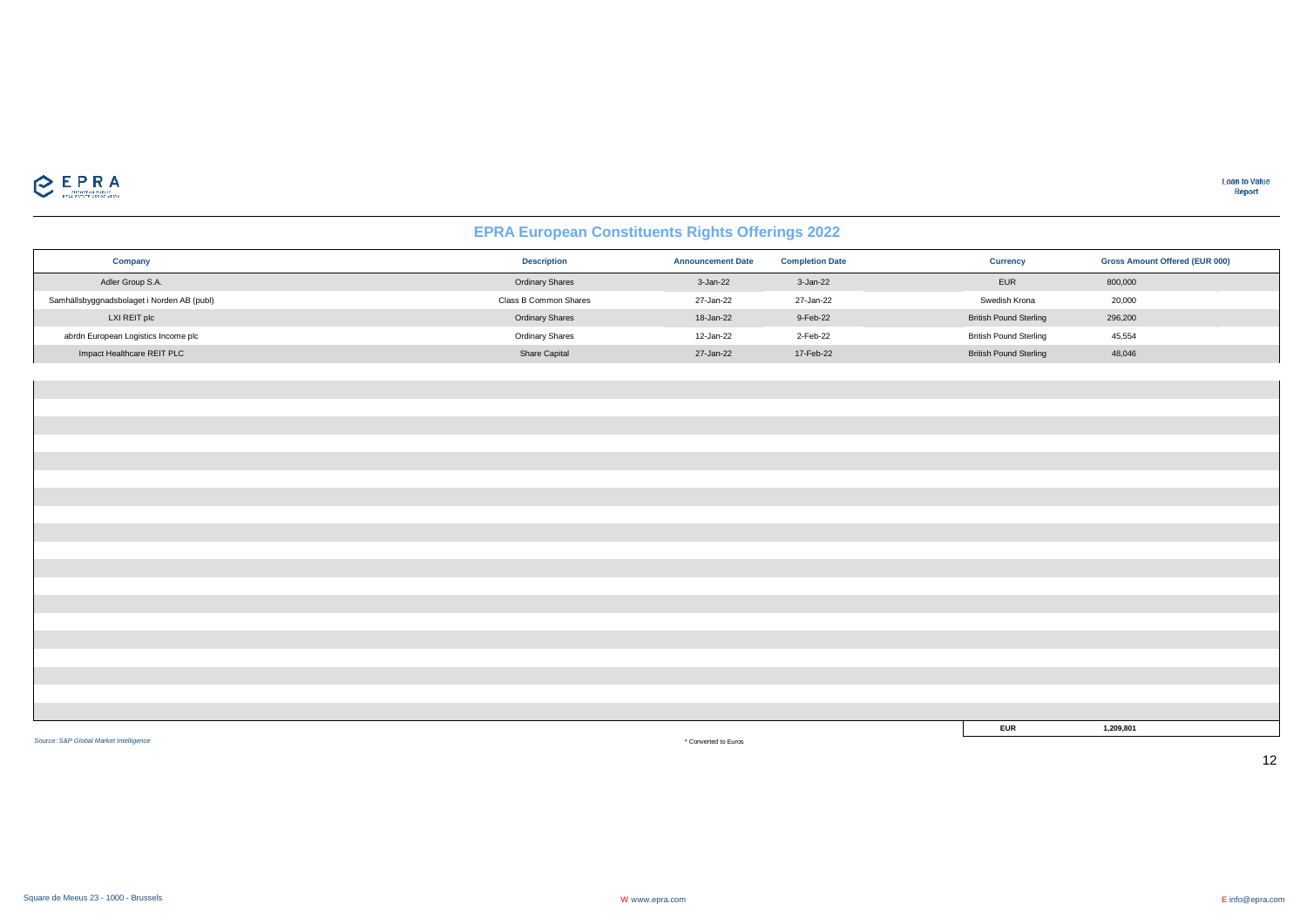## EPRA European Constituents Rights Offerings 2022

| Company | Description | Announcement Date | Completion Date | Currency | Gross Amount Offered (EUR 000) |
|---|---|---|---|---|---|
| Adler Group S.A. | Ordinary Shares | 3-Jan-22 | 3-Jan-22 | EUR | 800,000 |
| Samhällsbyggnadsbolaget i Norden AB (publ) | Class B Common Shares | 27-Jan-22 | 27-Jan-22 | Swedish Krona | 20,000 |
| LXI REIT plc | Ordinary Shares | 18-Jan-22 | 9-Feb-22 | British Pound Sterling | 296,200 |
| abrdn European Logistics Income plc | Ordinary Shares | 12-Jan-22 | 2-Feb-22 | British Pound Sterling | 45,554 |
| Impact Healthcare REIT PLC | Share Capital | 27-Jan-22 | 17-Feb-22 | British Pound Sterling | 48,046 |
| | | | | **EUR** | **1,209,801** |

*Source: S&P Global Market Intelligence*

\* Converted to Euros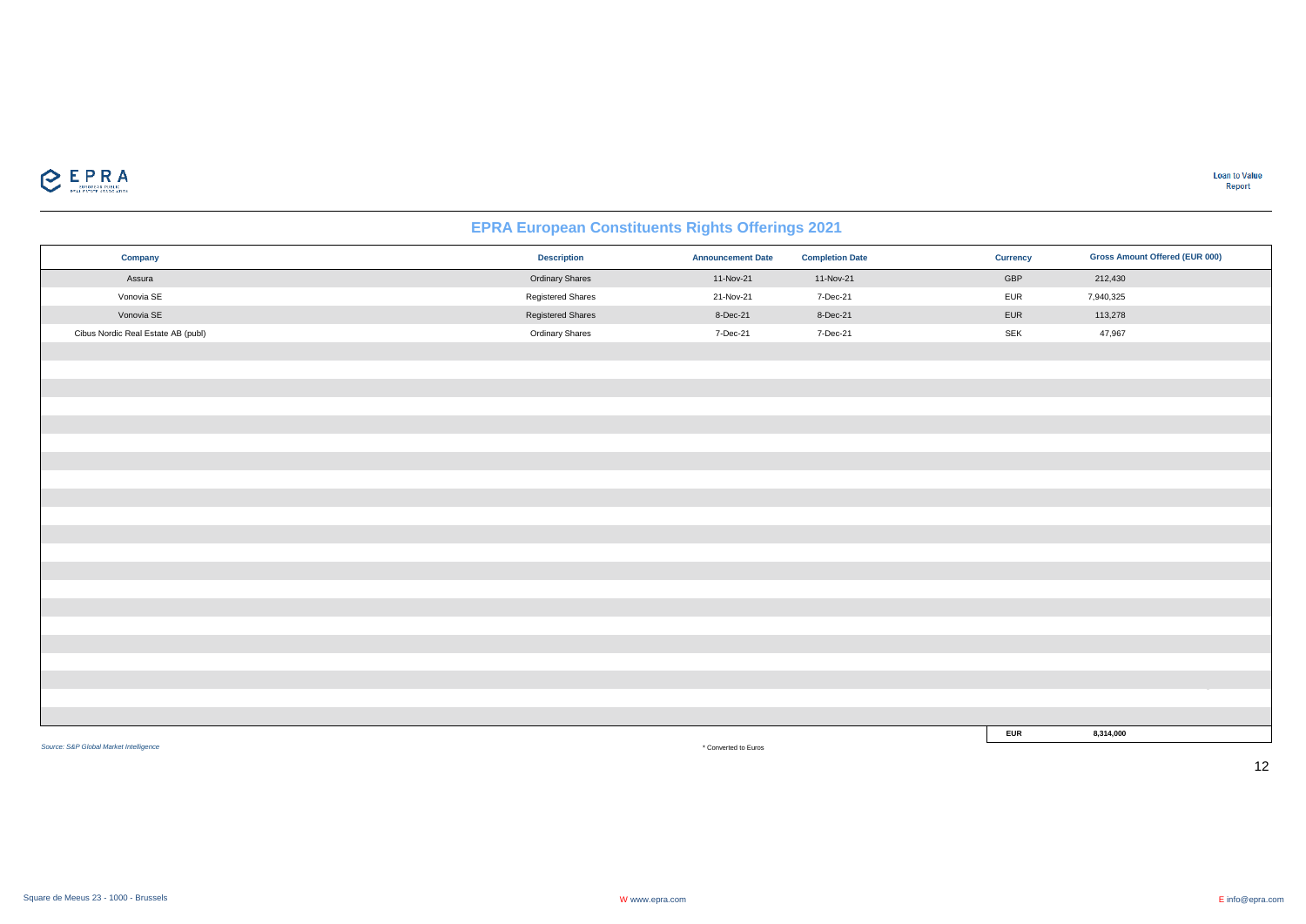## EPRA European Constituents Rights Offerings 2021

| Company | Description | Announcement Date | Completion Date | Currency | Gross Amount Offered (EUR 000) |
|---|---|---|---|---|---|
| Assura | Ordinary Shares | 11-Nov-21 | 11-Nov-21 | GBP | 212,430 |
| Vonovia SE | Registered Shares | 21-Nov-21 | 7-Dec-21 | EUR | 7,940,325 |
| Vonovia SE | Registered Shares | 8-Dec-21 | 8-Dec-21 | EUR | 113,278 |
| Cibus Nordic Real Estate AB (publ) | Ordinary Shares | 7-Dec-21 | 7-Dec-21 | SEK | 47,967 |
| | | | | **EUR** | **8,314,000** |

*Source: S&P Global Market Intelligence*

\* Converted to Euros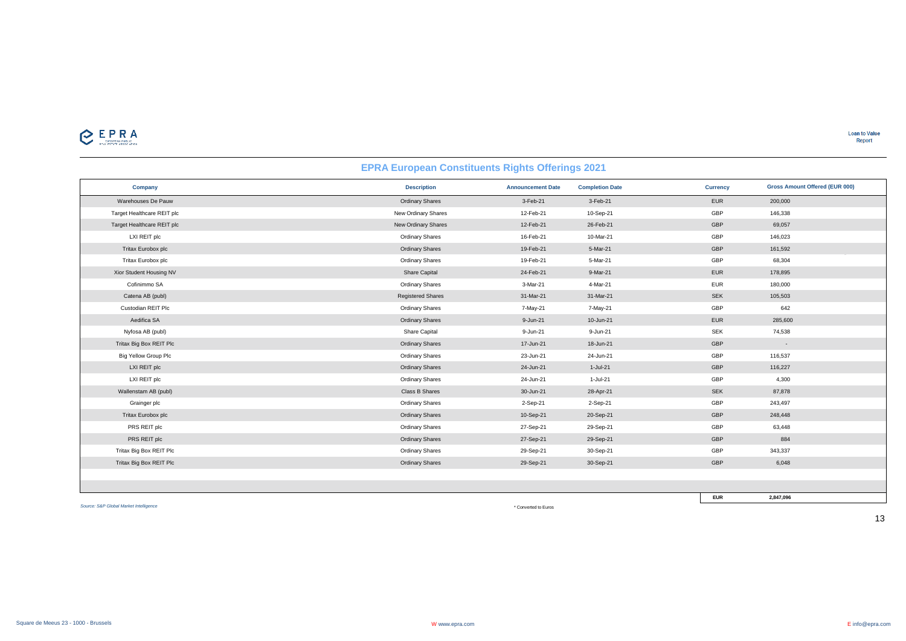## EPRA European Constituents Rights Offerings 2021

| Company | Description | Announcement Date | Completion Date | Currency | Gross Amount Offered (EUR 000) |
|---|---|---|---|---|---|
| Warehouses De Pauw | Ordinary Shares | 3-Feb-21 | 3-Feb-21 | EUR | 200,000 |
| Target Healthcare REIT plc | New Ordinary Shares | 12-Feb-21 | 10-Sep-21 | GBP | 146,338 |
| Target Healthcare REIT plc | New Ordinary Shares | 12-Feb-21 | 26-Feb-21 | GBP | 69,057 |
| LXI REIT plc | Ordinary Shares | 16-Feb-21 | 10-Mar-21 | GBP | 146,023 |
| Tritax Eurobox plc | Ordinary Shares | 19-Feb-21 | 5-Mar-21 | GBP | 161,592 |
| Tritax Eurobox plc | Ordinary Shares | 19-Feb-21 | 5-Mar-21 | GBP | 68,304 |
| Xior Student Housing NV | Share Capital | 24-Feb-21 | 9-Mar-21 | EUR | 178,895 |
| Cofinimmo SA | Ordinary Shares | 3-Mar-21 | 4-Mar-21 | EUR | 180,000 |
| Catena AB (publ) | Registered Shares | 31-Mar-21 | 31-Mar-21 | SEK | 105,503 |
| Custodian REIT Plc | Ordinary Shares | 7-May-21 | 7-May-21 | GBP | 642 |
| Aedifica SA | Ordinary Shares | 9-Jun-21 | 10-Jun-21 | EUR | 285,600 |
| Nyfosa AB (publ) | Share Capital | 9-Jun-21 | 9-Jun-21 | SEK | 74,538 |
| Tritax Big Box REIT Plc | Ordinary Shares | 17-Jun-21 | 18-Jun-21 | GBP | - |
| Big Yellow Group Plc | Ordinary Shares | 23-Jun-21 | 24-Jun-21 | GBP | 116,537 |
| LXI REIT plc | Ordinary Shares | 24-Jun-21 | 1-Jul-21 | GBP | 116,227 |
| LXI REIT plc | Ordinary Shares | 24-Jun-21 | 1-Jul-21 | GBP | 4,300 |
| Wallenstam AB (publ) | Class B Shares | 30-Jun-21 | 28-Apr-21 | SEK | 87,878 |
| Grainger plc | Ordinary Shares | 2-Sep-21 | 2-Sep-21 | GBP | 243,497 |
| Tritax Eurobox plc | Ordinary Shares | 10-Sep-21 | 20-Sep-21 | GBP | 248,448 |
| PRS REIT plc | Ordinary Shares | 27-Sep-21 | 29-Sep-21 | GBP | 63,448 |
| PRS REIT plc | Ordinary Shares | 27-Sep-21 | 29-Sep-21 | GBP | 884 |
| Tritax Big Box REIT Plc | Ordinary Shares | 29-Sep-21 | 30-Sep-21 | GBP | 343,337 |
| Tritax Big Box REIT Plc | Ordinary Shares | 29-Sep-21 | 30-Sep-21 | GBP | 6,048 |
| | | | | **EUR** | **2,847,096** |

*Source: S&P Global Market Intelligence*

\* Converted to Euros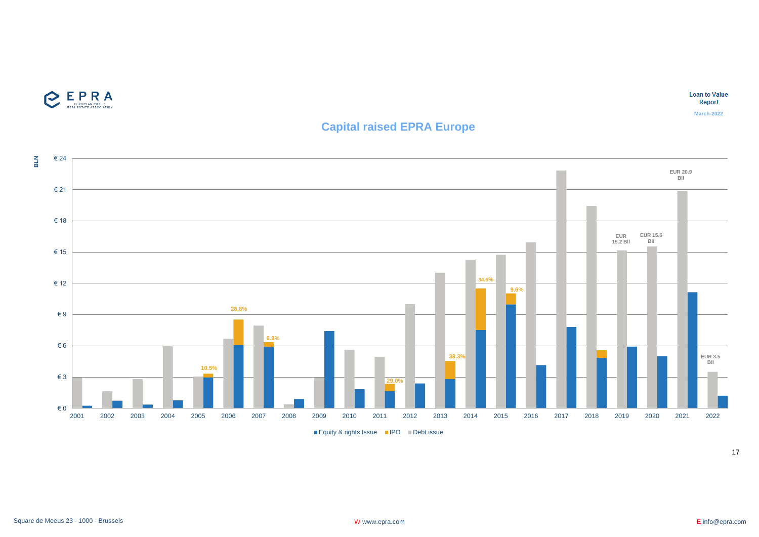# Capital raised EPRA Europe

BLN

| Year | Debt issue | Equity & rights Issue | IPO |
|---|---|---|---|
| 2001 | | | |
| 2002 | | | |
| 2003 | | | |
| 2004 | | | |
| 2005 | | | 10.5% |
| 2006 | | | 28.8% |
| 2007 | | | 6.9% |
| 2008 | | | |
| 2009 | | | |
| 2010 | | | |
| 2011 | | | 29.0% |
| 2012 | | | |
| 2013 | | | 38.3% |
| 2014 | | | 34.6% |
| 2015 | | | 9.6% |
| 2016 | | | |
| 2017 | | | |
| 2018 | | | |
| 2019 | EUR 15.2 Bll | | |
| 2020 | EUR 15.6 Bll | | |
| 2021 | EUR 20.9 Bll | | |
| 2022 | EUR 3.5 Bll | | |

■ Equity & rights Issue ■ IPO ■ Debt issue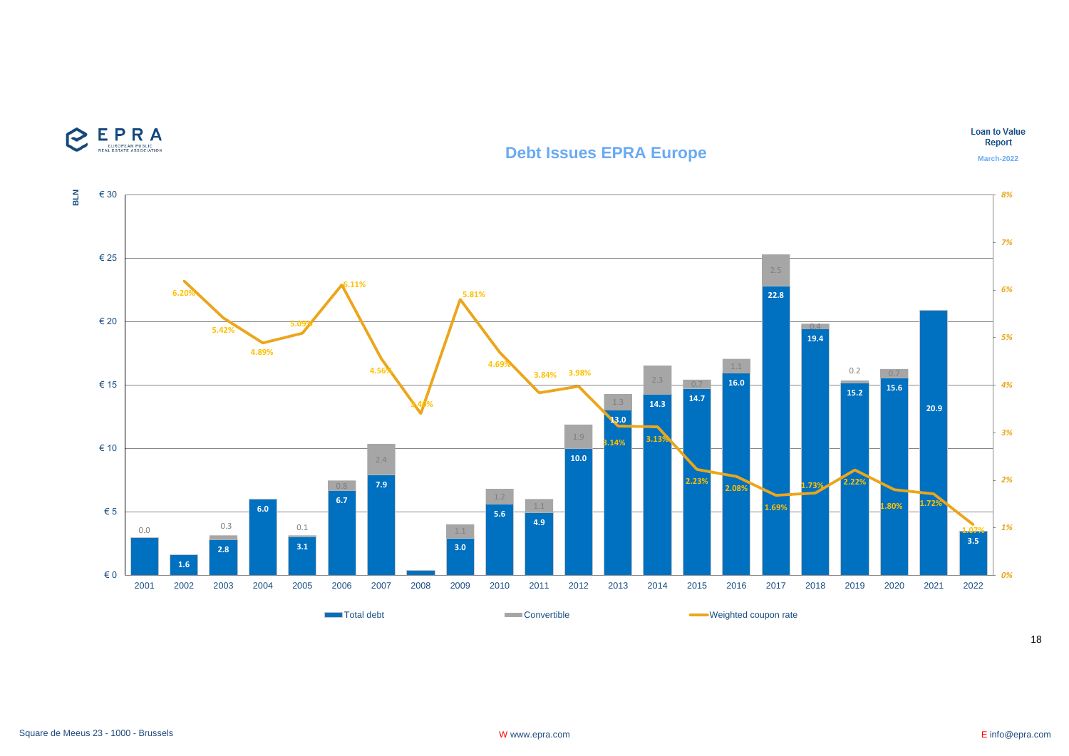# Debt Issues EPRA Europe

Loan to Value Report
March-2022

| Year | Total debt (BLN €) | Convertible (BLN €) | Weighted coupon rate |
|---|---|---|---|
| 2001 | | 0.0 | |
| 2002 | 1.6 | | 6.20% |
| 2003 | 2.8 | 0.3 | 5.42% |
| 2004 | 6.0 | | 4.89% |
| 2005 | 3.1 | 0.1 | 5.09% |
| 2006 | 6.7 | 0.8 | 6.11% |
| 2007 | 7.9 | 2.4 | 4.56% |
| 2008 | | | 3.40% |
| 2009 | 3.0 | 1.1 | 5.81% |
| 2010 | 5.6 | 1.2 | 4.69% |
| 2011 | 4.9 | 1.1 | 3.84% |
| 2012 | 10.0 | 1.9 | 3.98% |
| 2013 | 13.0 | 1.3 | 3.14% |
| 2014 | 14.3 | 2.3 | 3.13% |
| 2015 | 14.7 | 0.7 | 2.23% |
| 2016 | 16.0 | 1.1 | 2.08% |
| 2017 | 22.8 | 2.5 | 1.69% |
| 2018 | 19.4 | 0.4 | 1.73% |
| 2019 | 15.2 | 0.2 | 2.22% |
| 2020 | 15.6 | 0.7 | 1.80% |
| 2021 | 20.9 | | 1.72% |
| 2022 | 3.5 | | 1.07% |

Square de Meeus 23 - 1000 - Brussels

W www.epra.com

E info@epra.com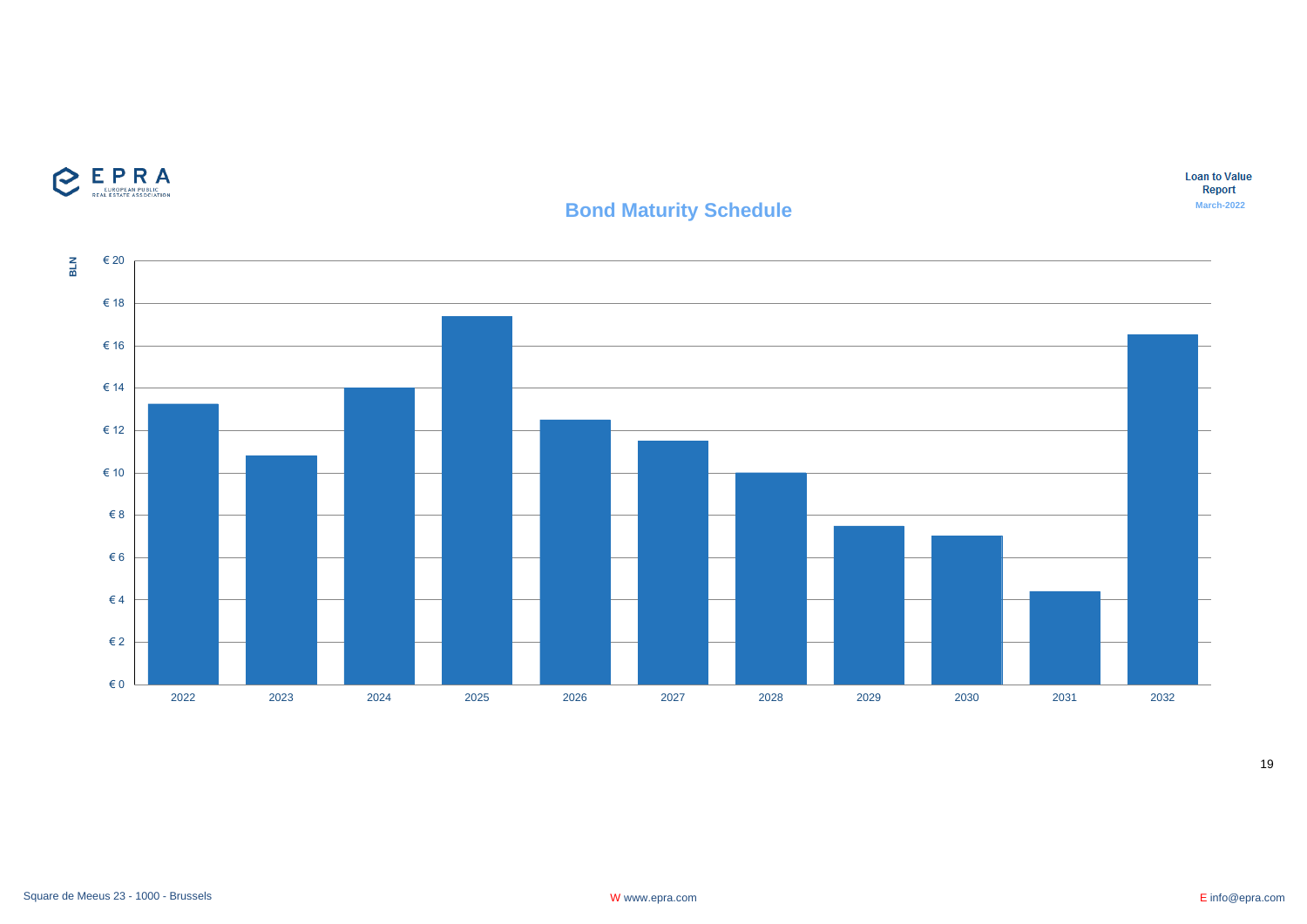# Bond Maturity Schedule

Loan to Value Report
March-2022

BLN

€ 20
€ 18
€ 16
€ 14
€ 12
€ 10
€ 8
€ 6
€ 4
€ 2
€ 0

2022 2023 2024 2025 2026 2027 2028 2029 2030 2031 2032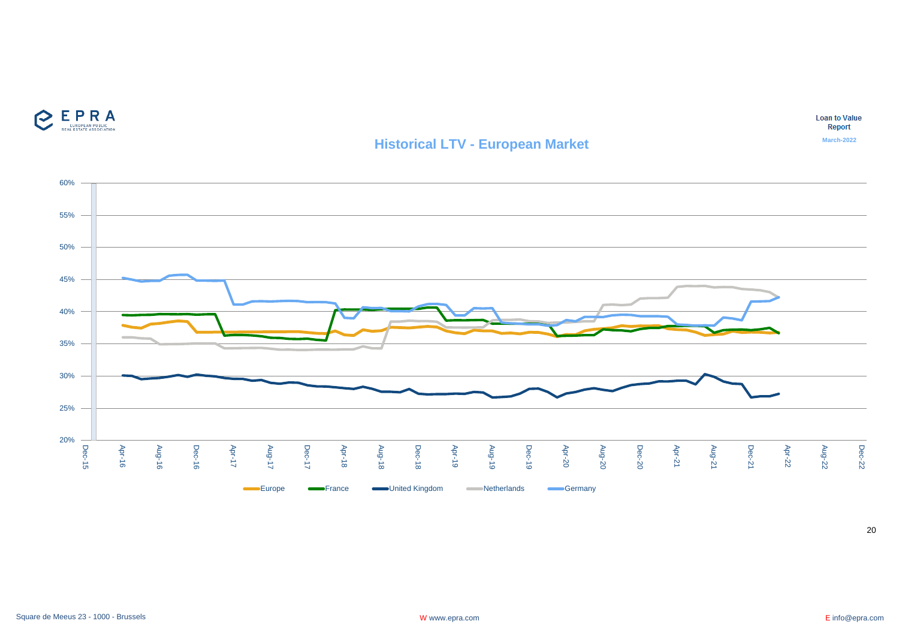Loan to Value Report

March-2022

# Historical LTV - European Market

60%
55%
50%
45%
40%
35%
30%
25%
20%

Dec-15 Apr-16 Aug-16 Dec-16 Apr-17 Aug-17 Dec-17 Apr-18 Aug-18 Dec-18 Apr-19 Aug-19 Dec-19 Apr-20 Aug-20 Dec-20 Apr-21 Aug-21 Dec-21 Apr-22 Aug-22 Dec-22

Europe France United Kingdom Netherlands Germany

Square de Meeus 23 - 1000 - Brussels

W www.epra.com

E info@epra.com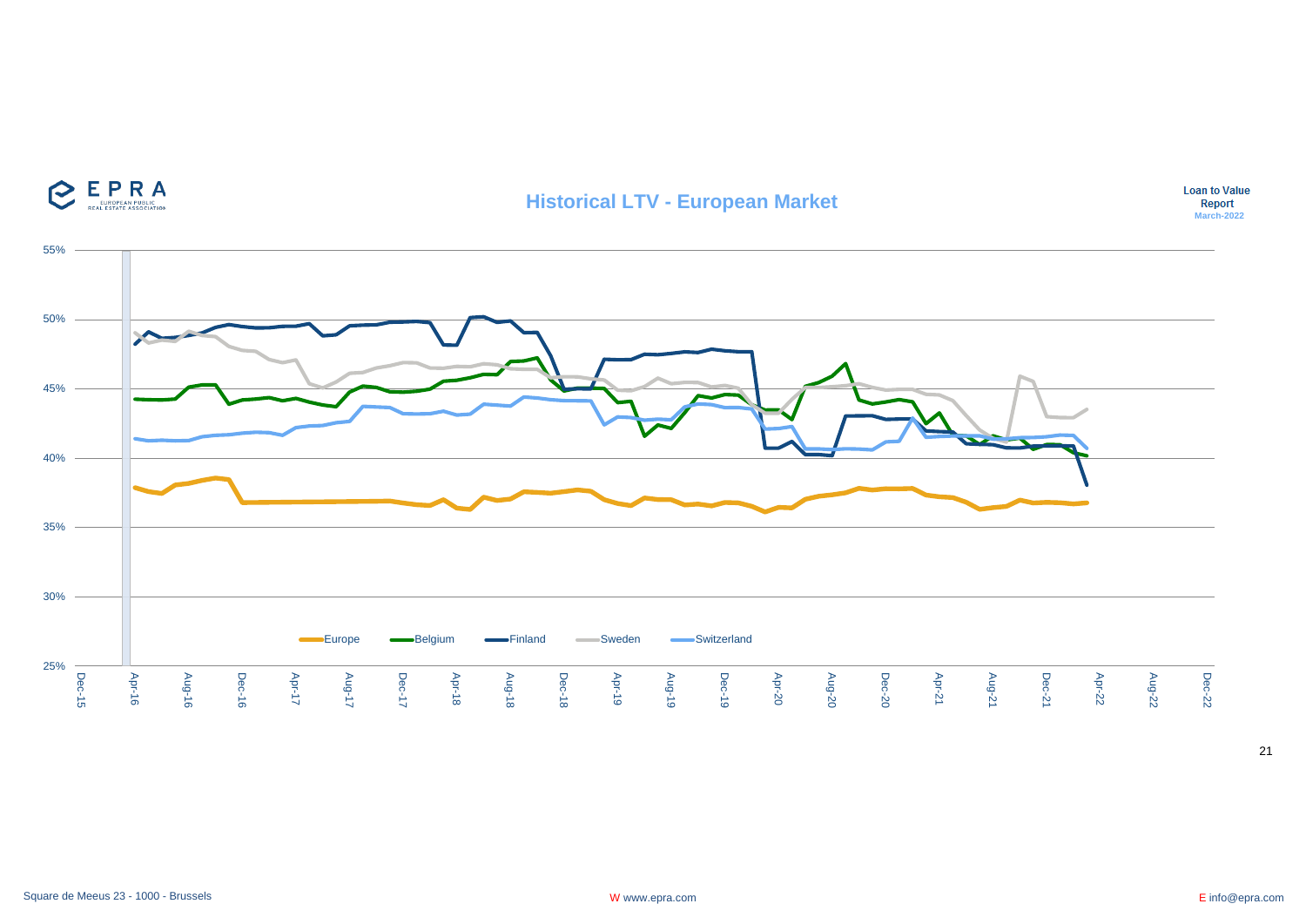# Historical LTV - European Market

Loan to Value Report
March-2022

Square de Meeus 23 - 1000 - Brussels

W www.epra.com

E info@epra.com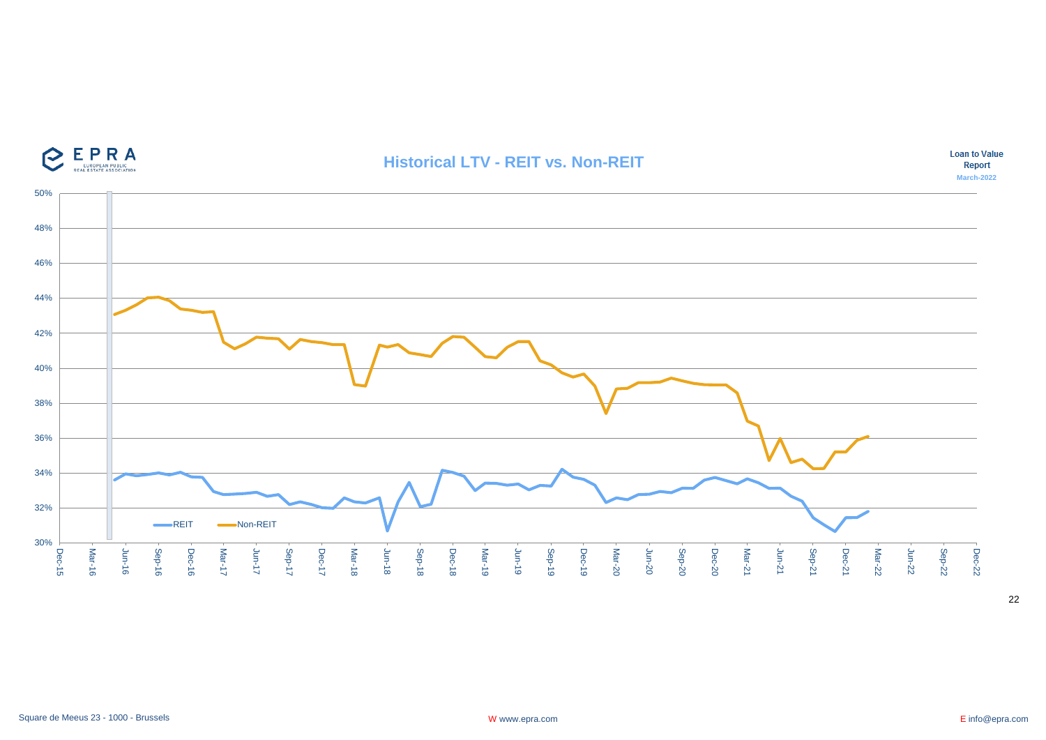# Historical LTV - REIT vs. Non-REIT

**Loan to Value Report**
March-2022

Legend: REIT, Non-REIT

Y-axis: 30%, 32%, 34%, 36%, 38%, 40%, 42%, 44%, 46%, 48%, 50%

X-axis: Dec-15, Mar-16, Jun-16, Sep-16, Dec-16, Mar-17, Jun-17, Sep-17, Dec-17, Mar-18, Jun-18, Sep-18, Dec-18, Mar-19, Jun-19, Sep-19, Dec-19, Mar-20, Jun-20, Sep-20, Dec-20, Mar-21, Jun-21, Sep-21, Dec-21, Mar-22, Jun-22, Sep-22, Dec-22

Square de Meeus 23 - 1000 - Brussels | W www.epra.com | E info@epra.com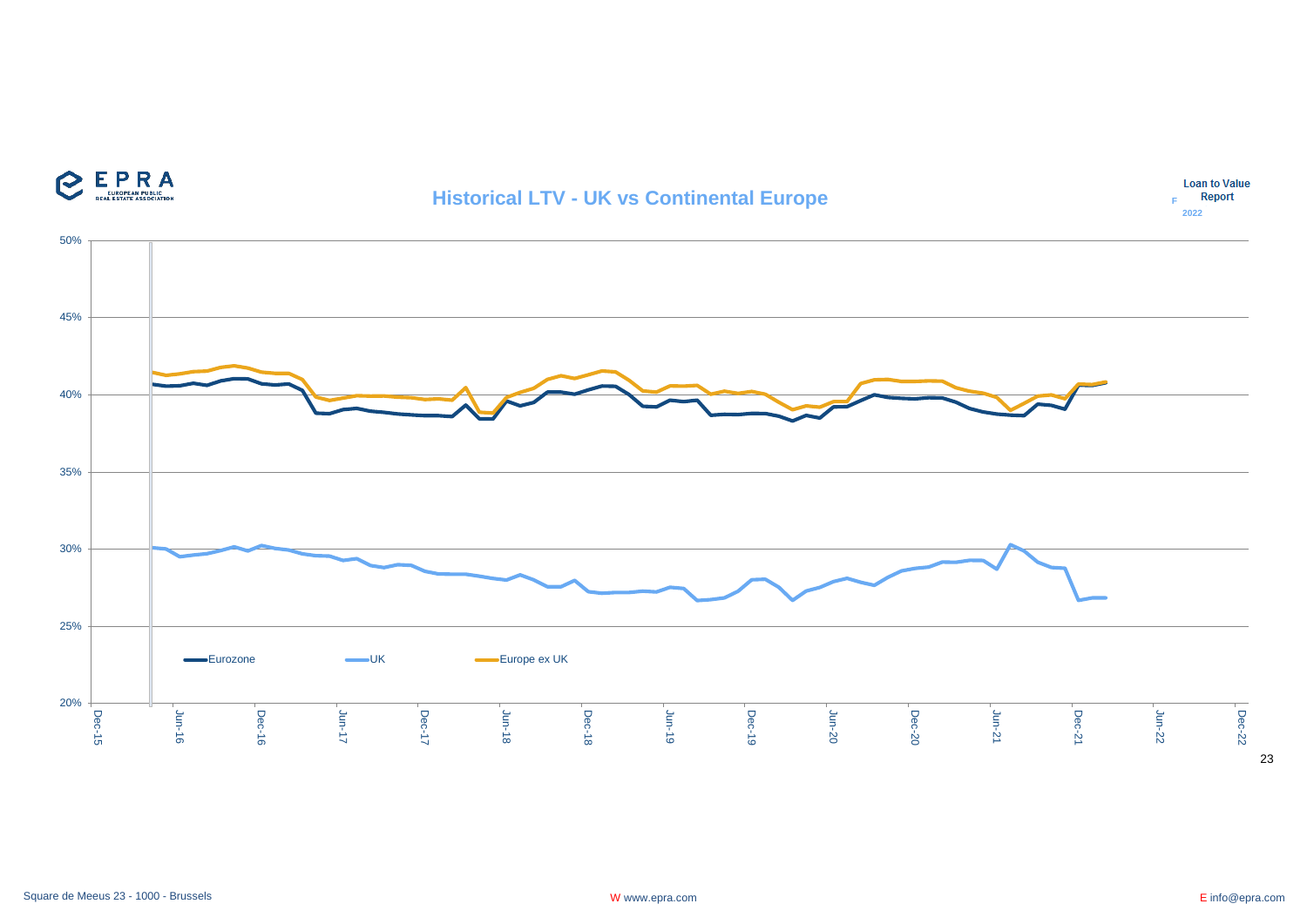# Historical LTV - UK vs Continental Europe

Loan to Value Report

F 2022

50%
45%
40%
35%
30%
25%
20%

Eurozone | UK | Europe ex UK

Dec-15 | Jun-16 | Dec-16 | Jun-17 | Dec-17 | Jun-18 | Dec-18 | Jun-19 | Dec-19 | Jun-20 | Dec-20 | Jun-21 | Dec-21 | Jun-22 | Dec-22

Square de Meeus 23 - 1000 - Brussels

W www.epra.com

E info@epra.com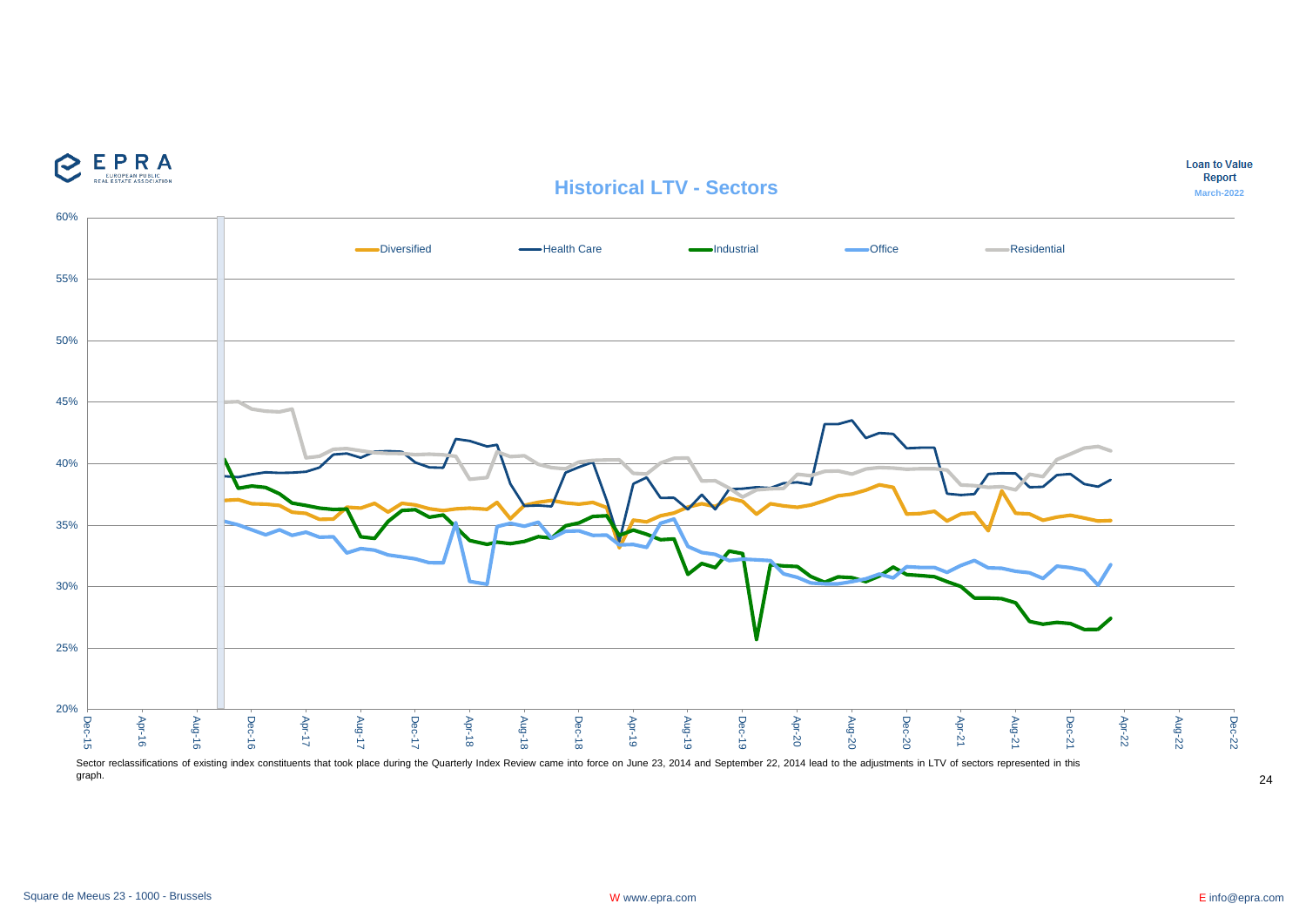## Historical LTV - Sectors

Diversified | Health Care | Industrial | Office | Residential

60%
55%
50%
45%
40%
35%
30%
25%
20%

Dec-15 | Apr-16 | Aug-16 | Dec-16 | Apr-17 | Aug-17 | Dec-17 | Apr-18 | Aug-18 | Dec-18 | Apr-19 | Aug-19 | Dec-19 | Apr-20 | Aug-20 | Dec-20 | Apr-21 | Aug-21 | Dec-21 | Apr-22 | Aug-22 | Dec-22

Sector reclassifications of existing index constituents that took place during the Quarterly Index Review came into force on June 23, 2014 and September 22, 2014 lead to the adjustments in LTV of sectors represented in this graph.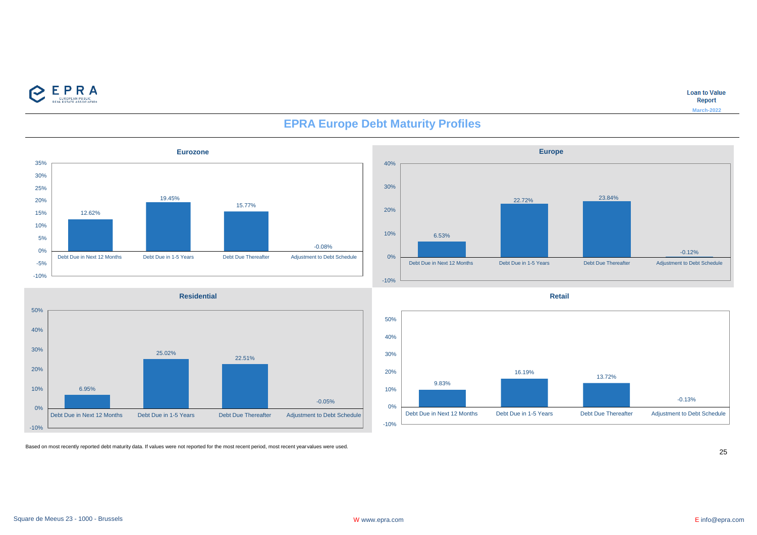# EPRA Europe Debt Maturity Profiles

### Eurozone

| Category | Value |
|---|---|
| Debt Due in Next 12 Months | 12.62% |
| Debt Due in 1-5 Years | 19.45% |
| Debt Due Thereafter | 15.77% |
| Adjustment to Debt Schedule | -0.08% |

### Europe

| Category | Value |
|---|---|
| Debt Due in Next 12 Months | 6.53% |
| Debt Due in 1-5 Years | 22.72% |
| Debt Due Thereafter | 23.84% |
| Adjustment to Debt Schedule | -0.12% |

### Residential

| Category | Value |
|---|---|
| Debt Due in Next 12 Months | 6.95% |
| Debt Due in 1-5 Years | 25.02% |
| Debt Due Thereafter | 22.51% |
| Adjustment to Debt Schedule | -0.05% |

### Retail

| Category | Value |
|---|---|
| Debt Due in Next 12 Months | 9.83% |
| Debt Due in 1-5 Years | 16.19% |
| Debt Due Thereafter | 13.72% |
| Adjustment to Debt Schedule | -0.13% |

Based on most recently reported debt maturity data. If values were not reported for the most recent period, most recent year values were used.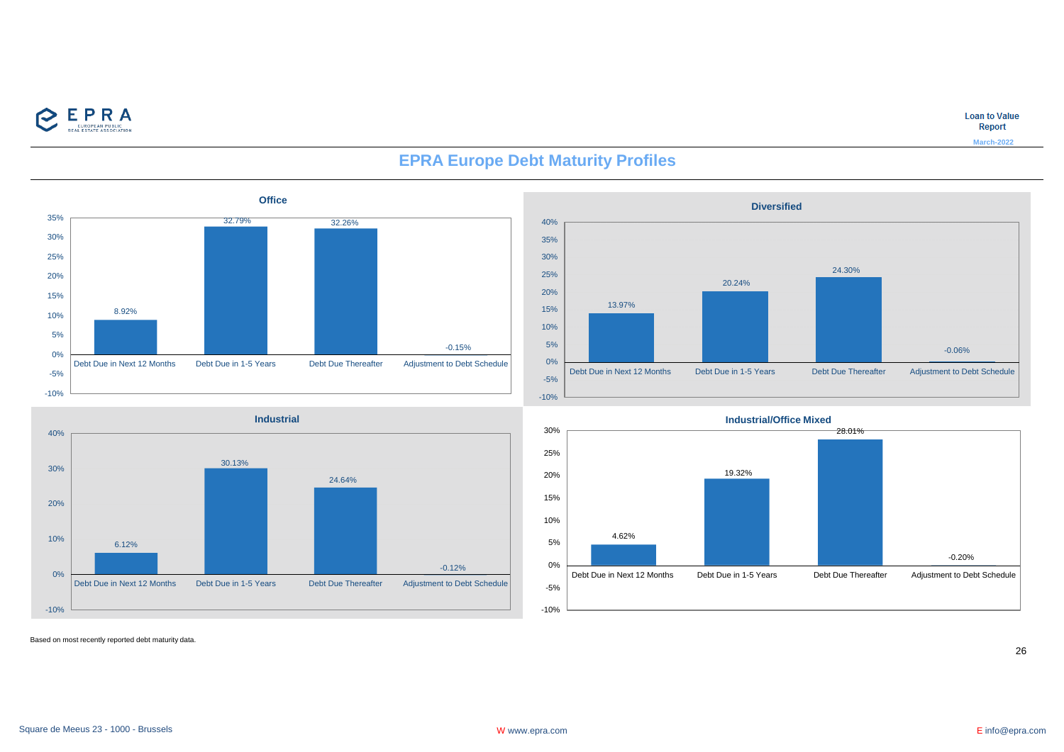# EPRA Europe Debt Maturity Profiles

### Office

| Category | Value |
| --- | --- |
| Debt Due in Next 12 Months | 8.92% |
| Debt Due in 1-5 Years | 32.79% |
| Debt Due Thereafter | 32.26% |
| Adjustment to Debt Schedule | -0.15% |

### Diversified

| Category | Value |
| --- | --- |
| Debt Due in Next 12 Months | 13.97% |
| Debt Due in 1-5 Years | 20.24% |
| Debt Due Thereafter | 24.30% |
| Adjustment to Debt Schedule | -0.06% |

### Industrial

| Category | Value |
| --- | --- |
| Debt Due in Next 12 Months | 6.12% |
| Debt Due in 1-5 Years | 30.13% |
| Debt Due Thereafter | 24.64% |
| Adjustment to Debt Schedule | -0.12% |

### Industrial/Office Mixed

| Category | Value |
| --- | --- |
| Debt Due in Next 12 Months | 4.62% |
| Debt Due in 1-5 Years | 19.32% |
| Debt Due Thereafter | 28.01% |
| Adjustment to Debt Schedule | -0.20% |

Based on most recently reported debt maturity data.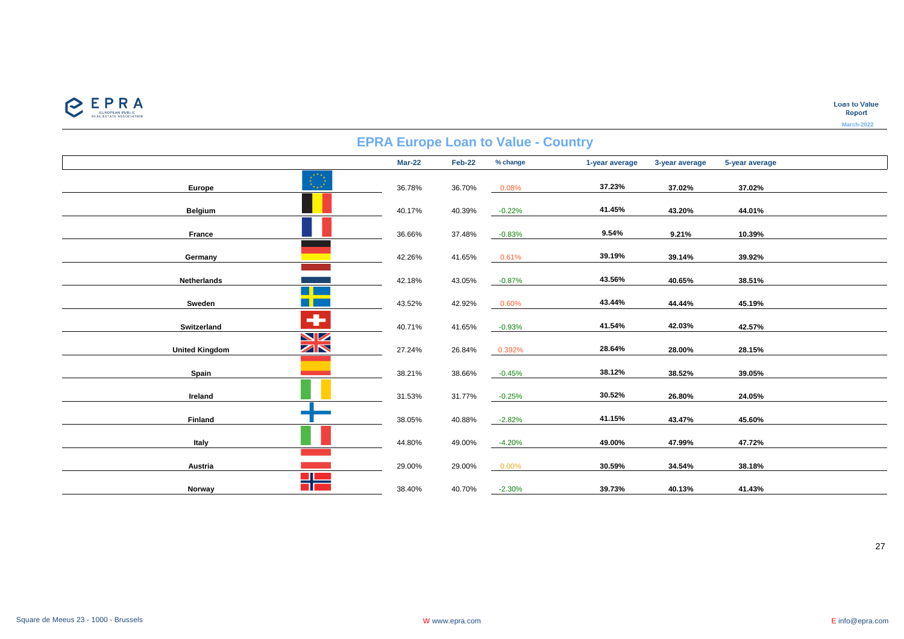## EPRA Europe Loan to Value - Country

| | Mar-22 | Feb-22 | % change | 1-year average | 3-year average | 5-year average |
|---|---|---|---|---|---|---|
| **Europe** | 36.78% | 36.70% | 0.08% | **37.23%** | **37.02%** | **37.02%** |
| **Belgium** | 40.17% | 40.39% | -0.22% | **41.45%** | **43.20%** | **44.01%** |
| **France** | 36.66% | 37.48% | -0.83% | **9.54%** | **9.21%** | **10.39%** |
| **Germany** | 42.26% | 41.65% | 0.61% | **39.19%** | **39.14%** | **39.92%** |
| **Netherlands** | 42.18% | 43.05% | -0.87% | **43.56%** | **40.65%** | **38.51%** |
| **Sweden** | 43.52% | 42.92% | 0.60% | **43.44%** | **44.44%** | **45.19%** |
| **Switzerland** | 40.71% | 41.65% | -0.93% | **41.54%** | **42.03%** | **42.57%** |
| **United Kingdom** | 27.24% | 26.84% | 0.392% | **28.64%** | **28.00%** | **28.15%** |
| **Spain** | 38.21% | 38.66% | -0.45% | **38.12%** | **38.52%** | **39.05%** |
| **Ireland** | 31.53% | 31.77% | -0.25% | **30.52%** | **26.80%** | **24.05%** |
| **Finland** | 38.05% | 40.88% | -2.82% | **41.15%** | **43.47%** | **45.60%** |
| **Italy** | 44.80% | 49.00% | -4.20% | **49.00%** | **47.99%** | **47.72%** |
| **Austria** | 29.00% | 29.00% | 0.00% | **30.59%** | **34.54%** | **38.18%** |
| **Norway** | 38.40% | 40.70% | -2.30% | **39.73%** | **40.13%** | **41.43%** |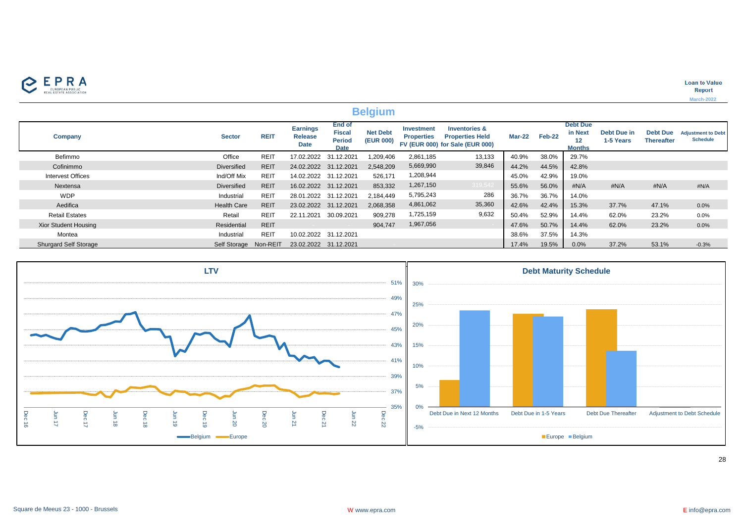# Belgium

| Company | Sector | REIT | Earnings Release Date | End of Fiscal Period Date | Net Debt (EUR 000) | Investment Properties FV (EUR 000) | Inventories & Properties Held for Sale (EUR 000) | Mar-22 | Feb-22 | Debt Due in Next 12 Months | Debt Due in 1-5 Years | Debt Due Thereafter | Adjustment to Debt Schedule |
|---|---|---|---|---|---|---|---|---|---|---|---|---|---|
| Befimmo | Office | REIT | 17.02.2022 | 31.12.2021 | 1,209,406 | 2,861,185 | 13,133 | 40.9% | 38.0% | 29.7% | | | |
| Cofinimmo | Diversified | REIT | 24.02.2022 | 31.12.2021 | 2,548,209 | 5,669,990 | 39,846 | 44.2% | 44.5% | 42.8% | | | |
| Intervest Offices | Ind/Off Mix | REIT | 14.02.2022 | 31.12.2021 | 526,171 | 1,208,944 | | 45.0% | 42.9% | 19.0% | | | |
| Nextensa | Diversified | REIT | 16.02.2022 | 31.12.2021 | 853,332 | 1,267,150 | 319,542 | 55.6% | 56.0% | #N/A | #N/A | #N/A | #N/A |
| WDP | Industrial | REIT | 28.01.2022 | 31.12.2021 | 2,184,449 | 5,795,243 | 286 | 36.7% | 36.7% | 14.0% | | | |
| Aedifica | Health Care | REIT | 23.02.2022 | 31.12.2021 | 2,068,358 | 4,861,062 | 35,360 | 42.6% | 42.4% | 15.3% | 37.7% | 47.1% | 0.0% |
| Retail Estates | Retail | REIT | 22.11.2021 | 30.09.2021 | 909,278 | 1,725,159 | 9,632 | 50.4% | 52.9% | 14.4% | 62.0% | 23.2% | 0.0% |
| Xior Student Housing | Residential | REIT | - | - | 904,747 | 1,967,056 | - | 47.6% | 50.7% | 14.4% | 62.0% | 23.2% | 0.0% |
| Montea | Industrial | REIT | 10.02.2022 | 31.12.2021 | | | | 38.6% | 37.5% | 14.3% | | | |
| Shurgard Self Storage | Self Storage | Non-REIT | 23.02.2022 | 31.12.2021 | - | | | 17.4% | 19.5% | 0.0% | 37.2% | 53.1% | -0.3% |

LTV

Debt Maturity Schedule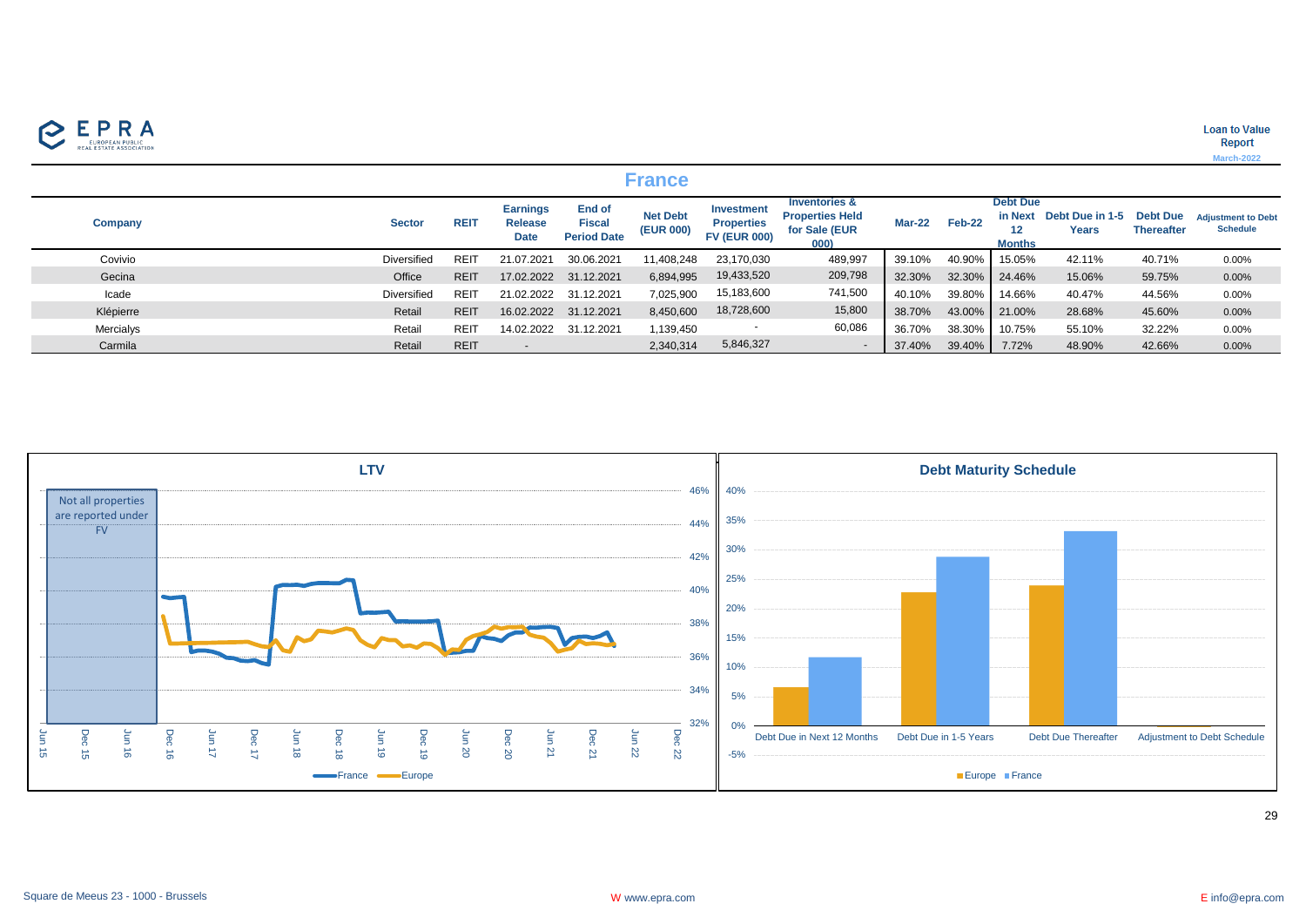**Loan to Value Report**
**March-2022**

## France

| Company | Sector | REIT | Earnings Release Date | End of Fiscal Period Date | Net Debt (EUR 000) | Investment Properties FV (EUR 000) | Inventories & Properties Held for Sale (EUR 000) | Mar-22 | Feb-22 | Debt Due in Next 12 Months | Debt Due in 1-5 Years | Debt Due Thereafter | Adjustment to Debt Schedule |
|---|---|---|---|---|---|---|---|---|---|---|---|---|---|
| Covivio | Diversified | REIT | 21.07.2021 | 30.06.2021 | 11,408,248 | 23,170,030 | 489,997 | 39.10% | 40.90% | 15.05% | 42.11% | 40.71% | 0.00% |
| Gecina | Office | REIT | 17.02.2022 | 31.12.2021 | 6,894,995 | 19,433,520 | 209,798 | 32.30% | 32.30% | 24.46% | 15.06% | 59.75% | 0.00% |
| Icade | Diversified | REIT | 21.02.2022 | 31.12.2021 | 7,025,900 | 15,183,600 | 741,500 | 40.10% | 39.80% | 14.66% | 40.47% | 44.56% | 0.00% |
| Klépierre | Retail | REIT | 16.02.2022 | 31.12.2021 | 8,450,600 | 18,728,600 | 15,800 | 38.70% | 43.00% | 21.00% | 28.68% | 45.60% | 0.00% |
| Mercialys | Retail | REIT | 14.02.2022 | 31.12.2021 | 1,139,450 | - | 60,086 | 36.70% | 38.30% | 10.75% | 55.10% | 32.22% | 0.00% |
| Carmila | Retail | REIT | - | | 2,340,314 | 5,846,327 | - | 37.40% | 39.40% | 7.72% | 48.90% | 42.66% | 0.00% |

### LTV

Not all properties are reported under FV

France, Europe

### Debt Maturity Schedule

Debt Due in Next 12 Months, Debt Due in 1-5 Years, Debt Due Thereafter, Adjustment to Debt Schedule

Europe, France

Square de Meeus 23 - 1000 - Brussels | W www.epra.com | E info@epra.com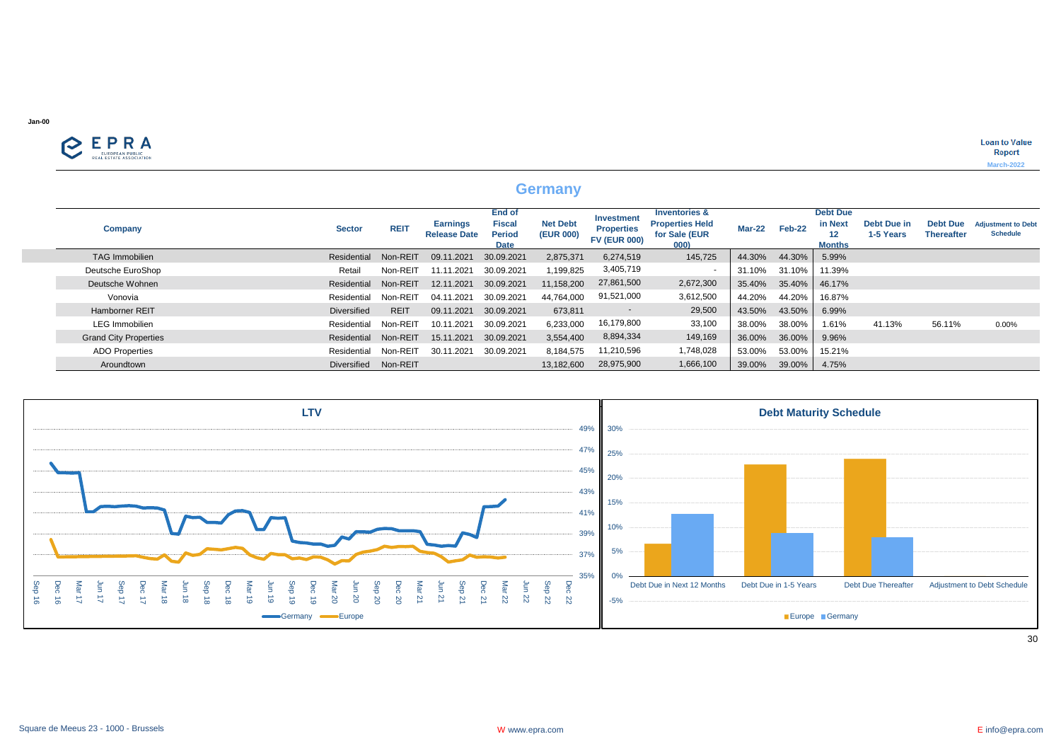Jan-00

Loan to Value Report
March-2022

## Germany

| Company | Sector | REIT | Earnings Release Date | End of Fiscal Period Date | Net Debt (EUR 000) | Investment Properties FV (EUR 000) | Inventories & Properties Held for Sale (EUR 000) | Mar-22 | Feb-22 | Debt Due in Next 12 Months | Debt Due in 1-5 Years | Debt Due Thereafter | Adjustment to Debt Schedule |
|---|---|---|---|---|---|---|---|---|---|---|---|---|---|
| TAG Immobilien | Residential | Non-REIT | 09.11.2021 | 30.09.2021 | 2,875,371 | 6,274,519 | 145,725 | 44.30% | 44.30% | 5.99% | | | |
| Deutsche EuroShop | Retail | Non-REIT | 11.11.2021 | 30.09.2021 | 1,199,825 | 3,405,719 | - | 31.10% | 31.10% | 11.39% | | | |
| Deutsche Wohnen | Residential | Non-REIT | 12.11.2021 | 30.09.2021 | 11,158,200 | 27,861,500 | 2,672,300 | 35.40% | 35.40% | 46.17% | | | |
| Vonovia | Residential | Non-REIT | 04.11.2021 | 30.09.2021 | 44,764,000 | 91,521,000 | 3,612,500 | 44.20% | 44.20% | 16.87% | | | |
| Hamborner REIT | Diversified | REIT | 09.11.2021 | 30.09.2021 | 673,811 | - | 29,500 | 43.50% | 43.50% | 6.99% | | | |
| LEG Immobilien | Residential | Non-REIT | 10.11.2021 | 30.09.2021 | 6,233,000 | 16,179,800 | 33,100 | 38.00% | 38.00% | 1.61% | 41.13% | 56.11% | 0.00% |
| Grand City Properties | Residential | Non-REIT | 15.11.2021 | 30.09.2021 | 3,554,400 | 8,894,334 | 149,169 | 36.00% | 36.00% | 9.96% | | | |
| ADO Properties | Residential | Non-REIT | 30.11.2021 | 30.09.2021 | 8,184,575 | 11,210,596 | 1,748,028 | 53.00% | 53.00% | 15.21% | | | |
| Aroundtown | Diversified | Non-REIT | | | 13,182,600 | 28,975,900 | 1,666,100 | 39.00% | 39.00% | 4.75% | | | |

Square de Meeus 23 - 1000 - Brussels    W www.epra.com    E info@epra.com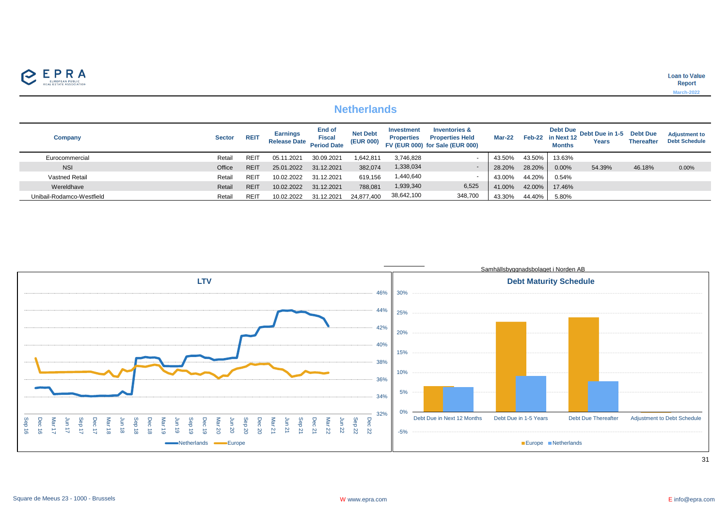Loan to Value Report
March-2022

## Netherlands

| Company | Sector | REIT | Earnings Release Date | End of Fiscal Period Date | Net Debt (EUR 000) | Investment Properties FV (EUR 000) | Inventories & Properties Held for Sale (EUR 000) | Mar-22 | Feb-22 | Debt Due in Next 12 Months | Debt Due in 1-5 Years | Debt Due Thereafter | Adjustment to Debt Schedule |
|---|---|---|---|---|---|---|---|---|---|---|---|---|---|
| Eurocommercial | Retail | REIT | 05.11.2021 | 30.09.2021 | 1,642,811 | 3,746,828 | - | 43.50% | 43.50% | 13.63% | | | |
| NSI | Office | REIT | 25.01.2022 | 31.12.2021 | 382,074 | 1,338,034 | - | 28.20% | 28.20% | 0.00% | 54.39% | 46.18% | 0.00% |
| Vastned Retail | Retail | REIT | 10.02.2022 | 31.12.2021 | 619,156 | 1,440,640 | - | 43.00% | 44.20% | 0.54% | | | |
| Wereldhave | Retail | REIT | 10.02.2022 | 31.12.2021 | 788,081 | 1,939,340 | 6,525 | 41.00% | 42.00% | 17.46% | | | |
| Unibail-Rodamco-Westfield | Retail | REIT | 10.02.2022 | 31.12.2021 | 24,877,400 | 38,642,100 | 348,700 | 43.30% | 44.40% | 5.80% | | | |

**LTV**

Netherlands / Europe

Samhällsbyggnadsbolaget i Norden AB

**Debt Maturity Schedule**

Europe / Netherlands

Square de Meeus 23 - 1000 - Brussels W www.epra.com E info@epra.com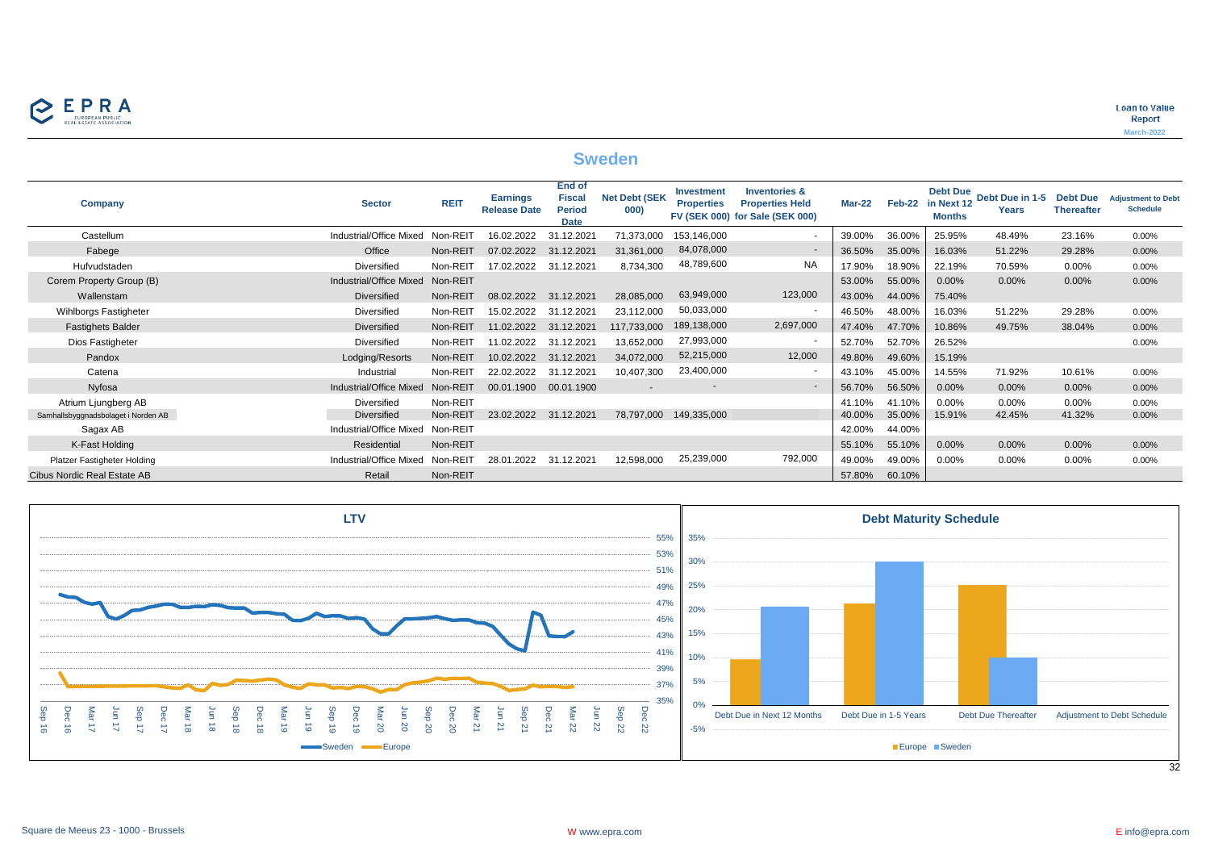**Loan to Value Report**
March-2022

## Sweden

| Company | Sector | REIT | Earnings Release Date | End of Fiscal Period Date | Net Debt (SEK 000) | Investment Properties FV (SEK 000) | Inventories & Properties Held for Sale (SEK 000) | Mar-22 | Feb-22 | Debt Due in Next 12 Months | Debt Due in 1-5 Years | Debt Due Thereafter | Adjustment to Debt Schedule |
|---|---|---|---|---|---|---|---|---|---|---|---|---|---|
| Castellum | Industrial/Office Mixed | Non-REIT | 16.02.2022 | 31.12.2021 | 71,373,000 | 153,146,000 | - | 39.00% | 36.00% | 25.95% | 48.49% | 23.16% | 0.00% |
| Fabege | Office | Non-REIT | 07.02.2022 | 31.12.2021 | 31,361,000 | 84,078,000 | - | 36.50% | 35.00% | 16.03% | 51.22% | 29.28% | 0.00% |
| Hufvudstaden | Diversified | Non-REIT | 17.02.2022 | 31.12.2021 | 8,734,300 | 48,789,600 | NA | 17.90% | 18.90% | 22.19% | 70.59% | 0.00% | 0.00% |
| Corem Property Group (B) | Industrial/Office Mixed | Non-REIT | | | | | | 53.00% | 55.00% | 0.00% | 0.00% | 0.00% | 0.00% |
| Wallenstam | Diversified | Non-REIT | 08.02.2022 | 31.12.2021 | 28,085,000 | 63,949,000 | 123,000 | 43.00% | 44.00% | 75.40% | | | |
| Wihlborgs Fastigheter | Diversified | Non-REIT | 15.02.2022 | 31.12.2021 | 23,112,000 | 50,033,000 | - | 46.50% | 48.00% | 16.03% | 51.22% | 29.28% | 0.00% |
| Fastighets Balder | Diversified | Non-REIT | 11.02.2022 | 31.12.2021 | 117,733,000 | 189,138,000 | 2,697,000 | 47.40% | 47.70% | 10.86% | 49.75% | 38.04% | 0.00% |
| Dios Fastigheter | Diversified | Non-REIT | 11.02.2022 | 31.12.2021 | 13,652,000 | 27,993,000 | - | 52.70% | 52.70% | 26.52% | | | 0.00% |
| Pandox | Lodging/Resorts | Non-REIT | 10.02.2022 | 31.12.2021 | 34,072,000 | 52,215,000 | 12,000 | 49.80% | 49.60% | 15.19% | | | |
| Catena | Industrial | Non-REIT | 22.02.2022 | 31.12.2021 | 10,407,300 | 23,400,000 | - | 43.10% | 45.00% | 14.55% | 71.92% | 10.61% | 0.00% |
| Nyfosa | Industrial/Office Mixed | Non-REIT | 00.01.1900 | 00.01.1900 | - | - | - | 56.70% | 56.50% | 0.00% | 0.00% | 0.00% | 0.00% |
| Atrium Ljungberg AB | Diversified | Non-REIT | | | | | | 41.10% | 41.10% | 0.00% | 0.00% | 0.00% | 0.00% |
| Samhallsbyggnadsbolaget i Norden AB | Diversified | Non-REIT | 23.02.2022 | 31.12.2021 | 78,797,000 | 149,335,000 | | 40.00% | 35.00% | 15.91% | 42.45% | 41.32% | 0.00% |
| Sagax AB | Industrial/Office Mixed | Non-REIT | | | | | | 42.00% | 44.00% | | | | |
| K-Fast Holding | Residential | Non-REIT | | | | | | 55.10% | 55.10% | 0.00% | 0.00% | 0.00% | 0.00% |
| Platzer Fastigheter Holding | Industrial/Office Mixed | Non-REIT | 28.01.2022 | 31.12.2021 | 12,598,000 | 25,239,000 | 792,000 | 49.00% | 49.00% | 0.00% | 0.00% | 0.00% | 0.00% |
| Cibus Nordic Real Estate AB | Retail | Non-REIT | | | | | | 57.80% | 60.10% | | | | |

**LTV**

**Debt Maturity Schedule**

Square de Meeus 23 - 1000 - Brussels | W www.epra.com | E info@epra.com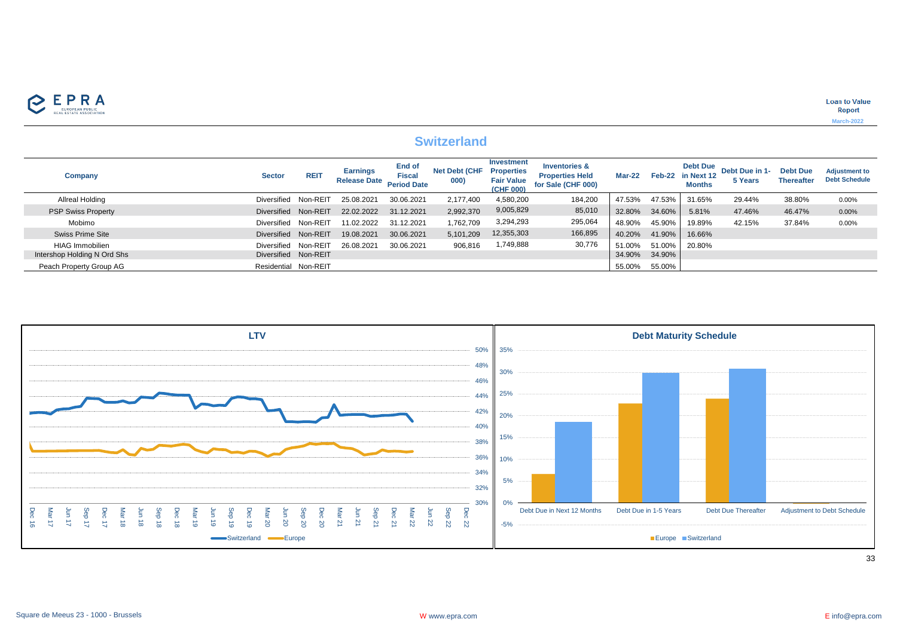# Switzerland

| Company | Sector | REIT | Earnings Release Date | End of Fiscal Period Date | Net Debt (CHF 000) | Investment Properties Fair Value (CHF 000) | Inventories & Properties Held for Sale (CHF 000) | Mar-22 | Feb-22 | Debt Due in Next 12 Months | Debt Due in 1-5 Years | Debt Due Thereafter | Adjustment to Debt Schedule |
|---|---|---|---|---|---|---|---|---|---|---|---|---|---|
| Allreal Holding | Diversified | Non-REIT | 25.08.2021 | 30.06.2021 | 2,177,400 | 4,580,200 | 184,200 | 47.53% | 47.53% | 31.65% | 29.44% | 38.80% | 0.00% |
| PSP Swiss Property | Diversified | Non-REIT | 22.02.2022 | 31.12.2021 | 2,992,370 | 9,005,829 | 85,010 | 32.80% | 34.60% | 5.81% | 47.46% | 46.47% | 0.00% |
| Mobimo | Diversified | Non-REIT | 11.02.2022 | 31.12.2021 | 1,762,709 | 3,294,293 | 295,064 | 48.90% | 45.90% | 19.89% | 42.15% | 37.84% | 0.00% |
| Swiss Prime Site | Diversified | Non-REIT | 19.08.2021 | 30.06.2021 | 5,101,209 | 12,355,303 | 166,895 | 40.20% | 41.90% | 16.66% | | | |
| HIAG Immobilien | Diversified | Non-REIT | 26.08.2021 | 30.06.2021 | 906,816 | 1,749,888 | 30,776 | 51.00% | 51.00% | 20.80% | | | |
| Intershop Holding N Ord Shs | Diversified | Non-REIT | | | | | | 34.90% | 34.90% | | | | |
| Peach Property Group AG | Residential | Non-REIT | | | | | | 55.00% | 55.00% | | | | |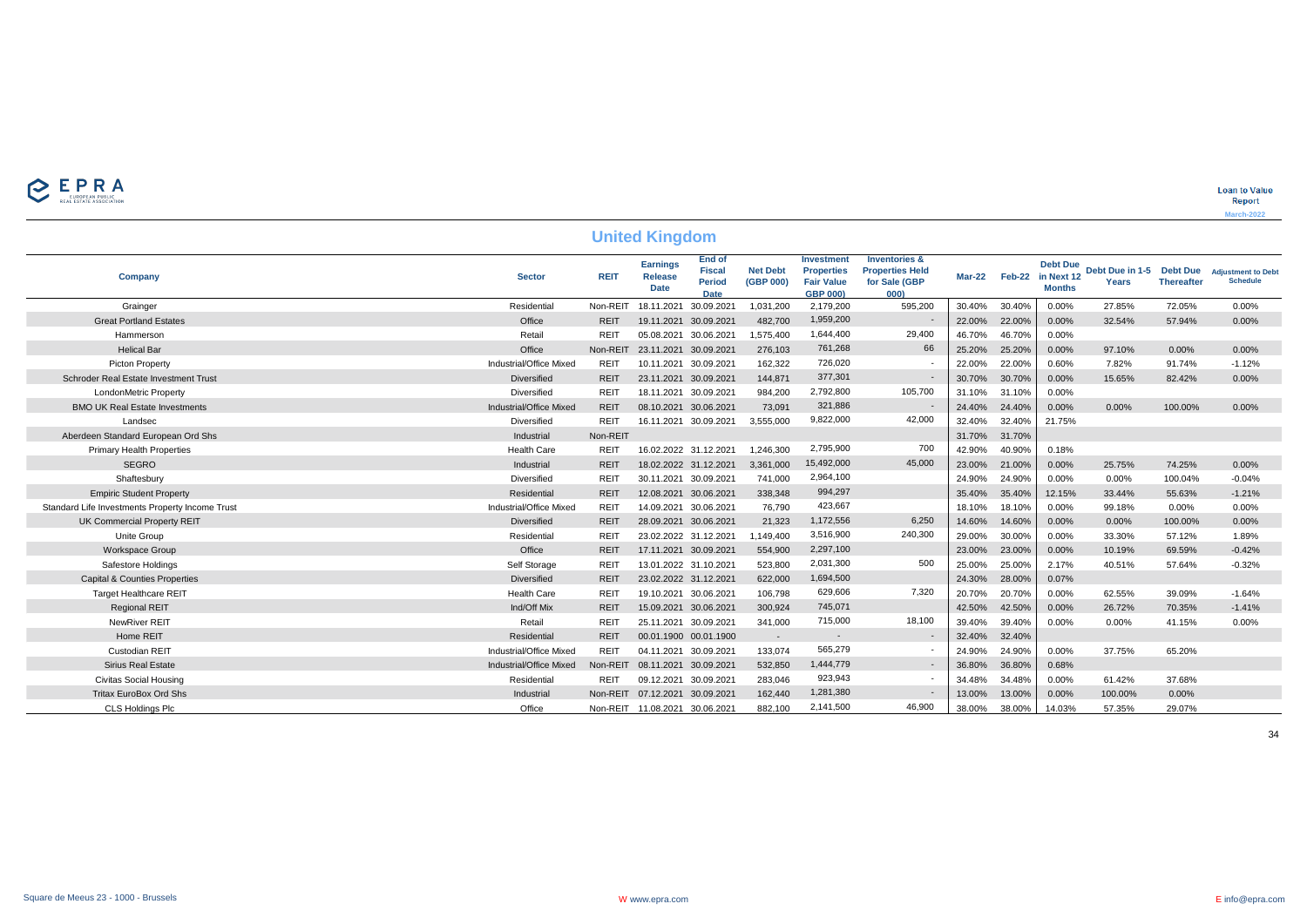## United Kingdom

| Company | Sector | REIT | Earnings Release Date | End of Fiscal Period Date | Net Debt (GBP 000) | Investment Properties Fair Value GBP 000) | Inventories & Properties Held for Sale (GBP 000) | Mar-22 | Feb-22 | Debt Due in Next 12 Months | Debt Due in 1-5 Years | Debt Due Thereafter | Adjustment to Debt Schedule |
|---|---|---|---|---|---|---|---|---|---|---|---|---|---|
| Grainger | Residential | Non-REIT | 18.11.2021 | 30.09.2021 | 1,031,200 | 2,179,200 | 595,200 | 30.40% | 30.40% | 0.00% | 27.85% | 72.05% | 0.00% |
| Great Portland Estates | Office | REIT | 19.11.2021 | 30.09.2021 | 482,700 | 1,959,200 | - | 22.00% | 22.00% | 0.00% | 32.54% | 57.94% | 0.00% |
| Hammerson | Retail | REIT | 05.08.2021 | 30.06.2021 | 1,575,400 | 1,644,400 | 29,400 | 46.70% | 46.70% | 0.00% | | | |
| Helical Bar | Office | Non-REIT | 23.11.2021 | 30.09.2021 | 276,103 | 761,268 | 66 | 25.20% | 25.20% | 0.00% | 97.10% | 0.00% | 0.00% |
| Picton Property | Industrial/Office Mixed | REIT | 10.11.2021 | 30.09.2021 | 162,322 | 726,020 | - | 22.00% | 22.00% | 0.60% | 7.82% | 91.74% | -1.12% |
| Schroder Real Estate Investment Trust | Diversified | REIT | 23.11.2021 | 30.09.2021 | 144,871 | 377,301 | - | 30.70% | 30.70% | 0.00% | 15.65% | 82.42% | 0.00% |
| LondonMetric Property | Diversified | REIT | 18.11.2021 | 30.09.2021 | 984,200 | 2,792,800 | 105,700 | 31.10% | 31.10% | 0.00% | | | |
| BMO UK Real Estate Investments | Industrial/Office Mixed | REIT | 08.10.2021 | 30.06.2021 | 73,091 | 321,886 | - | 24.40% | 24.40% | 0.00% | 0.00% | 100.00% | 0.00% |
| Landsec | Diversified | REIT | 16.11.2021 | 30.09.2021 | 3,555,000 | 9,822,000 | 42,000 | 32.40% | 32.40% | 21.75% | | | |
| Aberdeen Standard European Ord Shs | Industrial | Non-REIT | | | | | | 31.70% | 31.70% | | | | |
| Primary Health Properties | Health Care | REIT | 16.02.2022 | 31.12.2021 | 1,246,300 | 2,795,900 | 700 | 42.90% | 40.90% | 0.18% | | | |
| SEGRO | Industrial | REIT | 18.02.2022 | 31.12.2021 | 3,361,000 | 15,492,000 | 45,000 | 23.00% | 21.00% | 0.00% | 25.75% | 74.25% | 0.00% |
| Shaftesbury | Diversified | REIT | 30.11.2021 | 30.09.2021 | 741,000 | 2,964,100 | | 24.90% | 24.90% | 0.00% | 0.00% | 100.04% | -0.04% |
| Empiric Student Property | Residential | REIT | 12.08.2021 | 30.06.2021 | 338,348 | 994,297 | | 35.40% | 35.40% | 12.15% | 33.44% | 55.63% | -1.21% |
| Standard Life Investments Property Income Trust | Industrial/Office Mixed | REIT | 14.09.2021 | 30.06.2021 | 76,790 | 423,667 | | 18.10% | 18.10% | 0.00% | 99.18% | 0.00% | 0.00% |
| UK Commercial Property REIT | Diversified | REIT | 28.09.2021 | 30.06.2021 | 21,323 | 1,172,556 | 6,250 | 14.60% | 14.60% | 0.00% | 0.00% | 100.00% | 0.00% |
| Unite Group | Residential | REIT | 23.02.2022 | 31.12.2021 | 1,149,400 | 3,516,900 | 240,300 | 29.00% | 30.00% | 0.00% | 33.30% | 57.12% | 1.89% |
| Workspace Group | Office | REIT | 17.11.2021 | 30.09.2021 | 554,900 | 2,297,100 | | 23.00% | 23.00% | 0.00% | 10.19% | 69.59% | -0.42% |
| Safestore Holdings | Self Storage | REIT | 13.01.2022 | 31.10.2021 | 523,800 | 2,031,300 | 500 | 25.00% | 25.00% | 2.17% | 40.51% | 57.64% | -0.32% |
| Capital & Counties Properties | Diversified | REIT | 23.02.2022 | 31.12.2021 | 622,000 | 1,694,500 | | 24.30% | 28.00% | 0.07% | | | |
| Target Healthcare REIT | Health Care | REIT | 19.10.2021 | 30.06.2021 | 106,798 | 629,606 | 7,320 | 20.70% | 20.70% | 0.00% | 62.55% | 39.09% | -1.64% |
| Regional REIT | Ind/Off Mix | REIT | 15.09.2021 | 30.06.2021 | 300,924 | 745,071 | | 42.50% | 42.50% | 0.00% | 26.72% | 70.35% | -1.41% |
| NewRiver REIT | Retail | REIT | 25.11.2021 | 30.09.2021 | 341,000 | 715,000 | 18,100 | 39.40% | 39.40% | 0.00% | 0.00% | 41.15% | 0.00% |
| Home REIT | Residential | REIT | 00.01.1900 | 00.01.1900 | - | - | - | 32.40% | 32.40% | | | | |
| Custodian REIT | Industrial/Office Mixed | REIT | 04.11.2021 | 30.09.2021 | 133,074 | 565,279 | - | 24.90% | 24.90% | 0.00% | 37.75% | 65.20% | |
| Sirius Real Estate | Industrial/Office Mixed | Non-REIT | 08.11.2021 | 30.09.2021 | 532,850 | 1,444,779 | - | 36.80% | 36.80% | 0.68% | | | |
| Civitas Social Housing | Residential | REIT | 09.12.2021 | 30.09.2021 | 283,046 | 923,943 | - | 34.48% | 34.48% | 0.00% | 61.42% | 37.68% | |
| Tritax EuroBox Ord Shs | Industrial | Non-REIT | 07.12.2021 | 30.09.2021 | 162,440 | 1,281,380 | - | 13.00% | 13.00% | 0.00% | 100.00% | 0.00% | |
| CLS Holdings Plc | Office | Non-REIT | 11.08.2021 | 30.06.2021 | 882,100 | 2,141,500 | 46,900 | 38.00% | 38.00% | 14.03% | 57.35% | 29.07% | |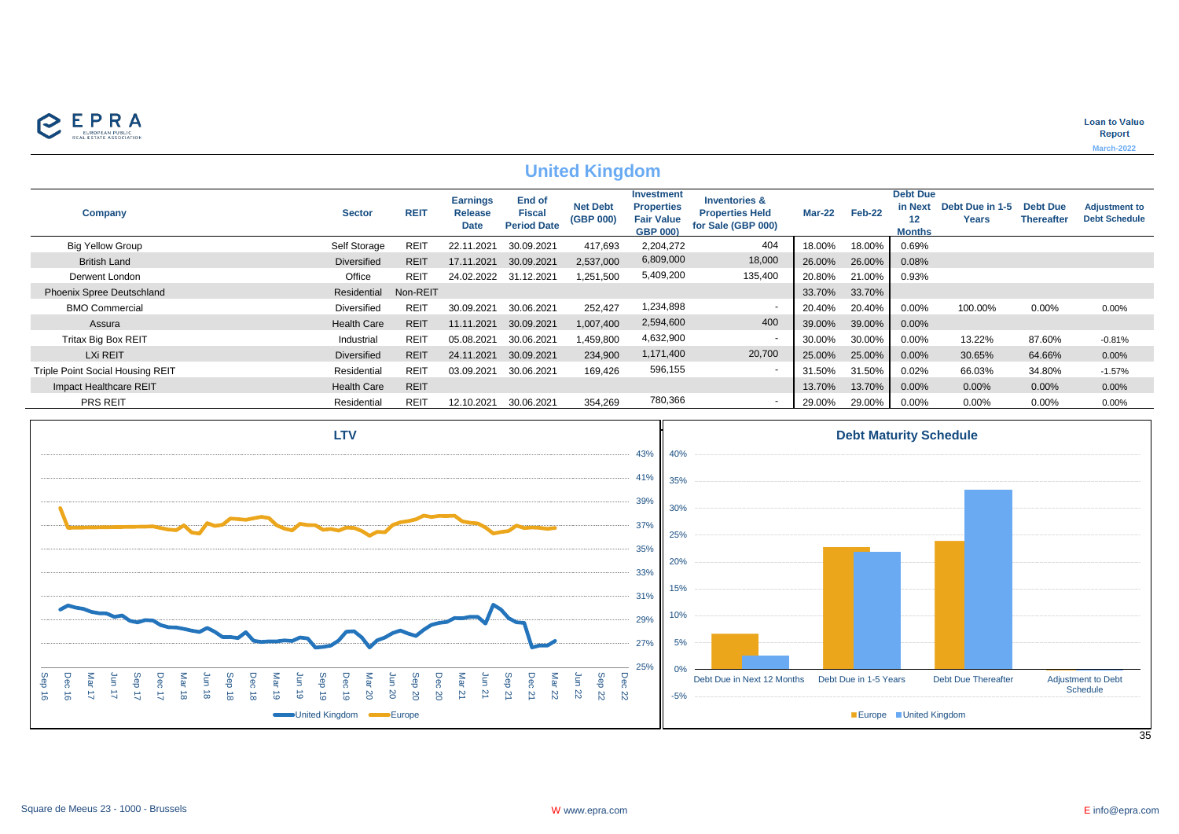## United Kingdom

| Company | Sector | REIT | Earnings Release Date | End of Fiscal Period Date | Net Debt (GBP 000) | Investment Properties Fair Value GBP 000) | Inventories & Properties Held for Sale (GBP 000) | Mar-22 | Feb-22 | Debt Due in Next 12 Months | Debt Due in 1-5 Years | Debt Due Thereafter | Adjustment to Debt Schedule |
|---|---|---|---|---|---|---|---|---|---|---|---|---|---|
| Big Yellow Group | Self Storage | REIT | 22.11.2021 | 30.09.2021 | 417,693 | 2,204,272 | 404 | 18.00% | 18.00% | 0.69% | | | |
| British Land | Diversified | REIT | 17.11.2021 | 30.09.2021 | 2,537,000 | 6,809,000 | 18,000 | 26.00% | 26.00% | 0.08% | | | |
| Derwent London | Office | REIT | 24.02.2022 | 31.12.2021 | 1,251,500 | 5,409,200 | 135,400 | 20.80% | 21.00% | 0.93% | | | |
| Phoenix Spree Deutschland | Residential | Non-REIT | | | | | | 33.70% | 33.70% | | | | |
| BMO Commercial | Diversified | REIT | 30.09.2021 | 30.06.2021 | 252,427 | 1,234,898 | - | 20.40% | 20.40% | 0.00% | 100.00% | 0.00% | 0.00% |
| Assura | Health Care | REIT | 11.11.2021 | 30.09.2021 | 1,007,400 | 2,594,600 | 400 | 39.00% | 39.00% | 0.00% | | | |
| Tritax Big Box REIT | Industrial | REIT | 05.08.2021 | 30.06.2021 | 1,459,800 | 4,632,900 | - | 30.00% | 30.00% | 0.00% | 13.22% | 87.60% | -0.81% |
| LXi REIT | Diversified | REIT | 24.11.2021 | 30.09.2021 | 234,900 | 1,171,400 | 20,700 | 25.00% | 25.00% | 0.00% | 30.65% | 64.66% | 0.00% |
| Triple Point Social Housing REIT | Residential | REIT | 03.09.2021 | 30.06.2021 | 169,426 | 596,155 | - | 31.50% | 31.50% | 0.02% | 66.03% | 34.80% | -1.57% |
| Impact Healthcare REIT | Health Care | REIT | | | | | | 13.70% | 13.70% | 0.00% | 0.00% | 0.00% | 0.00% |
| PRS REIT | Residential | REIT | 12.10.2021 | 30.06.2021 | 354,269 | 780,366 | - | 29.00% | 29.00% | 0.00% | 0.00% | 0.00% | 0.00% |

### LTV

### Debt Maturity Schedule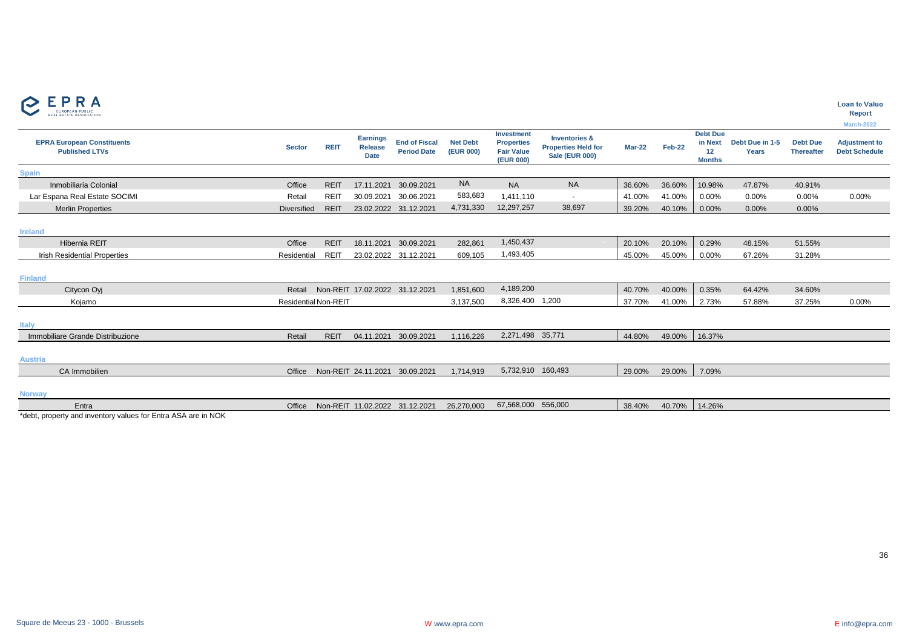**Loan to Value Report**

March-2022

| EPRA European Constituents Published LTVs | Sector | REIT | Earnings Release Date | End of Fiscal Period Date | Net Debt (EUR 000) | Investment Properties Fair Value (EUR 000) | Inventories & Properties Held for Sale (EUR 000) | Mar-22 | Feb-22 | Debt Due in Next 12 Months | Debt Due in 1-5 Years | Debt Due Thereafter | Adjustment to Debt Schedule |
|---|---|---|---|---|---|---|---|---|---|---|---|---|---|
| **Spain** | | | | | | | | | | | | | |
| Inmobiliaria Colonial | Office | REIT | 17.11.2021 | 30.09.2021 | NA | NA | NA | 36.60% | 36.60% | 10.98% | 47.87% | 40.91% | |
| Lar Espana Real Estate SOCIMI | Retail | REIT | 30.09.2021 | 30.06.2021 | 583,683 | 1,411,110 | - | 41.00% | 41.00% | 0.00% | 0.00% | 0.00% | 0.00% |
| Merlin Properties | Diversified | REIT | 23.02.2022 | 31.12.2021 | 4,731,330 | 12,297,257 | 38,697 | 39.20% | 40.10% | 0.00% | 0.00% | 0.00% | |
| **Ireland** | | | | | | | | | | | | | |
| Hibernia REIT | Office | REIT | 18.11.2021 | 30.09.2021 | 282,861 | 1,450,437 | - | 20.10% | 20.10% | 0.29% | 48.15% | 51.55% | |
| Irish Residential Properties | Residential | REIT | 23.02.2022 | 31.12.2021 | 609,105 | 1,493,405 | | 45.00% | 45.00% | 0.00% | 67.26% | 31.28% | |
| **Finland** | | | | | | | | | | | | | |
| Citycon Oyj | Retail | Non-REIT | 17.02.2022 | 31.12.2021 | 1,851,600 | 4,189,200 | | 40.70% | 40.00% | 0.35% | 64.42% | 34.60% | |
| Kojamo | Residential | Non-REIT | | | 3,137,500 | 8,326,400 | 1,200 | 37.70% | 41.00% | 2.73% | 57.88% | 37.25% | 0.00% |
| **Italy** | | | | | | | | | | | | | |
| Immobiliare Grande Distribuzione | Retail | REIT | 04.11.2021 | 30.09.2021 | 1,116,226 | 2,271,498 | 35,771 | 44.80% | 49.00% | 16.37% | | | |
| **Austria** | | | | | | | | | | | | | |
| CA Immobilien | Office | Non-REIT | 24.11.2021 | 30.09.2021 | 1,714,919 | 5,732,910 | 160,493 | 29.00% | 29.00% | 7.09% | | | |
| **Norway** | | | | | | | | | | | | | |
| Entra | Office | Non-REIT | 11.02.2022 | 31.12.2021 | 26,270,000 | 67,568,000 | 556,000 | 38.40% | 40.70% | 14.26% | | | |

*debt, property and inventory values for Entra ASA are in NOK

Square de Meeus 23 - 1000 - Brussels | W www.epra.com | E info@epra.com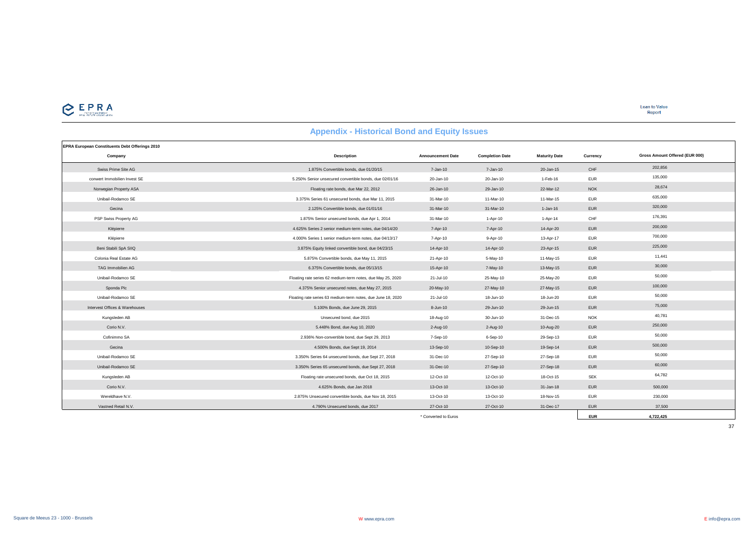## Appendix - Historical Bond and Equity Issues

**EPRA European Constituents Debt Offerings 2010**

| Company | Description | Announcement Date | Completion Date | Maturity Date | Currency | Gross Amount Offered (EUR 000) |
|---|---|---|---|---|---|---|
| Swiss Prime Site AG | 1.875% Convertible bonds, due 01/20/15 | 7-Jan-10 | 7-Jan-10 | 20-Jan-15 | CHF | 202,856 |
| conwert Immobilien Invest SE | 5.250% Senior unsecured convertible bonds, due 02/01/16 | 20-Jan-10 | 20-Jan-10 | 1-Feb-16 | EUR | 135,000 |
| Norwegian Property ASA | Floating rate bonds, due Mar 22, 2012 | 26-Jan-10 | 29-Jan-10 | 22-Mar-12 | NOK | 28,674 |
| Unibail-Rodamco SE | 3.375% Series 61 unsecured bonds, due Mar 11, 2015 | 31-Mar-10 | 11-Mar-10 | 11-Mar-15 | EUR | 635,000 |
| Gecina | 2.125% Convertible bonds, due 01/01/16 | 31-Mar-10 | 31-Mar-10 | 1-Jan-16 | EUR | 320,000 |
| PSP Swiss Property AG | 1.875% Senior unsecured bonds, due Apr 1, 2014 | 31-Mar-10 | 1-Apr-10 | 1-Apr-14 | CHF | 176,391 |
| Klépierre | 4.625% Series 2 senior medium-term notes, due 04/14/20 | 7-Apr-10 | 7-Apr-10 | 14-Apr-20 | EUR | 200,000 |
| Klépierre | 4.000% Series 1 senior medium-term notes, due 04/13/17 | 7-Apr-10 | 9-Apr-10 | 13-Apr-17 | EUR | 700,000 |
| Beni Stabili SpA SIIQ | 3.875% Equity linked convertible bond, due 04/23/15 | 14-Apr-10 | 14-Apr-10 | 23-Apr-15 | EUR | 225,000 |
| Colonia Real Estate AG | 5.875% Convertible bonds, due May 11, 2015 | 21-Apr-10 | 5-May-10 | 11-May-15 | EUR | 11,441 |
| TAG Immobilien AG | 6.375% Convertible bonds, due 05/13/15 | 15-Apr-10 | 7-May-10 | 13-May-15 | EUR | 30,000 |
| Unibail-Rodamco SE | Floating rate series 62 medium-term notes, due May 25, 2020 | 21-Jul-10 | 25-May-10 | 25-May-20 | EUR | 50,000 |
| Sponda Plc | 4.375% Senior unsecured notes, due May 27, 2015 | 20-May-10 | 27-May-10 | 27-May-15 | EUR | 100,000 |
| Unibail-Rodamco SE | Floating rate series 63 medium-term notes, due June 18, 2020 | 21-Jul-10 | 18-Jun-10 | 18-Jun-20 | EUR | 50,000 |
| Intervest Offices & Warehouses | 5.100% Bonds, due June 29, 2015 | 8-Jun-10 | 29-Jun-10 | 29-Jun-15 | EUR | 75,000 |
| Kungsleden AB | Unsecured bond, due 2015 | 18-Aug-10 | 30-Jun-10 | 31-Dec-15 | NOK | 40,781 |
| Corio N.V. | 5.448% Bond, due Aug 10, 2020 | 2-Aug-10 | 2-Aug-10 | 10-Aug-20 | EUR | 250,000 |
| Cofinimmo SA | 2.936% Non-convertible bond, due Sept 29, 2013 | 7-Sep-10 | 6-Sep-10 | 29-Sep-13 | EUR | 50,000 |
| Gecina | 4.500% Bonds, due Sept 19, 2014 | 13-Sep-10 | 10-Sep-10 | 19-Sep-14 | EUR | 500,000 |
| Unibail-Rodamco SE | 3.350% Series 64 unsecured bonds, due Sept 27, 2018 | 31-Dec-10 | 27-Sep-10 | 27-Sep-18 | EUR | 50,000 |
| Unibail-Rodamco SE | 3.350% Series 65 unsecured bonds, due Sept 27, 2018 | 31-Dec-10 | 27-Sep-10 | 27-Sep-18 | EUR | 60,000 |
| Kungsleden AB | Floating rate unsecured bonds, due Oct 18, 2015 | 12-Oct-10 | 12-Oct-10 | 18-Oct-15 | SEK | 64,782 |
| Corio N.V. | 4.625% Bonds, due Jan 2018 | 13-Oct-10 | 13-Oct-10 | 31-Jan-18 | EUR | 500,000 |
| Wereldhave N.V. | 2.875% Unsecured convertible bonds, due Nov 18, 2015 | 13-Oct-10 | 13-Oct-10 | 18-Nov-15 | EUR | 230,000 |
| Vastned Retail N.V. | 4.790% Unsecured bonds, due 2017 | 27-Oct-10 | 27-Oct-10 | 31-Dec-17 | EUR | 37,500 |
| | | * Converted to Euros | | | **EUR** | **4,722,425** |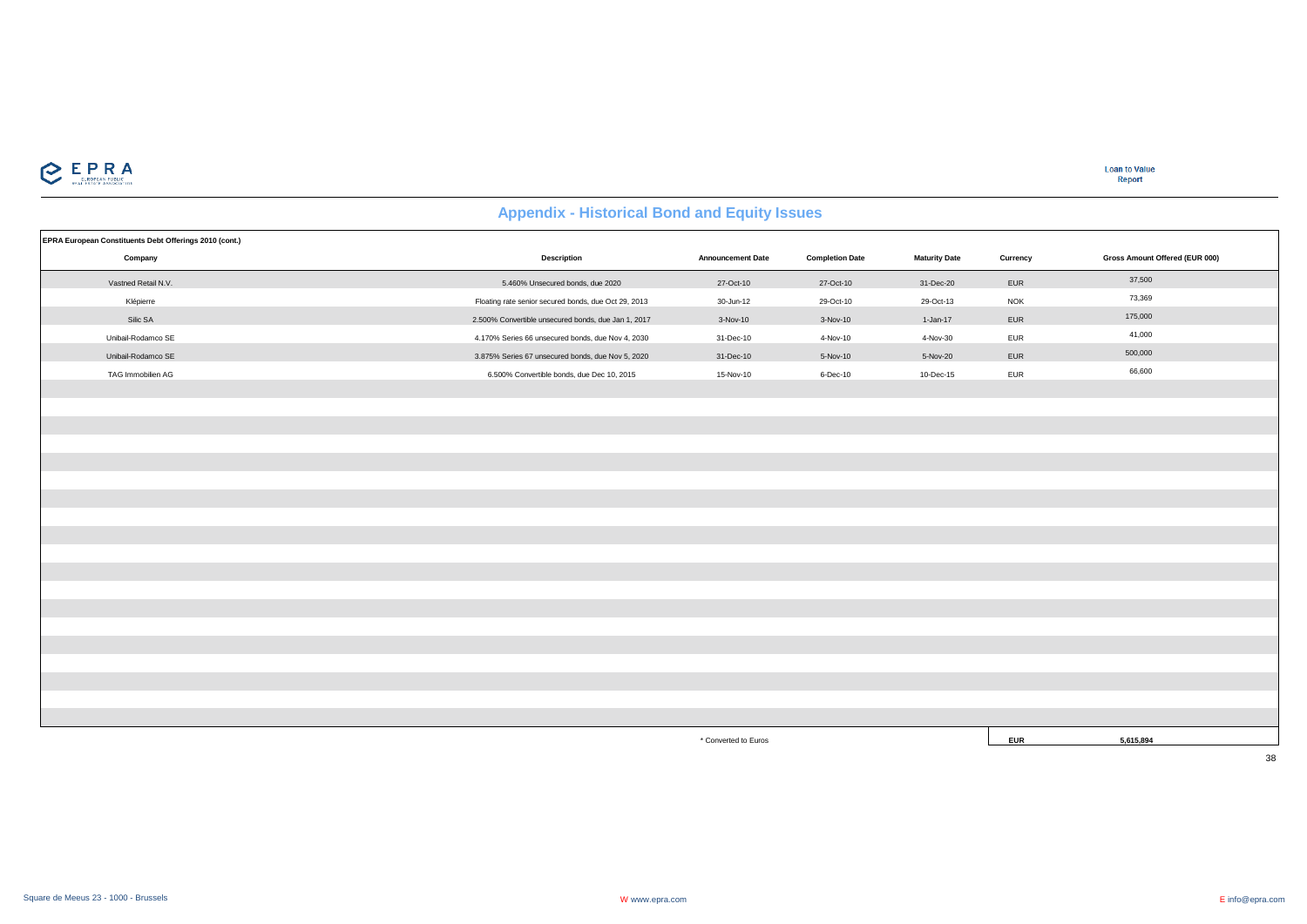## Appendix - Historical Bond and Equity Issues

**EPRA European Constituents Debt Offerings 2010 (cont.)**

| Company | Description | Announcement Date | Completion Date | Maturity Date | Currency | Gross Amount Offered (EUR 000) |
|---|---|---|---|---|---|---|
| Vastned Retail N.V. | 5.460% Unsecured bonds, due 2020 | 27-Oct-10 | 27-Oct-10 | 31-Dec-20 | EUR | 37,500 |
| Klépierre | Floating rate senior secured bonds, due Oct 29, 2013 | 30-Jun-12 | 29-Oct-10 | 29-Oct-13 | NOK | 73,369 |
| Silic SA | 2.500% Convertible unsecured bonds, due Jan 1, 2017 | 3-Nov-10 | 3-Nov-10 | 1-Jan-17 | EUR | 175,000 |
| Unibail-Rodamco SE | 4.170% Series 66 unsecured bonds, due Nov 4, 2030 | 31-Dec-10 | 4-Nov-10 | 4-Nov-30 | EUR | 41,000 |
| Unibail-Rodamco SE | 3.875% Series 67 unsecured bonds, due Nov 5, 2020 | 31-Dec-10 | 5-Nov-10 | 5-Nov-20 | EUR | 500,000 |
| TAG Immobilien AG | 6.500% Convertible bonds, due Dec 10, 2015 | 15-Nov-10 | 6-Dec-10 | 10-Dec-15 | EUR | 66,600 |
| | | * Converted to Euros | | | EUR | 5,615,894 |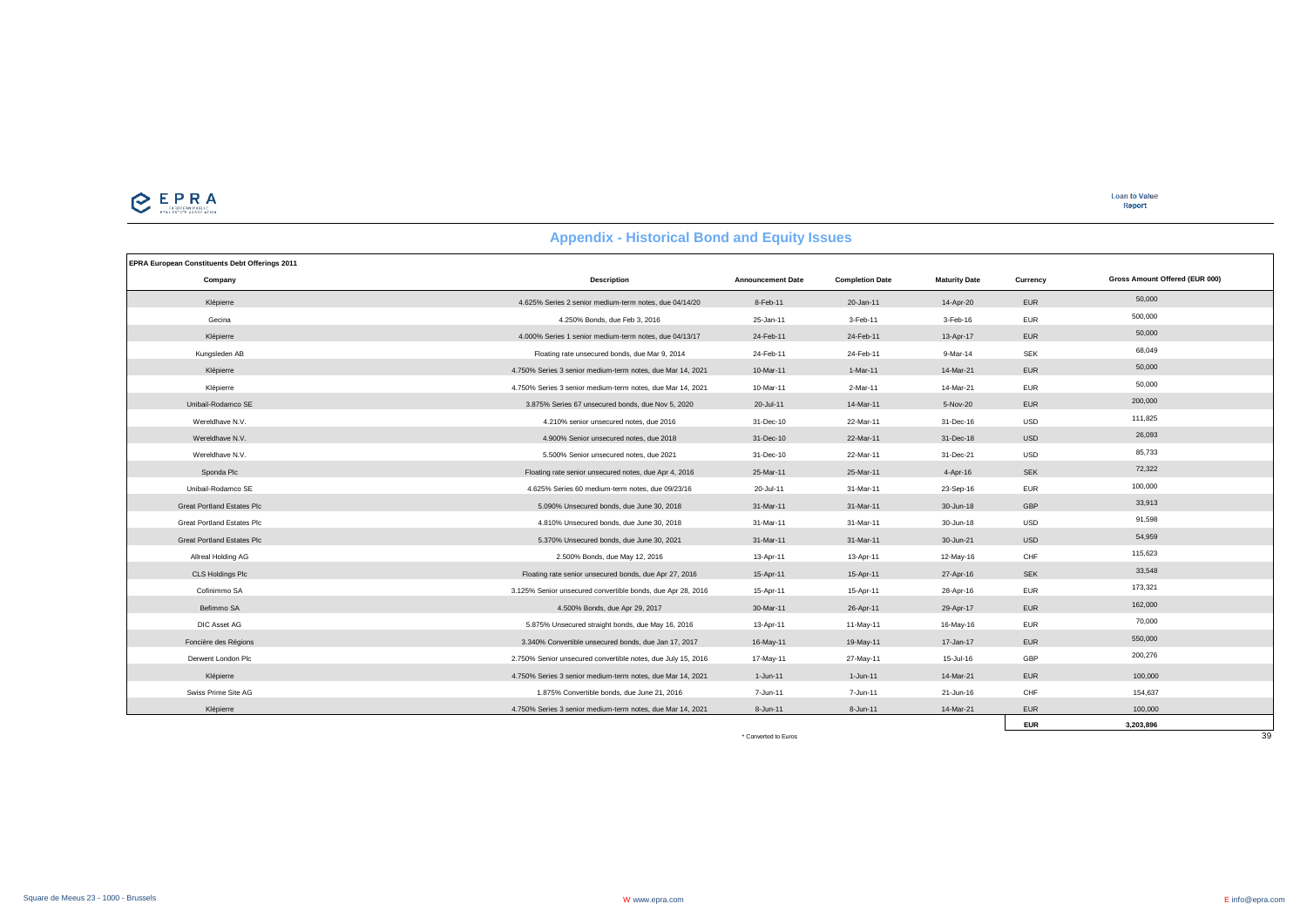## Appendix - Historical Bond and Equity Issues

**EPRA European Constituents Debt Offerings 2011**

| Company | Description | Announcement Date | Completion Date | Maturity Date | Currency | Gross Amount Offered (EUR 000) |
|---|---|---|---|---|---|---|
| Klépierre | 4.625% Series 2 senior medium-term notes, due 04/14/20 | 8-Feb-11 | 20-Jan-11 | 14-Apr-20 | EUR | 50,000 |
| Gecina | 4.250% Bonds, due Feb 3, 2016 | 25-Jan-11 | 3-Feb-11 | 3-Feb-16 | EUR | 500,000 |
| Klépierre | 4.000% Series 1 senior medium-term notes, due 04/13/17 | 24-Feb-11 | 24-Feb-11 | 13-Apr-17 | EUR | 50,000 |
| Kungsleden AB | Floating rate unsecured bonds, due Mar 9, 2014 | 24-Feb-11 | 24-Feb-11 | 9-Mar-14 | SEK | 68,049 |
| Klépierre | 4.750% Series 3 senior medium-term notes, due Mar 14, 2021 | 10-Mar-11 | 1-Mar-11 | 14-Mar-21 | EUR | 50,000 |
| Klépierre | 4.750% Series 3 senior medium-term notes, due Mar 14, 2021 | 10-Mar-11 | 2-Mar-11 | 14-Mar-21 | EUR | 50,000 |
| Unibail-Rodamco SE | 3.875% Series 67 unsecured bonds, due Nov 5, 2020 | 20-Jul-11 | 14-Mar-11 | 5-Nov-20 | EUR | 200,000 |
| Wereldhave N.V. | 4.210% senior unsecured notes, due 2016 | 31-Dec-10 | 22-Mar-11 | 31-Dec-16 | USD | 111,825 |
| Wereldhave N.V. | 4.900% Senior unsecured notes, due 2018 | 31-Dec-10 | 22-Mar-11 | 31-Dec-18 | USD | 26,093 |
| Wereldhave N.V. | 5.500% Senior unsecured notes, due 2021 | 31-Dec-10 | 22-Mar-11 | 31-Dec-21 | USD | 85,733 |
| Sponda Plc | Floating rate senior unsecured notes, due Apr 4, 2016 | 25-Mar-11 | 25-Mar-11 | 4-Apr-16 | SEK | 72,322 |
| Unibail-Rodamco SE | 4.625% Series 60 medium-term notes, due 09/23/16 | 20-Jul-11 | 31-Mar-11 | 23-Sep-16 | EUR | 100,000 |
| Great Portland Estates Plc | 5.090% Unsecured bonds, due June 30, 2018 | 31-Mar-11 | 31-Mar-11 | 30-Jun-18 | GBP | 33,913 |
| Great Portland Estates Plc | 4.810% Unsecured bonds, due June 30, 2018 | 31-Mar-11 | 31-Mar-11 | 30-Jun-18 | USD | 91,598 |
| Great Portland Estates Plc | 5.370% Unsecured bonds, due June 30, 2021 | 31-Mar-11 | 31-Mar-11 | 30-Jun-21 | USD | 54,959 |
| Allreal Holding AG | 2.500% Bonds, due May 12, 2016 | 13-Apr-11 | 13-Apr-11 | 12-May-16 | CHF | 115,623 |
| CLS Holdings Plc | Floating rate senior unsecured bonds, due Apr 27, 2016 | 15-Apr-11 | 15-Apr-11 | 27-Apr-16 | SEK | 33,548 |
| Cofinimmo SA | 3.125% Senior unsecured convertible bonds, due Apr 28, 2016 | 15-Apr-11 | 15-Apr-11 | 28-Apr-16 | EUR | 173,321 |
| Befimmo SA | 4.500% Bonds, due Apr 29, 2017 | 30-Mar-11 | 26-Apr-11 | 29-Apr-17 | EUR | 162,000 |
| DIC Asset AG | 5.875% Unsecured straight bonds, due May 16, 2016 | 13-Apr-11 | 11-May-11 | 16-May-16 | EUR | 70,000 |
| Foncière des Régions | 3.340% Convertible unsecured bonds, due Jan 17, 2017 | 16-May-11 | 19-May-11 | 17-Jan-17 | EUR | 550,000 |
| Derwent London Plc | 2.750% Senior unsecured convertible notes, due July 15, 2016 | 17-May-11 | 27-May-11 | 15-Jul-16 | GBP | 200,276 |
| Klépierre | 4.750% Series 3 senior medium-term notes, due Mar 14, 2021 | 1-Jun-11 | 1-Jun-11 | 14-Mar-21 | EUR | 100,000 |
| Swiss Prime Site AG | 1.875% Convertible bonds, due June 21, 2016 | 7-Jun-11 | 7-Jun-11 | 21-Jun-16 | CHF | 154,637 |
| Klépierre | 4.750% Series 3 senior medium-term notes, due Mar 14, 2021 | 8-Jun-11 | 8-Jun-11 | 14-Mar-21 | EUR | 100,000 |
| | | | | | **EUR** | **3,203,896** |

* Converted to Euros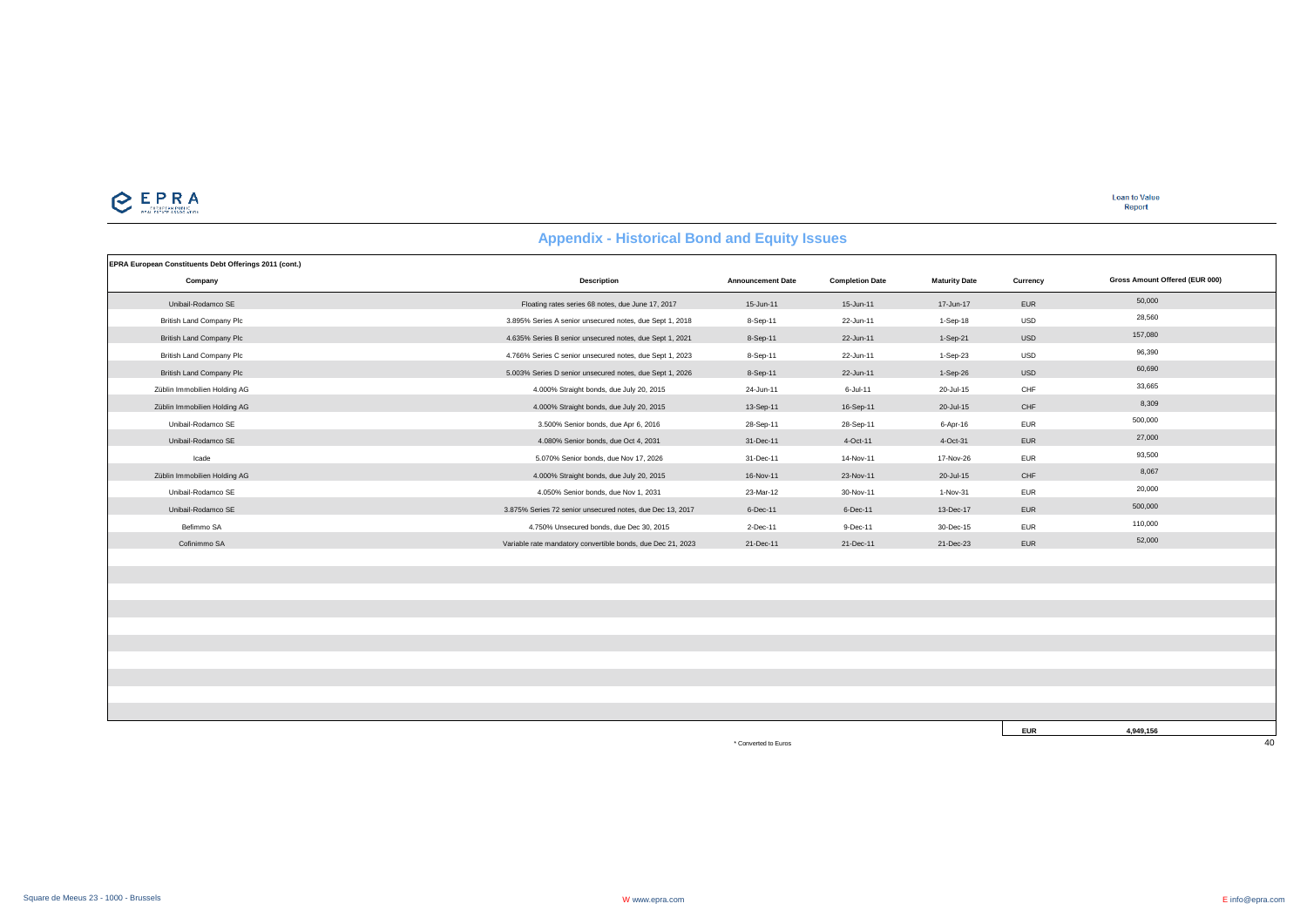# Appendix - Historical Bond and Equity Issues

**EPRA European Constituents Debt Offerings 2011 (cont.)**

| Company | Description | Announcement Date | Completion Date | Maturity Date | Currency | Gross Amount Offered (EUR 000) |
|---|---|---|---|---|---|---|
| Unibail-Rodamco SE | Floating rates series 68 notes, due June 17, 2017 | 15-Jun-11 | 15-Jun-11 | 17-Jun-17 | EUR | 50,000 |
| British Land Company Plc | 3.895% Series A senior unsecured notes, due Sept 1, 2018 | 8-Sep-11 | 22-Jun-11 | 1-Sep-18 | USD | 28,560 |
| British Land Company Plc | 4.635% Series B senior unsecured notes, due Sept 1, 2021 | 8-Sep-11 | 22-Jun-11 | 1-Sep-21 | USD | 157,080 |
| British Land Company Plc | 4.766% Series C senior unsecured notes, due Sept 1, 2023 | 8-Sep-11 | 22-Jun-11 | 1-Sep-23 | USD | 96,390 |
| British Land Company Plc | 5.003% Series D senior unsecured notes, due Sept 1, 2026 | 8-Sep-11 | 22-Jun-11 | 1-Sep-26 | USD | 60,690 |
| Züblin Immobilien Holding AG | 4.000% Straight bonds, due July 20, 2015 | 24-Jun-11 | 6-Jul-11 | 20-Jul-15 | CHF | 33,665 |
| Züblin Immobilien Holding AG | 4.000% Straight bonds, due July 20, 2015 | 13-Sep-11 | 16-Sep-11 | 20-Jul-15 | CHF | 8,309 |
| Unibail-Rodamco SE | 3.500% Senior bonds, due Apr 6, 2016 | 28-Sep-11 | 28-Sep-11 | 6-Apr-16 | EUR | 500,000 |
| Unibail-Rodamco SE | 4.080% Senior bonds, due Oct 4, 2031 | 31-Dec-11 | 4-Oct-11 | 4-Oct-31 | EUR | 27,000 |
| Icade | 5.070% Senior bonds, due Nov 17, 2026 | 31-Dec-11 | 14-Nov-11 | 17-Nov-26 | EUR | 93,500 |
| Züblin Immobilien Holding AG | 4.000% Straight bonds, due July 20, 2015 | 16-Nov-11 | 23-Nov-11 | 20-Jul-15 | CHF | 8,067 |
| Unibail-Rodamco SE | 4.050% Senior bonds, due Nov 1, 2031 | 23-Mar-12 | 30-Nov-11 | 1-Nov-31 | EUR | 20,000 |
| Unibail-Rodamco SE | 3.875% Series 72 senior unsecured notes, due Dec 13, 2017 | 6-Dec-11 | 6-Dec-11 | 13-Dec-17 | EUR | 500,000 |
| Befimmo SA | 4.750% Unsecured bonds, due Dec 30, 2015 | 2-Dec-11 | 9-Dec-11 | 30-Dec-15 | EUR | 110,000 |
| Cofinimmo SA | Variable rate mandatory convertible bonds, due Dec 21, 2023 | 21-Dec-11 | 21-Dec-11 | 21-Dec-23 | EUR | 52,000 |
| | | | | | **EUR** | **4,949,156** |

\* Converted to Euros

Square de Meeus 23 - 1000 - Brussels W www.epra.com E info@epra.com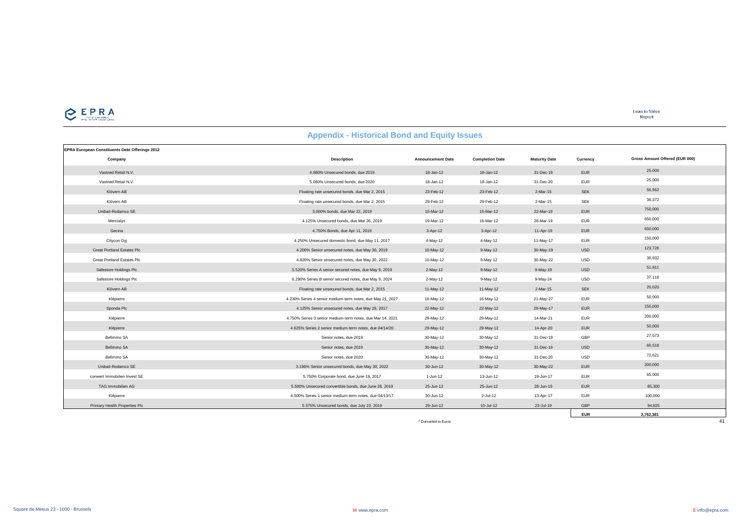## Appendix - Historical Bond and Equity Issues

**EPRA European Constituents Debt Offerings 2012**

| Company | Description | Announcement Date | Completion Date | Maturity Date | Currency | Gross Amount Offered (EUR 000) |
|---|---|---|---|---|---|---|
| Vastned Retail N.V. | 4.880% Unsecured bonds, due 2019 | 18-Jan-12 | 18-Jan-12 | 31-Dec-19 | EUR | 25,000 |
| Vastned Retail N.V. | 5.060% Unsecured bonds, due 2020 | 18-Jan-12 | 18-Jan-12 | 31-Dec-20 | EUR | 25,000 |
| Klövern AB | Floating rate unsecured bonds, due Mar 2, 2015 | 23-Feb-12 | 23-Feb-12 | 2-Mar-15 | SEK | 56,562 |
| Klövern AB | Floating rate unsecured bonds, due Mar 2, 2015 | 29-Feb-12 | 29-Feb-12 | 2-Mar-15 | SEK | 36,372 |
| Unibail-Rodamco SE | 3.000% bonds, due Mar 22, 2019 | 15-Mar-12 | 15-Mar-12 | 22-Mar-19 | EUR | 750,000 |
| Mercialys | 4.125% Unsecured bonds, due Mar 26, 2019 | 19-Mar-12 | 16-Mar-12 | 26-Mar-19 | EUR | 650,000 |
| Gecina | 4.750% Bonds, due Apr 11, 2019 | 3-Apr-12 | 3-Apr-12 | 11-Apr-19 | EUR | 650,000 |
| Citycon Oyj | 4.250% Unsecured domestic bond, due May 11, 2017 | 4-May-12 | 4-May-12 | 11-May-17 | EUR | 150,000 |
| Great Portland Estates Plc | 4.200% Senior unsecured notes, due May 30, 2019 | 10-May-12 | 9-May-12 | 30-May-19 | USD | 123,728 |
| Great Portland Estates Plc | 4.820% Senior unsecured notes, due May 30, 2022 | 10-May-12 | 9-May-12 | 30-May-22 | USD | 30,932 |
| Safestore Holdings Plc | 5.520% Series A senior secured notes, due May 9, 2019 | 2-May-12 | 9-May-12 | 9-May-19 | USD | 51,811 |
| Safestore Holdings Plc | 6.290% Series B senior secured notes, due May 9, 2024 | 2-May-12 | 9-May-12 | 9-May-24 | USD | 37,118 |
| Klövern AB | Floating rate unsecured bonds, due Mar 2, 2015 | 11-May-12 | 11-May-12 | 2-Mar-15 | SEK | 20,020 |
| Klépierre | 4.230% Series 4 senior medium-term notes, due May 21, 2027 | 16-May-12 | 16-May-12 | 21-May-27 | EUR | 50,000 |
| Sponda Plc | 4.125% Senior unsecured notes, due May 29, 2017 | 22-May-12 | 22-May-12 | 29-May-17 | EUR | 150,000 |
| Klépierre | 4.750% Series 3 senior medium-term notes, due Mar 14, 2021 | 29-May-12 | 29-May-12 | 14-Mar-21 | EUR | 200,000 |
| Klépierre | 4.625% Series 2 senior medium-term notes, due 04/14/20 | 29-May-12 | 29-May-12 | 14-Apr-20 | EUR | 50,000 |
| Befimmo SA | Senior notes, due 2019 | 30-May-12 | 30-May-12 | 31-Dec-19 | GBP | 27,573 |
| Befimmo SA | Senior notes, due 2019 | 30-May-12 | 30-May-12 | 31-Dec-19 | USD | 60,518 |
| Befimmo SA | Senior notes, due 2020 | 30-May-12 | 30-May-12 | 31-Dec-20 | USD | 72,621 |
| Unibail-Rodamco SE | 3.196% Senior unsecured bonds, due May 30, 2022 | 30-Jun-12 | 30-May-12 | 30-May-22 | EUR | 200,000 |
| conwert Immobilien Invest SE | 5.750% Corporate bond, due June 19, 2017 | 1-Jun-12 | 13-Jun-12 | 19-Jun-17 | EUR | 65,000 |
| TAG Immobilien AG | 5.500% Unsecured convertible bonds, due June 28, 2019 | 25-Jun-12 | 25-Jun-12 | 28-Jun-19 | EUR | 85,300 |
| Klépierre | 4.000% Series 1 senior medium-term notes, due 04/13/17 | 30-Jun-12 | 2-Jul-12 | 13-Apr-17 | EUR | 100,000 |
| Primary Health Properties Plc | 5.375% Unsecured bonds, due July 23, 2019 | 29-Jun-12 | 10-Jul-12 | 23-Jul-19 | GBP | 94,825 |
| | | | | | **EUR** | **3,762,381** |

\* Converted to Euros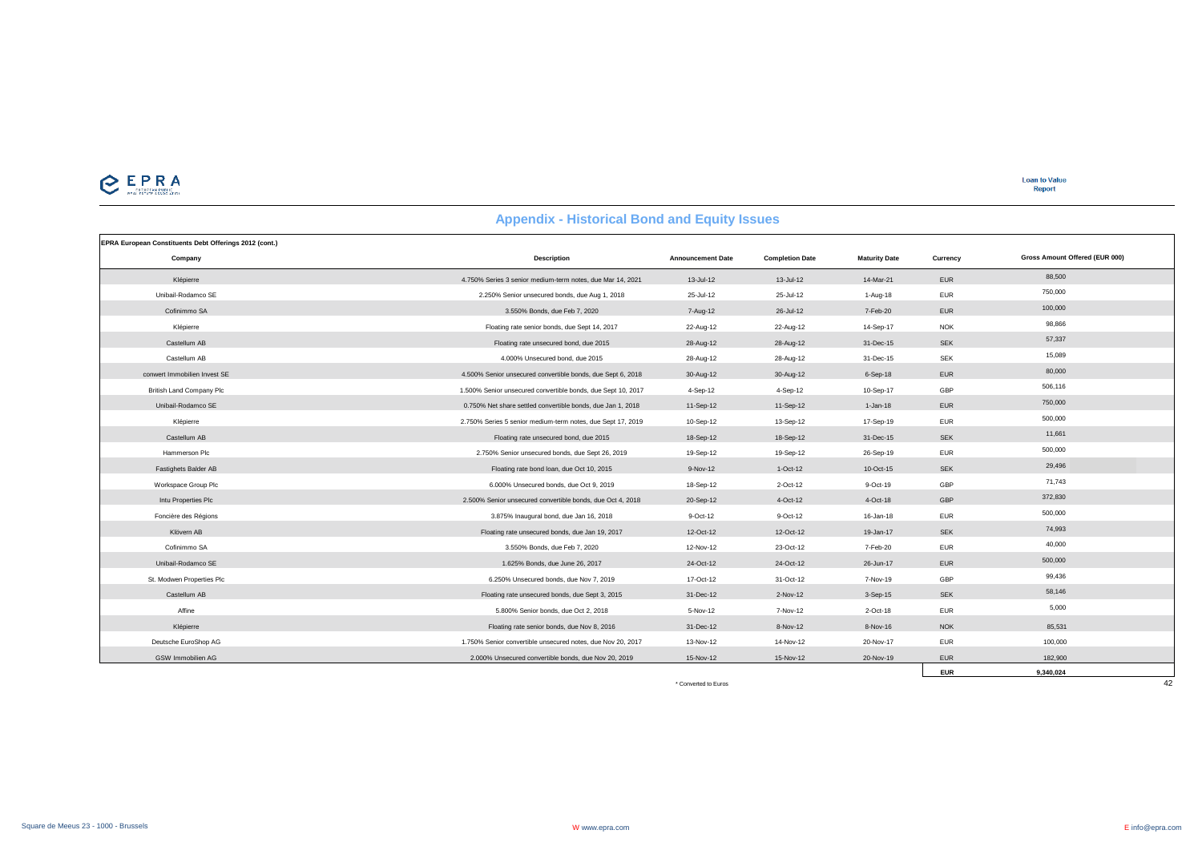## Appendix - Historical Bond and Equity Issues

| EPRA European Constituents Debt Offerings 2012 (cont.) | | | | | | |
|---|---|---|---|---|---|---|
| **Company** | **Description** | **Announcement Date** | **Completion Date** | **Maturity Date** | **Currency** | **Gross Amount Offered (EUR 000)** |
| Klépierre | 4.750% Series 3 senior medium-term notes, due Mar 14, 2021 | 13-Jul-12 | 13-Jul-12 | 14-Mar-21 | EUR | 88,500 |
| Unibail-Rodamco SE | 2.250% Senior unsecured bonds, due Aug 1, 2018 | 25-Jul-12 | 25-Jul-12 | 1-Aug-18 | EUR | 750,000 |
| Cofinimmo SA | 3.550% Bonds, due Feb 7, 2020 | 7-Aug-12 | 26-Jul-12 | 7-Feb-20 | EUR | 100,000 |
| Klépierre | Floating rate senior bonds, due Sept 14, 2017 | 22-Aug-12 | 22-Aug-12 | 14-Sep-17 | NOK | 98,866 |
| Castellum AB | Floating rate unsecured bond, due 2015 | 28-Aug-12 | 28-Aug-12 | 31-Dec-15 | SEK | 57,337 |
| Castellum AB | 4.000% Unsecured bond, due 2015 | 28-Aug-12 | 28-Aug-12 | 31-Dec-15 | SEK | 15,089 |
| conwert Immobilien Invest SE | 4.500% Senior unsecured convertible bonds, due Sept 6, 2018 | 30-Aug-12 | 30-Aug-12 | 6-Sep-18 | EUR | 80,000 |
| British Land Company Plc | 1.500% Senior unsecured convertible bonds, due Sept 10, 2017 | 4-Sep-12 | 4-Sep-12 | 10-Sep-17 | GBP | 506,116 |
| Unibail-Rodamco SE | 0.750% Net share settled convertible bonds, due Jan 1, 2018 | 11-Sep-12 | 11-Sep-12 | 1-Jan-18 | EUR | 750,000 |
| Klépierre | 2.750% Series 5 senior medium-term notes, due Sept 17, 2019 | 10-Sep-12 | 13-Sep-12 | 17-Sep-19 | EUR | 500,000 |
| Castellum AB | Floating rate unsecured bond, due 2015 | 18-Sep-12 | 18-Sep-12 | 31-Dec-15 | SEK | 11,661 |
| Hammerson Plc | 2.750% Senior unsecured bonds, due Sept 26, 2019 | 19-Sep-12 | 19-Sep-12 | 26-Sep-19 | EUR | 500,000 |
| Fastighets Balder AB | Floating rate bond loan, due Oct 10, 2015 | 9-Nov-12 | 1-Oct-12 | 10-Oct-15 | SEK | 29,496 |
| Workspace Group Plc | 6.000% Unsecured bonds, due Oct 9, 2019 | 18-Sep-12 | 2-Oct-12 | 9-Oct-19 | GBP | 71,743 |
| Intu Properties Plc | 2.500% Senior unsecured convertible bonds, due Oct 4, 2018 | 20-Sep-12 | 4-Oct-12 | 4-Oct-18 | GBP | 372,830 |
| Foncière des Régions | 3.875% Inaugural bond, due Jan 16, 2018 | 9-Oct-12 | 9-Oct-12 | 16-Jan-18 | EUR | 500,000 |
| Klövern AB | Floating rate unsecured bonds, due Jan 19, 2017 | 12-Oct-12 | 12-Oct-12 | 19-Jan-17 | SEK | 74,993 |
| Cofinimmo SA | 3.550% Bonds, due Feb 7, 2020 | 12-Nov-12 | 23-Oct-12 | 7-Feb-20 | EUR | 40,000 |
| Unibail-Rodamco SE | 1.625% Bonds, due June 26, 2017 | 24-Oct-12 | 24-Oct-12 | 26-Jun-17 | EUR | 500,000 |
| St. Modwen Properties Plc | 6.250% Unsecured bonds, due Nov 7, 2019 | 17-Oct-12 | 31-Oct-12 | 7-Nov-19 | GBP | 99,436 |
| Castellum AB | Floating rate unsecured bonds, due Sept 3, 2015 | 31-Dec-12 | 2-Nov-12 | 3-Sep-15 | SEK | 58,146 |
| Affine | 5.800% Senior bonds, due Oct 2, 2018 | 5-Nov-12 | 7-Nov-12 | 2-Oct-18 | EUR | 5,000 |
| Klépierre | Floating rate senior bonds, due Nov 8, 2016 | 31-Dec-12 | 8-Nov-12 | 8-Nov-16 | NOK | 85,531 |
| Deutsche EuroShop AG | 1.750% Senior convertible unsecured notes, due Nov 20, 2017 | 13-Nov-12 | 14-Nov-12 | 20-Nov-17 | EUR | 100,000 |
| GSW Immobilien AG | 2.000% Unsecured convertible bonds, due Nov 20, 2019 | 15-Nov-12 | 15-Nov-12 | 20-Nov-19 | EUR | 182,900 |
| | | | | | **EUR** | **9,340,024** |

\* Converted to Euros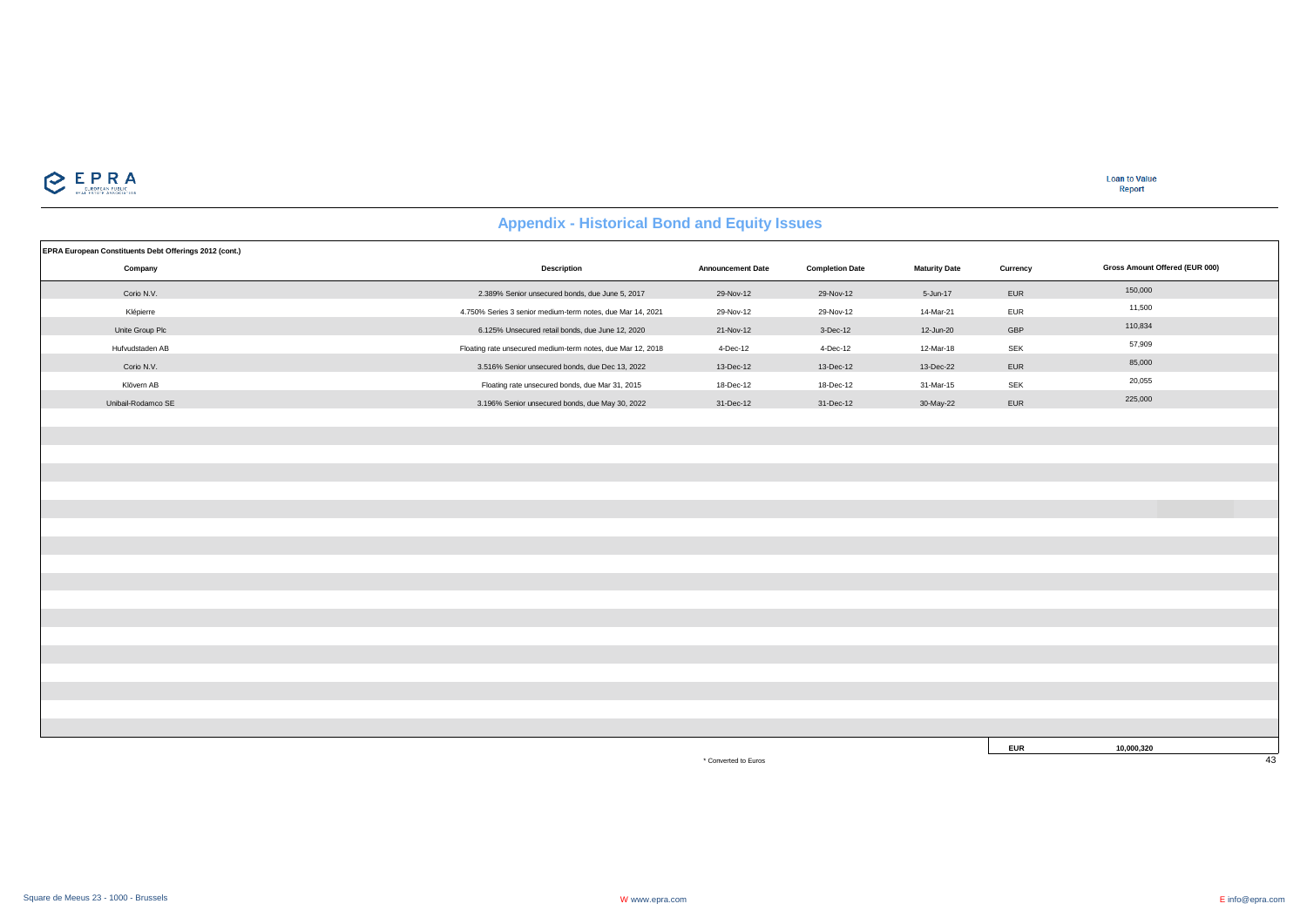## Appendix - Historical Bond and Equity Issues

**EPRA European Constituents Debt Offerings 2012 (cont.)**

| Company | Description | Announcement Date | Completion Date | Maturity Date | Currency | Gross Amount Offered (EUR 000) |
|---|---|---|---|---|---|---|
| Corio N.V. | 2.389% Senior unsecured bonds, due June 5, 2017 | 29-Nov-12 | 29-Nov-12 | 5-Jun-17 | EUR | 150,000 |
| Klépierre | 4.750% Series 3 senior medium-term notes, due Mar 14, 2021 | 29-Nov-12 | 29-Nov-12 | 14-Mar-21 | EUR | 11,500 |
| Unite Group Plc | 6.125% Unsecured retail bonds, due June 12, 2020 | 21-Nov-12 | 3-Dec-12 | 12-Jun-20 | GBP | 110,834 |
| Hufvudstaden AB | Floating rate unsecured medium-term notes, due Mar 12, 2018 | 4-Dec-12 | 4-Dec-12 | 12-Mar-18 | SEK | 57,909 |
| Corio N.V. | 3.516% Senior unsecured bonds, due Dec 13, 2022 | 13-Dec-12 | 13-Dec-12 | 13-Dec-22 | EUR | 85,000 |
| Klövern AB | Floating rate unsecured bonds, due Mar 31, 2015 | 18-Dec-12 | 18-Dec-12 | 31-Mar-15 | SEK | 20,055 |
| Unibail-Rodamco SE | 3.196% Senior unsecured bonds, due May 30, 2022 | 31-Dec-12 | 31-Dec-12 | 30-May-22 | EUR | 225,000 |
| | | | | | **EUR** | **10,000,320** |

* Converted to Euros

Square de Meeus 23 - 1000 - Brussels W www.epra.com E info@epra.com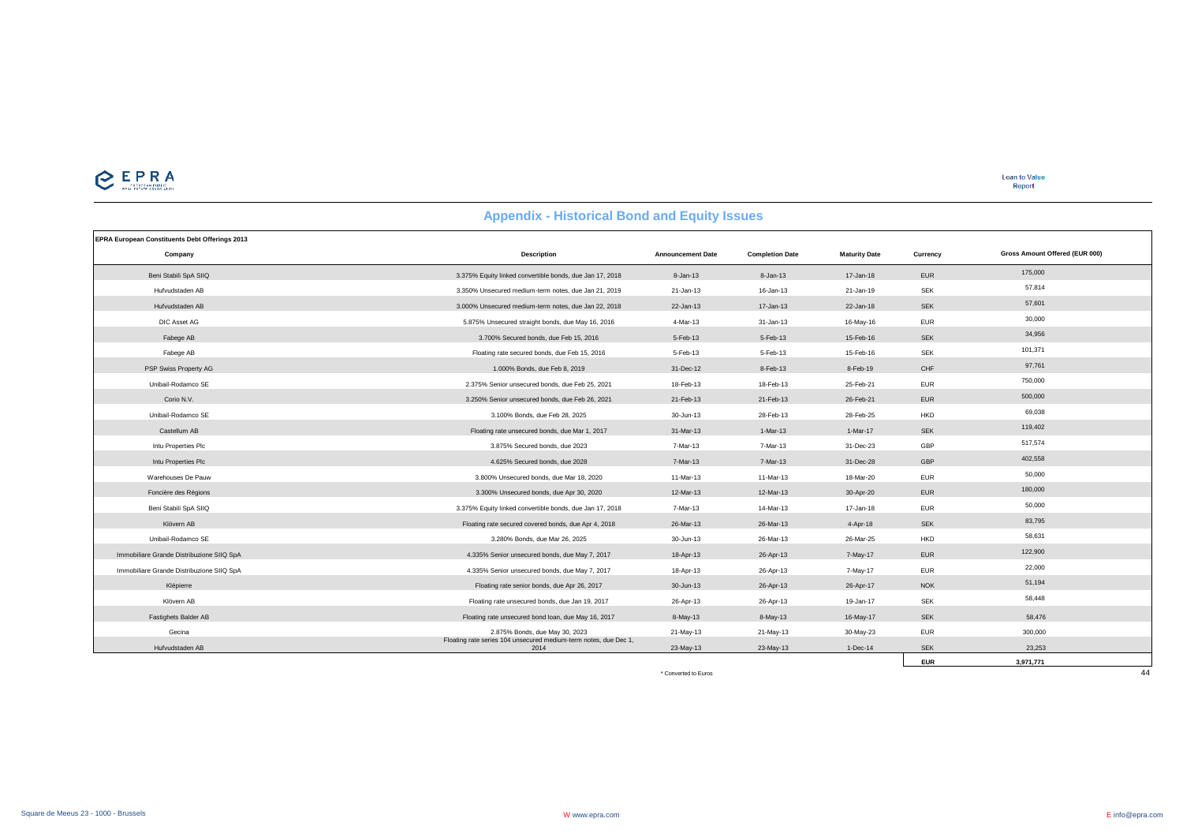## Appendix - Historical Bond and Equity Issues

**EPRA European Constituents Debt Offerings 2013**

| Company | Description | Announcement Date | Completion Date | Maturity Date | Currency | Gross Amount Offered (EUR 000) |
|---|---|---|---|---|---|---|
| Beni Stabili SpA SIIQ | 3.375% Equity linked convertible bonds, due Jan 17, 2018 | 8-Jan-13 | 8-Jan-13 | 17-Jan-18 | EUR | 175,000 |
| Hufvudstaden AB | 3.350% Unsecured medium-term notes, due Jan 21, 2019 | 21-Jan-13 | 16-Jan-13 | 21-Jan-19 | SEK | 57,814 |
| Hufvudstaden AB | 3.000% Unsecured medium-term notes, due Jan 22, 2018 | 22-Jan-13 | 17-Jan-13 | 22-Jan-18 | SEK | 57,601 |
| DIC Asset AG | 5.875% Unsecured straight bonds, due May 16, 2016 | 4-Mar-13 | 31-Jan-13 | 16-May-16 | EUR | 30,000 |
| Fabege AB | 3.700% Secured bonds, due Feb 15, 2016 | 5-Feb-13 | 5-Feb-13 | 15-Feb-16 | SEK | 34,956 |
| Fabege AB | Floating rate secured bonds, due Feb 15, 2016 | 5-Feb-13 | 5-Feb-13 | 15-Feb-16 | SEK | 101,371 |
| PSP Swiss Property AG | 1.000% Bonds, due Feb 8, 2019 | 31-Dec-12 | 8-Feb-13 | 8-Feb-19 | CHF | 97,761 |
| Unibail-Rodamco SE | 2.375% Senior unsecured bonds, due Feb 25, 2021 | 18-Feb-13 | 18-Feb-13 | 25-Feb-21 | EUR | 750,000 |
| Corio N.V. | 3.250% Senior unsecured bonds, due Feb 26, 2021 | 21-Feb-13 | 21-Feb-13 | 26-Feb-21 | EUR | 500,000 |
| Unibail-Rodamco SE | 3.100% Bonds, due Feb 28, 2025 | 30-Jun-13 | 28-Feb-13 | 28-Feb-25 | HKD | 69,038 |
| Castellum AB | Floating rate unsecured bonds, due Mar 1, 2017 | 31-Mar-13 | 1-Mar-13 | 1-Mar-17 | SEK | 119,402 |
| Intu Properties Plc | 3.875% Secured bonds, due 2023 | 7-Mar-13 | 7-Mar-13 | 31-Dec-23 | GBP | 517,574 |
| Intu Properties Plc | 4.625% Secured bonds, due 2028 | 7-Mar-13 | 7-Mar-13 | 31-Dec-28 | GBP | 402,558 |
| Warehouses De Pauw | 3.800% Unsecured bonds, due Mar 18, 2020 | 11-Mar-13 | 11-Mar-13 | 18-Mar-20 | EUR | 50,000 |
| Foncière des Régions | 3.300% Unsecured bonds, due Apr 30, 2020 | 12-Mar-13 | 12-Mar-13 | 30-Apr-20 | EUR | 180,000 |
| Beni Stabili SpA SIIQ | 3.375% Equity linked convertible bonds, due Jan 17, 2018 | 7-Mar-13 | 14-Mar-13 | 17-Jan-18 | EUR | 50,000 |
| Klövern AB | Floating rate secured covered bonds, due Apr 4, 2018 | 26-Mar-13 | 26-Mar-13 | 4-Apr-18 | SEK | 83,795 |
| Unibail-Rodamco SE | 3.280% Bonds, due Mar 26, 2025 | 30-Jun-13 | 26-Mar-13 | 26-Mar-25 | HKD | 58,631 |
| Immobiliare Grande Distribuzione SIIQ SpA | 4.335% Senior unsecured bonds, due May 7, 2017 | 18-Apr-13 | 26-Apr-13 | 7-May-17 | EUR | 122,900 |
| Immobiliare Grande Distribuzione SIIQ SpA | 4.335% Senior unsecured bonds, due May 7, 2017 | 18-Apr-13 | 26-Apr-13 | 7-May-17 | EUR | 22,000 |
| Klépierre | Floating rate senior bonds, due Apr 26, 2017 | 30-Jun-13 | 26-Apr-13 | 26-Apr-17 | NOK | 51,194 |
| Klövern AB | Floating rate unsecured bonds, due Jan 19, 2017 | 26-Apr-13 | 26-Apr-13 | 19-Jan-17 | SEK | 58,448 |
| Fastighets Balder AB | Floating rate unsecured bond loan, due May 16, 2017 | 8-May-13 | 8-May-13 | 16-May-17 | SEK | 58,476 |
| Gecina | 2.875% Bonds, due May 30, 2023 | 21-May-13 | 21-May-13 | 30-May-23 | EUR | 300,000 |
| Hufvudstaden AB | Floating rate series 104 unsecured medium-term notes, due Dec 1, 2014 | 23-May-13 | 23-May-13 | 1-Dec-14 | SEK | 23,253 |
| | | | | | **EUR** | **3,971,771** |

\* Converted to Euros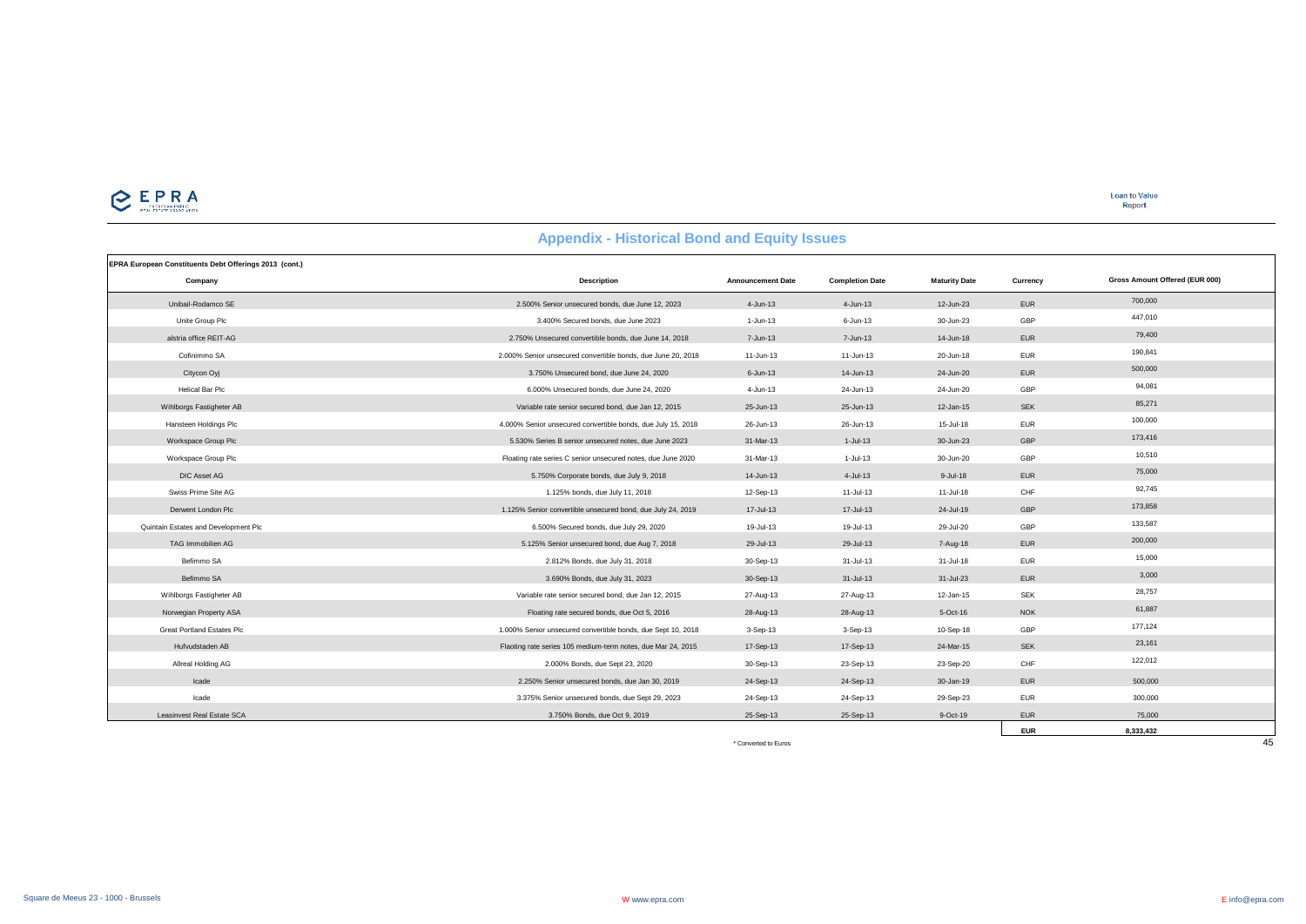## Appendix - Historical Bond and Equity Issues

**EPRA European Constituents Debt Offerings 2013 (cont.)**

| Company | Description | Announcement Date | Completion Date | Maturity Date | Currency | Gross Amount Offered (EUR 000) |
|---|---|---|---|---|---|---|
| Unibail-Rodamco SE | 2.500% Senior unsecured bonds, due June 12, 2023 | 4-Jun-13 | 4-Jun-13 | 12-Jun-23 | EUR | 700,000 |
| Unite Group Plc | 3.400% Secured bonds, due June 2023 | 1-Jun-13 | 6-Jun-13 | 30-Jun-23 | GBP | 447,010 |
| alstria office REIT-AG | 2.750% Unsecured convertible bonds, due June 14, 2018 | 7-Jun-13 | 7-Jun-13 | 14-Jun-18 | EUR | 79,400 |
| Cofinimmo SA | 2.000% Senior unsecured convertible bonds, due June 20, 2018 | 11-Jun-13 | 11-Jun-13 | 20-Jun-18 | EUR | 190,841 |
| Citycon Oyj | 3.750% Unsecured bond, due June 24, 2020 | 6-Jun-13 | 14-Jun-13 | 24-Jun-20 | EUR | 500,000 |
| Helical Bar Plc | 6.000% Unsecured bonds, due June 24, 2020 | 4-Jun-13 | 24-Jun-13 | 24-Jun-20 | GBP | 94,081 |
| Wihlborgs Fastigheter AB | Variable rate senior secured bond, due Jan 12, 2015 | 25-Jun-13 | 25-Jun-13 | 12-Jan-15 | SEK | 85,271 |
| Hansteen Holdings Plc | 4.000% Senior unsecured convertible bonds, due July 15, 2018 | 26-Jun-13 | 26-Jun-13 | 15-Jul-18 | EUR | 100,000 |
| Workspace Group Plc | 5.530% Series B senior unsecured notes, due June 2023 | 31-Mar-13 | 1-Jul-13 | 30-Jun-23 | GBP | 173,416 |
| Workspace Group Plc | Floating rate series C senior unsecured notes, due June 2020 | 31-Mar-13 | 1-Jul-13 | 30-Jun-20 | GBP | 10,510 |
| DIC Asset AG | 5.750% Corporate bonds, due July 9, 2018 | 14-Jun-13 | 4-Jul-13 | 9-Jul-18 | EUR | 75,000 |
| Swiss Prime Site AG | 1.125% bonds, due July 11, 2018 | 12-Sep-13 | 11-Jul-13 | 11-Jul-18 | CHF | 92,745 |
| Derwent London Plc | 1.125% Senior convertible unsecured bond, due July 24, 2019 | 17-Jul-13 | 17-Jul-13 | 24-Jul-19 | GBP | 173,858 |
| Quintain Estates and Development Plc | 6.500% Secured bonds, due July 29, 2020 | 19-Jul-13 | 19-Jul-13 | 29-Jul-20 | GBP | 133,587 |
| TAG Immobilien AG | 5.125% Senior unsecured bond, due Aug 7, 2018 | 29-Jul-13 | 29-Jul-13 | 7-Aug-18 | EUR | 200,000 |
| Befimmo SA | 2.812% Bonds, due July 31, 2018 | 30-Sep-13 | 31-Jul-13 | 31-Jul-18 | EUR | 15,000 |
| Befimmo SA | 3.690% Bonds, due July 31, 2023 | 30-Sep-13 | 31-Jul-13 | 31-Jul-23 | EUR | 3,000 |
| Wihlborgs Fastigheter AB | Variable rate senior secured bond, due Jan 12, 2015 | 27-Aug-13 | 27-Aug-13 | 12-Jan-15 | SEK | 28,757 |
| Norwegian Property ASA | Floating rate secured bonds, due Oct 5, 2016 | 28-Aug-13 | 28-Aug-13 | 5-Oct-16 | NOK | 61,887 |
| Great Portland Estates Plc | 1.000% Senior unsecured convertible bonds, due Sept 10, 2018 | 3-Sep-13 | 3-Sep-13 | 10-Sep-18 | GBP | 177,124 |
| Hufvudstaden AB | Flaoting rate series 105 medium-term notes, due Mar 24, 2015 | 17-Sep-13 | 17-Sep-13 | 24-Mar-15 | SEK | 23,161 |
| Allreal Holding AG | 2.000% Bonds, due Sept 23, 2020 | 30-Sep-13 | 23-Sep-13 | 23-Sep-20 | CHF | 122,012 |
| Icade | 2.250% Senior unsecured bonds, due Jan 30, 2019 | 24-Sep-13 | 24-Sep-13 | 30-Jan-19 | EUR | 500,000 |
| Icade | 3.375% Senior unsecured bonds, due Sept 29, 2023 | 24-Sep-13 | 24-Sep-13 | 29-Sep-23 | EUR | 300,000 |
| Leasinvest Real Estate SCA | 3.750% Bonds, due Oct 9, 2019 | 25-Sep-13 | 25-Sep-13 | 9-Oct-19 | EUR | 75,000 |
| | | | | | **EUR** | **8,333,432** |

\* Converted to Euros

Square de Meeus 23 - 1000 - Brussels | W www.epra.com | E info@epra.com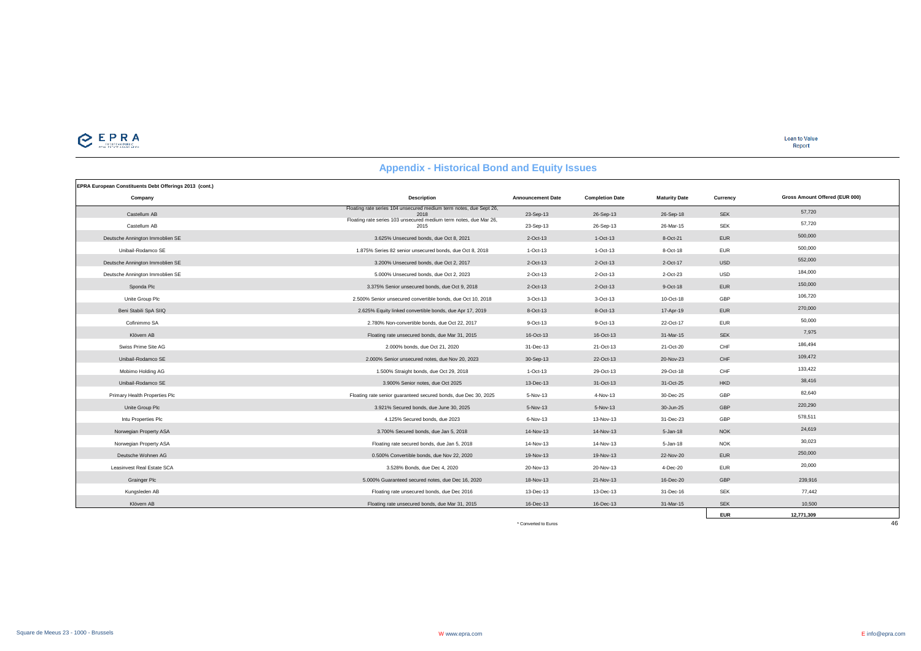## Appendix - Historical Bond and Equity Issues

**EPRA European Constituents Debt Offerings 2013 (cont.)**

| Company | Description | Announcement Date | Completion Date | Maturity Date | Currency | Gross Amount Offered (EUR 000) |
|---|---|---|---|---|---|---|
| Castellum AB | Floating rate series 104 unsecured medium term notes, due Sept 26, 2018 | 23-Sep-13 | 26-Sep-13 | 26-Sep-18 | SEK | 57,720 |
| Castellum AB | Floating rate series 103 unsecured medium term notes, due Mar 26, 2015 | 23-Sep-13 | 26-Sep-13 | 26-Mar-15 | SEK | 57,720 |
| Deutsche Annington Immoblien SE | 3.625% Unsecured bonds, due Oct 8, 2021 | 2-Oct-13 | 1-Oct-13 | 8-Oct-21 | EUR | 500,000 |
| Unibail-Rodamco SE | 1.875% Series 82 senior unsecured bonds, due Oct 8, 2018 | 1-Oct-13 | 1-Oct-13 | 8-Oct-18 | EUR | 500,000 |
| Deutsche Annington Immoblien SE | 3.200% Unsecured bonds, due Oct 2, 2017 | 2-Oct-13 | 2-Oct-13 | 2-Oct-17 | USD | 552,000 |
| Deutsche Annington Immoblien SE | 5.000% Unsecured bonds, due Oct 2, 2023 | 2-Oct-13 | 2-Oct-13 | 2-Oct-23 | USD | 184,000 |
| Sponda Plc | 3.375% Senior unsecured bonds, due Oct 9, 2018 | 2-Oct-13 | 2-Oct-13 | 9-Oct-18 | EUR | 150,000 |
| Unite Group Plc | 2.500% Senior unsecured convertible bonds, due Oct 10, 2018 | 3-Oct-13 | 3-Oct-13 | 10-Oct-18 | GBP | 106,720 |
| Beni Stabili SpA SIIQ | 2.625% Equity linked convertible bonds, due Apr 17, 2019 | 8-Oct-13 | 8-Oct-13 | 17-Apr-19 | EUR | 270,000 |
| Cofinimmo SA | 2.780% Non-convertible bonds, due Oct 22, 2017 | 9-Oct-13 | 9-Oct-13 | 22-Oct-17 | EUR | 50,000 |
| Klövern AB | Floating rate unsecured bonds, due Mar 31, 2015 | 16-Oct-13 | 16-Oct-13 | 31-Mar-15 | SEK | 7,975 |
| Swiss Prime Site AG | 2.000% bonds, due Oct 21, 2020 | 31-Dec-13 | 21-Oct-13 | 21-Oct-20 | CHF | 186,494 |
| Unibail-Rodamco SE | 2.000% Senior unsecured notes, due Nov 20, 2023 | 30-Sep-13 | 22-Oct-13 | 20-Nov-23 | CHF | 109,472 |
| Mobimo Holding AG | 1.500% Straight bonds, due Oct 29, 2018 | 1-Oct-13 | 29-Oct-13 | 29-Oct-18 | CHF | 133,422 |
| Unibail-Rodamco SE | 3.900% Senior notes, due Oct 2025 | 13-Dec-13 | 31-Oct-13 | 31-Oct-25 | HKD | 38,416 |
| Primary Health Properties Plc | Floating rate senior guaranteed secured bonds, due Dec 30, 2025 | 5-Nov-13 | 4-Nov-13 | 30-Dec-25 | GBP | 82,640 |
| Unite Group Plc | 3.921% Secured bonds, due June 30, 2025 | 5-Nov-13 | 5-Nov-13 | 30-Jun-25 | GBP | 220,290 |
| Intu Properties Plc | 4.125% Secured bonds, due 2023 | 6-Nov-13 | 13-Nov-13 | 31-Dec-23 | GBP | 578,511 |
| Norwegian Property ASA | 3.700% Secured bonds, due Jan 5, 2018 | 14-Nov-13 | 14-Nov-13 | 5-Jan-18 | NOK | 24,619 |
| Norwegian Property ASA | Floating rate secured bonds, due Jan 5, 2018 | 14-Nov-13 | 14-Nov-13 | 5-Jan-18 | NOK | 30,023 |
| Deutsche Wohnen AG | 0.500% Convertible bonds, due Nov 22, 2020 | 19-Nov-13 | 19-Nov-13 | 22-Nov-20 | EUR | 250,000 |
| Leasinvest Real Estate SCA | 3.528% Bonds, due Dec 4, 2020 | 20-Nov-13 | 20-Nov-13 | 4-Dec-20 | EUR | 20,000 |
| Grainger Plc | 5.000% Guaranteed secured notes, due Dec 16, 2020 | 18-Nov-13 | 21-Nov-13 | 16-Dec-20 | GBP | 239,916 |
| Kungsleden AB | Floating rate unsecured bonds, due Dec 2016 | 13-Dec-13 | 13-Dec-13 | 31-Dec-16 | SEK | 77,442 |
| Klövern AB | Floating rate unsecured bonds, due Mar 31, 2015 | 16-Dec-13 | 16-Dec-13 | 31-Mar-15 | SEK | 10,500 |
| | | | | | **EUR** | **12,771,309** |

\* Converted to Euros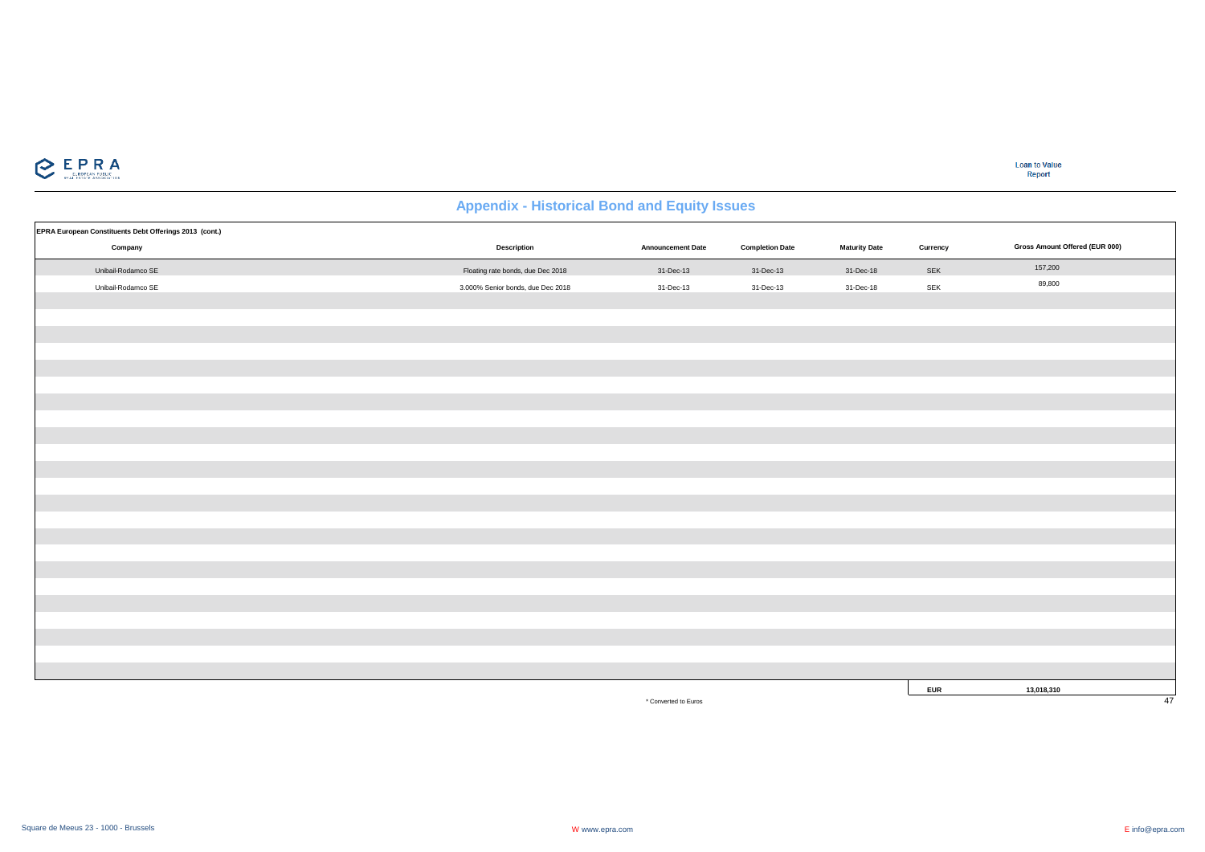## Appendix - Historical Bond and Equity Issues

**EPRA European Constituents Debt Offerings 2013 (cont.)**

| Company | Description | Announcement Date | Completion Date | Maturity Date | Currency | Gross Amount Offered (EUR 000) |
|---|---|---|---|---|---|---|
| Unibail-Rodamco SE | Floating rate bonds, due Dec 2018 | 31-Dec-13 | 31-Dec-13 | 31-Dec-18 | SEK | 157,200 |
| Unibail-Rodamco SE | 3.000% Senior bonds, due Dec 2018 | 31-Dec-13 | 31-Dec-13 | 31-Dec-18 | SEK | 89,800 |
| | | | | | **EUR** | **13,018,310** |

\* Converted to Euros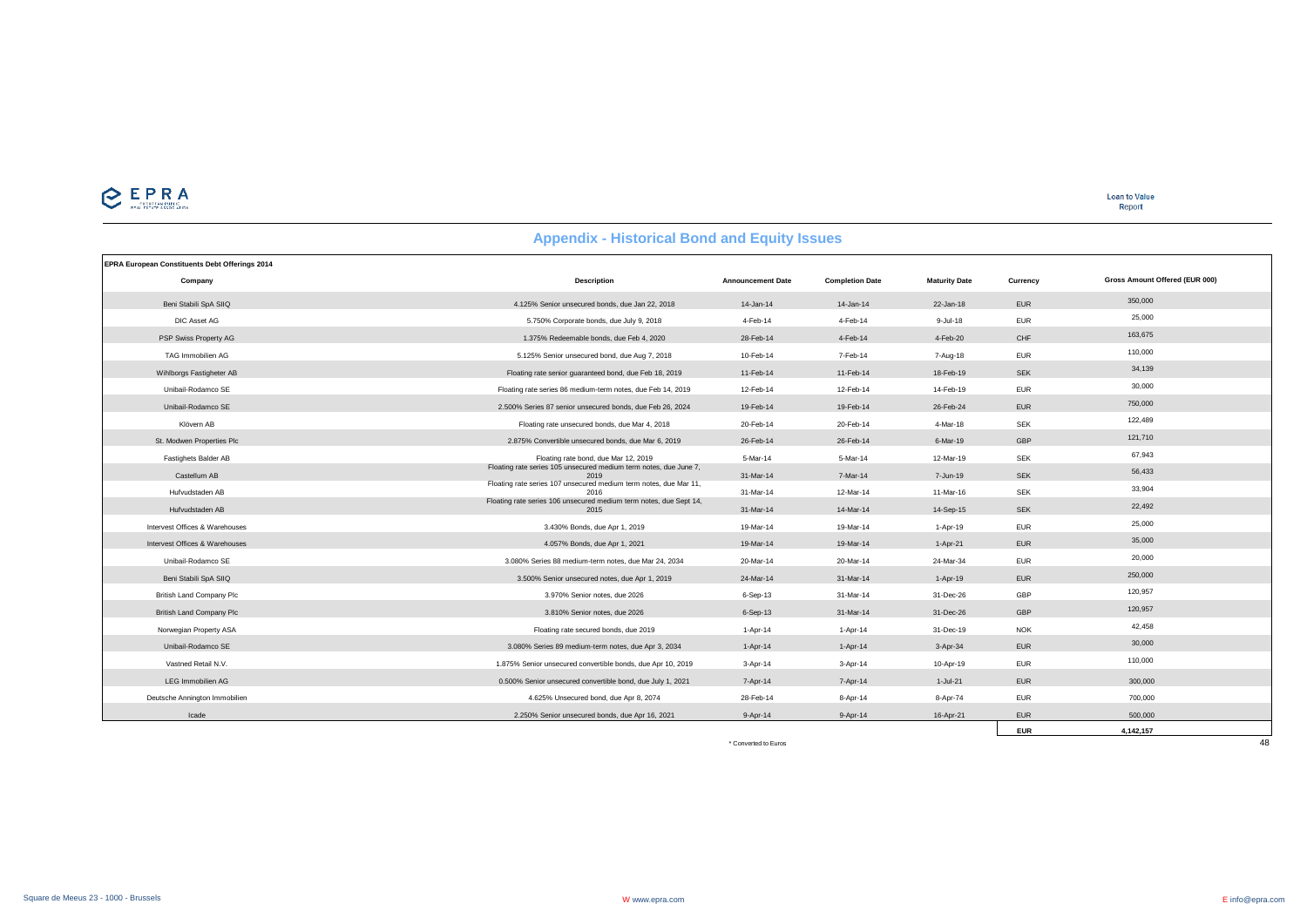## Appendix - Historical Bond and Equity Issues

**EPRA European Constituents Debt Offerings 2014**

| Company | Description | Announcement Date | Completion Date | Maturity Date | Currency | Gross Amount Offered (EUR 000) |
|---|---|---|---|---|---|---|
| Beni Stabili SpA SIIQ | 4.125% Senior unsecured bonds, due Jan 22, 2018 | 14-Jan-14 | 14-Jan-14 | 22-Jan-18 | EUR | 350,000 |
| DIC Asset AG | 5.750% Corporate bonds, due July 9, 2018 | 4-Feb-14 | 4-Feb-14 | 9-Jul-18 | EUR | 25,000 |
| PSP Swiss Property AG | 1.375% Redeemable bonds, due Feb 4, 2020 | 28-Feb-14 | 4-Feb-14 | 4-Feb-20 | CHF | 163,675 |
| TAG Immobilien AG | 5.125% Senior unsecured bond, due Aug 7, 2018 | 10-Feb-14 | 7-Feb-14 | 7-Aug-18 | EUR | 110,000 |
| Wihlborgs Fastigheter AB | Floating rate senior guaranteed bond, due Feb 18, 2019 | 11-Feb-14 | 11-Feb-14 | 18-Feb-19 | SEK | 34,139 |
| Unibail-Rodamco SE | Floating rate series 86 medium-term notes, due Feb 14, 2019 | 12-Feb-14 | 12-Feb-14 | 14-Feb-19 | EUR | 30,000 |
| Unibail-Rodamco SE | 2.500% Series 87 senior unsecured bonds, due Feb 26, 2024 | 19-Feb-14 | 19-Feb-14 | 26-Feb-24 | EUR | 750,000 |
| Klövern AB | Floating rate unsecured bonds, due Mar 4, 2018 | 20-Feb-14 | 20-Feb-14 | 4-Mar-18 | SEK | 122,489 |
| St. Modwen Properties Plc | 2.875% Convertible unsecured bonds, due Mar 6, 2019 | 26-Feb-14 | 26-Feb-14 | 6-Mar-19 | GBP | 121,710 |
| Fastighets Balder AB | Floating rate bond, due Mar 12, 2019 | 5-Mar-14 | 5-Mar-14 | 12-Mar-19 | SEK | 67,943 |
| Castellum AB | Floating rate series 105 unsecured medium term notes, due June 7, 2019 | 31-Mar-14 | 7-Mar-14 | 7-Jun-19 | SEK | 56,433 |
| Hufvudstaden AB | Floating rate series 107 unsecured medium term notes, due Mar 11, 2016 | 31-Mar-14 | 12-Mar-14 | 11-Mar-16 | SEK | 33,904 |
| Hufvudstaden AB | Floating rate series 106 unsecured medium term notes, due Sept 14, 2015 | 31-Mar-14 | 14-Mar-14 | 14-Sep-15 | SEK | 22,492 |
| Intervest Offices & Warehouses | 3.430% Bonds, due Apr 1, 2019 | 19-Mar-14 | 19-Mar-14 | 1-Apr-19 | EUR | 25,000 |
| Intervest Offices & Warehouses | 4.057% Bonds, due Apr 1, 2021 | 19-Mar-14 | 19-Mar-14 | 1-Apr-21 | EUR | 35,000 |
| Unibail-Rodamco SE | 3.080% Series 88 medium-term notes, due Mar 24, 2034 | 20-Mar-14 | 20-Mar-14 | 24-Mar-34 | EUR | 20,000 |
| Beni Stabili SpA SIIQ | 3.500% Senior unsecured notes, due Apr 1, 2019 | 24-Mar-14 | 31-Mar-14 | 1-Apr-19 | EUR | 250,000 |
| British Land Company Plc | 3.970% Senior notes, due 2026 | 6-Sep-13 | 31-Mar-14 | 31-Dec-26 | GBP | 120,957 |
| British Land Company Plc | 3.810% Senior notes, due 2026 | 6-Sep-13 | 31-Mar-14 | 31-Dec-26 | GBP | 120,957 |
| Norwegian Property ASA | Floating rate secured bonds, due 2019 | 1-Apr-14 | 1-Apr-14 | 31-Dec-19 | NOK | 42,458 |
| Unibail-Rodamco SE | 3.080% Series 89 medium-term notes, due Apr 3, 2034 | 1-Apr-14 | 1-Apr-14 | 3-Apr-34 | EUR | 30,000 |
| Vastned Retail N.V. | 1.875% Senior unsecured convertible bonds, due Apr 10, 2019 | 3-Apr-14 | 3-Apr-14 | 10-Apr-19 | EUR | 110,000 |
| LEG Immobilien AG | 0.500% Senior unsecured convertible bond, due July 1, 2021 | 7-Apr-14 | 7-Apr-14 | 1-Jul-21 | EUR | 300,000 |
| Deutsche Annington Immobilien | 4.625% Unsecured bond, due Apr 8, 2074 | 28-Feb-14 | 8-Apr-14 | 8-Apr-74 | EUR | 700,000 |
| Icade | 2.250% Senior unsecured bonds, due Apr 16, 2021 | 9-Apr-14 | 9-Apr-14 | 16-Apr-21 | EUR | 500,000 |
| | | | | | **EUR** | **4,142,157** |

\* Converted to Euros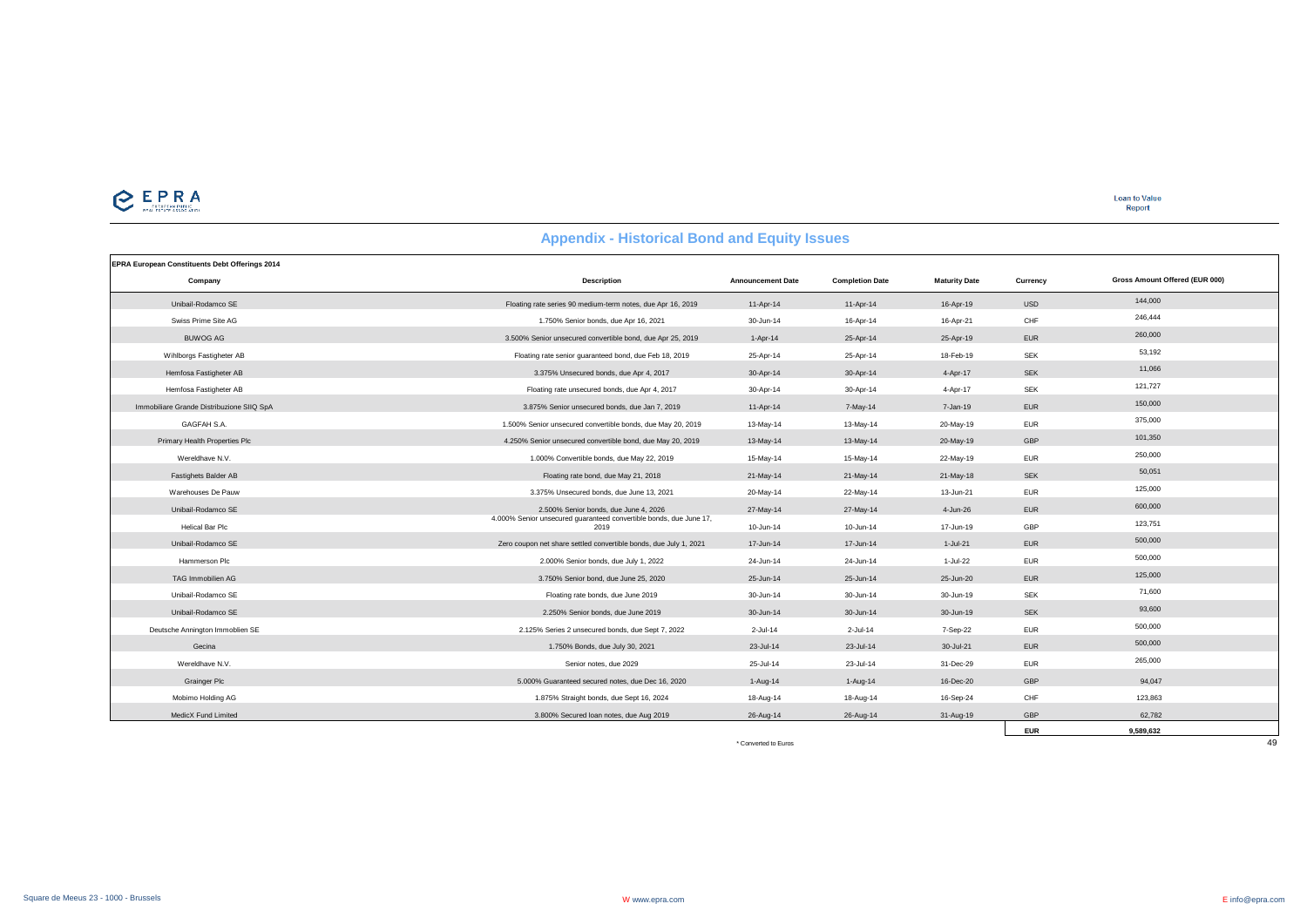## Appendix - Historical Bond and Equity Issues

**EPRA European Constituents Debt Offerings 2014**

| Company | Description | Announcement Date | Completion Date | Maturity Date | Currency | Gross Amount Offered (EUR 000) |
|---|---|---|---|---|---|---|
| Unibail-Rodamco SE | Floating rate series 90 medium-term notes, due Apr 16, 2019 | 11-Apr-14 | 11-Apr-14 | 16-Apr-19 | USD | 144,000 |
| Swiss Prime Site AG | 1.750% Senior bonds, due Apr 16, 2021 | 30-Jun-14 | 16-Apr-14 | 16-Apr-21 | CHF | 246,444 |
| BUWOG AG | 3.500% Senior unsecured convertible bond, due Apr 25, 2019 | 1-Apr-14 | 25-Apr-14 | 25-Apr-19 | EUR | 260,000 |
| Wihlborgs Fastigheter AB | Floating rate senior guaranteed bond, due Feb 18, 2019 | 25-Apr-14 | 25-Apr-14 | 18-Feb-19 | SEK | 53,192 |
| Hemfosa Fastigheter AB | 3.375% Unsecured bonds, due Apr 4, 2017 | 30-Apr-14 | 30-Apr-14 | 4-Apr-17 | SEK | 11,066 |
| Hemfosa Fastigheter AB | Floating rate unsecured bonds, due Apr 4, 2017 | 30-Apr-14 | 30-Apr-14 | 4-Apr-17 | SEK | 121,727 |
| Immobiliare Grande Distribuzione SIIQ SpA | 3.875% Senior unsecured bonds, due Jan 7, 2019 | 11-Apr-14 | 7-May-14 | 7-Jan-19 | EUR | 150,000 |
| GAGFAH S.A. | 1.500% Senior unsecured convertible bonds, due May 20, 2019 | 13-May-14 | 13-May-14 | 20-May-19 | EUR | 375,000 |
| Primary Health Properties Plc | 4.250% Senior unsecured convertible bond, due May 20, 2019 | 13-May-14 | 13-May-14 | 20-May-19 | GBP | 101,350 |
| Wereldhave N.V. | 1.000% Convertible bonds, due May 22, 2019 | 15-May-14 | 15-May-14 | 22-May-19 | EUR | 250,000 |
| Fastighets Balder AB | Floating rate bond, due May 21, 2018 | 21-May-14 | 21-May-14 | 21-May-18 | SEK | 50,051 |
| Warehouses De Pauw | 3.375% Unsecured bonds, due June 13, 2021 | 20-May-14 | 22-May-14 | 13-Jun-21 | EUR | 125,000 |
| Unibail-Rodamco SE | 2.500% Senior bonds, due June 4, 2026 | 27-May-14 | 27-May-14 | 4-Jun-26 | EUR | 600,000 |
| Helical Bar Plc | 4.000% Senior unsecured guaranteed convertible bonds, due June 17, 2019 | 10-Jun-14 | 10-Jun-14 | 17-Jun-19 | GBP | 123,751 |
| Unibail-Rodamco SE | Zero coupon net share settled convertible bonds, due July 1, 2021 | 17-Jun-14 | 17-Jun-14 | 1-Jul-21 | EUR | 500,000 |
| Hammerson Plc | 2.000% Senior bonds, due July 1, 2022 | 24-Jun-14 | 24-Jun-14 | 1-Jul-22 | EUR | 500,000 |
| TAG Immobilien AG | 3.750% Senior bond, due June 25, 2020 | 25-Jun-14 | 25-Jun-14 | 25-Jun-20 | EUR | 125,000 |
| Unibail-Rodamco SE | Floating rate bonds, due June 2019 | 30-Jun-14 | 30-Jun-14 | 30-Jun-19 | SEK | 71,600 |
| Unibail-Rodamco SE | 2.250% Senior bonds, due June 2019 | 30-Jun-14 | 30-Jun-14 | 30-Jun-19 | SEK | 93,600 |
| Deutsche Annington Immoblien SE | 2.125% Series 2 unsecured bonds, due Sept 7, 2022 | 2-Jul-14 | 2-Jul-14 | 7-Sep-22 | EUR | 500,000 |
| Gecina | 1.750% Bonds, due July 30, 2021 | 23-Jul-14 | 23-Jul-14 | 30-Jul-21 | EUR | 500,000 |
| Wereldhave N.V. | Senior notes, due 2029 | 25-Jul-14 | 23-Jul-14 | 31-Dec-29 | EUR | 265,000 |
| Grainger Plc | 5.000% Guaranteed secured notes, due Dec 16, 2020 | 1-Aug-14 | 1-Aug-14 | 16-Dec-20 | GBP | 94,047 |
| Mobimo Holding AG | 1.875% Straight bonds, due Sept 16, 2024 | 18-Aug-14 | 18-Aug-14 | 16-Sep-24 | CHF | 123,863 |
| MedicX Fund Limited | 3.800% Secured loan notes, due Aug 2019 | 26-Aug-14 | 26-Aug-14 | 31-Aug-19 | GBP | 62,782 |
| | | | | | **EUR** | **9,589,632** |

* Converted to Euros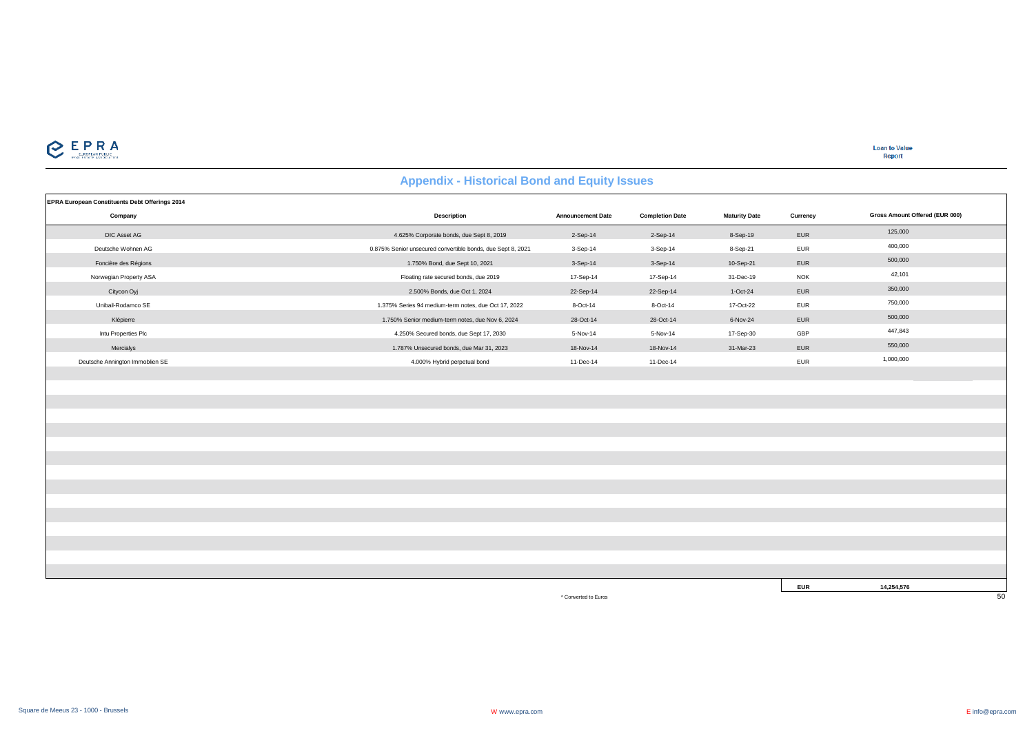## Appendix - Historical Bond and Equity Issues

**EPRA European Constituents Debt Offerings 2014**

| Company | Description | Announcement Date | Completion Date | Maturity Date | Currency | Gross Amount Offered (EUR 000) |
|---|---|---|---|---|---|---|
| DIC Asset AG | 4.625% Corporate bonds, due Sept 8, 2019 | 2-Sep-14 | 2-Sep-14 | 8-Sep-19 | EUR | 125,000 |
| Deutsche Wohnen AG | 0.875% Senior unsecured convertible bonds, due Sept 8, 2021 | 3-Sep-14 | 3-Sep-14 | 8-Sep-21 | EUR | 400,000 |
| Foncière des Régions | 1.750% Bond, due Sept 10, 2021 | 3-Sep-14 | 3-Sep-14 | 10-Sep-21 | EUR | 500,000 |
| Norwegian Property ASA | Floating rate secured bonds, due 2019 | 17-Sep-14 | 17-Sep-14 | 31-Dec-19 | NOK | 42,101 |
| Citycon Oyj | 2.500% Bonds, due Oct 1, 2024 | 22-Sep-14 | 22-Sep-14 | 1-Oct-24 | EUR | 350,000 |
| Unibail-Rodamco SE | 1.375% Series 94 medium-term notes, due Oct 17, 2022 | 8-Oct-14 | 8-Oct-14 | 17-Oct-22 | EUR | 750,000 |
| Klépierre | 1.750% Senior medium-term notes, due Nov 6, 2024 | 28-Oct-14 | 28-Oct-14 | 6-Nov-24 | EUR | 500,000 |
| Intu Properties Plc | 4.250% Secured bonds, due Sept 17, 2030 | 5-Nov-14 | 5-Nov-14 | 17-Sep-30 | GBP | 447,843 |
| Mercialys | 1.787% Unsecured bonds, due Mar 31, 2023 | 18-Nov-14 | 18-Nov-14 | 31-Mar-23 | EUR | 550,000 |
| Deutsche Annington Immobilien SE | 4.000% Hybrid perpetual bond | 11-Dec-14 | 11-Dec-14 | | EUR | 1,000,000 |
| | | | | | **EUR** | **14,254,576** |

* Converted to Euros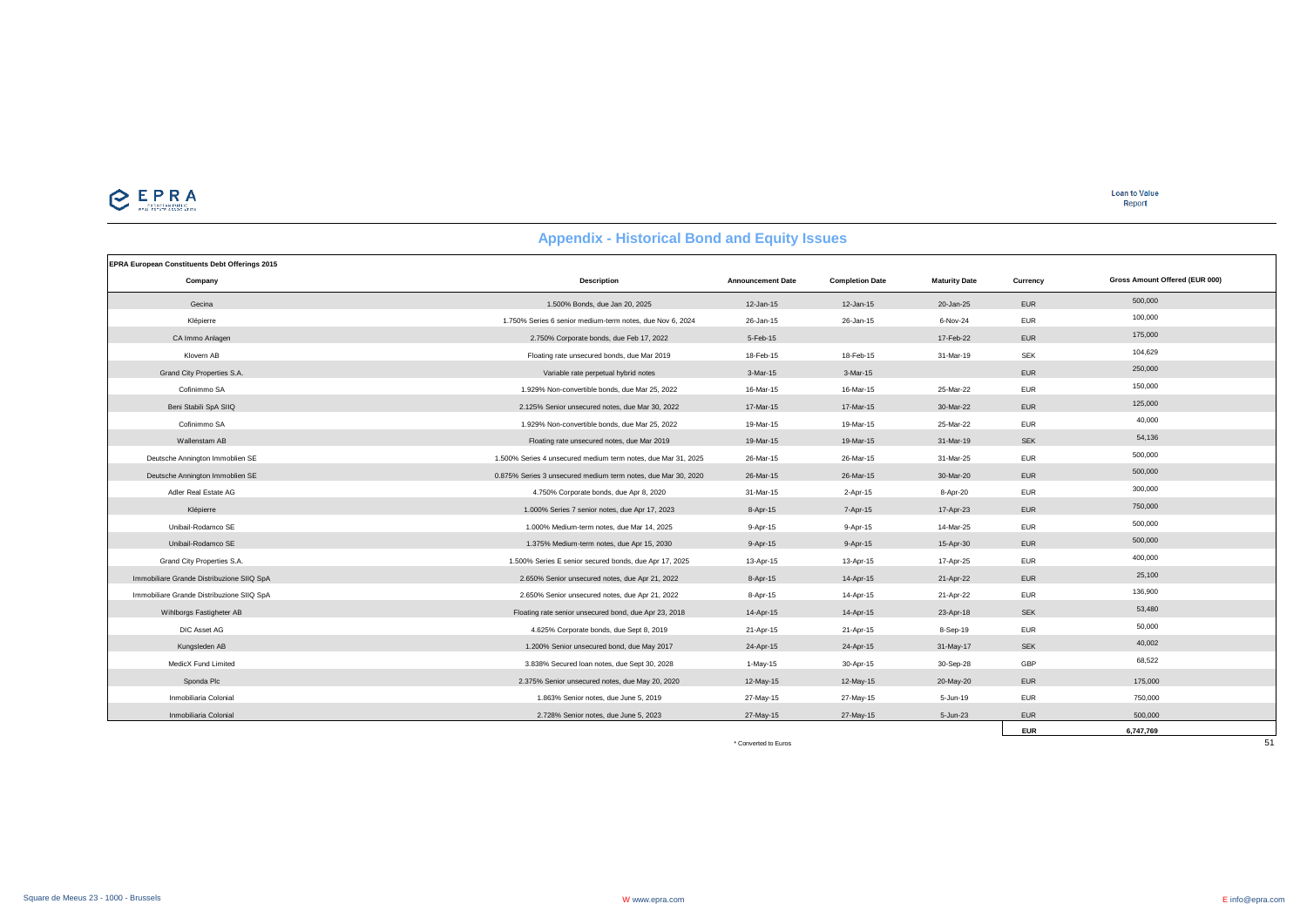## Appendix - Historical Bond and Equity Issues

| EPRA European Constituents Debt Offerings 2015 | | | | | | |
|---|---|---|---|---|---|---|
| **Company** | **Description** | **Announcement Date** | **Completion Date** | **Maturity Date** | **Currency** | **Gross Amount Offered (EUR 000)** |
| Gecina | 1.500% Bonds, due Jan 20, 2025 | 12-Jan-15 | 12-Jan-15 | 20-Jan-25 | EUR | 500,000 |
| Klépierre | 1.750% Series 6 senior medium-term notes, due Nov 6, 2024 | 26-Jan-15 | 26-Jan-15 | 6-Nov-24 | EUR | 100,000 |
| CA Immo Anlagen | 2.750% Corporate bonds, due Feb 17, 2022 | 5-Feb-15 | | 17-Feb-22 | EUR | 175,000 |
| Klovern AB | Floating rate unsecured bonds, due Mar 2019 | 18-Feb-15 | 18-Feb-15 | 31-Mar-19 | SEK | 104,629 |
| Grand City Properties S.A. | Variable rate perpetual hybrid notes | 3-Mar-15 | 3-Mar-15 | | EUR | 250,000 |
| Cofinimmo SA | 1.929% Non-convertible bonds, due Mar 25, 2022 | 16-Mar-15 | 16-Mar-15 | 25-Mar-22 | EUR | 150,000 |
| Beni Stabili SpA SIIQ | 2.125% Senior unsecured notes, due Mar 30, 2022 | 17-Mar-15 | 17-Mar-15 | 30-Mar-22 | EUR | 125,000 |
| Cofinimmo SA | 1.929% Non-convertible bonds, due Mar 25, 2022 | 19-Mar-15 | 19-Mar-15 | 25-Mar-22 | EUR | 40,000 |
| Wallenstam AB | Floating rate unsecured notes, due Mar 2019 | 19-Mar-15 | 19-Mar-15 | 31-Mar-19 | SEK | 54,136 |
| Deutsche Annington Immoblien SE | 1.500% Series 4 unsecured medium term notes, due Mar 31, 2025 | 26-Mar-15 | 26-Mar-15 | 31-Mar-25 | EUR | 500,000 |
| Deutsche Annington Immoblien SE | 0.875% Series 3 unsecured medium term notes, due Mar 30, 2020 | 26-Mar-15 | 26-Mar-15 | 30-Mar-20 | EUR | 500,000 |
| Adler Real Estate AG | 4.750% Corporate bonds, due Apr 8, 2020 | 31-Mar-15 | 2-Apr-15 | 8-Apr-20 | EUR | 300,000 |
| Klépierre | 1.000% Series 7 senior notes, due Apr 17, 2023 | 8-Apr-15 | 7-Apr-15 | 17-Apr-23 | EUR | 750,000 |
| Unibail-Rodamco SE | 1.000% Medium-term notes, due Mar 14, 2025 | 9-Apr-15 | 9-Apr-15 | 14-Mar-25 | EUR | 500,000 |
| Unibail-Rodamco SE | 1.375% Medium-term notes, due Apr 15, 2030 | 9-Apr-15 | 9-Apr-15 | 15-Apr-30 | EUR | 500,000 |
| Grand City Properties S.A. | 1.500% Series E senior secured bonds, due Apr 17, 2025 | 13-Apr-15 | 13-Apr-15 | 17-Apr-25 | EUR | 400,000 |
| Immobiliare Grande Distribuzione SIIQ SpA | 2.650% Senior unsecured notes, due Apr 21, 2022 | 8-Apr-15 | 14-Apr-15 | 21-Apr-22 | EUR | 25,100 |
| Immobiliare Grande Distribuzione SIIQ SpA | 2.650% Senior unsecured notes, due Apr 21, 2022 | 8-Apr-15 | 14-Apr-15 | 21-Apr-22 | EUR | 136,900 |
| Wihlborgs Fastigheter AB | Floating rate senior unsecured bond, due Apr 23, 2018 | 14-Apr-15 | 14-Apr-15 | 23-Apr-18 | SEK | 53,480 |
| DIC Asset AG | 4.625% Corporate bonds, due Sept 8, 2019 | 21-Apr-15 | 21-Apr-15 | 8-Sep-19 | EUR | 50,000 |
| Kungsleden AB | 1.200% Senior unsecured bond, due May 2017 | 24-Apr-15 | 24-Apr-15 | 31-May-17 | SEK | 40,002 |
| MedicX Fund Limited | 3.838% Secured loan notes, due Sept 30, 2028 | 1-May-15 | 30-Apr-15 | 30-Sep-28 | GBP | 68,522 |
| Sponda Plc | 2.375% Senior unsecured notes, due May 20, 2020 | 12-May-15 | 12-May-15 | 20-May-20 | EUR | 175,000 |
| Inmobiliaria Colonial | 1.863% Senior notes, due June 5, 2019 | 27-May-15 | 27-May-15 | 5-Jun-19 | EUR | 750,000 |
| Inmobiliaria Colonial | 2.728% Senior notes, due June 5, 2023 | 27-May-15 | 27-May-15 | 5-Jun-23 | EUR | 500,000 |
| | | | | | **EUR** | **6,747,769** |

* Converted to Euros

Square de Meeus 23 - 1000 - Brussels | W www.epra.com | E info@epra.com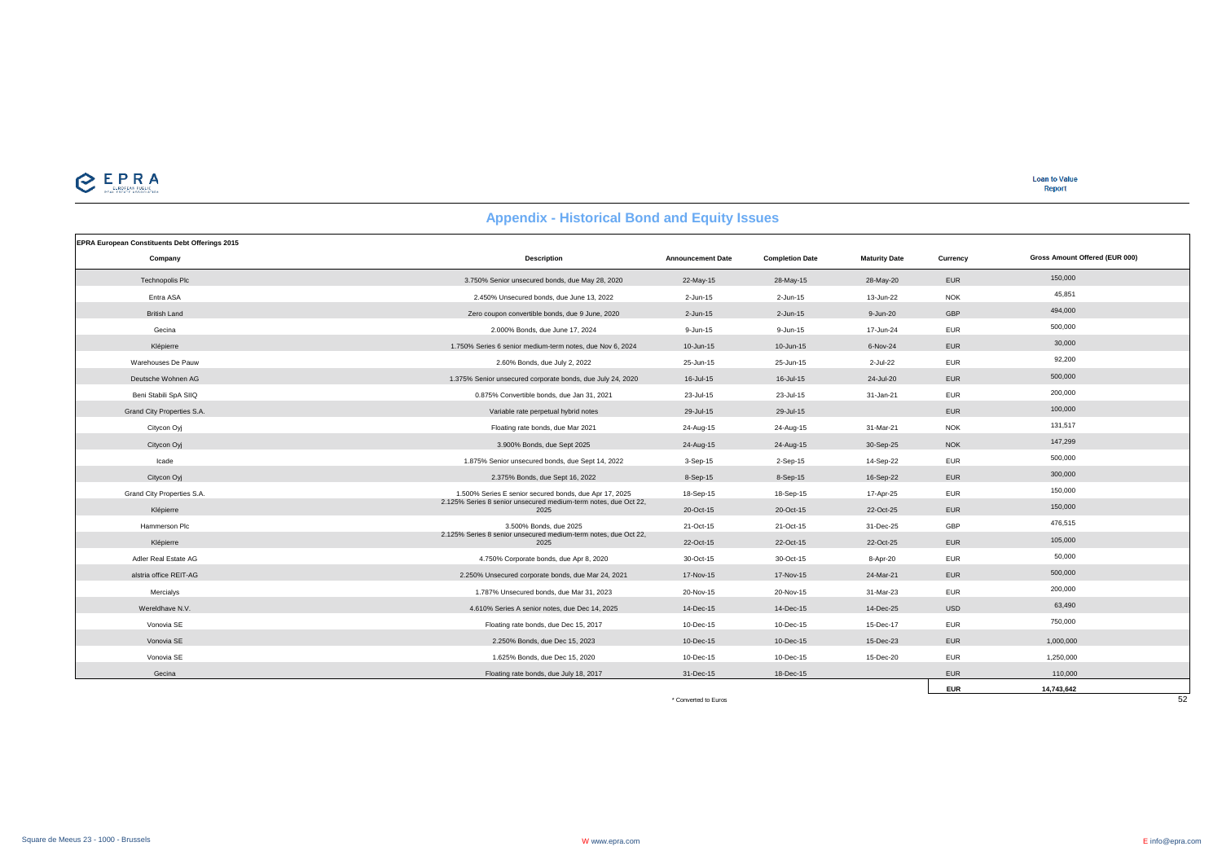## Appendix - Historical Bond and Equity Issues

**EPRA European Constituents Debt Offerings 2015**

| Company | Description | Announcement Date | Completion Date | Maturity Date | Currency | Gross Amount Offered (EUR 000) |
|---|---|---|---|---|---|---|
| Technopolis Plc | 3.750% Senior unsecured bonds, due May 28, 2020 | 22-May-15 | 28-May-15 | 28-May-20 | EUR | 150,000 |
| Entra ASA | 2.450% Unsecured bonds, due June 13, 2022 | 2-Jun-15 | 2-Jun-15 | 13-Jun-22 | NOK | 45,851 |
| British Land | Zero coupon convertible bonds, due 9 June, 2020 | 2-Jun-15 | 2-Jun-15 | 9-Jun-20 | GBP | 494,000 |
| Gecina | 2.000% Bonds, due June 17, 2024 | 9-Jun-15 | 9-Jun-15 | 17-Jun-24 | EUR | 500,000 |
| Klépierre | 1.750% Series 6 senior medium-term notes, due Nov 6, 2024 | 10-Jun-15 | 10-Jun-15 | 6-Nov-24 | EUR | 30,000 |
| Warehouses De Pauw | 2.60% Bonds, due July 2, 2022 | 25-Jun-15 | 25-Jun-15 | 2-Jul-22 | EUR | 92,200 |
| Deutsche Wohnen AG | 1.375% Senior unsecured corporate bonds, due July 24, 2020 | 16-Jul-15 | 16-Jul-15 | 24-Jul-20 | EUR | 500,000 |
| Beni Stabili SpA SIIQ | 0.875% Convertible bonds, due Jan 31, 2021 | 23-Jul-15 | 23-Jul-15 | 31-Jan-21 | EUR | 200,000 |
| Grand City Properties S.A. | Variable rate perpetual hybrid notes | 29-Jul-15 | 29-Jul-15 | | EUR | 100,000 |
| Citycon Oyj | Floating rate bonds, due Mar 2021 | 24-Aug-15 | 24-Aug-15 | 31-Mar-21 | NOK | 131,517 |
| Citycon Oyj | 3.900% Bonds, due Sept 2025 | 24-Aug-15 | 24-Aug-15 | 30-Sep-25 | NOK | 147,299 |
| Icade | 1.875% Senior unsecured bonds, due Sept 14, 2022 | 3-Sep-15 | 2-Sep-15 | 14-Sep-22 | EUR | 500,000 |
| Citycon Oyj | 2.375% Bonds, due Sept 16, 2022 | 8-Sep-15 | 8-Sep-15 | 16-Sep-22 | EUR | 300,000 |
| Grand City Properties S.A. | 1.500% Series E senior secured bonds, due Apr 17, 2025 | 18-Sep-15 | 18-Sep-15 | 17-Apr-25 | EUR | 150,000 |
| Klépierre | 2.125% Series 8 senior unsecured medium-term notes, due Oct 22, 2025 | 20-Oct-15 | 20-Oct-15 | 22-Oct-25 | EUR | 150,000 |
| Hammerson Plc | 3.500% Bonds, due 2025 | 21-Oct-15 | 21-Oct-15 | 31-Dec-25 | GBP | 476,515 |
| Klépierre | 2.125% Series 8 senior unsecured medium-term notes, due Oct 22, 2025 | 22-Oct-15 | 22-Oct-15 | 22-Oct-25 | EUR | 105,000 |
| Adler Real Estate AG | 4.750% Corporate bonds, due Apr 8, 2020 | 30-Oct-15 | 30-Oct-15 | 8-Apr-20 | EUR | 50,000 |
| alstria office REIT-AG | 2.250% Unsecured corporate bonds, due Mar 24, 2021 | 17-Nov-15 | 17-Nov-15 | 24-Mar-21 | EUR | 500,000 |
| Mercialys | 1.787% Unsecured bonds, due Mar 31, 2023 | 20-Nov-15 | 20-Nov-15 | 31-Mar-23 | EUR | 200,000 |
| Wereldhave N.V. | 4.610% Series A senior notes, due Dec 14, 2025 | 14-Dec-15 | 14-Dec-15 | 14-Dec-25 | USD | 63,490 |
| Vonovia SE | Floating rate bonds, due Dec 15, 2017 | 10-Dec-15 | 10-Dec-15 | 15-Dec-17 | EUR | 750,000 |
| Vonovia SE | 2.250% Bonds, due Dec 15, 2023 | 10-Dec-15 | 10-Dec-15 | 15-Dec-23 | EUR | 1,000,000 |
| Vonovia SE | 1.625% Bonds, due Dec 15, 2020 | 10-Dec-15 | 10-Dec-15 | 15-Dec-20 | EUR | 1,250,000 |
| Gecina | Floating rate bonds, due July 18, 2017 | 31-Dec-15 | 18-Dec-15 | | EUR | 110,000 |
| | | | | | **EUR** | **14,743,642** |

* Converted to Euros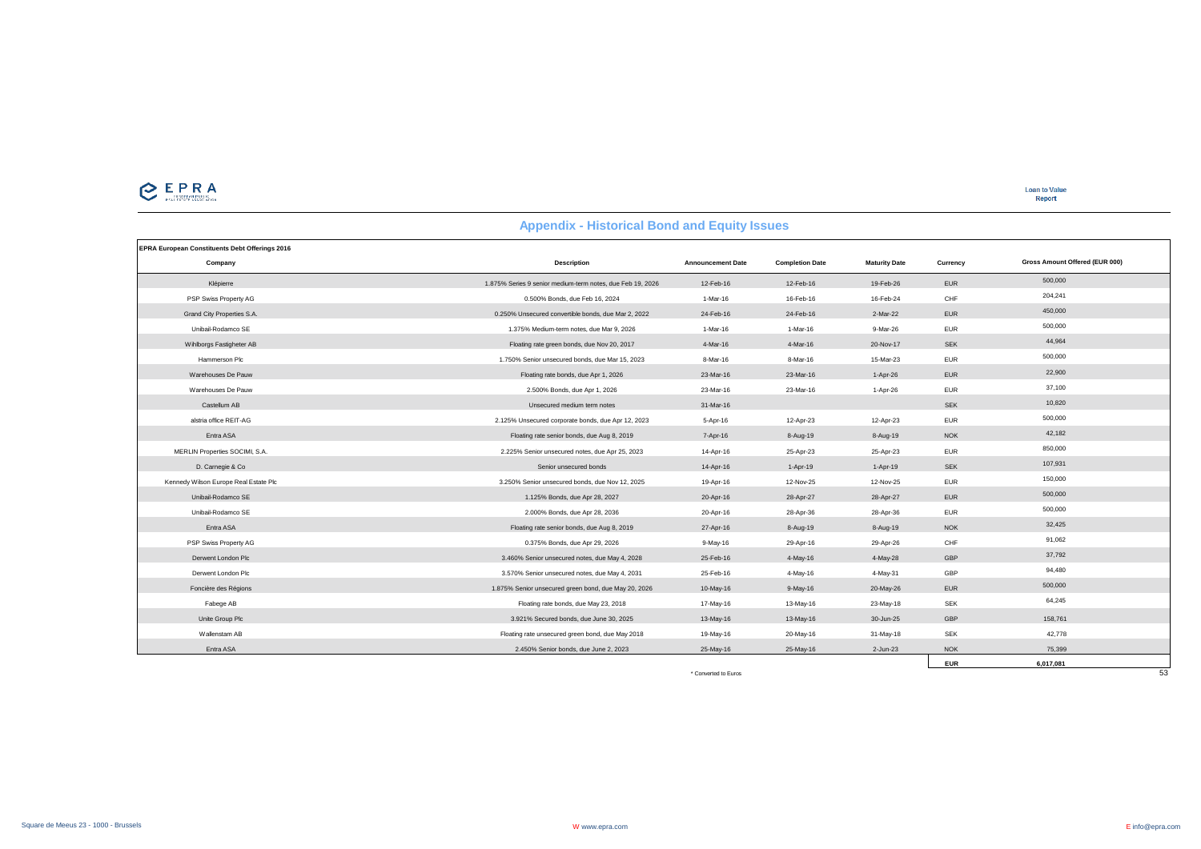## Appendix - Historical Bond and Equity Issues

**EPRA European Constituents Debt Offerings 2016**

| Company | Description | Announcement Date | Completion Date | Maturity Date | Currency | Gross Amount Offered (EUR 000) |
|---|---|---|---|---|---|---|
| Klépierre | 1.875% Series 9 senior medium-term notes, due Feb 19, 2026 | 12-Feb-16 | 12-Feb-16 | 19-Feb-26 | EUR | 500,000 |
| PSP Swiss Property AG | 0.500% Bonds, due Feb 16, 2024 | 1-Mar-16 | 16-Feb-16 | 16-Feb-24 | CHF | 204,241 |
| Grand City Properties S.A. | 0.250% Unsecured convertible bonds, due Mar 2, 2022 | 24-Feb-16 | 24-Feb-16 | 2-Mar-22 | EUR | 450,000 |
| Unibail-Rodamco SE | 1.375% Medium-term notes, due Mar 9, 2026 | 1-Mar-16 | 1-Mar-16 | 9-Mar-26 | EUR | 500,000 |
| Wihlborgs Fastigheter AB | Floating rate green bonds, due Nov 20, 2017 | 4-Mar-16 | 4-Mar-16 | 20-Nov-17 | SEK | 44,964 |
| Hammerson Plc | 1.750% Senior unsecured bonds, due Mar 15, 2023 | 8-Mar-16 | 8-Mar-16 | 15-Mar-23 | EUR | 500,000 |
| Warehouses De Pauw | Floating rate bonds, due Apr 1, 2026 | 23-Mar-16 | 23-Mar-16 | 1-Apr-26 | EUR | 22,900 |
| Warehouses De Pauw | 2.500% Bonds, due Apr 1, 2026 | 23-Mar-16 | 23-Mar-16 | 1-Apr-26 | EUR | 37,100 |
| Castellum AB | Unsecured medium term notes | 31-Mar-16 | | | SEK | 10,820 |
| alstria office REIT-AG | 2.125% Unsecured corporate bonds, due Apr 12, 2023 | 5-Apr-16 | 12-Apr-23 | 12-Apr-23 | EUR | 500,000 |
| Entra ASA | Floating rate senior bonds, due Aug 8, 2019 | 7-Apr-16 | 8-Aug-19 | 8-Aug-19 | NOK | 42,182 |
| MERLIN Properties SOCIMI, S.A. | 2.225% Senior unsecured notes, due Apr 25, 2023 | 14-Apr-16 | 25-Apr-23 | 25-Apr-23 | EUR | 850,000 |
| D. Carnegie & Co | Senior unsecured bonds | 14-Apr-16 | 1-Apr-19 | 1-Apr-19 | SEK | 107,931 |
| Kennedy Wilson Europe Real Estate Plc | 3.250% Senior unsecured bonds, due Nov 12, 2025 | 19-Apr-16 | 12-Nov-25 | 12-Nov-25 | EUR | 150,000 |
| Unibail-Rodamco SE | 1.125% Bonds, due Apr 28, 2027 | 20-Apr-16 | 28-Apr-27 | 28-Apr-27 | EUR | 500,000 |
| Unibail-Rodamco SE | 2.000% Bonds, due Apr 28, 2036 | 20-Apr-16 | 28-Apr-36 | 28-Apr-36 | EUR | 500,000 |
| Entra ASA | Floating rate senior bonds, due Aug 8, 2019 | 27-Apr-16 | 8-Aug-19 | 8-Aug-19 | NOK | 32,425 |
| PSP Swiss Property AG | 0.375% Bonds, due Apr 29, 2026 | 9-May-16 | 29-Apr-16 | 29-Apr-26 | CHF | 91,062 |
| Derwent London Plc | 3.460% Senior unsecured notes, due May 4, 2028 | 25-Feb-16 | 4-May-16 | 4-May-28 | GBP | 37,792 |
| Derwent London Plc | 3.570% Senior unsecured notes, due May 4, 2031 | 25-Feb-16 | 4-May-16 | 4-May-31 | GBP | 94,480 |
| Foncière des Régions | 1.875% Senior unsecured green bond, due May 20, 2026 | 10-May-16 | 9-May-16 | 20-May-26 | EUR | 500,000 |
| Fabege AB | Floating rate bonds, due May 23, 2018 | 17-May-16 | 13-May-16 | 23-May-18 | SEK | 64,245 |
| Unite Group Plc | 3.921% Secured bonds, due June 30, 2025 | 13-May-16 | 13-May-16 | 30-Jun-25 | GBP | 158,761 |
| Wallenstam AB | Floating rate unsecured green bond, due May 2018 | 19-May-16 | 20-May-16 | 31-May-18 | SEK | 42,778 |
| Entra ASA | 2.450% Senior bonds, due June 2, 2023 | 25-May-16 | 25-May-16 | 2-Jun-23 | NOK | 75,399 |
| | | | | | **EUR** | **6,017,081** |

* Converted to Euros

Square de Meeus 23 - 1000 - Brussels W www.epra.com E info@epra.com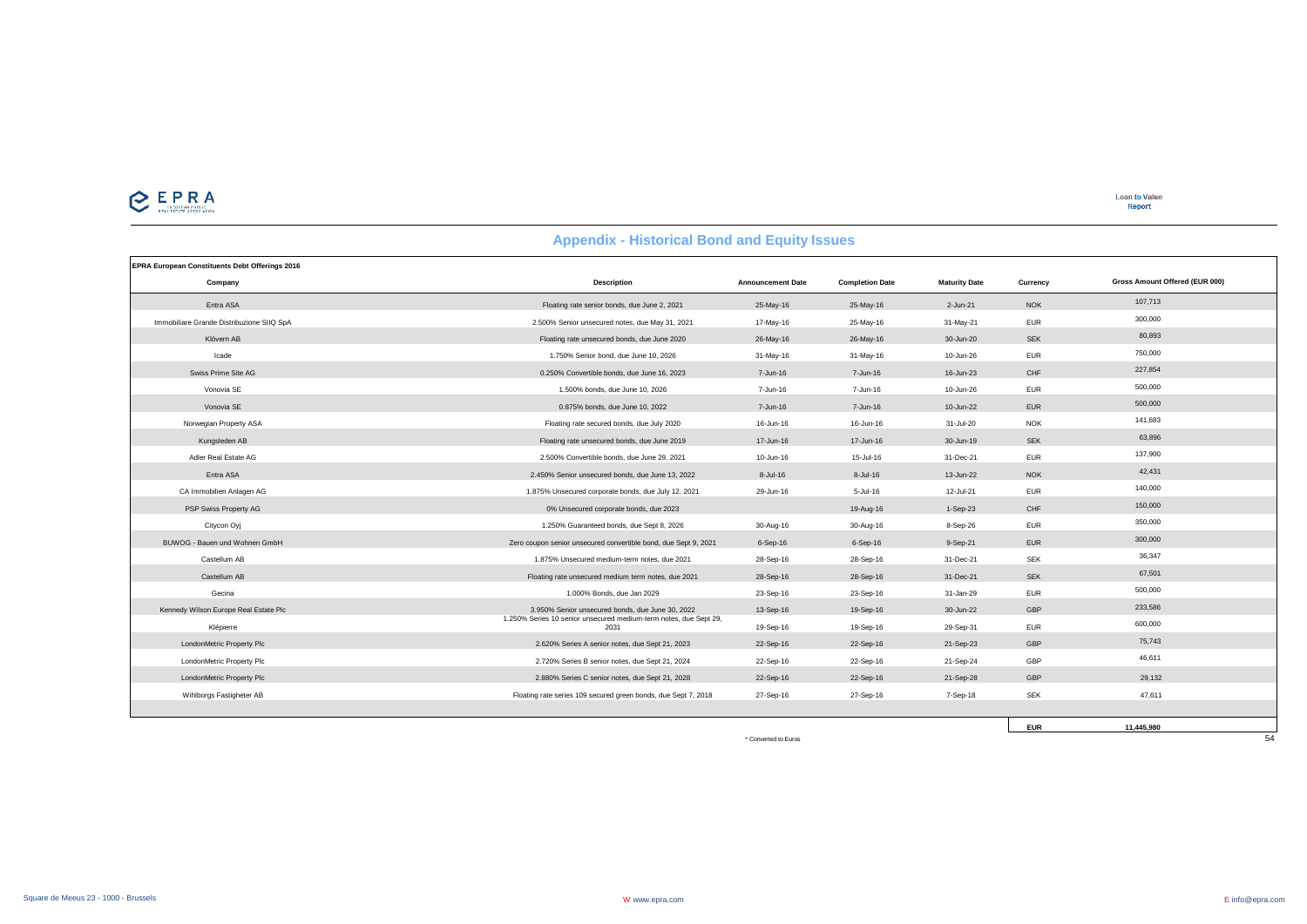## Appendix - Historical Bond and Equity Issues

| EPRA European Constituents Debt Offerings 2016 | | | | | | |
|---|---|---|---|---|---|---|
| **Company** | **Description** | **Announcement Date** | **Completion Date** | **Maturity Date** | **Currency** | **Gross Amount Offered (EUR 000)** |
| Entra ASA | Floating rate senior bonds, due June 2, 2021 | 25-May-16 | 25-May-16 | 2-Jun-21 | NOK | 107,713 |
| Immobiliare Grande Distribuzione SIIQ SpA | 2.500% Senior unsecured notes, due May 31, 2021 | 17-May-16 | 25-May-16 | 31-May-21 | EUR | 300,000 |
| Klövern AB | Floating rate unsecured bonds, due June 2020 | 26-May-16 | 26-May-16 | 30-Jun-20 | SEK | 80,893 |
| Icade | 1.750% Senior bond, due June 10, 2026 | 31-May-16 | 31-May-16 | 10-Jun-26 | EUR | 750,000 |
| Swiss Prime Site AG | 0.250% Convertible bonds, due June 16, 2023 | 7-Jun-16 | 7-Jun-16 | 16-Jun-23 | CHF | 227,854 |
| Vonovia SE | 1.500% bonds, due June 10, 2026 | 7-Jun-16 | 7-Jun-16 | 10-Jun-26 | EUR | 500,000 |
| Vonovia SE | 0.875% bonds, due June 10, 2022 | 7-Jun-16 | 7-Jun-16 | 10-Jun-22 | EUR | 500,000 |
| Norwegian Property ASA | Floating rate secured bonds, due July 2020 | 16-Jun-16 | 16-Jun-16 | 31-Jul-20 | NOK | 141,683 |
| Kungsleden AB | Floating rate unsecured bonds, due June 2019 | 17-Jun-16 | 17-Jun-16 | 30-Jun-19 | SEK | 63,896 |
| Adler Real Estate AG | 2.500% Convertible bonds, due June 29, 2021 | 10-Jun-16 | 15-Jul-16 | 31-Dec-21 | EUR | 137,900 |
| Entra ASA | 2.450% Senior unsecured bonds, due June 13, 2022 | 8-Jul-16 | 8-Jul-16 | 13-Jun-22 | NOK | 42,431 |
| CA Immobilien Anlagen AG | 1.875% Unsecured corporate bonds, due July 12, 2021 | 29-Jun-16 | 5-Jul-16 | 12-Jul-21 | EUR | 140,000 |
| PSP Swiss Property AG | 0% Unsecured corporate bonds, due 2023 | | 19-Aug-16 | 1-Sep-23 | CHF | 150,000 |
| Citycon Oyj | 1.250% Guaranteed bonds, due Sept 8, 2026 | 30-Aug-16 | 30-Aug-16 | 8-Sep-26 | EUR | 350,000 |
| BUWOG - Bauen und Wohnen GmbH | Zero coupon senior unsecured convertible bond, due Sept 9, 2021 | 6-Sep-16 | 6-Sep-16 | 9-Sep-21 | EUR | 300,000 |
| Castellum AB | 1.875% Unsecured medium-term notes, due 2021 | 28-Sep-16 | 28-Sep-16 | 31-Dec-21 | SEK | 36,347 |
| Castellum AB | Floating rate unsecured medium term notes, due 2021 | 28-Sep-16 | 28-Sep-16 | 31-Dec-21 | SEK | 67,501 |
| Gecina | 1.000% Bonds, due Jan 2029 | 23-Sep-16 | 23-Sep-16 | 31-Jan-29 | EUR | 500,000 |
| Kennedy Wilson Europe Real Estate Plc | 3.950% Senior unsecured bonds, due June 30, 2022 | 13-Sep-16 | 19-Sep-16 | 30-Jun-22 | GBP | 233,586 |
| Klépierre | 1.250% Series 10 senior unsecured medium-term notes, due Sept 29, 2031 | 19-Sep-16 | 19-Sep-16 | 29-Sep-31 | EUR | 600,000 |
| LondonMetric Property Plc | 2.620% Series A senior notes, due Sept 21, 2023 | 22-Sep-16 | 22-Sep-16 | 21-Sep-23 | GBP | 75,743 |
| LondonMetric Property Plc | 2.720% Series B senior notes, due Sept 21, 2024 | 22-Sep-16 | 22-Sep-16 | 21-Sep-24 | GBP | 46,611 |
| LondonMetric Property Plc | 2.880% Series C senior notes, due Sept 21, 2028 | 22-Sep-16 | 22-Sep-16 | 21-Sep-28 | GBP | 29,132 |
| Wihlborgs Fastigheter AB | Floating rate series 109 secured green bonds, due Sept 7, 2018 | 27-Sep-16 | 27-Sep-16 | 7-Sep-18 | SEK | 47,611 |
| | | | | | **EUR** | **11,445,980** |

\* Converted to Euros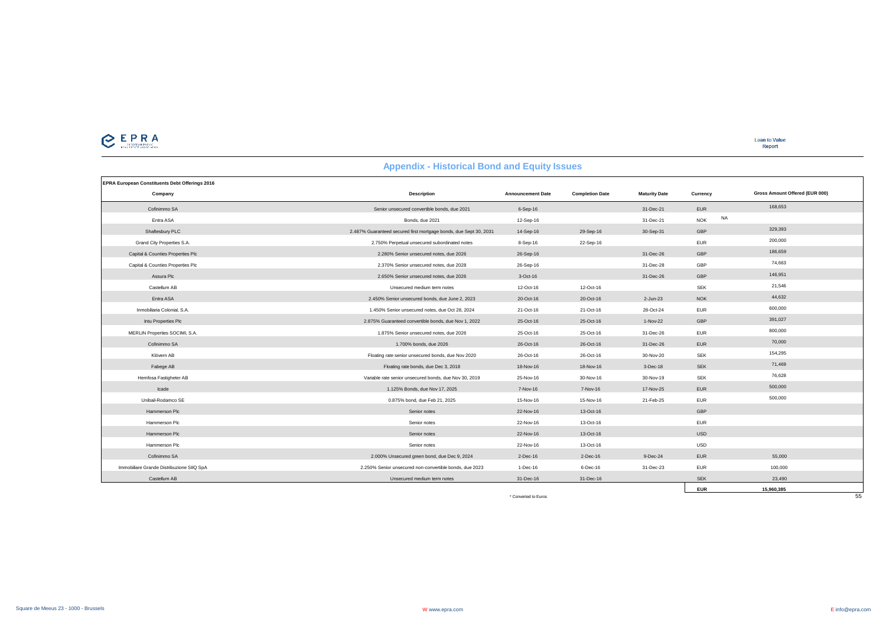## Appendix - Historical Bond and Equity Issues

| EPRA European Constituents Debt Offerings 2016 | | | | | | |
|---|---|---|---|---|---|---|
| **Company** | **Description** | **Announcement Date** | **Completion Date** | **Maturity Date** | **Currency** | **Gross Amount Offered (EUR 000)** |
| Cofinimmo SA | Senior unsecured convertible bonds, due 2021 | 6-Sep-16 | | 31-Dec-21 | EUR | 168,653 |
| Entra ASA | Bonds, due 2021 | 12-Sep-16 | | 31-Dec-21 | NOK | NA |
| Shaftesbury PLC | 2.487% Guaranteed secured first mortgage bonds, due Sept 30, 2031 | 14-Sep-16 | 29-Sep-16 | 30-Sep-31 | GBP | 329,393 |
| Grand City Properties S.A. | 2.750% Perpetual unsecured subordinated notes | 8-Sep-16 | 22-Sep-16 | | EUR | 200,000 |
| Capital & Counties Properties Plc | 2.280% Senior unsecured notes, due 2026 | 26-Sep-16 | | 31-Dec-26 | GBP | 186,659 |
| Capital & Counties Properties Plc | 2.370% Senior unsecured notes, due 2028 | 26-Sep-16 | | 31-Dec-28 | GBP | 74,663 |
| Assura Plc | 2.650% Senior unsecured notes, due 2026 | 3-Oct-16 | | 31-Dec-26 | GBP | 146,951 |
| Castellum AB | Unsecured medium term notes | 12-Oct-16 | 12-Oct-16 | | SEK | 21,546 |
| Entra ASA | 2.450% Senior unsecured bonds, due June 2, 2023 | 20-Oct-16 | 20-Oct-16 | 2-Jun-23 | NOK | 44,632 |
| Inmobiliaria Colonial, S.A. | 1.450% Senior unsecured notes, due Oct 28, 2024 | 21-Oct-16 | 21-Oct-16 | 28-Oct-24 | EUR | 600,000 |
| Intu Properties Plc | 2.875% Guaranteed convertible bonds, due Nov 1, 2022 | 25-Oct-16 | 25-Oct-16 | 1-Nov-22 | GBP | 391,027 |
| MERLIN Properties SOCIMI, S.A. | 1.875% Senior unsecured notes, due 2026 | 25-Oct-16 | 25-Oct-16 | 31-Dec-26 | EUR | 800,000 |
| Cofinimmo SA | 1.700% bonds, due 2026 | 26-Oct-16 | 26-Oct-16 | 31-Dec-26 | EUR | 70,000 |
| Klövern AB | Floating rate senior unsecured bonds, due Nov 2020 | 26-Oct-16 | 26-Oct-16 | 30-Nov-20 | SEK | 154,295 |
| Fabege AB | Floating rate bonds, due Dec 3, 2018 | 18-Nov-16 | 18-Nov-16 | 3-Dec-18 | SEK | 71,469 |
| Hemfosa Fastigheter AB | Variable rate senior unsecured bonds, due Nov 30, 2019 | 25-Nov-16 | 30-Nov-16 | 30-Nov-19 | SEK | 76,628 |
| Icade | 1.125% Bonds, due Nov 17, 2025 | 7-Nov-16 | 7-Nov-16 | 17-Nov-25 | EUR | 500,000 |
| Unibail-Rodamco SE | 0.875% bond, due Feb 21, 2025 | 15-Nov-16 | 15-Nov-16 | 21-Feb-25 | EUR | 500,000 |
| Hammerson Plc | Senior notes | 22-Nov-16 | 13-Oct-16 | | GBP | |
| Hammerson Plc | Senior notes | 22-Nov-16 | 13-Oct-16 | | EUR | |
| Hammerson Plc | Senior notes | 22-Nov-16 | 13-Oct-16 | | USD | |
| Hammerson Plc | Senior notes | 22-Nov-16 | 13-Oct-16 | | USD | |
| Cofinimmo SA | 2.000% Unsecured green bond, due Dec 9, 2024 | 2-Dec-16 | 2-Dec-16 | 9-Dec-24 | EUR | 55,000 |
| Immobiliare Grande Distribuzione SIIQ SpA | 2.250% Senior unsecured non-convertible bonds, due 2023 | 1-Dec-16 | 6-Dec-16 | 31-Dec-23 | EUR | 100,000 |
| Castellum AB | Unsecured medium term notes | 31-Dec-16 | 31-Dec-16 | | SEK | 23,490 |
| | | | | | **EUR** | **15,960,385** |

\* Converted to Euros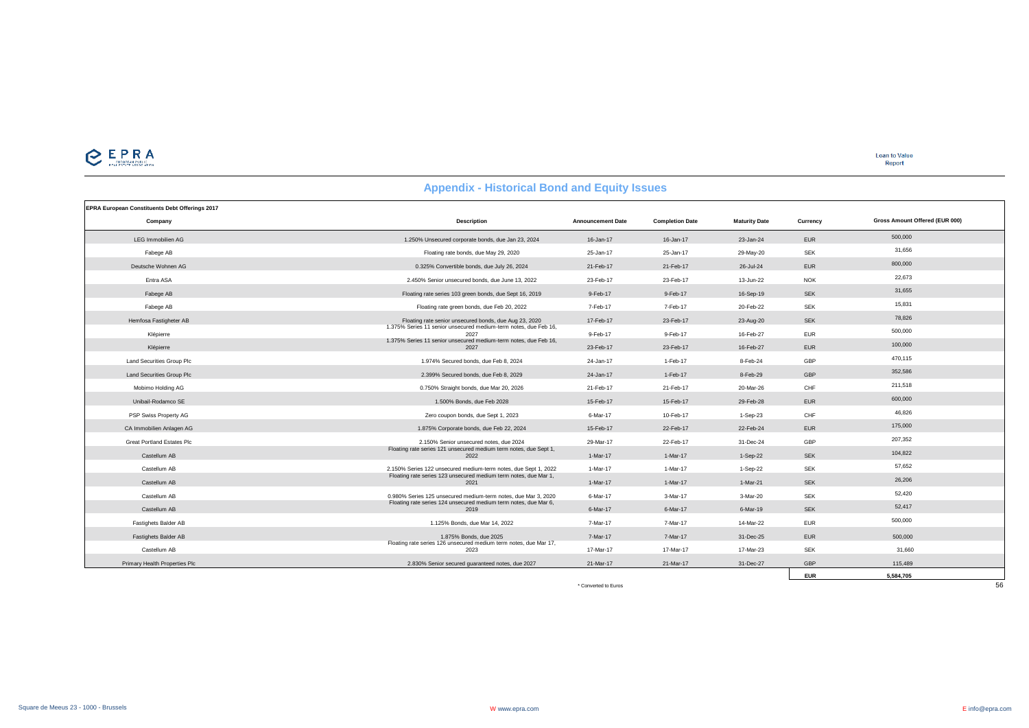## Appendix - Historical Bond and Equity Issues

**EPRA European Constituents Debt Offerings 2017**

| Company | Description | Announcement Date | Completion Date | Maturity Date | Currency | Gross Amount Offered (EUR 000) |
|---|---|---|---|---|---|---|
| LEG Immobilien AG | 1.250% Unsecured corporate bonds, due Jan 23, 2024 | 16-Jan-17 | 16-Jan-17 | 23-Jan-24 | EUR | 500,000 |
| Fabege AB | Floating rate bonds, due May 29, 2020 | 25-Jan-17 | 25-Jan-17 | 29-May-20 | SEK | 31,656 |
| Deutsche Wohnen AG | 0.325% Convertible bonds, due July 26, 2024 | 21-Feb-17 | 21-Feb-17 | 26-Jul-24 | EUR | 800,000 |
| Entra ASA | 2.450% Senior unsecured bonds, due June 13, 2022 | 23-Feb-17 | 23-Feb-17 | 13-Jun-22 | NOK | 22,673 |
| Fabege AB | Floating rate series 103 green bonds, due Sept 16, 2019 | 9-Feb-17 | 9-Feb-17 | 16-Sep-19 | SEK | 31,655 |
| Fabege AB | Floating rate green bonds, due Feb 20, 2022 | 7-Feb-17 | 7-Feb-17 | 20-Feb-22 | SEK | 15,831 |
| Hemfosa Fastigheter AB | Floating rate senior unsecured bonds, due Aug 23, 2020 | 17-Feb-17 | 23-Feb-17 | 23-Aug-20 | SEK | 78,826 |
| Klépierre | 1.375% Series 11 senior unsecured medium-term notes, due Feb 16, 2027 | 9-Feb-17 | 9-Feb-17 | 16-Feb-27 | EUR | 500,000 |
| Klépierre | 1.375% Series 11 senior unsecured medium-term notes, due Feb 16, 2027 | 23-Feb-17 | 23-Feb-17 | 16-Feb-27 | EUR | 100,000 |
| Land Securities Group Plc | 1.974% Secured bonds, due Feb 8, 2024 | 24-Jan-17 | 1-Feb-17 | 8-Feb-24 | GBP | 470,115 |
| Land Securities Group Plc | 2.399% Secured bonds, due Feb 8, 2029 | 24-Jan-17 | 1-Feb-17 | 8-Feb-29 | GBP | 352,586 |
| Mobimo Holding AG | 0.750% Straight bonds, due Mar 20, 2026 | 21-Feb-17 | 21-Feb-17 | 20-Mar-26 | CHF | 211,518 |
| Unibail-Rodamco SE | 1.500% Bonds, due Feb 2028 | 15-Feb-17 | 15-Feb-17 | 29-Feb-28 | EUR | 600,000 |
| PSP Swiss Property AG | Zero coupon bonds, due Sept 1, 2023 | 6-Mar-17 | 10-Feb-17 | 1-Sep-23 | CHF | 46,826 |
| CA Immobilien Anlagen AG | 1.875% Corporate bonds, due Feb 22, 2024 | 15-Feb-17 | 22-Feb-17 | 22-Feb-24 | EUR | 175,000 |
| Great Portland Estates Plc | 2.150% Senior unsecured notes, due 2024 | 29-Mar-17 | 22-Feb-17 | 31-Dec-24 | GBP | 207,352 |
| Castellum AB | Floating rate series 121 unsecured medium term notes, due Sept 1, 2022 | 1-Mar-17 | 1-Mar-17 | 1-Sep-22 | SEK | 104,822 |
| Castellum AB | 2.150% Series 122 unsecured medium-term notes, due Sept 1, 2022 | 1-Mar-17 | 1-Mar-17 | 1-Sep-22 | SEK | 57,652 |
| Castellum AB | Floating rate series 123 unsecured medium term notes, due Mar 1, 2021 | 1-Mar-17 | 1-Mar-17 | 1-Mar-21 | SEK | 26,206 |
| Castellum AB | 0.980% Series 125 unsecured medium-term notes, due Mar 3, 2020 | 6-Mar-17 | 3-Mar-17 | 3-Mar-20 | SEK | 52,420 |
| Castellum AB | Floating rate series 124 unsecured medium term notes, due Mar 6, 2019 | 6-Mar-17 | 6-Mar-17 | 6-Mar-19 | SEK | 52,417 |
| Fastighets Balder AB | 1.125% Bonds, due Mar 14, 2022 | 7-Mar-17 | 7-Mar-17 | 14-Mar-22 | EUR | 500,000 |
| Fastighets Balder AB | 1.875% Bonds, due 2025 | 7-Mar-17 | 7-Mar-17 | 31-Dec-25 | EUR | 500,000 |
| Castellum AB | Floating rate series 126 unsecured medium term notes, due Mar 17, 2023 | 17-Mar-17 | 17-Mar-17 | 17-Mar-23 | SEK | 31,660 |
| Primary Health Properties Plc | 2.830% Senior secured guaranteed notes, due 2027 | 21-Mar-17 | 21-Mar-17 | 31-Dec-27 | GBP | 115,489 |
| | | | | | **EUR** | **5,584,705** |

* Converted to Euros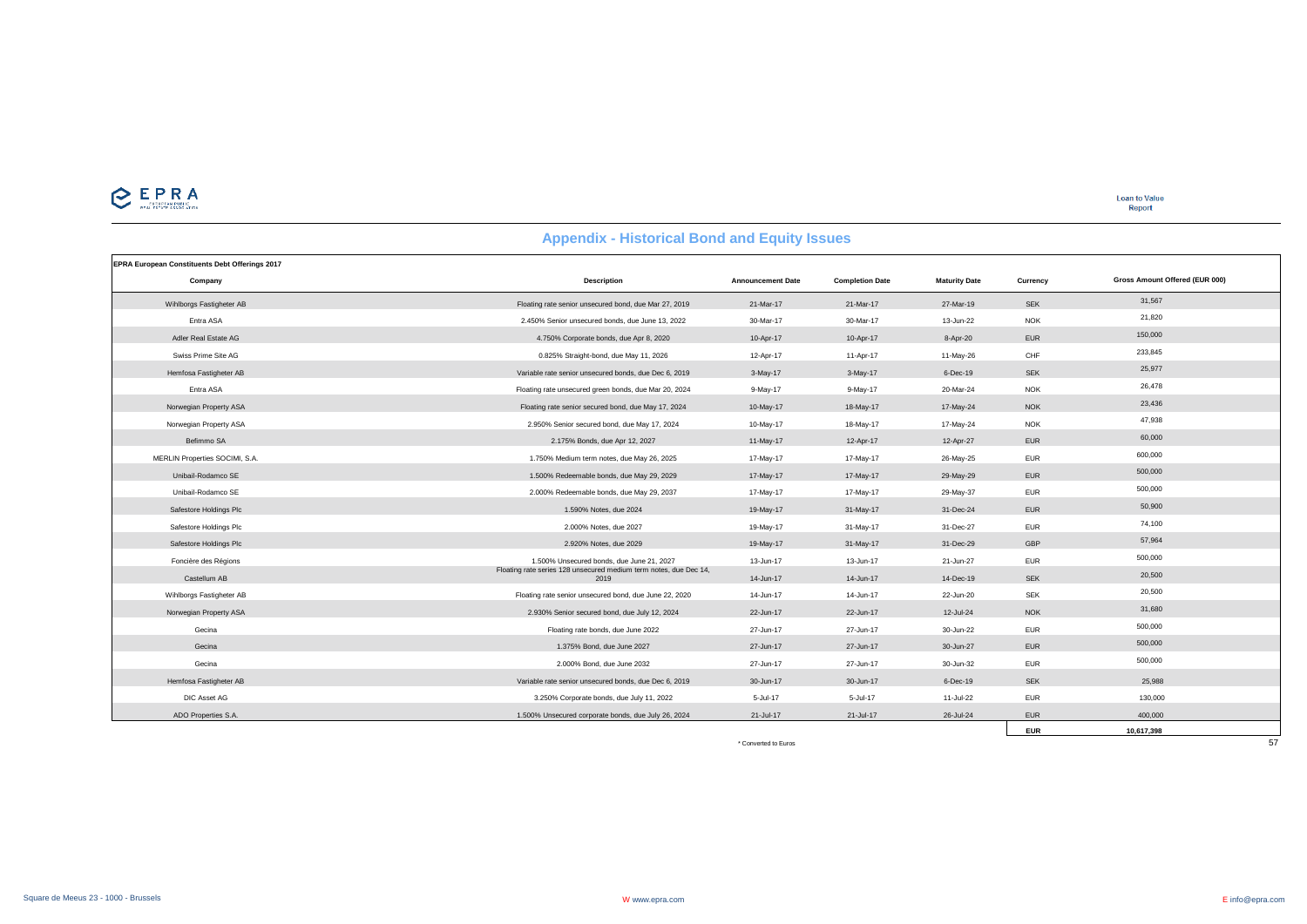## Appendix - Historical Bond and Equity Issues

**EPRA European Constituents Debt Offerings 2017**

| Company | Description | Announcement Date | Completion Date | Maturity Date | Currency | Gross Amount Offered (EUR 000) |
|---|---|---|---|---|---|---|
| Wihlborgs Fastigheter AB | Floating rate senior unsecured bond, due Mar 27, 2019 | 21-Mar-17 | 21-Mar-17 | 27-Mar-19 | SEK | 31,567 |
| Entra ASA | 2.450% Senior unsecured bonds, due June 13, 2022 | 30-Mar-17 | 30-Mar-17 | 13-Jun-22 | NOK | 21,820 |
| Adler Real Estate AG | 4.750% Corporate bonds, due Apr 8, 2020 | 10-Apr-17 | 10-Apr-17 | 8-Apr-20 | EUR | 150,000 |
| Swiss Prime Site AG | 0.825% Straight-bond, due May 11, 2026 | 12-Apr-17 | 11-Apr-17 | 11-May-26 | CHF | 233,845 |
| Hemfosa Fastigheter AB | Variable rate senior unsecured bonds, due Dec 6, 2019 | 3-May-17 | 3-May-17 | 6-Dec-19 | SEK | 25,977 |
| Entra ASA | Floating rate unsecured green bonds, due Mar 20, 2024 | 9-May-17 | 9-May-17 | 20-Mar-24 | NOK | 26,478 |
| Norwegian Property ASA | Floating rate senior secured bond, due May 17, 2024 | 10-May-17 | 18-May-17 | 17-May-24 | NOK | 23,436 |
| Norwegian Property ASA | 2.950% Senior secured bond, due May 17, 2024 | 10-May-17 | 18-May-17 | 17-May-24 | NOK | 47,938 |
| Befimmo SA | 2.175% Bonds, due Apr 12, 2027 | 11-May-17 | 12-Apr-17 | 12-Apr-27 | EUR | 60,000 |
| MERLIN Properties SOCIMI, S.A. | 1.750% Medium term notes, due May 26, 2025 | 17-May-17 | 17-May-17 | 26-May-25 | EUR | 600,000 |
| Unibail-Rodamco SE | 1.500% Redeemable bonds, due May 29, 2029 | 17-May-17 | 17-May-17 | 29-May-29 | EUR | 500,000 |
| Unibail-Rodamco SE | 2.000% Redeemable bonds, due May 29, 2037 | 17-May-17 | 17-May-17 | 29-May-37 | EUR | 500,000 |
| Safestore Holdings Plc | 1.590% Notes, due 2024 | 19-May-17 | 31-May-17 | 31-Dec-24 | EUR | 50,900 |
| Safestore Holdings Plc | 2.000% Notes, due 2027 | 19-May-17 | 31-May-17 | 31-Dec-27 | EUR | 74,100 |
| Safestore Holdings Plc | 2.920% Notes, due 2029 | 19-May-17 | 31-May-17 | 31-Dec-29 | GBP | 57,964 |
| Foncière des Régions | 1.500% Unsecured bonds, due June 21, 2027 | 13-Jun-17 | 13-Jun-17 | 21-Jun-27 | EUR | 500,000 |
| Castellum AB | Floating rate series 128 unsecured medium term notes, due Dec 14, 2019 | 14-Jun-17 | 14-Jun-17 | 14-Dec-19 | SEK | 20,500 |
| Wihlborgs Fastigheter AB | Floating rate senior unsecured bond, due June 22, 2020 | 14-Jun-17 | 14-Jun-17 | 22-Jun-20 | SEK | 20,500 |
| Norwegian Property ASA | 2.930% Senior secured bond, due July 12, 2024 | 22-Jun-17 | 22-Jun-17 | 12-Jul-24 | NOK | 31,680 |
| Gecina | Floating rate bonds, due June 2022 | 27-Jun-17 | 27-Jun-17 | 30-Jun-22 | EUR | 500,000 |
| Gecina | 1.375% Bond, due June 2027 | 27-Jun-17 | 27-Jun-17 | 30-Jun-27 | EUR | 500,000 |
| Gecina | 2.000% Bond, due June 2032 | 27-Jun-17 | 27-Jun-17 | 30-Jun-32 | EUR | 500,000 |
| Hemfosa Fastigheter AB | Variable rate senior unsecured bonds, due Dec 6, 2019 | 30-Jun-17 | 30-Jun-17 | 6-Dec-19 | SEK | 25,988 |
| DIC Asset AG | 3.250% Corporate bonds, due July 11, 2022 | 5-Jul-17 | 5-Jul-17 | 11-Jul-22 | EUR | 130,000 |
| ADO Properties S.A. | 1.500% Unsecured corporate bonds, due July 26, 2024 | 21-Jul-17 | 21-Jul-17 | 26-Jul-24 | EUR | 400,000 |
| | | | | | **EUR** | **10,617,398** |

\* Converted to Euros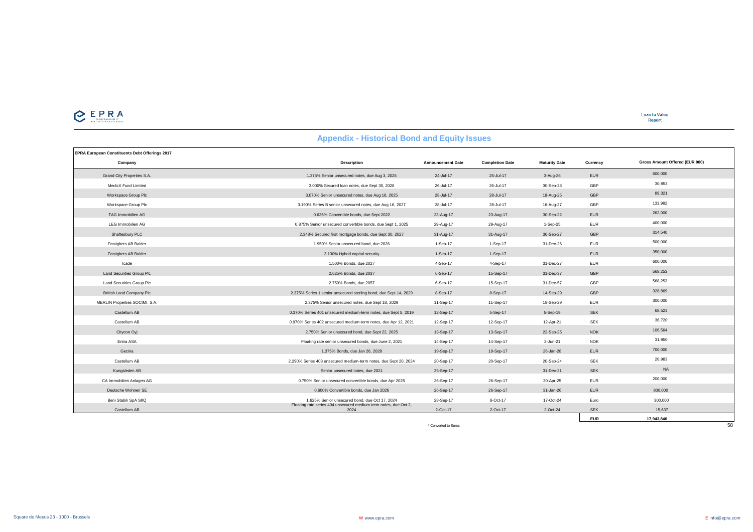## Appendix - Historical Bond and Equity Issues

| EPRA European Constituents Debt Offerings 2017 | | | | | | |
|---|---|---|---|---|---|---|
| **Company** | **Description** | **Announcement Date** | **Completion Date** | **Maturity Date** | **Currency** | **Gross Amount Offered (EUR 000)** |
| Grand City Properties S.A. | 1.375% Senior unsecured notes, due Aug 3, 2026 | 24-Jul-17 | 25-Jul-17 | 3-Aug-26 | EUR | 600,000 |
| MedicX Fund Limited | 3.000% Secured loan notes, due Sept 30, 2028 | 26-Jul-17 | 26-Jul-17 | 30-Sep-28 | GBP | 30,853 |
| Workspace Group Plc | 3.070% Senior unsecured notes, due Aug 18, 2025 | 28-Jul-17 | 28-Jul-17 | 18-Aug-25 | GBP | 89,321 |
| Workspace Group Plc | 3.190% Series B senior unsecured notes, due Aug 16, 2027 | 28-Jul-17 | 28-Jul-17 | 16-Aug-27 | GBP | 133,982 |
| TAG Immobilien AG | 0.625% Convertible bonds, due Sept 2022 | 23-Aug-17 | 23-Aug-17 | 30-Sep-22 | EUR | 262,000 |
| LEG Immobilien AG | 0.875% Senior unsecured convertible bonds, due Sept 1, 2025 | 29-Aug-17 | 29-Aug-17 | 1-Sep-25 | EUR | 400,000 |
| Shaftesbury PLC | 2.348% Secured first mortgage bonds, due Sept 30, 2027 | 31-Aug-17 | 31-Aug-17 | 30-Sep-27 | GBP | 314,540 |
| Fastighets AB Balder | 1.950% Senior unsecured bond, due 2026 | 1-Sep-17 | 1-Sep-17 | 31-Dec-26 | EUR | 500,000 |
| Fastighets AB Balder | 3.130% Hybrid capital security | 1-Sep-17 | 1-Sep-17 | | EUR | 350,000 |
| Icade | 1.500% Bonds, due 2027 | 4-Sep-17 | 4-Sep-17 | 31-Dec-27 | EUR | 600,000 |
| Land Securities Group Plc | 2.625% Bonds, due 2037 | 6-Sep-17 | 15-Sep-17 | 31-Dec-37 | GBP | 568,253 |
| Land Securities Group Plc | 2.750% Bonds, due 2057 | 6-Sep-17 | 15-Sep-17 | 31-Dec-57 | GBP | 568,253 |
| British Land Company Plc | 2.375% Series 1 senior unsecured sterling bond, due Sept 14, 2029 | 8-Sep-17 | 8-Sep-17 | 14-Sep-29 | GBP | 328,869 |
| MERLIN Properties SOCIMI, S.A. | 2.375% Senior unsecured notes, due Sept 18, 2029 | 11-Sep-17 | 11-Sep-17 | 18-Sep-29 | EUR | 300,000 |
| Castellum AB | 0.370% Series 401 unsecured medium-term notes, due Sept 5, 2019 | 12-Sep-17 | 5-Sep-17 | 5-Sep-19 | SEK | 68,523 |
| Castellum AB | 0.970% Series 402 unsecured medium-term notes, due Apr 12, 2021 | 12-Sep-17 | 12-Sep-17 | 12-Apr-21 | SEK | 36,720 |
| Citycon Oyj | 2.750% Senior unsecured bond, due Sept 22, 2025 | 13-Sep-17 | 13-Sep-17 | 22-Sep-25 | NOK | 106,564 |
| Entra ASA | Floating rate senior unsecured bonds, due June 2, 2021 | 14-Sep-17 | 14-Sep-17 | 2-Jun-21 | NOK | 31,950 |
| Gecina | 1.375% Bonds, due Jan 26, 2028 | 19-Sep-17 | 19-Sep-17 | 26-Jan-28 | EUR | 700,000 |
| Castellum AB | 2.290% Series 403 unsecured medium-term notes, due Sept 20, 2024 | 20-Sep-17 | 20-Sep-17 | 20-Sep-24 | SEK | 20,983 |
| Kungsleden AB | Senior unsecured notes, due 2021 | 25-Sep-17 | | 31-Dec-21 | SEK | NA |
| CA Immobilien Anlagen AG | 0.750% Senior unsecured convertible bonds, due Apr 2025 | 26-Sep-17 | 26-Sep-17 | 30-Apr-25 | EUR | 200,000 |
| Deutsche Wohnen SE | 0.600% Convertible bonds, due Jan 2026 | 26-Sep-17 | 26-Sep-17 | 31-Jan-26 | EUR | 800,000 |
| Beni Stabili SpA SIIQ | 1.625% Senior unsecured bond, due Oct 17, 2024 | 28-Sep-17 | 6-Oct-17 | 17-Oct-24 | Euro | 300,000 |
| Castellum AB | Floating rate series 404 unsecured medium term notes, due Oct 2, 2024 | 2-Oct-17 | 2-Oct-17 | 2-Oct-24 | SEK | 15,637 |
| | | | | | **EUR** | **17,943,846** |

\* Converted to Euros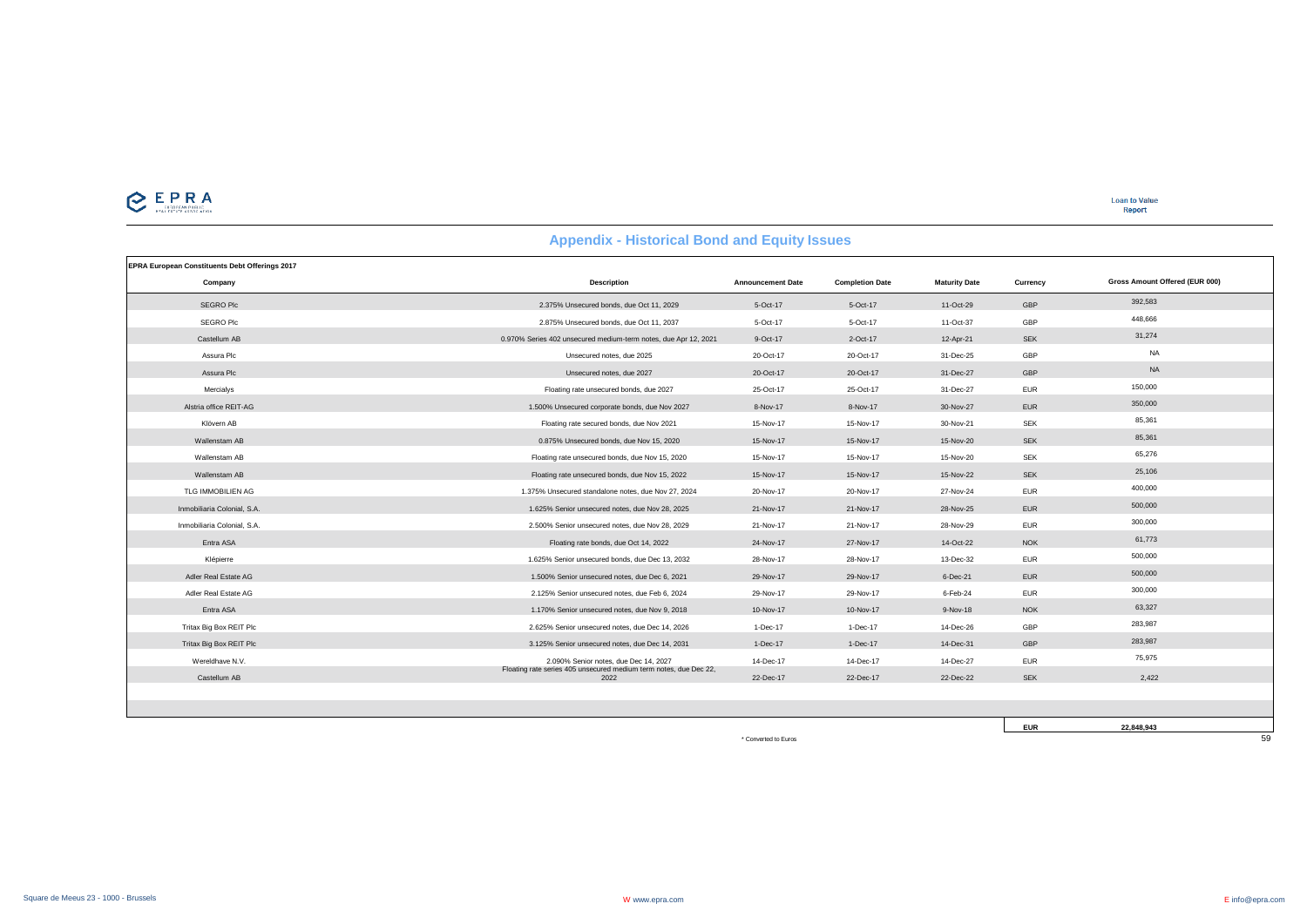## Appendix - Historical Bond and Equity Issues

| EPRA European Constituents Debt Offerings 2017 | | | | | | |
|---|---|---|---|---|---|---|
| **Company** | **Description** | **Announcement Date** | **Completion Date** | **Maturity Date** | **Currency** | **Gross Amount Offered (EUR 000)** |
| SEGRO Plc | 2.375% Unsecured bonds, due Oct 11, 2029 | 5-Oct-17 | 5-Oct-17 | 11-Oct-29 | GBP | 392,583 |
| SEGRO Plc | 2.875% Unsecured bonds, due Oct 11, 2037 | 5-Oct-17 | 5-Oct-17 | 11-Oct-37 | GBP | 448,666 |
| Castellum AB | 0.970% Series 402 unsecured medium-term notes, due Apr 12, 2021 | 9-Oct-17 | 2-Oct-17 | 12-Apr-21 | SEK | 31,274 |
| Assura Plc | Unsecured notes, due 2025 | 20-Oct-17 | 20-Oct-17 | 31-Dec-25 | GBP | NA |
| Assura Plc | Unsecured notes, due 2027 | 20-Oct-17 | 20-Oct-17 | 31-Dec-27 | GBP | NA |
| Mercialys | Floating rate unsecured bonds, due 2027 | 25-Oct-17 | 25-Oct-17 | 31-Dec-27 | EUR | 150,000 |
| Alstria office REIT-AG | 1.500% Unsecured corporate bonds, due Nov 2027 | 8-Nov-17 | 8-Nov-17 | 30-Nov-27 | EUR | 350,000 |
| Klövern AB | Floating rate secured bonds, due Nov 2021 | 15-Nov-17 | 15-Nov-17 | 30-Nov-21 | SEK | 85,361 |
| Wallenstam AB | 0.875% Unsecured bonds, due Nov 15, 2020 | 15-Nov-17 | 15-Nov-17 | 15-Nov-20 | SEK | 85,361 |
| Wallenstam AB | Floating rate unsecured bonds, due Nov 15, 2020 | 15-Nov-17 | 15-Nov-17 | 15-Nov-20 | SEK | 65,276 |
| Wallenstam AB | Floating rate unsecured bonds, due Nov 15, 2022 | 15-Nov-17 | 15-Nov-17 | 15-Nov-22 | SEK | 25,106 |
| TLG IMMOBILIEN AG | 1.375% Unsecured standalone notes, due Nov 27, 2024 | 20-Nov-17 | 20-Nov-17 | 27-Nov-24 | EUR | 400,000 |
| Inmobiliaria Colonial, S.A. | 1.625% Senior unsecured notes, due Nov 28, 2025 | 21-Nov-17 | 21-Nov-17 | 28-Nov-25 | EUR | 500,000 |
| Inmobiliaria Colonial, S.A. | 2.500% Senior unsecured notes, due Nov 28, 2029 | 21-Nov-17 | 21-Nov-17 | 28-Nov-29 | EUR | 300,000 |
| Entra ASA | Floating rate bonds, due Oct 14, 2022 | 24-Nov-17 | 27-Nov-17 | 14-Oct-22 | NOK | 61,773 |
| Klépierre | 1.625% Senior unsecured bonds, due Dec 13, 2032 | 28-Nov-17 | 28-Nov-17 | 13-Dec-32 | EUR | 500,000 |
| Adler Real Estate AG | 1.500% Senior unsecured notes, due Dec 6, 2021 | 29-Nov-17 | 29-Nov-17 | 6-Dec-21 | EUR | 500,000 |
| Adler Real Estate AG | 2.125% Senior unsecured notes, due Feb 6, 2024 | 29-Nov-17 | 29-Nov-17 | 6-Feb-24 | EUR | 300,000 |
| Entra ASA | 1.170% Senior unsecured notes, due Nov 9, 2018 | 10-Nov-17 | 10-Nov-17 | 9-Nov-18 | NOK | 63,327 |
| Tritax Big Box REIT Plc | 2.625% Senior unsecured notes, due Dec 14, 2026 | 1-Dec-17 | 1-Dec-17 | 14-Dec-26 | GBP | 283,987 |
| Tritax Big Box REIT Plc | 3.125% Senior unsecured notes, due Dec 14, 2031 | 1-Dec-17 | 1-Dec-17 | 14-Dec-31 | GBP | 283,987 |
| Wereldhave N.V. | 2.090% Senior notes, due Dec 14, 2027 | 14-Dec-17 | 14-Dec-17 | 14-Dec-27 | EUR | 75,975 |
| Castellum AB | Floating rate series 405 unsecured medium term notes, due Dec 22, 2022 | 22-Dec-17 | 22-Dec-17 | 22-Dec-22 | SEK | 2,422 |
| | | | | | **EUR** | **22,848,943** |

\* Converted to Euros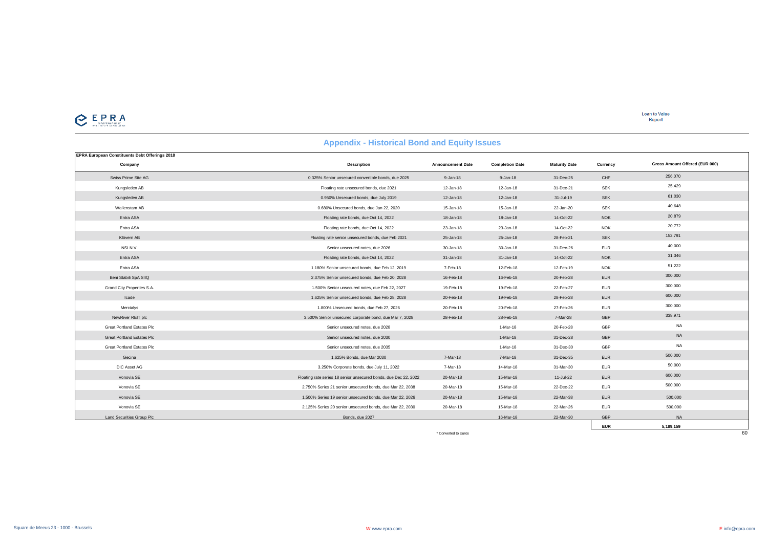## Appendix - Historical Bond and Equity Issues

| EPRA European Constituents Debt Offerings 2018 | | | | | | |
|---|---|---|---|---|---|---|
| **Company** | **Description** | **Announcement Date** | **Completion Date** | **Maturity Date** | **Currency** | **Gross Amount Offered (EUR 000)** |
| Swiss Prime Site AG | 0.325% Senior unsecured convertible bonds, due 2025 | 9-Jan-18 | 9-Jan-18 | 31-Dec-25 | CHF | 256,070 |
| Kungsleden AB | Floating rate unsecured bonds, due 2021 | 12-Jan-18 | 12-Jan-18 | 31-Dec-21 | SEK | 25,429 |
| Kungsleden AB | 0.950% Unsecured bonds, due July 2019 | 12-Jan-18 | 12-Jan-18 | 31-Jul-19 | SEK | 61,030 |
| Wallenstam AB | 0.680% Unsecured bonds, due Jan 22, 2020 | 15-Jan-18 | 15-Jan-18 | 22-Jan-20 | SEK | 40,648 |
| Entra ASA | Floating rate bonds, due Oct 14, 2022 | 18-Jan-18 | 18-Jan-18 | 14-Oct-22 | NOK | 20,879 |
| Entra ASA | Floating rate bonds, due Oct 14, 2022 | 23-Jan-18 | 23-Jan-18 | 14-Oct-22 | NOK | 20,772 |
| Klövern AB | Floating rate senior unsecured bonds, due Feb 2021 | 25-Jan-18 | 25-Jan-18 | 28-Feb-21 | SEK | 152,791 |
| NSI N.V. | Senior unsecured notes, due 2026 | 30-Jan-18 | 30-Jan-18 | 31-Dec-26 | EUR | 40,000 |
| Entra ASA | Floating rate bonds, due Oct 14, 2022 | 31-Jan-18 | 31-Jan-18 | 14-Oct-22 | NOK | 31,346 |
| Entra ASA | 1.180% Senior unsecured bonds, due Feb 12, 2019 | 7-Feb-18 | 12-Feb-18 | 12-Feb-19 | NOK | 51,222 |
| Beni Stabili SpA SIIQ | 2.375% Senior unsecured bonds, due Feb 20, 2028 | 16-Feb-18 | 16-Feb-18 | 20-Feb-28 | EUR | 300,000 |
| Grand City Properties S.A. | 1.500% Senior unsecured notes, due Feb 22, 2027 | 19-Feb-18 | 19-Feb-18 | 22-Feb-27 | EUR | 300,000 |
| Icade | 1.625% Senior unsecured bonds, due Feb 28, 2028 | 20-Feb-18 | 19-Feb-18 | 28-Feb-28 | EUR | 600,000 |
| Mercialys | 1.800% Unsecured bonds, due Feb 27, 2026 | 20-Feb-18 | 20-Feb-18 | 27-Feb-26 | EUR | 300,000 |
| NewRiver REIT plc | 3.500% Senior unsecured corporate bond, due Mar 7, 2028 | 28-Feb-18 | 28-Feb-18 | 7-Mar-28 | GBP | 338,971 |
| Great Portland Estates Plc | Senior unsecured notes, due 2028 | | 1-Mar-18 | 20-Feb-28 | GBP | NA |
| Great Portland Estates Plc | Senior unsecured notes, due 2030 | | 1-Mar-18 | 31-Dec-28 | GBP | NA |
| Great Portland Estates Plc | Senior unsecured notes, due 2035 | | 1-Mar-18 | 31-Dec-30 | GBP | NA |
| Gecina | 1.625% Bonds, due Mar 2030 | 7-Mar-18 | 7-Mar-18 | 31-Dec-35 | EUR | 500,000 |
| DIC Asset AG | 3.250% Corporate bonds, due July 11, 2022 | 7-Mar-18 | 14-Mar-18 | 31-Mar-30 | EUR | 50,000 |
| Vonovia SE | Floating rate series 18 senior unsecured bonds, due Dec 22, 2022 | 20-Mar-18 | 15-Mar-18 | 11-Jul-22 | EUR | 600,000 |
| Vonovia SE | 2.750% Series 21 senior unsecured bonds, due Mar 22, 2038 | 20-Mar-18 | 15-Mar-18 | 22-Dec-22 | EUR | 500,000 |
| Vonovia SE | 1.500% Series 19 senior unsecured bonds, due Mar 22, 2026 | 20-Mar-18 | 15-Mar-18 | 22-Mar-38 | EUR | 500,000 |
| Vonovia SE | 2.125% Series 20 senior unsecured bonds, due Mar 22, 2030 | 20-Mar-18 | 15-Mar-18 | 22-Mar-26 | EUR | 500,000 |
| Land Securities Group Plc | Bonds, due 2027 | | 16-Mar-18 | 22-Mar-30 | GBP | NA |
| | | | | | **EUR** | **5,189,159** |

\* Converted to Euros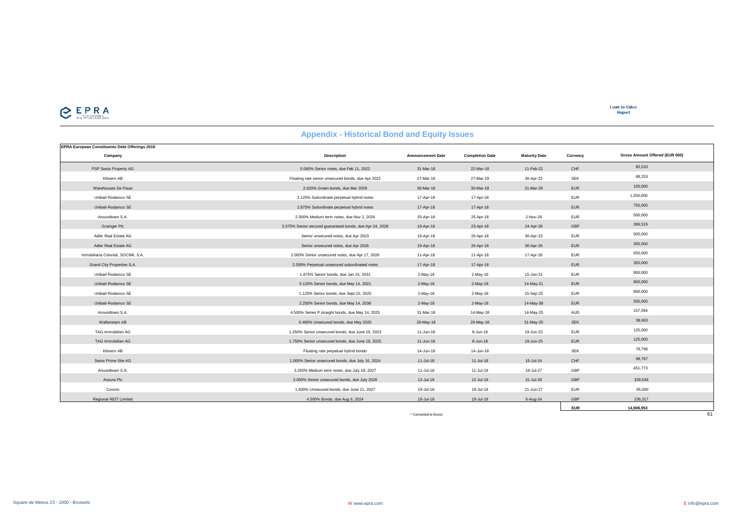## Appendix - Historical Bond and Equity Issues

| EPRA European Constituents Debt Offerings 2018 | | | | | | |
|---|---|---|---|---|---|---|
| **Company** | **Description** | **Announcement Date** | **Completion Date** | **Maturity Date** | **Currency** | **Gross Amount Offered (EUR 000)** |
| PSP Swiss Property AG | 0.060% Senior notes, due Feb 11, 2022 | 31-Mar-18 | 22-Mar-18 | 11-Feb-22 | CHF | 85,533 |
| Klövern AB | Floating rate senior unsecured bonds, due Apr 2022 | 27-Mar-18 | 27-Mar-18 | 30-Apr-22 | SEK | 88,253 |
| Warehouses De Pauw | 2.620% Green bonds, due Mar 2029 | 30-Mar-18 | 30-Mar-18 | 31-Mar-29 | EUR | 100,000 |
| Unibail-Rodamco SE | 2.125% Subordinate perpetual hybrid notes | 17-Apr-18 | 17-Apr-18 | | EUR | 1,250,000 |
| Unibail-Rodamco SE | 2.875% Subordinate perpetual hybrid notes | 17-Apr-18 | 17-Apr-18 | | EUR | 750,000 |
| Aroundtown S.A. | 2.000% Medium term notes, due Nov 2, 2026 | 25-Apr-18 | 25-Apr-18 | 2-Nov-26 | EUR | 500,000 |
| Grainger Plc | 3.375% Senior secured guaranteed bonds, due Apr 24, 2028 | 19-Apr-18 | 23-Apr-18 | 24-Apr-28 | GBP | 399,519 |
| Adler Real Estate AG | Senior unsecured notes, due Apr 2023 | 19-Apr-18 | 20-Apr-18 | 30-Apr-23 | EUR | 500,000 |
| Adler Real Estate AG | Senior unsecured notes, due Apr 2026 | 19-Apr-18 | 20-Apr-18 | 30-Apr-26 | EUR | 300,000 |
| Inmobiliaria Colonial, SOCIMI, S.A. | 2.000% Senior unsecured notes, due Apr 17, 2026 | 11-Apr-18 | 11-Apr-18 | 17-Apr-26 | EUR | 650,000 |
| Grand City Properties S.A. | 2.500% Perpetual unsecured subordinated notes | 17-Apr-18 | 17-Apr-18 | | EUR | 350,000 |
| Unibail-Rodamco SE | 1.875% Senior bonds, due Jan 15, 2031 | 2-May-18 | 2-May-18 | 15-Jan-31 | EUR | 900,000 |
| Unibail-Rodamco SE | 0.125% Senior bonds, due May 14, 2021 | 2-May-18 | 2-May-18 | 14-May-21 | EUR | 800,000 |
| Unibail-Rodamco SE | 1.125% Senior bonds, due Sept 15, 2025 | 2-May-18 | 2-May-18 | 15-Sep-25 | EUR | 800,000 |
| Unibail-Rodamco SE | 2.250% Senior bonds, due May 14, 2038 | 2-May-18 | 2-May-18 | 14-May-38 | EUR | 500,000 |
| Aroundtown S.A. | 4.500% Series P straight bonds, due May 14, 2025 | 31-Mar-18 | 14-May-18 | 14-May-25 | AUD | 157,594 |
| Wallenstam AB | 0.480% Unsecured bonds, due May 2020 | 29-May-18 | 29-May-18 | 31-May-20 | SEK | 38,693 |
| TAG Immobilien AG | 1.250% Senior unsecured bonds, due June 19, 2023 | 11-Jun-18 | 8-Jun-18 | 19-Jun-23 | EUR | 125,000 |
| TAG Immobilien AG | 1.750% Senior unsecured bonds, due June 19, 2025 | 11-Jun-18 | 8-Jun-18 | 19-Jun-25 | EUR | 125,000 |
| Klövern AB | Floating rate perpetual hybrid bonds | 14-Jun-18 | 14-Jun-18 | | SEK | 78,796 |
| Swiss Prime Site AG | 1.000% Senior unsecured bonds, due July 16, 2024 | 11-Jul-18 | 11-Jul-18 | 16-Jul-24 | CHF | 98,767 |
| Aroundtown S.A. | 3.250% Medium term notes, due July 18, 2027 | 11-Jul-18 | 11-Jul-18 | 18-Jul-27 | GBP | 451,773 |
| Assura Plc | 3.000% Senior unsecured bonds, due July 2028 | 12-Jul-18 | 12-Jul-18 | 31-Jul-28 | GBP | 339,549 |
| Covivio | 1.500% Unsecured bonds, due June 21, 2027 | 19-Jul-18 | 19-Jul-18 | 21-Jun-27 | EUR | 95,000 |
| Regional REIT Limited | 4.500% Bonds, due Aug 6, 2024 | 18-Jul-18 | 19-Jul-18 | 6-Aug-24 | GBP | 236,317 |
| | | | | | **EUR** | **14,908,953** |

\* Converted to Euros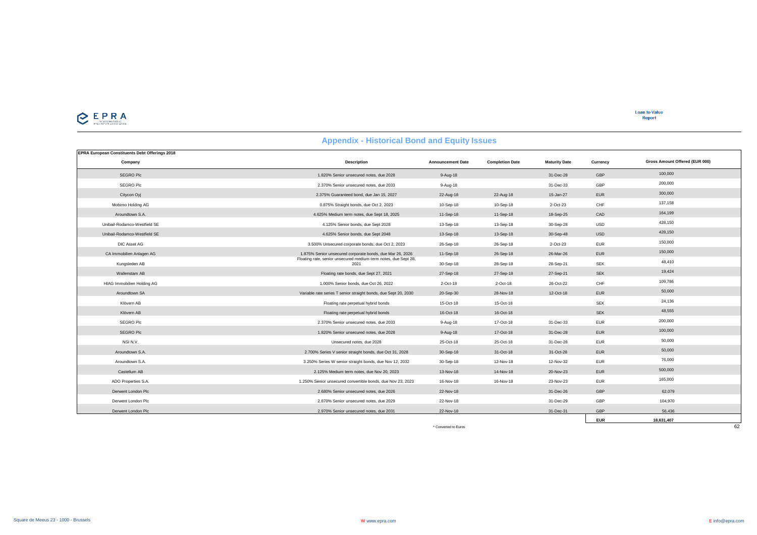## Appendix - Historical Bond and Equity Issues

| EPRA European Constituents Debt Offerings 2018 | | | | | | |
|---|---|---|---|---|---|---|
| **Company** | **Description** | **Announcement Date** | **Completion Date** | **Maturity Date** | **Currency** | **Gross Amount Offered (EUR 000)** |
| SEGRO Plc | 1.820% Senior unsecured notes, due 2028 | 9-Aug-18 | | 31-Dec-28 | GBP | 100,000 |
| SEGRO Plc | 2.370% Senior unsecured notes, due 2033 | 9-Aug-18 | | 31-Dec-33 | GBP | 200,000 |
| Citycon Oyj | 2.375% Guaranteed bond, due Jan 15, 2027 | 22-Aug-18 | 22-Aug-18 | 15-Jan-27 | EUR | 300,000 |
| Mobimo Holding AG | 0.875% Straight bonds, due Oct 2, 2023 | 10-Sep-18 | 10-Sep-18 | 2-Oct-23 | CHF | 137,158 |
| Aroundtown S.A. | 4.625% Medium term notes, due Sept 18, 2025 | 11-Sep-18 | 11-Sep-18 | 18-Sep-25 | CAD | 164,199 |
| Unibail-Rodamco-Westfield SE | 4.125% Senior bonds, due Sept 2028 | 13-Sep-18 | 13-Sep-18 | 30-Sep-28 | USD | 428,150 |
| Unibail-Rodamco-Westfield SE | 4.625% Senior bonds, due Sept 2048 | 13-Sep-18 | 13-Sep-18 | 30-Sep-48 | USD | 428,150 |
| DIC Asset AG | 3.500% Unsecured corporate bonds, due Oct 2, 2023 | 26-Sep-18 | 26-Sep-18 | 2-Oct-23 | EUR | 150,000 |
| CA Immobilien Anlagen AG | 1.875% Senior unsecured corporate bonds, due Mar 26, 2026 | 11-Sep-18 | 26-Sep-18 | 26-Mar-26 | EUR | 150,000 |
| Kungsleden AB | Floating rate, senior unsecured medium-term notes, due Sept 28, 2021 | 30-Sep-18 | 28-Sep-18 | 28-Sep-21 | SEK | 48,410 |
| Wallenstam AB | Floating rate bonds, due Sept 27, 2021 | 27-Sep-18 | 27-Sep-18 | 27-Sep-21 | SEK | 19,424 |
| HIAG Immobilien Holding AG | 1.000% Senior bonds, due Oct 26, 2022 | 2-Oct-18 | 2-Oct-18 | 26-Oct-22 | CHF | 109,786 |
| Aroundtown SA | Variable rate series T senior straight bonds, due Sept 20, 2030 | 20-Sep-30 | 28-Nov-18 | 12-Oct-18 | EUR | 50,000 |
| Klövern AB | Floating rate perpetual hybrid bonds | 15-Oct-18 | 15-Oct-18 | | SEK | 24,136 |
| Klövern AB | Floating rate perpetual hybrid bonds | 16-Oct-18 | 16-Oct-18 | | SEK | 48,555 |
| SEGRO Plc | 2.370% Senior unsecured notes, due 2033 | 9-Aug-18 | 17-Oct-18 | 31-Dec-33 | EUR | 200,000 |
| SEGRO Plc | 1.820% Senior unsecured notes, due 2028 | 9-Aug-18 | 17-Oct-18 | 31-Dec-28 | EUR | 100,000 |
| NSI N.V. | Unsecured notes, due 2028 | 25-Oct-18 | 25-Oct-18 | 31-Dec-28 | EUR | 50,000 |
| Aroundtown S.A. | 2.700% Series V senior straight bonds, due Oct 31, 2028 | 30-Sep-18 | 31-Oct-18 | 31-Oct-28 | EUR | 50,000 |
| Aroundtown S.A. | 3.250% Series W senior straight bonds, due Nov 12, 2032 | 30-Sep-18 | 12-Nov-18 | 12-Nov-32 | EUR | 76,000 |
| Castellum AB | 2.125% Medium term notes, due Nov 20, 2023 | 13-Nov-18 | 14-Nov-18 | 20-Nov-23 | EUR | 500,000 |
| ADO Properties S.A. | 1.250% Senior unsecured convertible bonds, due Nov 23, 2023 | 16-Nov-18 | 16-Nov-18 | 23-Nov-23 | EUR | 165,000 |
| Derwent London Plc | 2.680% Senior unsecured notes, due 2026 | 22-Nov-18 | | 31-Dec-26 | GBP | 62,079 |
| Derwent London Plc | 2.870% Senior unsecured notes, due 2029 | 22-Nov-18 | | 31-Dec-29 | GBP | 104,970 |
| Derwent London Plc | 2.970% Senior unsecured notes, due 2031 | 22-Nov-18 | | 31-Dec-31 | GBP | 56,436 |
| | | | | | **EUR** | **18,631,407** |

* Converted to Euros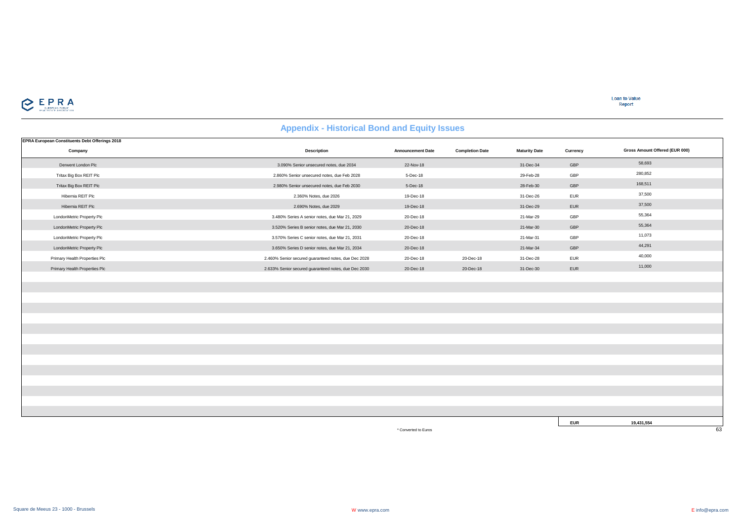## Appendix - Historical Bond and Equity Issues

**EPRA European Constituents Debt Offerings 2018**

| Company | Description | Announcement Date | Completion Date | Maturity Date | Currency | Gross Amount Offered (EUR 000) |
|---|---|---|---|---|---|---|
| Derwent London Plc | 3.090% Senior unsecured notes, due 2034 | 22-Nov-18 | | 31-Dec-34 | GBP | 58,693 |
| Tritax Big Box REIT Plc | 2.860% Senior unsecured notes, due Feb 2028 | 5-Dec-18 | | 29-Feb-28 | GBP | 280,852 |
| Tritax Big Box REIT Plc | 2.980% Senior unsecured notes, due Feb 2030 | 5-Dec-18 | | 28-Feb-30 | GBP | 168,511 |
| Hibernia REIT Plc | 2.360% Notes, due 2026 | 19-Dec-18 | | 31-Dec-26 | EUR | 37,500 |
| Hibernia REIT Plc | 2.690% Notes, due 2029 | 19-Dec-18 | | 31-Dec-29 | EUR | 37,500 |
| LondonMetric Property Plc | 3.480% Series A senior notes, due Mar 21, 2029 | 20-Dec-18 | | 21-Mar-29 | GBP | 55,364 |
| LondonMetric Property Plc | 3.520% Series B senior notes, due Mar 21, 2030 | 20-Dec-18 | | 21-Mar-30 | GBP | 55,364 |
| LondonMetric Property Plc | 3.570% Series C senior notes, due Mar 21, 2031 | 20-Dec-18 | | 21-Mar-31 | GBP | 11,073 |
| LondonMetric Property Plc | 3.650% Series D senior notes, due Mar 21, 2034 | 20-Dec-18 | | 21-Mar-34 | GBP | 44,291 |
| Primary Health Properties Plc | 2.460% Senior secured guaranteed notes, due Dec 2028 | 20-Dec-18 | 20-Dec-18 | 31-Dec-28 | EUR | 40,000 |
| Primary Health Properties Plc | 2.633% Senior secured guaranteed notes, due Dec 2030 | 20-Dec-18 | 20-Dec-18 | 31-Dec-30 | EUR | 11,000 |
| | | | | | **EUR** | **19,431,554** |

\* Converted to Euros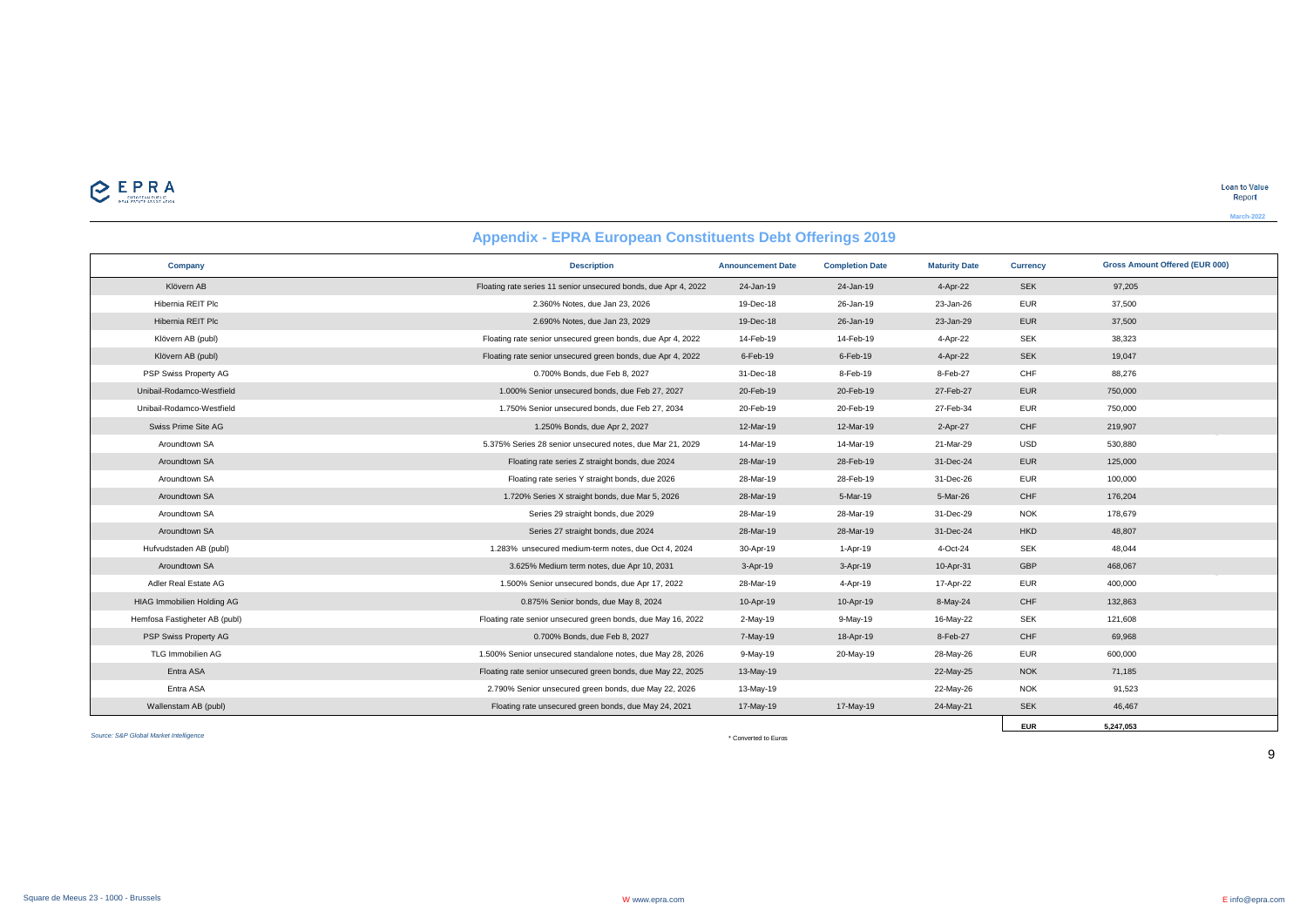## Appendix - EPRA European Constituents Debt Offerings 2019

| Company | Description | Announcement Date | Completion Date | Maturity Date | Currency | Gross Amount Offered (EUR 000) |
|---|---|---|---|---|---|---|
| Klövern AB | Floating rate series 11 senior unsecured bonds, due Apr 4, 2022 | 24-Jan-19 | 24-Jan-19 | 4-Apr-22 | SEK | 97,205 |
| Hibernia REIT Plc | 2.360% Notes, due Jan 23, 2026 | 19-Dec-18 | 26-Jan-19 | 23-Jan-26 | EUR | 37,500 |
| Hibernia REIT Plc | 2.690% Notes, due Jan 23, 2029 | 19-Dec-18 | 26-Jan-19 | 23-Jan-29 | EUR | 37,500 |
| Klövern AB (publ) | Floating rate senior unsecured green bonds, due Apr 4, 2022 | 14-Feb-19 | 14-Feb-19 | 4-Apr-22 | SEK | 38,323 |
| Klövern AB (publ) | Floating rate senior unsecured green bonds, due Apr 4, 2022 | 6-Feb-19 | 6-Feb-19 | 4-Apr-22 | SEK | 19,047 |
| PSP Swiss Property AG | 0.700% Bonds, due Feb 8, 2027 | 31-Dec-18 | 8-Feb-19 | 8-Feb-27 | CHF | 88,276 |
| Unibail-Rodamco-Westfield | 1.000% Senior unsecured bonds, due Feb 27, 2027 | 20-Feb-19 | 20-Feb-19 | 27-Feb-27 | EUR | 750,000 |
| Unibail-Rodamco-Westfield | 1.750% Senior unsecured bonds, due Feb 27, 2034 | 20-Feb-19 | 20-Feb-19 | 27-Feb-34 | EUR | 750,000 |
| Swiss Prime Site AG | 1.250% Bonds, due Apr 2, 2027 | 12-Mar-19 | 12-Mar-19 | 2-Apr-27 | CHF | 219,907 |
| Aroundtown SA | 5.375% Series 28 senior unsecured notes, due Mar 21, 2029 | 14-Mar-19 | 14-Mar-19 | 21-Mar-29 | USD | 530,880 |
| Aroundtown SA | Floating rate series Z straight bonds, due 2024 | 28-Mar-19 | 28-Feb-19 | 31-Dec-24 | EUR | 125,000 |
| Aroundtown SA | Floating rate series Y straight bonds, due 2026 | 28-Mar-19 | 28-Feb-19 | 31-Dec-26 | EUR | 100,000 |
| Aroundtown SA | 1.720% Series X straight bonds, due Mar 5, 2026 | 28-Mar-19 | 5-Mar-19 | 5-Mar-26 | CHF | 176,204 |
| Aroundtown SA | Series 29 straight bonds, due 2029 | 28-Mar-19 | 28-Mar-19 | 31-Dec-29 | NOK | 178,679 |
| Aroundtown SA | Series 27 straight bonds, due 2024 | 28-Mar-19 | 28-Mar-19 | 31-Dec-24 | HKD | 48,807 |
| Hufvudstaden AB (publ) | 1.283% unsecured medium-term notes, due Oct 4, 2024 | 30-Apr-19 | 1-Apr-19 | 4-Oct-24 | SEK | 48,044 |
| Aroundtown SA | 3.625% Medium term notes, due Apr 10, 2031 | 3-Apr-19 | 3-Apr-19 | 10-Apr-31 | GBP | 468,067 |
| Adler Real Estate AG | 1.500% Senior unsecured bonds, due Apr 17, 2022 | 28-Mar-19 | 4-Apr-19 | 17-Apr-22 | EUR | 400,000 |
| HIAG Immobilien Holding AG | 0.875% Senior bonds, due May 8, 2024 | 10-Apr-19 | 10-Apr-19 | 8-May-24 | CHF | 132,863 |
| Hemfosa Fastigheter AB (publ) | Floating rate senior unsecured green bonds, due May 16, 2022 | 2-May-19 | 9-May-19 | 16-May-22 | SEK | 121,608 |
| PSP Swiss Property AG | 0.700% Bonds, due Feb 8, 2027 | 7-May-19 | 18-Apr-19 | 8-Feb-27 | CHF | 69,968 |
| TLG Immobilien AG | 1.500% Senior unsecured standalone notes, due May 28, 2026 | 9-May-19 | 20-May-19 | 28-May-26 | EUR | 600,000 |
| Entra ASA | Floating rate senior unsecured green bonds, due May 22, 2025 | 13-May-19 | | 22-May-25 | NOK | 71,185 |
| Entra ASA | 2.790% Senior unsecured green bonds, due May 22, 2026 | 13-May-19 | | 22-May-26 | NOK | 91,523 |
| Wallenstam AB (publ) | Floating rate unsecured green bonds, due May 24, 2021 | 17-May-19 | 17-May-19 | 24-May-21 | SEK | 46,467 |
| | | | | | **EUR** | **5,247,053** |

*Source: S&P Global Market Intelligence*

\* Converted to Euros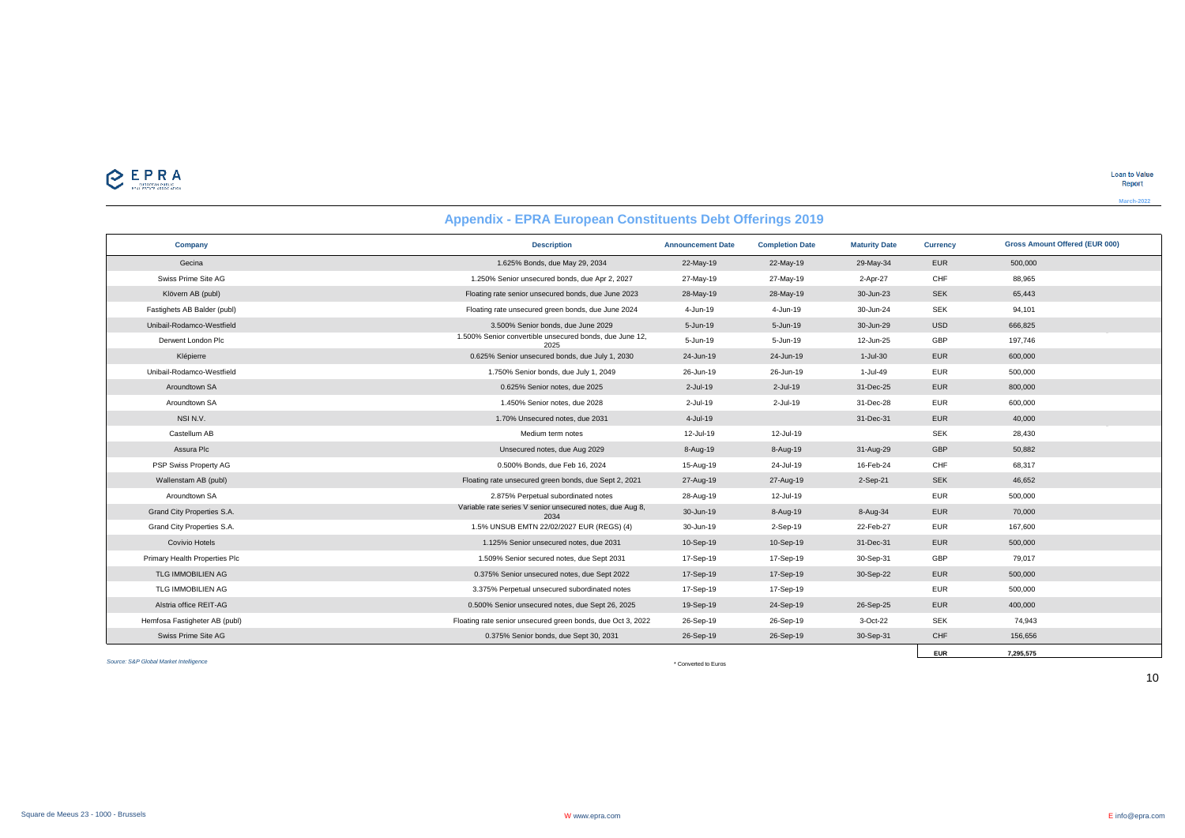## Appendix - EPRA European Constituents Debt Offerings 2019

| Company | Description | Announcement Date | Completion Date | Maturity Date | Currency | Gross Amount Offered (EUR 000) |
|---|---|---|---|---|---|---|
| Gecina | 1.625% Bonds, due May 29, 2034 | 22-May-19 | 22-May-19 | 29-May-34 | EUR | 500,000 |
| Swiss Prime Site AG | 1.250% Senior unsecured bonds, due Apr 2, 2027 | 27-May-19 | 27-May-19 | 2-Apr-27 | CHF | 88,965 |
| Klövern AB (publ) | Floating rate senior unsecured bonds, due June 2023 | 28-May-19 | 28-May-19 | 30-Jun-23 | SEK | 65,443 |
| Fastighets AB Balder (publ) | Floating rate unsecured green bonds, due June 2024 | 4-Jun-19 | 4-Jun-19 | 30-Jun-24 | SEK | 94,101 |
| Unibail-Rodamco-Westfield | 3.500% Senior bonds, due June 2029 | 5-Jun-19 | 5-Jun-19 | 30-Jun-29 | USD | 666,825 |
| Derwent London Plc | 1.500% Senior convertible unsecured bonds, due June 12, 2025 | 5-Jun-19 | 5-Jun-19 | 12-Jun-25 | GBP | 197,746 |
| Klépierre | 0.625% Senior unsecured bonds, due July 1, 2030 | 24-Jun-19 | 24-Jun-19 | 1-Jul-30 | EUR | 600,000 |
| Unibail-Rodamco-Westfield | 1.750% Senior bonds, due July 1, 2049 | 26-Jun-19 | 26-Jun-19 | 1-Jul-49 | EUR | 500,000 |
| Aroundtown SA | 0.625% Senior notes, due 2025 | 2-Jul-19 | 2-Jul-19 | 31-Dec-25 | EUR | 800,000 |
| Aroundtown SA | 1.450% Senior notes, due 2028 | 2-Jul-19 | 2-Jul-19 | 31-Dec-28 | EUR | 600,000 |
| NSI N.V. | 1.70% Unsecured notes, due 2031 | 4-Jul-19 | | 31-Dec-31 | EUR | 40,000 |
| Castellum AB | Medium term notes | 12-Jul-19 | 12-Jul-19 | | SEK | 28,430 |
| Assura Plc | Unsecured notes, due Aug 2029 | 8-Aug-19 | 8-Aug-19 | 31-Aug-29 | GBP | 50,882 |
| PSP Swiss Property AG | 0.500% Bonds, due Feb 16, 2024 | 15-Aug-19 | 24-Jul-19 | 16-Feb-24 | CHF | 68,317 |
| Wallenstam AB (publ) | Floating rate unsecured green bonds, due Sept 2, 2021 | 27-Aug-19 | 27-Aug-19 | 2-Sep-21 | SEK | 46,652 |
| Aroundtown SA | 2.875% Perpetual subordinated notes | 28-Aug-19 | 12-Jul-19 | | EUR | 500,000 |
| Grand City Properties S.A. | Variable rate series V senior unsecured notes, due Aug 8, 2034 | 30-Jun-19 | 8-Aug-19 | 8-Aug-34 | EUR | 70,000 |
| Grand City Properties S.A. | 1.5% UNSUB EMTN 22/02/2027 EUR (REGS) (4) | 30-Jun-19 | 2-Sep-19 | 22-Feb-27 | EUR | 167,600 |
| Covivio Hotels | 1.125% Senior unsecured notes, due 2031 | 10-Sep-19 | 10-Sep-19 | 31-Dec-31 | EUR | 500,000 |
| Primary Health Properties Plc | 1.509% Senior secured notes, due Sept 2031 | 17-Sep-19 | 17-Sep-19 | 30-Sep-31 | GBP | 79,017 |
| TLG IMMOBILIEN AG | 0.375% Senior unsecured notes, due Sept 2022 | 17-Sep-19 | 17-Sep-19 | 30-Sep-22 | EUR | 500,000 |
| TLG IMMOBILIEN AG | 3.375% Perpetual unsecured subordinated notes | 17-Sep-19 | 17-Sep-19 | | EUR | 500,000 |
| Alstria office REIT-AG | 0.500% Senior unsecured notes, due Sept 26, 2025 | 19-Sep-19 | 24-Sep-19 | 26-Sep-25 | EUR | 400,000 |
| Hemfosa Fastigheter AB (publ) | Floating rate senior unsecured green bonds, due Oct 3, 2022 | 26-Sep-19 | 26-Sep-19 | 3-Oct-22 | SEK | 74,943 |
| Swiss Prime Site AG | 0.375% Senior bonds, due Sept 30, 2031 | 26-Sep-19 | 26-Sep-19 | 30-Sep-31 | CHF | 156,656 |
| | | | | | EUR | 7,295,575 |

*Source: S&P Global Market Intelligence*

\* Converted to Euros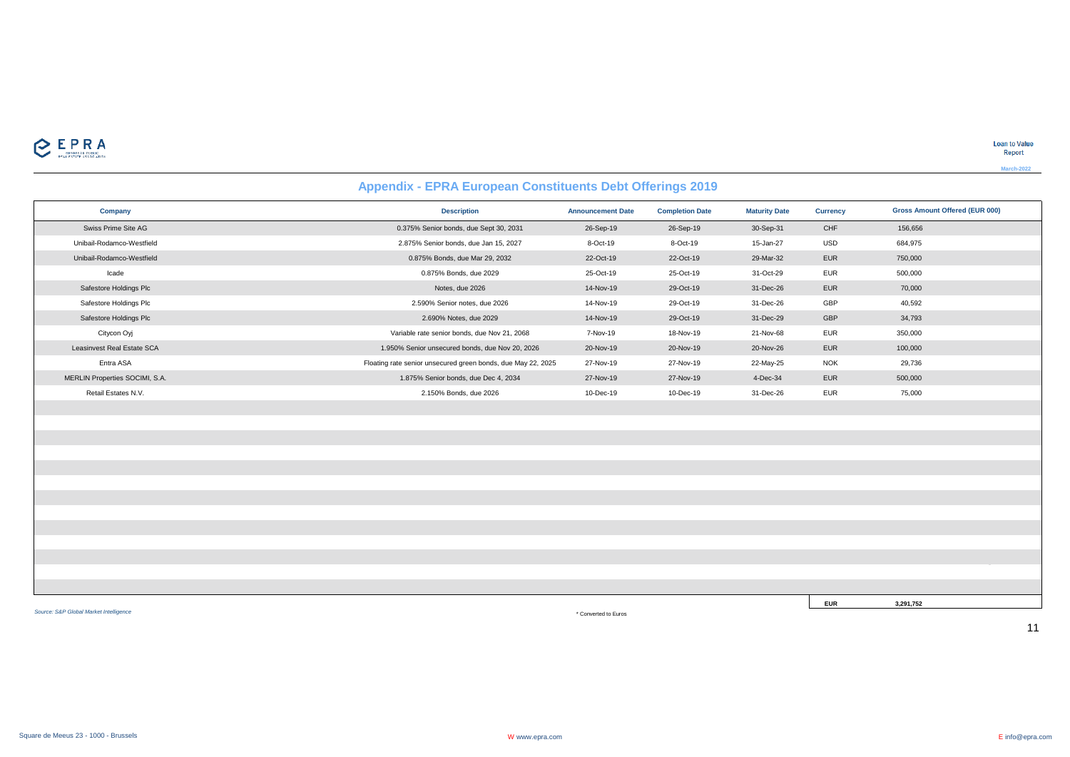## Appendix - EPRA European Constituents Debt Offerings 2019

| Company | Description | Announcement Date | Completion Date | Maturity Date | Currency | Gross Amount Offered (EUR 000) |
|---|---|---|---|---|---|---|
| Swiss Prime Site AG | 0.375% Senior bonds, due Sept 30, 2031 | 26-Sep-19 | 26-Sep-19 | 30-Sep-31 | CHF | 156,656 |
| Unibail-Rodamco-Westfield | 2.875% Senior bonds, due Jan 15, 2027 | 8-Oct-19 | 8-Oct-19 | 15-Jan-27 | USD | 684,975 |
| Unibail-Rodamco-Westfield | 0.875% Bonds, due Mar 29, 2032 | 22-Oct-19 | 22-Oct-19 | 29-Mar-32 | EUR | 750,000 |
| Icade | 0.875% Bonds, due 2029 | 25-Oct-19 | 25-Oct-19 | 31-Oct-29 | EUR | 500,000 |
| Safestore Holdings Plc | Notes, due 2026 | 14-Nov-19 | 29-Oct-19 | 31-Dec-26 | EUR | 70,000 |
| Safestore Holdings Plc | 2.590% Senior notes, due 2026 | 14-Nov-19 | 29-Oct-19 | 31-Dec-26 | GBP | 40,592 |
| Safestore Holdings Plc | 2.690% Notes, due 2029 | 14-Nov-19 | 29-Oct-19 | 31-Dec-29 | GBP | 34,793 |
| Citycon Oyj | Variable rate senior bonds, due Nov 21, 2068 | 7-Nov-19 | 18-Nov-19 | 21-Nov-68 | EUR | 350,000 |
| Leasinvest Real Estate SCA | 1.950% Senior unsecured bonds, due Nov 20, 2026 | 20-Nov-19 | 20-Nov-19 | 20-Nov-26 | EUR | 100,000 |
| Entra ASA | Floating rate senior unsecured green bonds, due May 22, 2025 | 27-Nov-19 | 27-Nov-19 | 22-May-25 | NOK | 29,736 |
| MERLIN Properties SOCIMI, S.A. | 1.875% Senior bonds, due Dec 4, 2034 | 27-Nov-19 | 27-Nov-19 | 4-Dec-34 | EUR | 500,000 |
| Retail Estates N.V. | 2.150% Bonds, due 2026 | 10-Dec-19 | 10-Dec-19 | 31-Dec-26 | EUR | 75,000 |
| | | | | | **EUR** | **3,291,752** |

*Source: S&P Global Market Intelligence*

\* Converted to Euros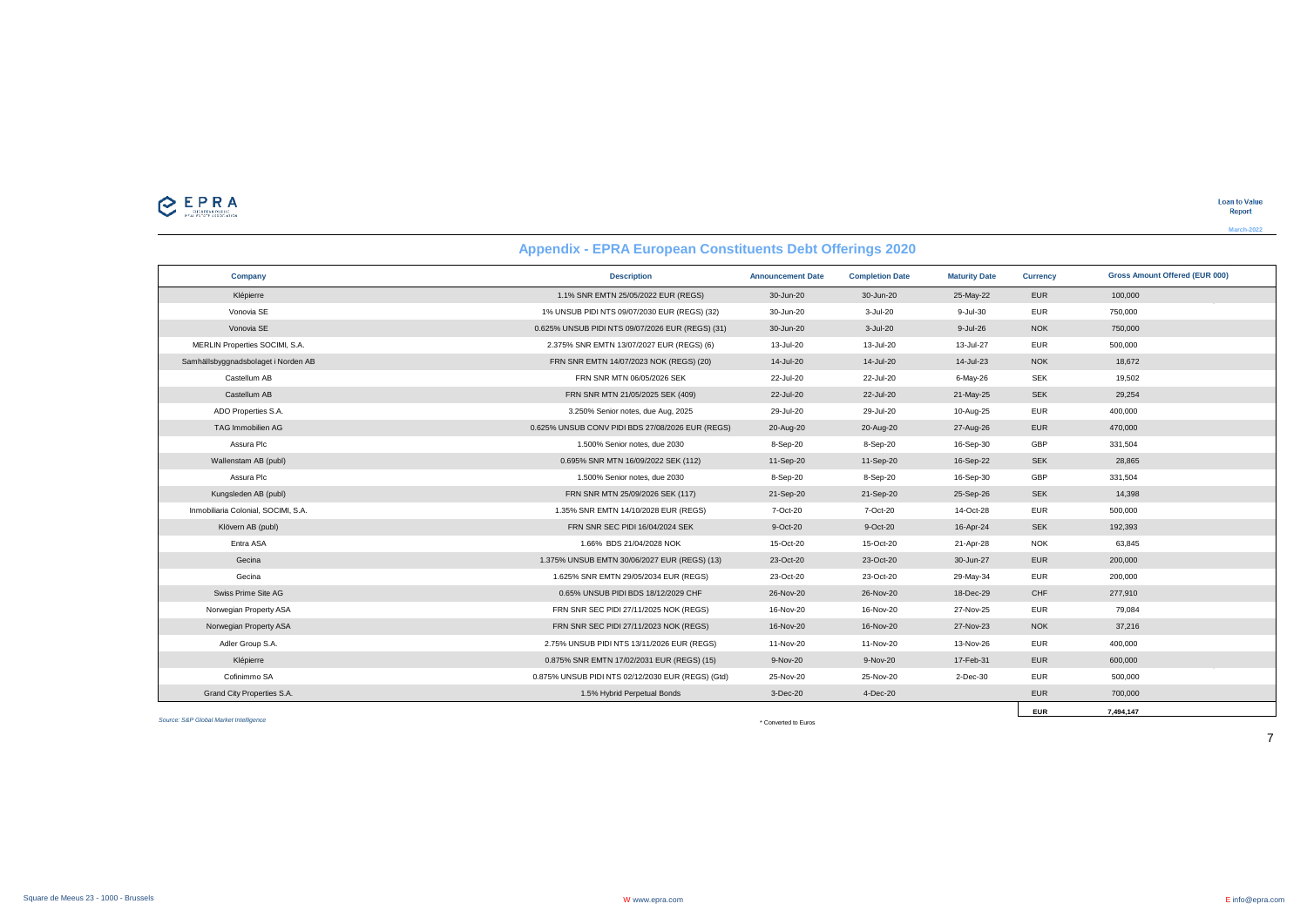## Appendix - EPRA European Constituents Debt Offerings 2020

| Company | Description | Announcement Date | Completion Date | Maturity Date | Currency | Gross Amount Offered (EUR 000) |
|---|---|---|---|---|---|---|
| Klépierre | 1.1% SNR EMTN 25/05/2022 EUR (REGS) | 30-Jun-20 | 30-Jun-20 | 25-May-22 | EUR | 100,000 |
| Vonovia SE | 1% UNSUB PIDI NTS 09/07/2030 EUR (REGS) (32) | 30-Jun-20 | 3-Jul-20 | 9-Jul-30 | EUR | 750,000 |
| Vonovia SE | 0.625% UNSUB PIDI NTS 09/07/2026 EUR (REGS) (31) | 30-Jun-20 | 3-Jul-20 | 9-Jul-26 | NOK | 750,000 |
| MERLIN Properties SOCIMI, S.A. | 2.375% SNR EMTN 13/07/2027 EUR (REGS) (6) | 13-Jul-20 | 13-Jul-20 | 13-Jul-27 | EUR | 500,000 |
| Samhällsbyggnadsbolaget i Norden AB | FRN SNR EMTN 14/07/2023 NOK (REGS) (20) | 14-Jul-20 | 14-Jul-20 | 14-Jul-23 | NOK | 18,672 |
| Castellum AB | FRN SNR MTN 06/05/2026 SEK | 22-Jul-20 | 22-Jul-20 | 6-May-26 | SEK | 19,502 |
| Castellum AB | FRN SNR MTN 21/05/2025 SEK (409) | 22-Jul-20 | 22-Jul-20 | 21-May-25 | SEK | 29,254 |
| ADO Properties S.A. | 3.250% Senior notes, due Aug, 2025 | 29-Jul-20 | 29-Jul-20 | 10-Aug-25 | EUR | 400,000 |
| TAG Immobilien AG | 0.625% UNSUB CONV PIDI BDS 27/08/2026 EUR (REGS) | 20-Aug-20 | 20-Aug-20 | 27-Aug-26 | EUR | 470,000 |
| Assura Plc | 1.500% Senior notes, due 2030 | 8-Sep-20 | 8-Sep-20 | 16-Sep-30 | GBP | 331,504 |
| Wallenstam AB (publ) | 0.695% SNR MTN 16/09/2022 SEK (112) | 11-Sep-20 | 11-Sep-20 | 16-Sep-22 | SEK | 28,865 |
| Assura Plc | 1.500% Senior notes, due 2030 | 8-Sep-20 | 8-Sep-20 | 16-Sep-30 | GBP | 331,504 |
| Kungsleden AB (publ) | FRN SNR MTN 25/09/2026 SEK (117) | 21-Sep-20 | 21-Sep-20 | 25-Sep-26 | SEK | 14,398 |
| Inmobiliaria Colonial, SOCIMI, S.A. | 1.35% SNR EMTN 14/10/2028 EUR (REGS) | 7-Oct-20 | 7-Oct-20 | 14-Oct-28 | EUR | 500,000 |
| Klövern AB (publ) | FRN SNR SEC PIDI 16/04/2024 SEK | 9-Oct-20 | 9-Oct-20 | 16-Apr-24 | SEK | 192,393 |
| Entra ASA | 1.66% BDS 21/04/2028 NOK | 15-Oct-20 | 15-Oct-20 | 21-Apr-28 | NOK | 63,845 |
| Gecina | 1.375% UNSUB EMTN 30/06/2027 EUR (REGS) (13) | 23-Oct-20 | 23-Oct-20 | 30-Jun-27 | EUR | 200,000 |
| Gecina | 1.625% SNR EMTN 29/05/2034 EUR (REGS) | 23-Oct-20 | 23-Oct-20 | 29-May-34 | EUR | 200,000 |
| Swiss Prime Site AG | 0.65% UNSUB PIDI BDS 18/12/2029 CHF | 26-Nov-20 | 26-Nov-20 | 18-Dec-29 | CHF | 277,910 |
| Norwegian Property ASA | FRN SNR SEC PIDI 27/11/2025 NOK (REGS) | 16-Nov-20 | 16-Nov-20 | 27-Nov-25 | EUR | 79,084 |
| Norwegian Property ASA | FRN SNR SEC PIDI 27/11/2023 NOK (REGS) | 16-Nov-20 | 16-Nov-20 | 27-Nov-23 | NOK | 37,216 |
| Adler Group S.A. | 2.75% UNSUB PIDI NTS 13/11/2026 EUR (REGS) | 11-Nov-20 | 11-Nov-20 | 13-Nov-26 | EUR | 400,000 |
| Klépierre | 0.875% SNR EMTN 17/02/2031 EUR (REGS) (15) | 9-Nov-20 | 9-Nov-20 | 17-Feb-31 | EUR | 600,000 |
| Cofinimmo SA | 0.875% UNSUB PIDI NTS 02/12/2030 EUR (REGS) (Gtd) | 25-Nov-20 | 25-Nov-20 | 2-Dec-30 | EUR | 500,000 |
| Grand City Properties S.A. | 1.5% Hybrid Perpetual Bonds | 3-Dec-20 | 4-Dec-20 | | EUR | 700,000 |
| | | | | | **EUR** | **7,494,147** |

*Source: S&P Global Market Intelligence*

\* Converted to Euros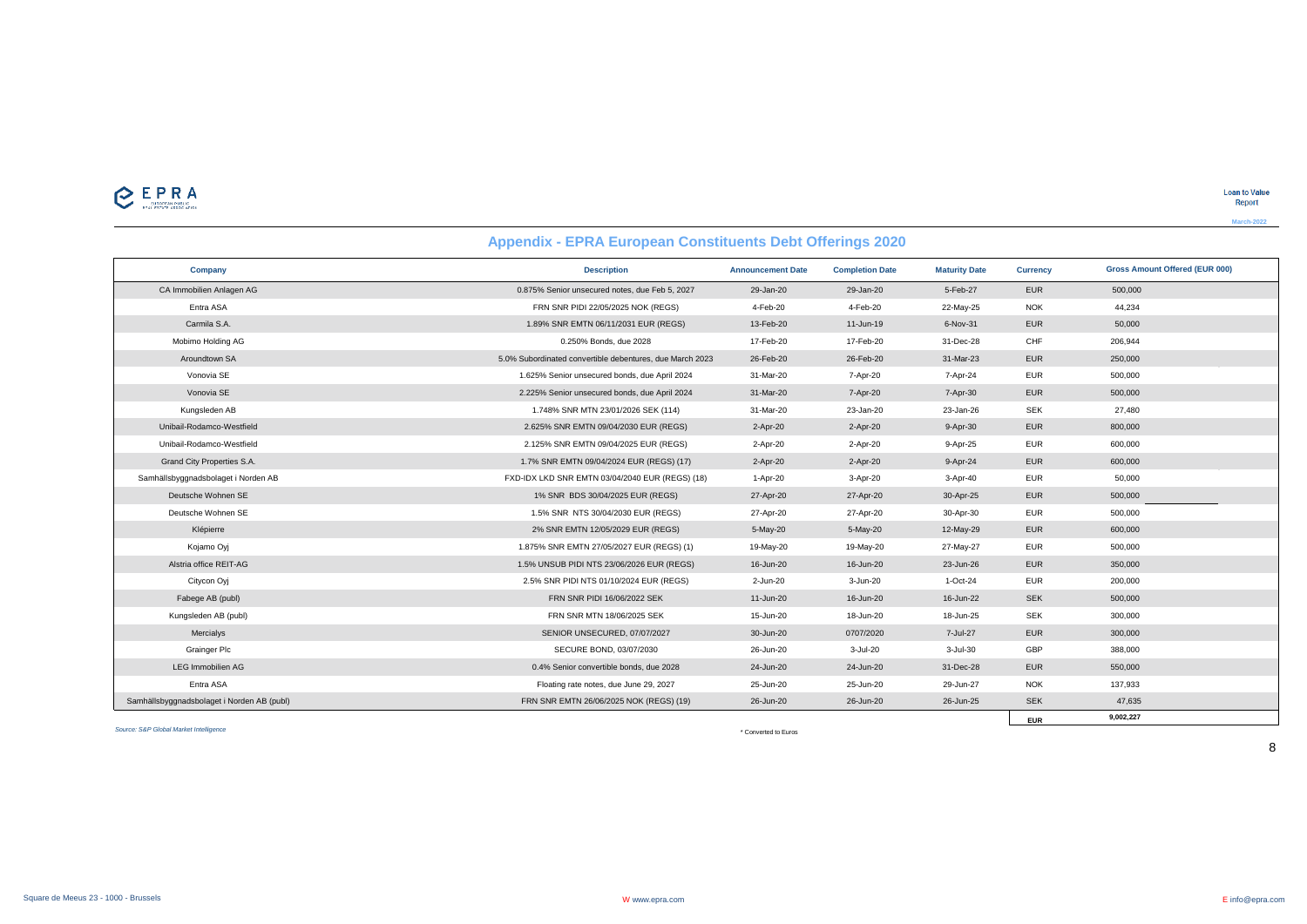## Appendix - EPRA European Constituents Debt Offerings 2020

| Company | Description | Announcement Date | Completion Date | Maturity Date | Currency | Gross Amount Offered (EUR 000) |
|---|---|---|---|---|---|---|
| CA Immobilien Anlagen AG | 0.875% Senior unsecured notes, due Feb 5, 2027 | 29-Jan-20 | 29-Jan-20 | 5-Feb-27 | EUR | 500,000 |
| Entra ASA | FRN SNR PIDI 22/05/2025 NOK (REGS) | 4-Feb-20 | 4-Feb-20 | 22-May-25 | NOK | 44,234 |
| Carmila S.A. | 1.89% SNR EMTN 06/11/2031 EUR (REGS) | 13-Feb-20 | 11-Jun-19 | 6-Nov-31 | EUR | 50,000 |
| Mobimo Holding AG | 0.250% Bonds, due 2028 | 17-Feb-20 | 17-Feb-20 | 31-Dec-28 | CHF | 206,944 |
| Aroundtown SA | 5.0% Subordinated convertible debentures, due March 2023 | 26-Feb-20 | 26-Feb-20 | 31-Mar-23 | EUR | 250,000 |
| Vonovia SE | 1.625% Senior unsecured bonds, due April 2024 | 31-Mar-20 | 7-Apr-20 | 7-Apr-24 | EUR | 500,000 |
| Vonovia SE | 2.225% Senior unsecured bonds, due April 2024 | 31-Mar-20 | 7-Apr-20 | 7-Apr-30 | EUR | 500,000 |
| Kungsleden AB | 1.748% SNR MTN 23/01/2026 SEK (114) | 31-Mar-20 | 23-Jan-20 | 23-Jan-26 | SEK | 27,480 |
| Unibail-Rodamco-Westfield | 2.625% SNR EMTN 09/04/2030 EUR (REGS) | 2-Apr-20 | 2-Apr-20 | 9-Apr-30 | EUR | 800,000 |
| Unibail-Rodamco-Westfield | 2.125% SNR EMTN 09/04/2025 EUR (REGS) | 2-Apr-20 | 2-Apr-20 | 9-Apr-25 | EUR | 600,000 |
| Grand City Properties S.A. | 1.7% SNR EMTN 09/04/2024 EUR (REGS) (17) | 2-Apr-20 | 2-Apr-20 | 9-Apr-24 | EUR | 600,000 |
| Samhällsbyggnadsbolaget i Norden AB | FXD-IDX LKD SNR EMTN 03/04/2040 EUR (REGS) (18) | 1-Apr-20 | 3-Apr-20 | 3-Apr-40 | EUR | 50,000 |
| Deutsche Wohnen SE | 1% SNR BDS 30/04/2025 EUR (REGS) | 27-Apr-20 | 27-Apr-20 | 30-Apr-25 | EUR | 500,000 |
| Deutsche Wohnen SE | 1.5% SNR NTS 30/04/2030 EUR (REGS) | 27-Apr-20 | 27-Apr-20 | 30-Apr-30 | EUR | 500,000 |
| Klépierre | 2% SNR EMTN 12/05/2029 EUR (REGS) | 5-May-20 | 5-May-20 | 12-May-29 | EUR | 600,000 |
| Kojamo Oyj | 1.875% SNR EMTN 27/05/2027 EUR (REGS) (1) | 19-May-20 | 19-May-20 | 27-May-27 | EUR | 500,000 |
| Alstria office REIT-AG | 1.5% UNSUB PIDI NTS 23/06/2026 EUR (REGS) | 16-Jun-20 | 16-Jun-20 | 23-Jun-26 | EUR | 350,000 |
| Citycon Oyj | 2.5% SNR PIDI NTS 01/10/2024 EUR (REGS) | 2-Jun-20 | 3-Jun-20 | 1-Oct-24 | EUR | 200,000 |
| Fabege AB (publ) | FRN SNR PIDI 16/06/2022 SEK | 11-Jun-20 | 16-Jun-20 | 16-Jun-22 | SEK | 500,000 |
| Kungsleden AB (publ) | FRN SNR MTN 18/06/2025 SEK | 15-Jun-20 | 18-Jun-20 | 18-Jun-25 | SEK | 300,000 |
| Mercialys | SENIOR UNSECURED, 07/07/2027 | 30-Jun-20 | 0707/2020 | 7-Jul-27 | EUR | 300,000 |
| Grainger Plc | SECURE BOND, 03/07/2030 | 26-Jun-20 | 3-Jul-20 | 3-Jul-30 | GBP | 388,000 |
| LEG Immobilien AG | 0.4% Senior convertible bonds, due 2028 | 24-Jun-20 | 24-Jun-20 | 31-Dec-28 | EUR | 550,000 |
| Entra ASA | Floating rate notes, due June 29, 2027 | 25-Jun-20 | 25-Jun-20 | 29-Jun-27 | NOK | 137,933 |
| Samhällsbyggnadsbolaget i Norden AB (publ) | FRN SNR EMTN 26/06/2025 NOK (REGS) (19) | 26-Jun-20 | 26-Jun-20 | 26-Jun-25 | SEK | 47,635 |
| | | | | | EUR | 9,002,227 |

*Source: S&P Global Market Intelligence*

\* Converted to Euros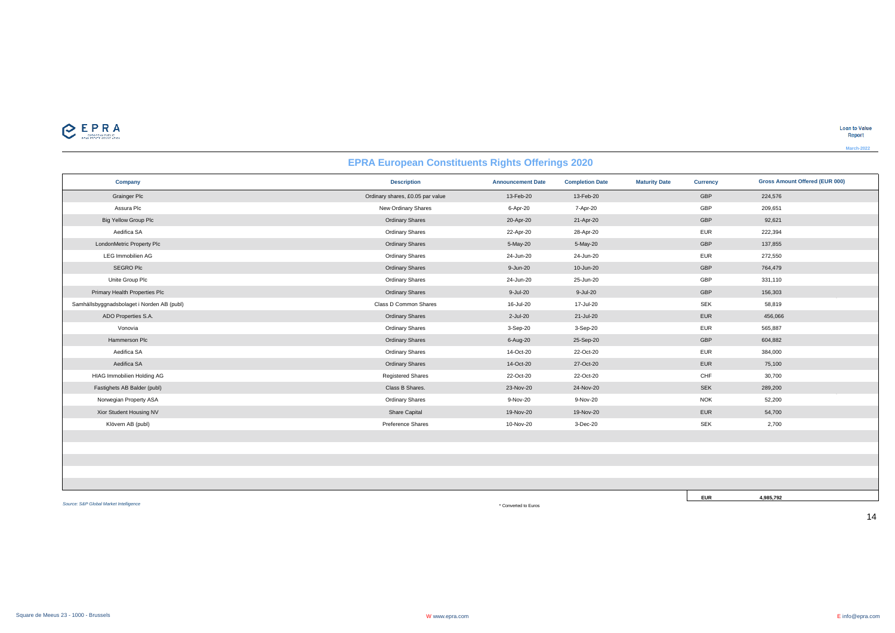## EPRA European Constituents Rights Offerings 2020

| Company | Description | Announcement Date | Completion Date | Maturity Date | Currency | Gross Amount Offered (EUR 000) |
|---|---|---|---|---|---|---|
| Grainger Plc | Ordinary shares, £0.05 par value | 13-Feb-20 | 13-Feb-20 | | GBP | 224,576 |
| Assura Plc | New Ordinary Shares | 6-Apr-20 | 7-Apr-20 | | GBP | 209,651 |
| Big Yellow Group Plc | Ordinary Shares | 20-Apr-20 | 21-Apr-20 | | GBP | 92,621 |
| Aedifica SA | Ordinary Shares | 22-Apr-20 | 28-Apr-20 | | EUR | 222,394 |
| LondonMetric Property Plc | Ordinary Shares | 5-May-20 | 5-May-20 | | GBP | 137,855 |
| LEG Immobilien AG | Ordinary Shares | 24-Jun-20 | 24-Jun-20 | | EUR | 272,550 |
| SEGRO Plc | Ordinary Shares | 9-Jun-20 | 10-Jun-20 | | GBP | 764,479 |
| Unite Group Plc | Ordinary Shares | 24-Jun-20 | 25-Jun-20 | | GBP | 331,110 |
| Primary Health Properties Plc | Ordinary Shares | 9-Jul-20 | 9-Jul-20 | | GBP | 156,303 |
| Samhällsbyggnadsbolaget i Norden AB (publ) | Class D Common Shares | 16-Jul-20 | 17-Jul-20 | | SEK | 58,819 |
| ADO Properties S.A. | Ordinary Shares | 2-Jul-20 | 21-Jul-20 | | EUR | 456,066 |
| Vonovia | Ordinary Shares | 3-Sep-20 | 3-Sep-20 | | EUR | 565,887 |
| Hammerson Plc | Ordinary Shares | 6-Aug-20 | 25-Sep-20 | | GBP | 604,882 |
| Aedifica SA | Ordinary Shares | 14-Oct-20 | 22-Oct-20 | | EUR | 384,000 |
| Aedifica SA | Ordinary Shares | 14-Oct-20 | 27-Oct-20 | | EUR | 75,100 |
| HIAG Immobilien Holding AG | Registered Shares | 22-Oct-20 | 22-Oct-20 | | CHF | 30,700 |
| Fastighets AB Balder (publ) | Class B Shares. | 23-Nov-20 | 24-Nov-20 | | SEK | 289,200 |
| Norwegian Property ASA | Ordinary Shares | 9-Nov-20 | 9-Nov-20 | | NOK | 52,200 |
| Xior Student Housing NV | Share Capital | 19-Nov-20 | 19-Nov-20 | | EUR | 54,700 |
| Klövern AB (publ) | Preference Shares | 10-Nov-20 | 3-Dec-20 | | SEK | 2,700 |
| | | | | | **EUR** | **4,985,792** |

*Source: S&P Global Market Intelligence*

* Converted to Euros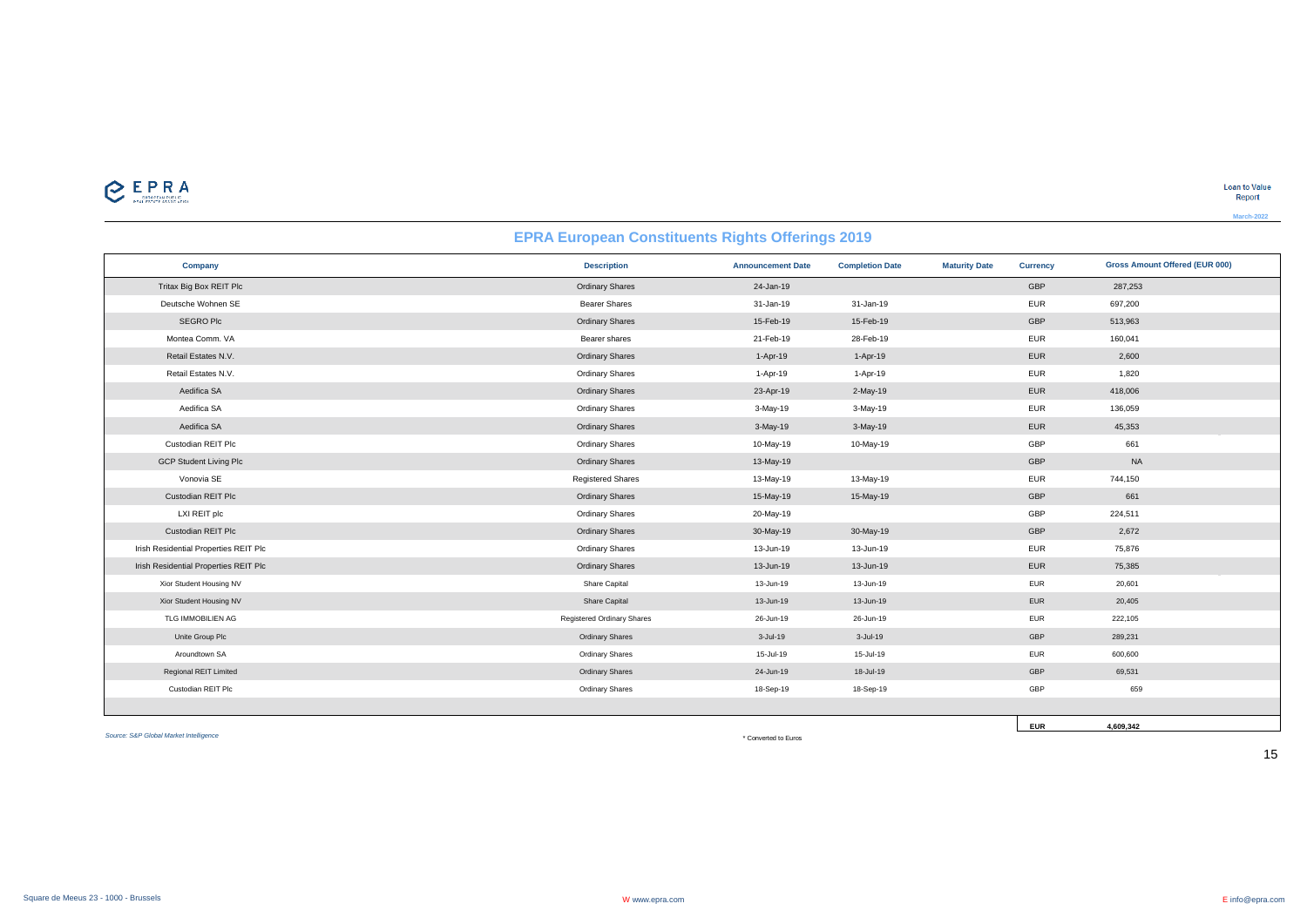# EPRA European Constituents Rights Offerings 2019

| Company | Description | Announcement Date | Completion Date | Maturity Date | Currency | Gross Amount Offered (EUR 000) |
|---|---|---|---|---|---|---|
| Tritax Big Box REIT Plc | Ordinary Shares | 24-Jan-19 | | | GBP | 287,253 |
| Deutsche Wohnen SE | Bearer Shares | 31-Jan-19 | 31-Jan-19 | | EUR | 697,200 |
| SEGRO Plc | Ordinary Shares | 15-Feb-19 | 15-Feb-19 | | GBP | 513,963 |
| Montea Comm. VA | Bearer shares | 21-Feb-19 | 28-Feb-19 | | EUR | 160,041 |
| Retail Estates N.V. | Ordinary Shares | 1-Apr-19 | 1-Apr-19 | | EUR | 2,600 |
| Retail Estates N.V. | Ordinary Shares | 1-Apr-19 | 1-Apr-19 | | EUR | 1,820 |
| Aedifica SA | Ordinary Shares | 23-Apr-19 | 2-May-19 | | EUR | 418,006 |
| Aedifica SA | Ordinary Shares | 3-May-19 | 3-May-19 | | EUR | 136,059 |
| Aedifica SA | Ordinary Shares | 3-May-19 | 3-May-19 | | EUR | 45,353 |
| Custodian REIT Plc | Ordinary Shares | 10-May-19 | 10-May-19 | | GBP | 661 |
| GCP Student Living Plc | Ordinary Shares | 13-May-19 | | | GBP | NA |
| Vonovia SE | Registered Shares | 13-May-19 | 13-May-19 | | EUR | 744,150 |
| Custodian REIT Plc | Ordinary Shares | 15-May-19 | 15-May-19 | | GBP | 661 |
| LXI REIT plc | Ordinary Shares | 20-May-19 | | | GBP | 224,511 |
| Custodian REIT Plc | Ordinary Shares | 30-May-19 | 30-May-19 | | GBP | 2,672 |
| Irish Residential Properties REIT Plc | Ordinary Shares | 13-Jun-19 | 13-Jun-19 | | EUR | 75,876 |
| Irish Residential Properties REIT Plc | Ordinary Shares | 13-Jun-19 | 13-Jun-19 | | EUR | 75,385 |
| Xior Student Housing NV | Share Capital | 13-Jun-19 | 13-Jun-19 | | EUR | 20,601 |
| Xior Student Housing NV | Share Capital | 13-Jun-19 | 13-Jun-19 | | EUR | 20,405 |
| TLG IMMOBILIEN AG | Registered Ordinary Shares | 26-Jun-19 | 26-Jun-19 | | EUR | 222,105 |
| Unite Group Plc | Ordinary Shares | 3-Jul-19 | 3-Jul-19 | | GBP | 289,231 |
| Aroundtown SA | Ordinary Shares | 15-Jul-19 | 15-Jul-19 | | EUR | 600,600 |
| Regional REIT Limited | Ordinary Shares | 24-Jun-19 | 18-Jul-19 | | GBP | 69,531 |
| Custodian REIT Plc | Ordinary Shares | 18-Sep-19 | 18-Sep-19 | | GBP | 659 |
| | | | | | **EUR** | **4,609,342** |

*Source: S&P Global Market Intelligence*

\* Converted to Euros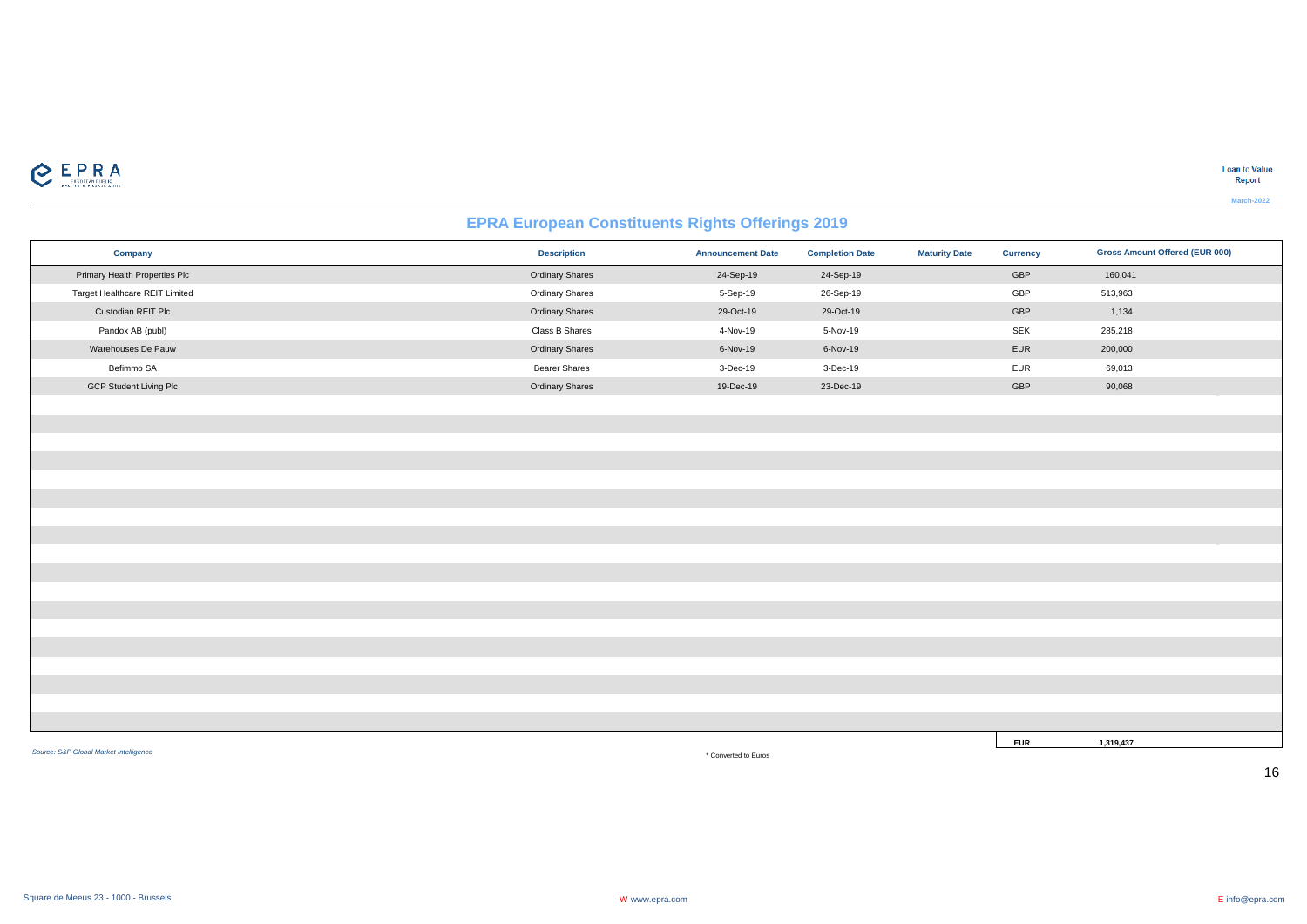# EPRA European Constituents Rights Offerings 2019

| Company | Description | Announcement Date | Completion Date | Maturity Date | Currency | Gross Amount Offered (EUR 000) |
|---|---|---|---|---|---|---|
| Primary Health Properties Plc | Ordinary Shares | 24-Sep-19 | 24-Sep-19 | | GBP | 160,041 |
| Target Healthcare REIT Limited | Ordinary Shares | 5-Sep-19 | 26-Sep-19 | | GBP | 513,963 |
| Custodian REIT Plc | Ordinary Shares | 29-Oct-19 | 29-Oct-19 | | GBP | 1,134 |
| Pandox AB (publ) | Class B Shares | 4-Nov-19 | 5-Nov-19 | | SEK | 285,218 |
| Warehouses De Pauw | Ordinary Shares | 6-Nov-19 | 6-Nov-19 | | EUR | 200,000 |
| Befimmo SA | Bearer Shares | 3-Dec-19 | 3-Dec-19 | | EUR | 69,013 |
| GCP Student Living Plc | Ordinary Shares | 19-Dec-19 | 23-Dec-19 | | GBP | 90,068 |
| | | | | | **EUR** | **1,319,437** |

*Source: S&P Global Market Intelligence*

\* Converted to Euros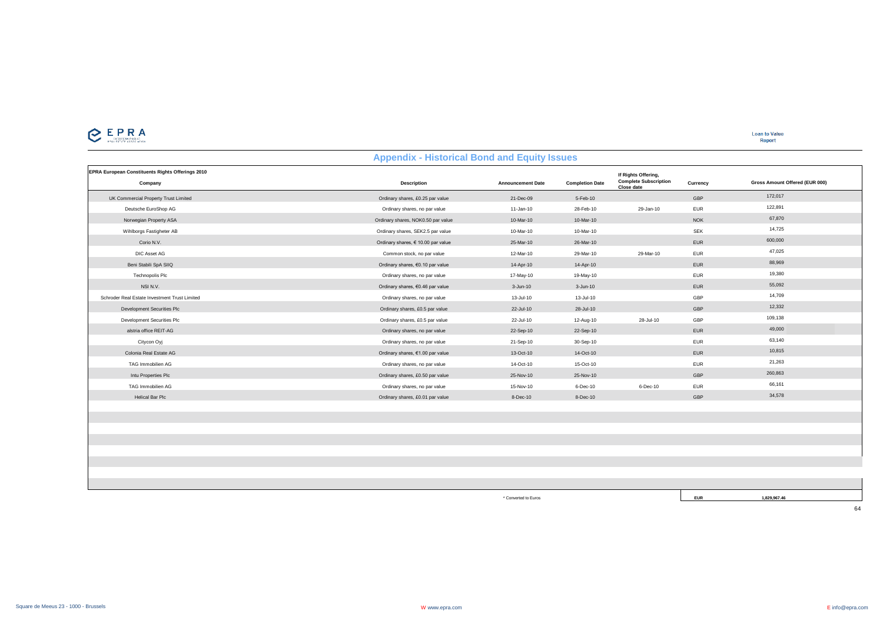## Appendix - Historical Bond and Equity Issues

**EPRA European Constituents Rights Offerings 2010**

| Company | Description | Announcement Date | Completion Date | If Rights Offering, Complete Subscription Close date | Currency | Gross Amount Offered (EUR 000) |
|---|---|---|---|---|---|---|
| UK Commercial Property Trust Limited | Ordinary shares, £0.25 par value | 21-Dec-09 | 5-Feb-10 | | GBP | 172,017 |
| Deutsche EuroShop AG | Ordinary shares, no par value | 11-Jan-10 | 28-Feb-10 | 29-Jan-10 | EUR | 122,891 |
| Norwegian Property ASA | Ordinary shares, NOK0.50 par value | 10-Mar-10 | 10-Mar-10 | | NOK | 67,870 |
| Wihlborgs Fastigheter AB | Ordinary shares, SEK2.5 par value | 10-Mar-10 | 10-Mar-10 | | SEK | 14,725 |
| Corio N.V. | Ordinary shares, € 10.00 par value | 25-Mar-10 | 26-Mar-10 | | EUR | 600,000 |
| DIC Asset AG | Common stock, no par value | 12-Mar-10 | 29-Mar-10 | 29-Mar-10 | EUR | 47,025 |
| Beni Stabili SpA SIIQ | Ordinary shares, €0.10 par value | 14-Apr-10 | 14-Apr-10 | | EUR | 88,969 |
| Technopolis Plc | Ordinary shares, no par value | 17-May-10 | 19-May-10 | | EUR | 19,380 |
| NSI N.V. | Ordinary shares, €0.46 par value | 3-Jun-10 | 3-Jun-10 | | EUR | 55,092 |
| Schroder Real Estate Investment Trust Limited | Ordinary shares, no par value | 13-Jul-10 | 13-Jul-10 | | GBP | 14,709 |
| Development Securities Plc | Ordinary shares, £0.5 par value | 22-Jul-10 | 28-Jul-10 | | GBP | 12,332 |
| Development Securities Plc | Ordinary shares, £0.5 par value | 22-Jul-10 | 12-Aug-10 | 28-Jul-10 | GBP | 109,138 |
| alstria office REIT-AG | Ordinary shares, no par value | 22-Sep-10 | 22-Sep-10 | | EUR | 49,000 |
| Citycon Oyj | Ordinary shares, no par value | 21-Sep-10 | 30-Sep-10 | | EUR | 63,140 |
| Colonia Real Estate AG | Ordinary shares, €1.00 par value | 13-Oct-10 | 14-Oct-10 | | EUR | 10,815 |
| TAG Immobilien AG | Ordinary shares, no par value | 14-Oct-10 | 15-Oct-10 | | EUR | 21,263 |
| Intu Properties Plc | Ordinary shares, £0.50 par value | 25-Nov-10 | 25-Nov-10 | | GBP | 260,863 |
| TAG Immobilien AG | Ordinary shares, no par value | 15-Nov-10 | 6-Dec-10 | 6-Dec-10 | EUR | 66,161 |
| Helical Bar Plc | Ordinary shares, £0.01 par value | 8-Dec-10 | 8-Dec-10 | | GBP | 34,578 |
| | | * Converted to Euros | | | EUR | 1,829,967.46 |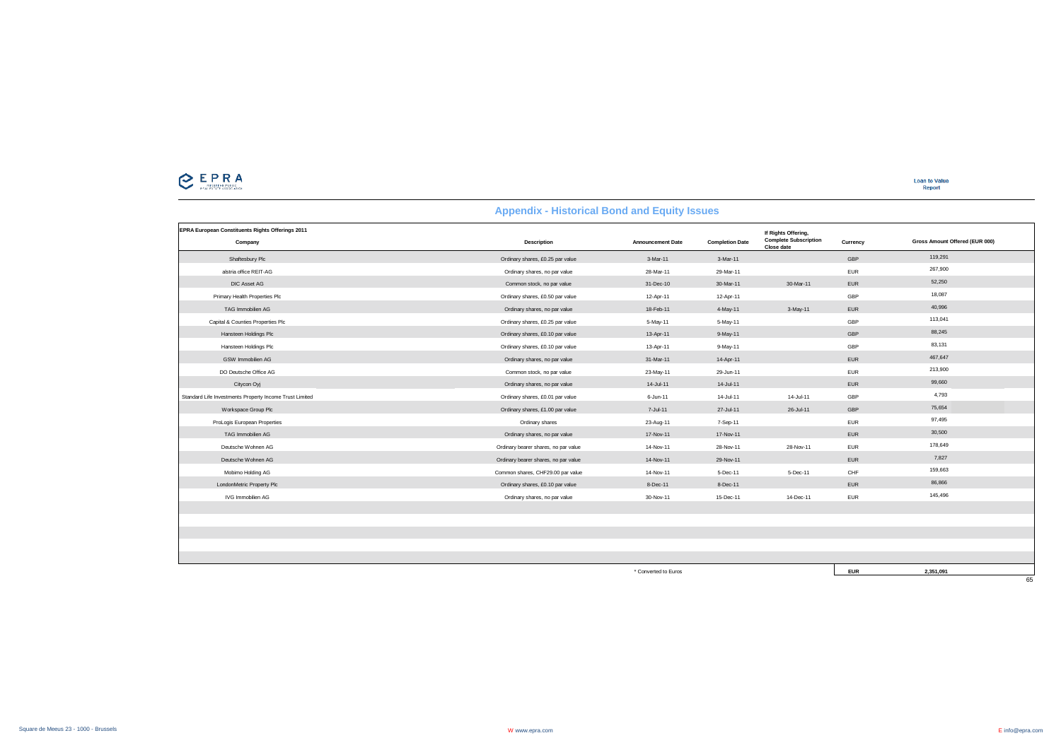## Appendix - Historical Bond and Equity Issues

**EPRA European Constituents Rights Offerings 2011**

| Company | Description | Announcement Date | Completion Date | If Rights Offering, Complete Subscription Close date | Currency | Gross Amount Offered (EUR 000) |
|---|---|---|---|---|---|---|
| Shaftesbury Plc | Ordinary shares, £0.25 par value | 3-Mar-11 | 3-Mar-11 | | GBP | 119,291 |
| alstria office REIT-AG | Ordinary shares, no par value | 28-Mar-11 | 29-Mar-11 | | EUR | 267,900 |
| DIC Asset AG | Common stock, no par value | 31-Dec-10 | 30-Mar-11 | 30-Mar-11 | EUR | 52,250 |
| Primary Health Properties Plc | Ordinary shares, £0.50 par value | 12-Apr-11 | 12-Apr-11 | | GBP | 18,087 |
| TAG Immobilien AG | Ordinary shares, no par value | 18-Feb-11 | 4-May-11 | 3-May-11 | EUR | 40,996 |
| Capital & Counties Properties Plc | Ordinary shares, £0.25 par value | 5-May-11 | 5-May-11 | | GBP | 113,041 |
| Hansteen Holdings Plc | Ordinary shares, £0.10 par value | 13-Apr-11 | 9-May-11 | | GBP | 88,245 |
| Hansteen Holdings Plc | Ordinary shares, £0.10 par value | 13-Apr-11 | 9-May-11 | | GBP | 83,131 |
| GSW Immobilien AG | Ordinary shares, no par value | 31-Mar-11 | 14-Apr-11 | | EUR | 467,647 |
| DO Deutsche Office AG | Common stock, no par value | 23-May-11 | 29-Jun-11 | | EUR | 213,900 |
| Citycon Oyj | Ordinary shares, no par value | 14-Jul-11 | 14-Jul-11 | | EUR | 99,660 |
| Standard Life Investments Property Income Trust Limited | Ordinary shares, £0.01 par value | 6-Jun-11 | 14-Jul-11 | 14-Jul-11 | GBP | 4,793 |
| Workspace Group Plc | Ordinary shares, £1.00 par value | 7-Jul-11 | 27-Jul-11 | 26-Jul-11 | GBP | 75,654 |
| ProLogis European Properties | Ordinary shares | 23-Aug-11 | 7-Sep-11 | | EUR | 97,495 |
| TAG Immobilien AG | Ordinary shares, no par value | 17-Nov-11 | 17-Nov-11 | | EUR | 30,500 |
| Deutsche Wohnen AG | Ordinary bearer shares, no par value | 14-Nov-11 | 28-Nov-11 | 28-Nov-11 | EUR | 178,649 |
| Deutsche Wohnen AG | Ordinary bearer shares, no par value | 14-Nov-11 | 29-Nov-11 | | EUR | 7,827 |
| Mobimo Holding AG | Common shares, CHF29.00 par value | 14-Nov-11 | 5-Dec-11 | 5-Dec-11 | CHF | 159,663 |
| LondonMetric Property Plc | Ordinary shares, £0.10 par value | 8-Dec-11 | 8-Dec-11 | | EUR | 86,866 |
| IVG Immobilien AG | Ordinary shares, no par value | 30-Nov-11 | 15-Dec-11 | 14-Dec-11 | EUR | 145,496 |
| | * Converted to Euros | | | | **EUR** | **2,351,091** |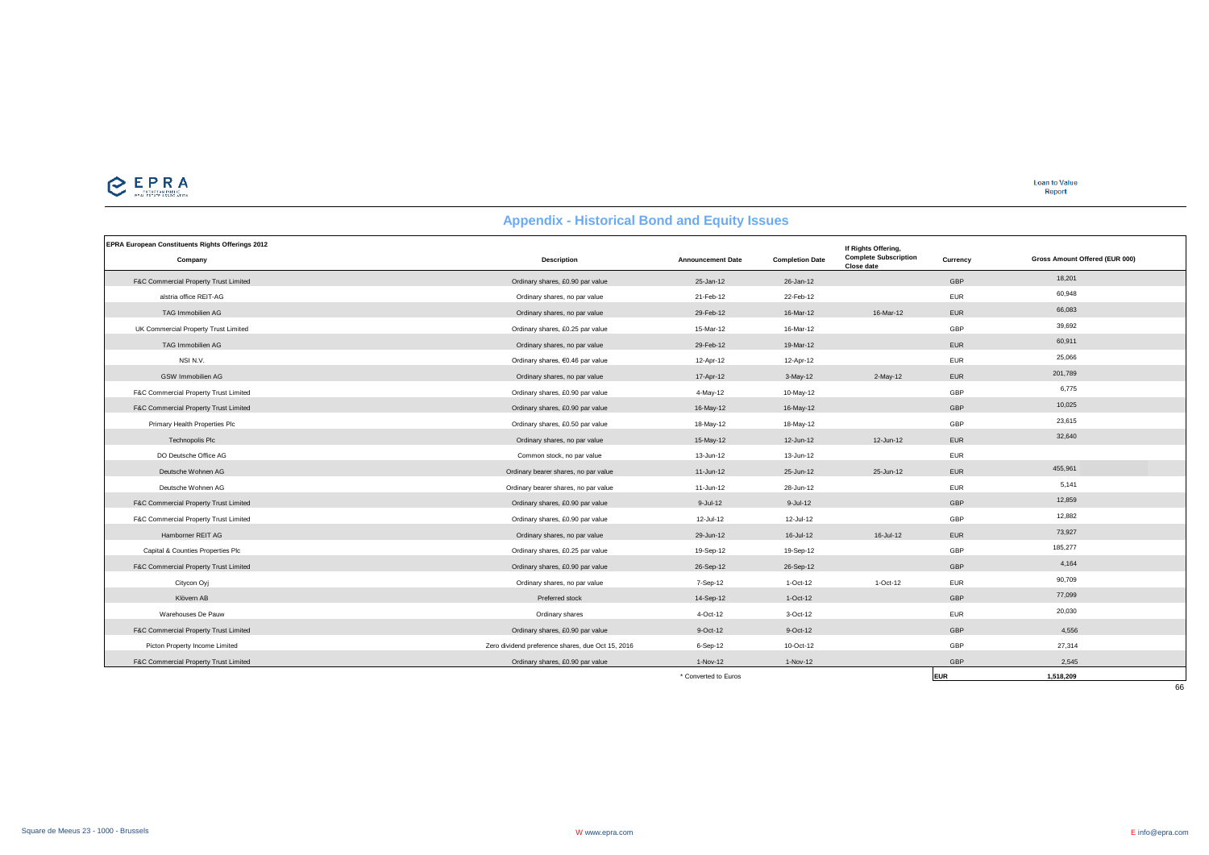## Appendix - Historical Bond and Equity Issues

| EPRA European Constituents Rights Offerings 2012<br>Company | Description | Announcement Date | Completion Date | If Rights Offering, Complete Subscription Close date | Currency | Gross Amount Offered (EUR 000) |
|---|---|---|---|---|---|---|
| F&C Commercial Property Trust Limited | Ordinary shares, £0.90 par value | 25-Jan-12 | 26-Jan-12 | | GBP | 18,201 |
| alstria office REIT-AG | Ordinary shares, no par value | 21-Feb-12 | 22-Feb-12 | | EUR | 60,948 |
| TAG Immobilien AG | Ordinary shares, no par value | 29-Feb-12 | 16-Mar-12 | 16-Mar-12 | EUR | 66,083 |
| UK Commercial Property Trust Limited | Ordinary shares, £0.25 par value | 15-Mar-12 | 16-Mar-12 | | GBP | 39,692 |
| TAG Immobilien AG | Ordinary shares, no par value | 29-Feb-12 | 19-Mar-12 | | EUR | 60,911 |
| NSI N.V. | Ordinary shares, €0.46 par value | 12-Apr-12 | 12-Apr-12 | | EUR | 25,066 |
| GSW Immobilien AG | Ordinary shares, no par value | 17-Apr-12 | 3-May-12 | 2-May-12 | EUR | 201,789 |
| F&C Commercial Property Trust Limited | Ordinary shares, £0.90 par value | 4-May-12 | 10-May-12 | | GBP | 6,775 |
| F&C Commercial Property Trust Limited | Ordinary shares, £0.90 par value | 16-May-12 | 16-May-12 | | GBP | 10,025 |
| Primary Health Properties Plc | Ordinary shares, £0.50 par value | 18-May-12 | 18-May-12 | | GBP | 23,615 |
| Technopolis Plc | Ordinary shares, no par value | 15-May-12 | 12-Jun-12 | 12-Jun-12 | EUR | 32,640 |
| DO Deutsche Office AG | Common stock, no par value | 13-Jun-12 | 13-Jun-12 | | EUR | |
| Deutsche Wohnen AG | Ordinary bearer shares, no par value | 11-Jun-12 | 25-Jun-12 | 25-Jun-12 | EUR | 455,961 |
| Deutsche Wohnen AG | Ordinary bearer shares, no par value | 11-Jun-12 | 28-Jun-12 | | EUR | 5,141 |
| F&C Commercial Property Trust Limited | Ordinary shares, £0.90 par value | 9-Jul-12 | 9-Jul-12 | | GBP | 12,859 |
| F&C Commercial Property Trust Limited | Ordinary shares, £0.90 par value | 12-Jul-12 | 12-Jul-12 | | GBP | 12,882 |
| Hamborner REIT AG | Ordinary shares, no par value | 29-Jun-12 | 16-Jul-12 | 16-Jul-12 | EUR | 73,927 |
| Capital & Counties Properties Plc | Ordinary shares, £0.25 par value | 19-Sep-12 | 19-Sep-12 | | GBP | 185,277 |
| F&C Commercial Property Trust Limited | Ordinary shares, £0.90 par value | 26-Sep-12 | 26-Sep-12 | | GBP | 4,164 |
| Citycon Oyj | Ordinary shares, no par value | 7-Sep-12 | 1-Oct-12 | 1-Oct-12 | EUR | 90,709 |
| Klövern AB | Preferred stock | 14-Sep-12 | 1-Oct-12 | | GBP | 77,099 |
| Warehouses De Pauw | Ordinary shares | 4-Oct-12 | 3-Oct-12 | | EUR | 20,030 |
| F&C Commercial Property Trust Limited | Ordinary shares, £0.90 par value | 9-Oct-12 | 9-Oct-12 | | GBP | 4,556 |
| Picton Property Income Limited | Zero dividend preference shares, due Oct 15, 2016 | 6-Sep-12 | 10-Oct-12 | | GBP | 27,314 |
| F&C Commercial Property Trust Limited | Ordinary shares, £0.90 par value | 1-Nov-12 | 1-Nov-12 | | GBP | 2,545 |
| | | * Converted to Euros | | | **EUR** | **1,518,209** |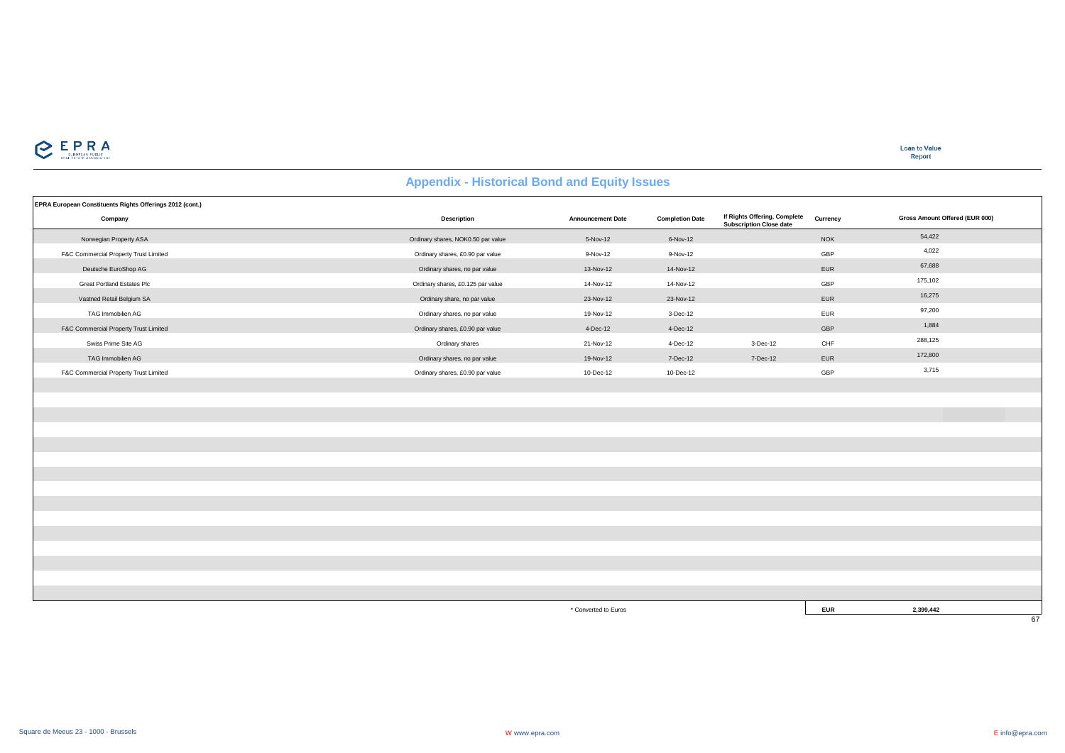## Appendix - Historical Bond and Equity Issues

**EPRA European Constituents Rights Offerings 2012 (cont.)**

| Company | Description | Announcement Date | Completion Date | If Rights Offering, Complete Subscription Close date | Currency | Gross Amount Offered (EUR 000) |
|---|---|---|---|---|---|---|
| Norwegian Property ASA | Ordinary shares, NOK0.50 par value | 5-Nov-12 | 6-Nov-12 | | NOK | 54,422 |
| F&C Commercial Property Trust Limited | Ordinary shares, £0.90 par value | 9-Nov-12 | 9-Nov-12 | | GBP | 4,022 |
| Deutsche EuroShop AG | Ordinary shares, no par value | 13-Nov-12 | 14-Nov-12 | | EUR | 67,688 |
| Great Portland Estates Plc | Ordinary shares, £0.125 par value | 14-Nov-12 | 14-Nov-12 | | GBP | 175,102 |
| Vastned Retail Belgium SA | Ordinary share, no par value | 23-Nov-12 | 23-Nov-12 | | EUR | 16,275 |
| TAG Immobilien AG | Ordinary shares, no par value | 19-Nov-12 | 3-Dec-12 | | EUR | 97,200 |
| F&C Commercial Property Trust Limited | Ordinary shares, £0.90 par value | 4-Dec-12 | 4-Dec-12 | | GBP | 1,884 |
| Swiss Prime Site AG | Ordinary shares | 21-Nov-12 | 4-Dec-12 | 3-Dec-12 | CHF | 288,125 |
| TAG Immobilien AG | Ordinary shares, no par value | 19-Nov-12 | 7-Dec-12 | 7-Dec-12 | EUR | 172,800 |
| F&C Commercial Property Trust Limited | Ordinary shares, £0.90 par value | 10-Dec-12 | 10-Dec-12 | | GBP | 3,715 |
| | | * Converted to Euros | | | **EUR** | **2,399,442** |

Square de Meeus 23 - 1000 - Brussels W www.epra.com E info@epra.com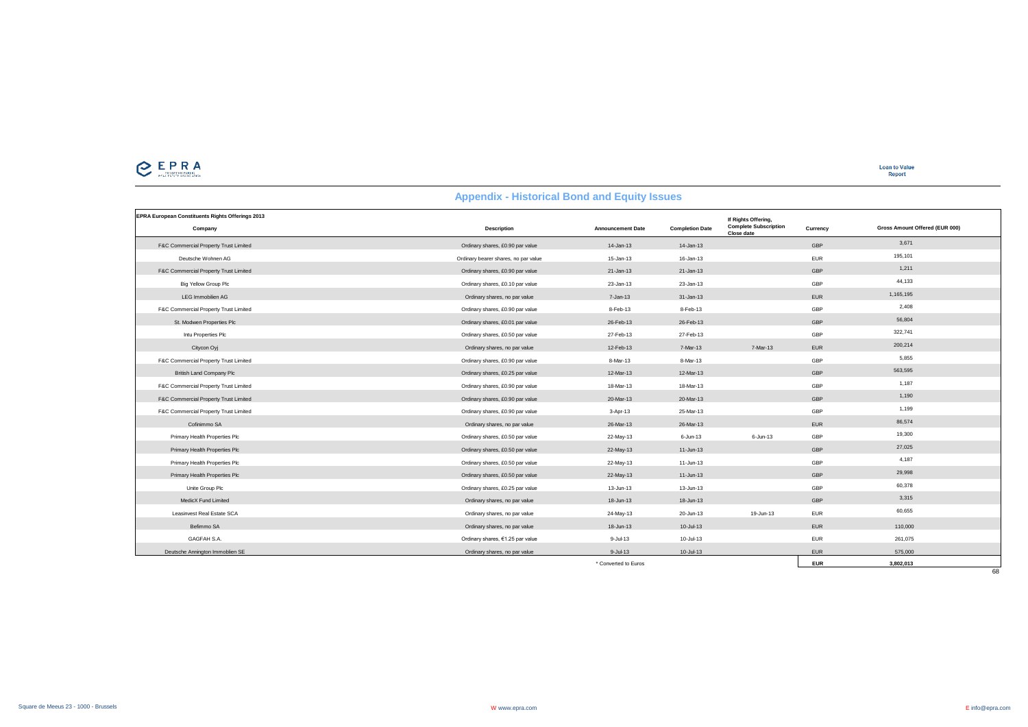## Appendix - Historical Bond and Equity Issues

**EPRA European Constituents Rights Offerings 2013**

| Company | Description | Announcement Date | Completion Date | If Rights Offering, Complete Subscription Close date | Currency | Gross Amount Offered (EUR 000) |
|---|---|---|---|---|---|---|
| F&C Commercial Property Trust Limited | Ordinary shares, £0.90 par value | 14-Jan-13 | 14-Jan-13 | | GBP | 3,671 |
| Deutsche Wohnen AG | Ordinary bearer shares, no par value | 15-Jan-13 | 16-Jan-13 | | EUR | 195,101 |
| F&C Commercial Property Trust Limited | Ordinary shares, £0.90 par value | 21-Jan-13 | 21-Jan-13 | | GBP | 1,211 |
| Big Yellow Group Plc | Ordinary shares, £0.10 par value | 23-Jan-13 | 23-Jan-13 | | GBP | 44,133 |
| LEG Immobilien AG | Ordinary shares, no par value | 7-Jan-13 | 31-Jan-13 | | EUR | 1,165,195 |
| F&C Commercial Property Trust Limited | Ordinary shares, £0.90 par value | 8-Feb-13 | 8-Feb-13 | | GBP | 2,408 |
| St. Modwen Properties Plc | Ordinary shares, £0.01 par value | 26-Feb-13 | 26-Feb-13 | | GBP | 56,804 |
| Intu Properties Plc | Ordinary shares, £0.50 par value | 27-Feb-13 | 27-Feb-13 | | GBP | 322,741 |
| Citycon Oyj | Ordinary shares, no par value | 12-Feb-13 | 7-Mar-13 | 7-Mar-13 | EUR | 200,214 |
| F&C Commercial Property Trust Limited | Ordinary shares, £0.90 par value | 8-Mar-13 | 8-Mar-13 | | GBP | 5,855 |
| British Land Company Plc | Ordinary shares, £0.25 par value | 12-Mar-13 | 12-Mar-13 | | GBP | 563,595 |
| F&C Commercial Property Trust Limited | Ordinary shares, £0.90 par value | 18-Mar-13 | 18-Mar-13 | | GBP | 1,187 |
| F&C Commercial Property Trust Limited | Ordinary shares, £0.90 par value | 20-Mar-13 | 20-Mar-13 | | GBP | 1,190 |
| F&C Commercial Property Trust Limited | Ordinary shares, £0.90 par value | 3-Apr-13 | 25-Mar-13 | | GBP | 1,199 |
| Cofinimmo SA | Ordinary shares, no par value | 26-Mar-13 | 26-Mar-13 | | EUR | 86,574 |
| Primary Health Properties Plc | Ordinary shares, £0.50 par value | 22-May-13 | 6-Jun-13 | 6-Jun-13 | GBP | 19,300 |
| Primary Health Properties Plc | Ordinary shares, £0.50 par value | 22-May-13 | 11-Jun-13 | | GBP | 27,025 |
| Primary Health Properties Plc | Ordinary shares, £0.50 par value | 22-May-13 | 11-Jun-13 | | GBP | 4,187 |
| Primary Health Properties Plc | Ordinary shares, £0.50 par value | 22-May-13 | 11-Jun-13 | | GBP | 29,998 |
| Unite Group Plc | Ordinary shares, £0.25 par value | 13-Jun-13 | 13-Jun-13 | | GBP | 60,378 |
| MedicX Fund Limited | Ordinary shares, no par value | 18-Jun-13 | 18-Jun-13 | | GBP | 3,315 |
| Leasinvest Real Estate SCA | Ordinary shares, no par value | 24-May-13 | 20-Jun-13 | 19-Jun-13 | EUR | 60,655 |
| Befimmo SA | Ordinary shares, no par value | 18-Jun-13 | 10-Jul-13 | | EUR | 110,000 |
| GAGFAH S.A. | Ordinary shares, €1.25 par value | 9-Jul-13 | 10-Jul-13 | | EUR | 261,075 |
| Deutsche Annington Immobilien SE | Ordinary shares, no par value | 9-Jul-13 | 10-Jul-13 | | EUR | 575,000 |
| | | * Converted to Euros | | | **EUR** | **3,802,013** |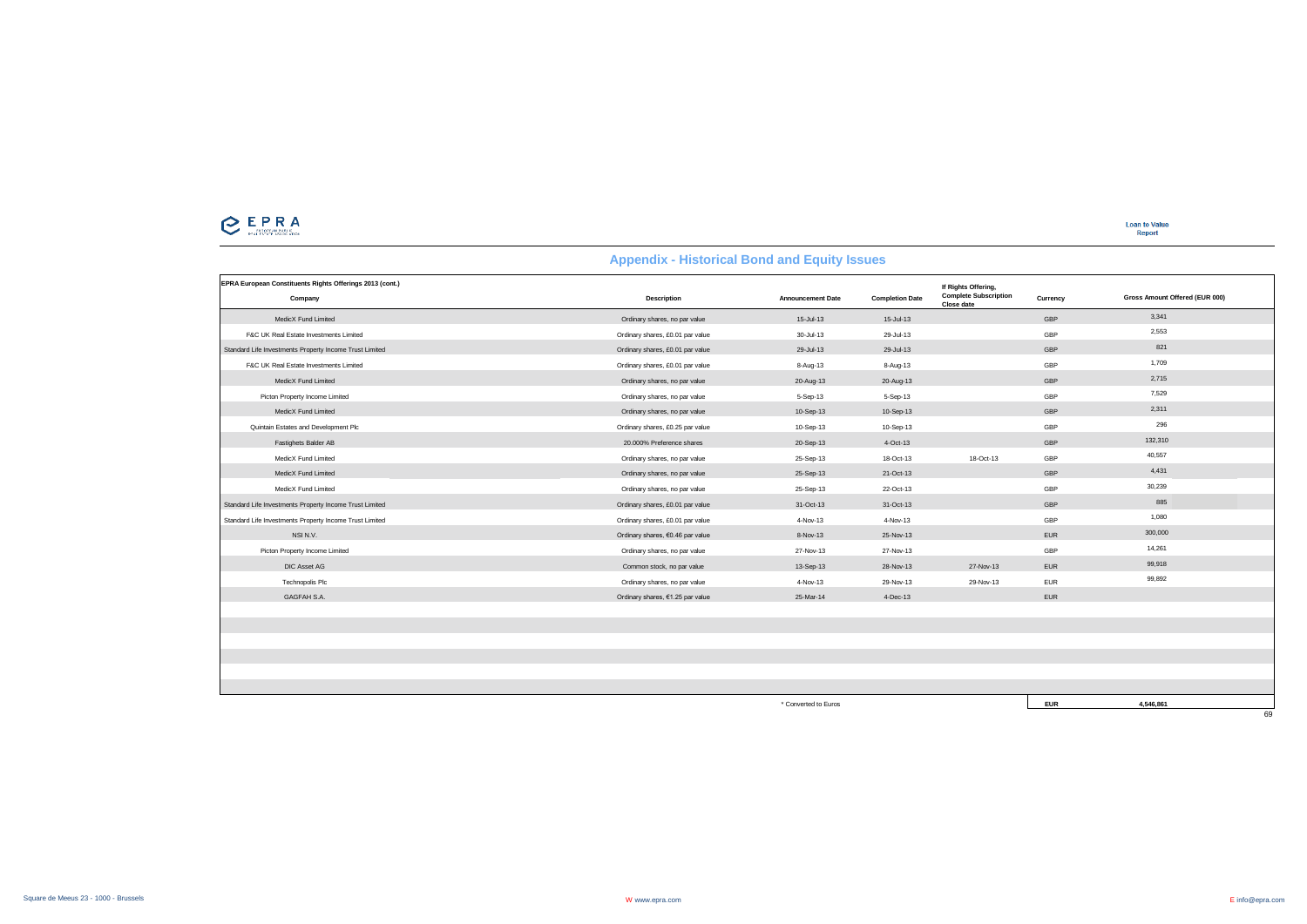## Appendix - Historical Bond and Equity Issues

| EPRA European Constituents Rights Offerings 2013 (cont.) Company | Description | Announcement Date | Completion Date | If Rights Offering, Complete Subscription Close date | Currency | Gross Amount Offered (EUR 000) |
|---|---|---|---|---|---|---|
| MedicX Fund Limited | Ordinary shares, no par value | 15-Jul-13 | 15-Jul-13 | | GBP | 3,341 |
| F&C UK Real Estate Investments Limited | Ordinary shares, £0.01 par value | 30-Jul-13 | 29-Jul-13 | | GBP | 2,553 |
| Standard Life Investments Property Income Trust Limited | Ordinary shares, £0.01 par value | 29-Jul-13 | 29-Jul-13 | | GBP | 821 |
| F&C UK Real Estate Investments Limited | Ordinary shares, £0.01 par value | 8-Aug-13 | 8-Aug-13 | | GBP | 1,709 |
| MedicX Fund Limited | Ordinary shares, no par value | 20-Aug-13 | 20-Aug-13 | | GBP | 2,715 |
| Picton Property Income Limited | Ordinary shares, no par value | 5-Sep-13 | 5-Sep-13 | | GBP | 7,529 |
| MedicX Fund Limited | Ordinary shares, no par value | 10-Sep-13 | 10-Sep-13 | | GBP | 2,311 |
| Quintain Estates and Development Plc | Ordinary shares, £0.25 par value | 10-Sep-13 | 10-Sep-13 | | GBP | 296 |
| Fastighets Balder AB | 20.000% Preference shares | 20-Sep-13 | 4-Oct-13 | | GBP | 132,310 |
| MedicX Fund Limited | Ordinary shares, no par value | 25-Sep-13 | 18-Oct-13 | 18-Oct-13 | GBP | 40,557 |
| MedicX Fund Limited | Ordinary shares, no par value | 25-Sep-13 | 21-Oct-13 | | GBP | 4,431 |
| MedicX Fund Limited | Ordinary shares, no par value | 25-Sep-13 | 22-Oct-13 | | GBP | 30,239 |
| Standard Life Investments Property Income Trust Limited | Ordinary shares, £0.01 par value | 31-Oct-13 | 31-Oct-13 | | GBP | 885 |
| Standard Life Investments Property Income Trust Limited | Ordinary shares, £0.01 par value | 4-Nov-13 | 4-Nov-13 | | GBP | 1,080 |
| NSI N.V. | Ordinary shares, €0.46 par value | 8-Nov-13 | 25-Nov-13 | | EUR | 300,000 |
| Picton Property Income Limited | Ordinary shares, no par value | 27-Nov-13 | 27-Nov-13 | | GBP | 14,261 |
| DIC Asset AG | Common stock, no par value | 13-Sep-13 | 28-Nov-13 | 27-Nov-13 | EUR | 99,918 |
| Technopolis Plc | Ordinary shares, no par value | 4-Nov-13 | 29-Nov-13 | 29-Nov-13 | EUR | 99,892 |
| GAGFAH S.A. | Ordinary shares, €1.25 par value | 25-Mar-14 | 4-Dec-13 | | EUR | |
| | | * Converted to Euros | | | **EUR** | **4,546,861** |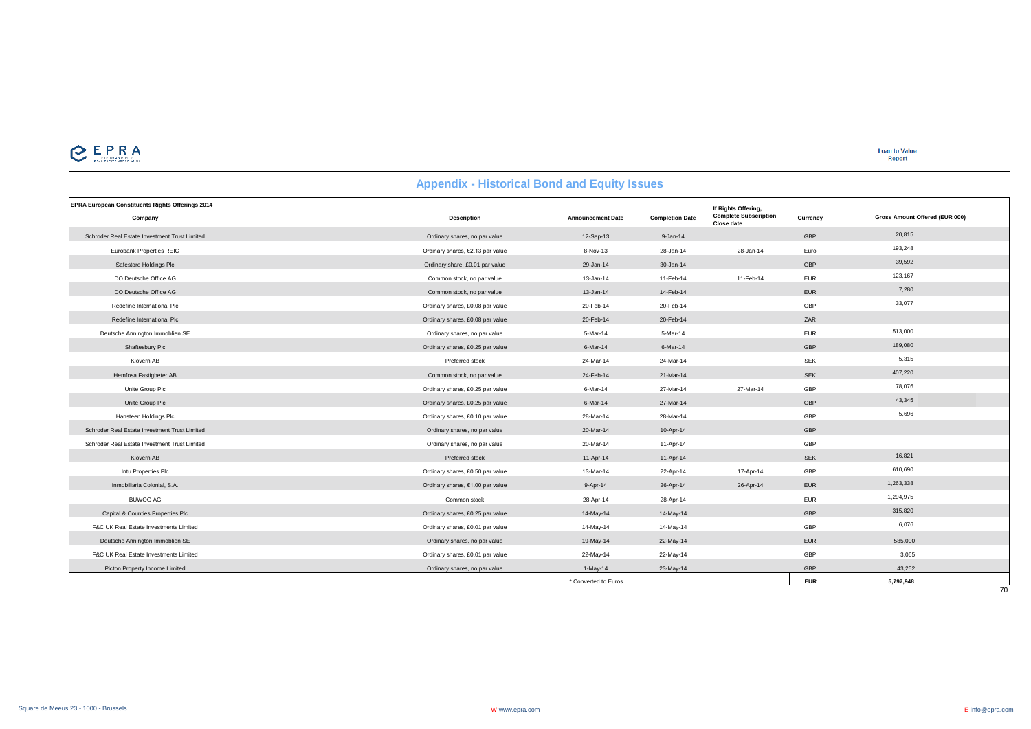## Appendix - Historical Bond and Equity Issues

| EPRA European Constituents Rights Offerings 2014<br>Company | Description | Announcement Date | Completion Date | If Rights Offering, Complete Subscription Close date | Currency | Gross Amount Offered (EUR 000) |
|---|---|---|---|---|---|---|
| Schroder Real Estate Investment Trust Limited | Ordinary shares, no par value | 12-Sep-13 | 9-Jan-14 | | GBP | 20,815 |
| Eurobank Properties REIC | Ordinary shares, €2.13 par value | 8-Nov-13 | 28-Jan-14 | 28-Jan-14 | Euro | 193,248 |
| Safestore Holdings Plc | Ordinary share, £0.01 par value | 29-Jan-14 | 30-Jan-14 | | GBP | 39,592 |
| DO Deutsche Office AG | Common stock, no par value | 13-Jan-14 | 11-Feb-14 | 11-Feb-14 | EUR | 123,167 |
| DO Deutsche Office AG | Common stock, no par value | 13-Jan-14 | 14-Feb-14 | | EUR | 7,280 |
| Redefine International Plc | Ordinary shares, £0.08 par value | 20-Feb-14 | 20-Feb-14 | | GBP | 33,077 |
| Redefine International Plc | Ordinary shares, £0.08 par value | 20-Feb-14 | 20-Feb-14 | | ZAR | |
| Deutsche Annington Immoblien SE | Ordinary shares, no par value | 5-Mar-14 | 5-Mar-14 | | EUR | 513,000 |
| Shaftesbury Plc | Ordinary shares, £0.25 par value | 6-Mar-14 | 6-Mar-14 | | GBP | 189,080 |
| Klövern AB | Preferred stock | 24-Mar-14 | 24-Mar-14 | | SEK | 5,315 |
| Hemfosa Fastigheter AB | Common stock, no par value | 24-Feb-14 | 21-Mar-14 | | SEK | 407,220 |
| Unite Group Plc | Ordinary shares, £0.25 par value | 6-Mar-14 | 27-Mar-14 | 27-Mar-14 | GBP | 78,076 |
| Unite Group Plc | Ordinary shares, £0.25 par value | 6-Mar-14 | 27-Mar-14 | | GBP | 43,345 |
| Hansteen Holdings Plc | Ordinary shares, £0.10 par value | 28-Mar-14 | 28-Mar-14 | | GBP | 5,696 |
| Schroder Real Estate Investment Trust Limited | Ordinary shares, no par value | 20-Mar-14 | 10-Apr-14 | | GBP | |
| Schroder Real Estate Investment Trust Limited | Ordinary shares, no par value | 20-Mar-14 | 11-Apr-14 | | GBP | |
| Klövern AB | Preferred stock | 11-Apr-14 | 11-Apr-14 | | SEK | 16,821 |
| Intu Properties Plc | Ordinary shares, £0.50 par value | 13-Mar-14 | 22-Apr-14 | 17-Apr-14 | GBP | 610,690 |
| Inmobiliaria Colonial, S.A. | Ordinary shares, €1.00 par value | 9-Apr-14 | 26-Apr-14 | 26-Apr-14 | EUR | 1,263,338 |
| BUWOG AG | Common stock | 28-Apr-14 | 28-Apr-14 | | EUR | 1,294,975 |
| Capital & Counties Properties Plc | Ordinary shares, £0.25 par value | 14-May-14 | 14-May-14 | | GBP | 315,820 |
| F&C UK Real Estate Investments Limited | Ordinary shares, £0.01 par value | 14-May-14 | 14-May-14 | | GBP | 6,076 |
| Deutsche Annington Immoblien SE | Ordinary shares, no par value | 19-May-14 | 22-May-14 | | EUR | 585,000 |
| F&C UK Real Estate Investments Limited | Ordinary shares, £0.01 par value | 22-May-14 | 22-May-14 | | GBP | 3,065 |
| Picton Property Income Limited | Ordinary shares, no par value | 1-May-14 | 23-May-14 | | GBP | 43,252 |
| | | * Converted to Euros | | | **EUR** | **5,797,948** |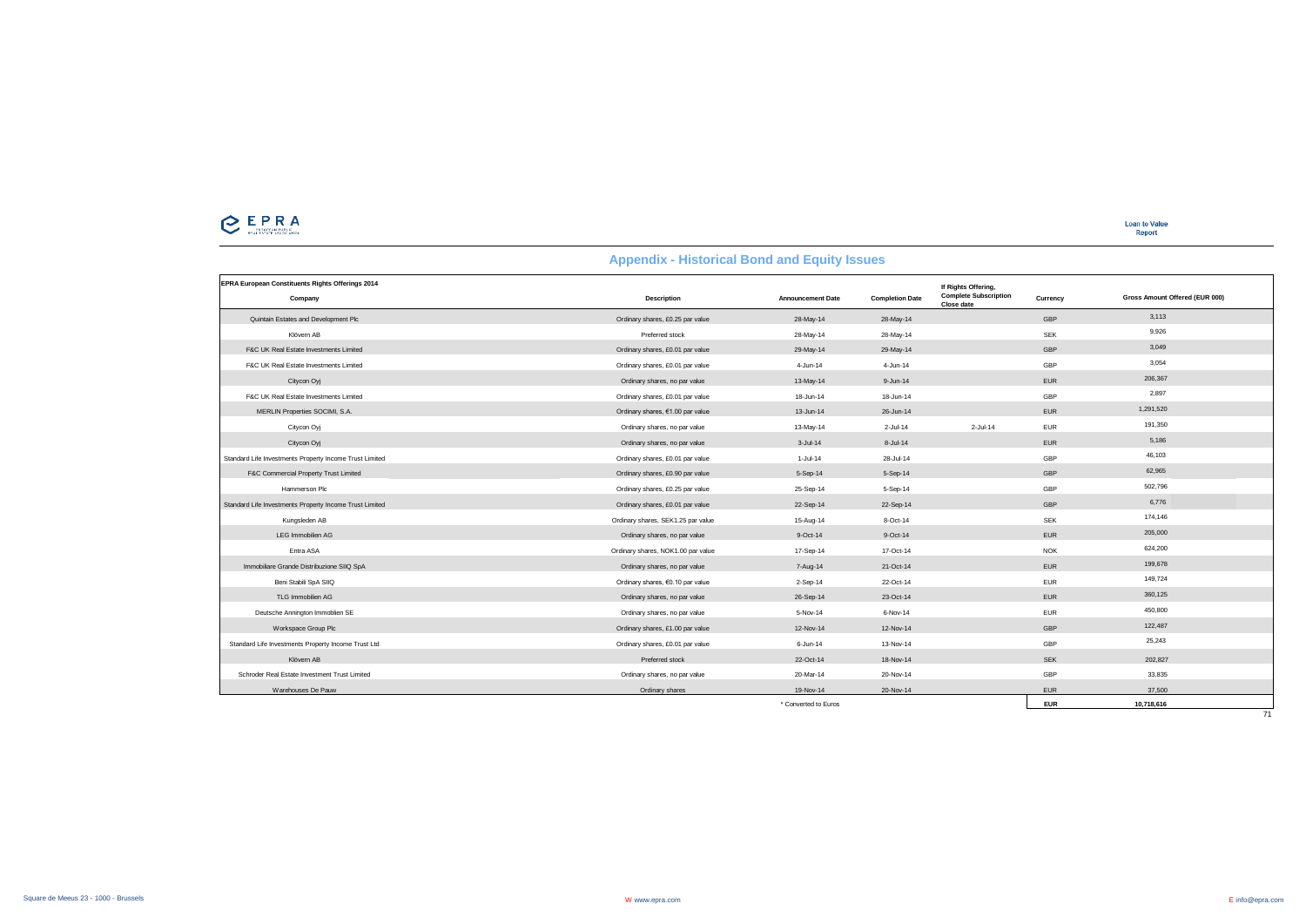## Appendix - Historical Bond and Equity Issues

| EPRA European Constituents Rights Offerings 2014<br>Company | Description | Announcement Date | Completion Date | If Rights Offering, Complete Subscription Close date | Currency | Gross Amount Offered (EUR 000) |
|---|---|---|---|---|---|---|
| Quintain Estates and Development Plc | Ordinary shares, £0.25 par value | 28-May-14 | 28-May-14 | | GBP | 3,113 |
| Klövern AB | Preferred stock | 28-May-14 | 28-May-14 | | SEK | 9,926 |
| F&C UK Real Estate Investments Limited | Ordinary shares, £0.01 par value | 29-May-14 | 29-May-14 | | GBP | 3,049 |
| F&C UK Real Estate Investments Limited | Ordinary shares, £0.01 par value | 4-Jun-14 | 4-Jun-14 | | GBP | 3,054 |
| Citycon Oyj | Ordinary shares, no par value | 13-May-14 | 9-Jun-14 | | EUR | 206,367 |
| F&C UK Real Estate Investments Limited | Ordinary shares, £0.01 par value | 18-Jun-14 | 18-Jun-14 | | GBP | 2,897 |
| MERLIN Properties SOCIMI, S.A. | Ordinary shares, €1.00 par value | 13-Jun-14 | 26-Jun-14 | | EUR | 1,291,520 |
| Citycon Oyj | Ordinary shares, no par value | 13-May-14 | 2-Jul-14 | 2-Jul-14 | EUR | 191,350 |
| Citycon Oyj | Ordinary shares, no par value | 3-Jul-14 | 8-Jul-14 | | EUR | 5,186 |
| Standard Life Investments Property Income Trust Limited | Ordinary shares, £0.01 par value | 1-Jul-14 | 28-Jul-14 | | GBP | 46,103 |
| F&C Commercial Property Trust Limited | Ordinary shares, £0.90 par value | 5-Sep-14 | 5-Sep-14 | | GBP | 62,965 |
| Hammerson Plc | Ordinary shares, £0.25 par value | 25-Sep-14 | 5-Sep-14 | | GBP | 502,796 |
| Standard Life Investments Property Income Trust Limited | Ordinary shares, £0.01 par value | 22-Sep-14 | 22-Sep-14 | | GBP | 6,776 |
| Kungsleden AB | Ordinary shares, SEK1.25 par value | 15-Aug-14 | 8-Oct-14 | | SEK | 174,146 |
| LEG Immobilien AG | Ordinary shares, no par value | 9-Oct-14 | 9-Oct-14 | | EUR | 205,000 |
| Entra ASA | Ordinary shares, NOK1.00 par value | 17-Sep-14 | 17-Oct-14 | | NOK | 624,200 |
| Immobiliare Grande Distribuzione SIIQ SpA | Ordinary shares, no par value | 7-Aug-14 | 21-Oct-14 | | EUR | 199,678 |
| Beni Stabili SpA SIIQ | Ordinary shares, €0.10 par value | 2-Sep-14 | 22-Oct-14 | | EUR | 149,724 |
| TLG Immobilien AG | Ordinary shares, no par value | 26-Sep-14 | 23-Oct-14 | | EUR | 360,125 |
| Deutsche Annington Immobilen SE | Ordinary shares, no par value | 5-Nov-14 | 6-Nov-14 | | EUR | 450,800 |
| Workspace Group Plc | Ordinary shares, £1.00 par value | 12-Nov-14 | 12-Nov-14 | | GBP | 122,487 |
| Standard Life Investments Property Income Trust Ltd | Ordinary shares, £0.01 par value | 6-Jun-14 | 13-Nov-14 | | GBP | 25,243 |
| Klövern AB | Preferred stock | 22-Oct-14 | 18-Nov-14 | | SEK | 202,827 |
| Schroder Real Estate Investment Trust Limited | Ordinary shares, no par value | 20-Mar-14 | 20-Nov-14 | | GBP | 33,835 |
| Warehouses De Pauw | Ordinary shares | 19-Nov-14 | 20-Nov-14 | | EUR | 37,500 |
| | | * Converted to Euros | | | EUR | 10,718,616 |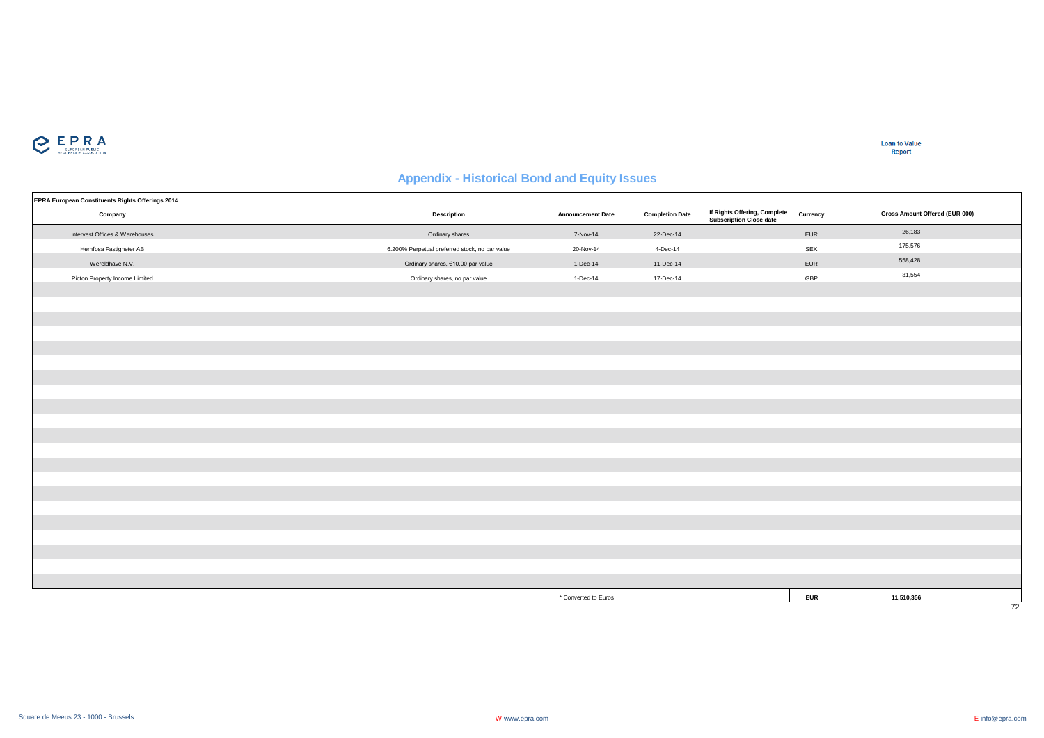## Appendix - Historical Bond and Equity Issues

**EPRA European Constituents Rights Offerings 2014**

| Company | Description | Announcement Date | Completion Date | If Rights Offering, Complete Subscription Close date | Currency | Gross Amount Offered (EUR 000) |
|---|---|---|---|---|---|---|
| Intervest Offices & Warehouses | Ordinary shares | 7-Nov-14 | 22-Dec-14 | | EUR | 26,183 |
| Hemfosa Fastigheter AB | 6.200% Perpetual preferred stock, no par value | 20-Nov-14 | 4-Dec-14 | | SEK | 175,576 |
| Wereldhave N.V. | Ordinary shares, €10.00 par value | 1-Dec-14 | 11-Dec-14 | | EUR | 558,428 |
| Picton Property Income Limited | Ordinary shares, no par value | 1-Dec-14 | 17-Dec-14 | | GBP | 31,554 |
| | | * Converted to Euros | | | **EUR** | **11,510,356** |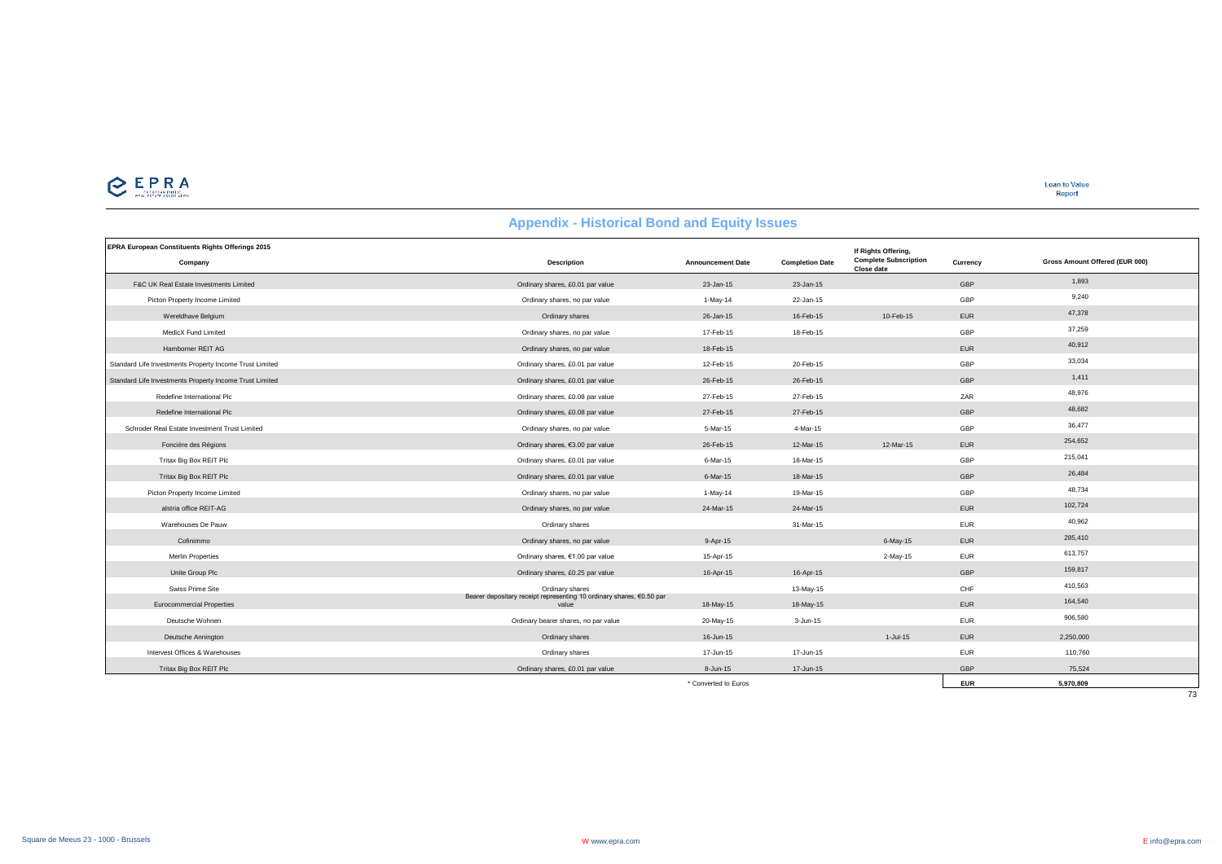## Appendix - Historical Bond and Equity Issues

| EPRA European Constituents Rights Offerings 2015<br>Company | Description | Announcement Date | Completion Date | If Rights Offering, Complete Subscription Close date | Currency | Gross Amount Offered (EUR 000) |
|---|---|---|---|---|---|---|
| F&C UK Real Estate Investments Limited | Ordinary shares, £0.01 par value | 23-Jan-15 | 23-Jan-15 | | GBP | 1,893 |
| Picton Property Income Limited | Ordinary shares, no par value | 1-May-14 | 22-Jan-15 | | GBP | 9,240 |
| Wereldhave Belgium | Ordinary shares | 26-Jan-15 | 16-Feb-15 | 10-Feb-15 | EUR | 47,378 |
| MedicX Fund Limited | Ordinary shares, no par value | 17-Feb-15 | 18-Feb-15 | | GBP | 37,259 |
| Hamborner REIT AG | Ordinary shares, no par value | 18-Feb-15 | | | EUR | 40,912 |
| Standard Life Investments Property Income Trust Limited | Ordinary shares, £0.01 par value | 12-Feb-15 | 20-Feb-15 | | GBP | 33,034 |
| Standard Life Investments Property Income Trust Limited | Ordinary shares, £0.01 par value | 26-Feb-15 | 26-Feb-15 | | GBP | 1,411 |
| Redefine International Plc | Ordinary shares, £0.08 par value | 27-Feb-15 | 27-Feb-15 | | ZAR | 48,976 |
| Redefine International Plc | Ordinary shares, £0.08 par value | 27-Feb-15 | 27-Feb-15 | | GBP | 48,682 |
| Schroder Real Estate Investment Trust Limited | Ordinary shares, no par value | 5-Mar-15 | 4-Mar-15 | | GBP | 36,477 |
| Foncière des Régions | Ordinary shares, €3.00 par value | 26-Feb-15 | 12-Mar-15 | 12-Mar-15 | EUR | 254,652 |
| Tritax Big Box REIT Plc | Ordinary shares, £0.01 par value | 6-Mar-15 | 18-Mar-15 | | GBP | 215,041 |
| Tritax Big Box REIT Plc | Ordinary shares, £0.01 par value | 6-Mar-15 | 18-Mar-15 | | GBP | 26,484 |
| Picton Property Income Limited | Ordinary shares, no par value | 1-May-14 | 19-Mar-15 | | GBP | 48,734 |
| alstria office REIT-AG | Ordinary shares, no par value | 24-Mar-15 | 24-Mar-15 | | EUR | 102,724 |
| Warehouses De Pauw | Ordinary shares | | 31-Mar-15 | | EUR | 40,962 |
| Cofinimmo | Ordinary shares, no par value | 9-Apr-15 | | 6-May-15 | EUR | 285,410 |
| Merlin Properties | Ordinary shares, €1.00 par value | 15-Apr-15 | | 2-May-15 | EUR | 613,757 |
| Unite Group Plc | Ordinary shares, £0.25 par value | 16-Apr-15 | 16-Apr-15 | | GBP | 159,817 |
| Swiss Prime Site | Ordinary shares | | 13-May-15 | | CHF | 410,563 |
| Eurocommercial Properties | Bearer depositary receipt representing 10 ordinary shares, €0.50 par value | 18-May-15 | 18-May-15 | | EUR | 164,540 |
| Deutsche Wohnen | Ordinary bearer shares, no par value | 20-May-15 | 3-Jun-15 | | EUR | 906,580 |
| Deutsche Annington | Ordinary shares | 16-Jun-15 | | 1-Jul-15 | EUR | 2,250,000 |
| Intervest Offices & Warehouses | Ordinary shares | 17-Jun-15 | 17-Jun-15 | | EUR | 110,760 |
| Tritax Big Box REIT Plc | Ordinary shares, £0.01 par value | 8-Jun-15 | 17-Jun-15 | | GBP | 75,524 |
| | | * Converted to Euros | | | **EUR** | **5,970,809** |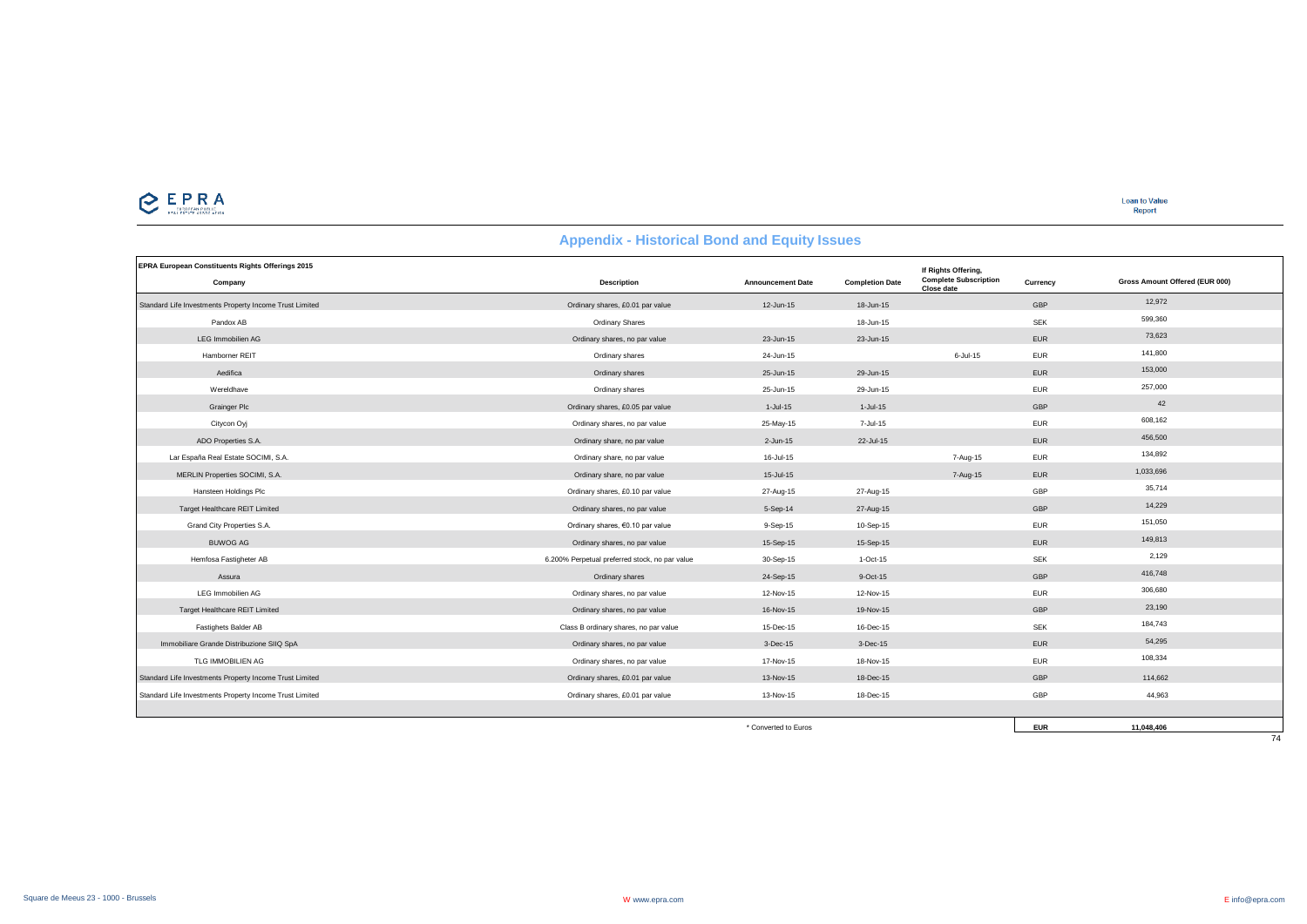## Appendix - Historical Bond and Equity Issues

| EPRA European Constituents Rights Offerings 2015<br>Company | Description | Announcement Date | Completion Date | If Rights Offering, Complete Subscription Close date | Currency | Gross Amount Offered (EUR 000) |
|---|---|---|---|---|---|---|
| Standard Life Investments Property Income Trust Limited | Ordinary shares, £0.01 par value | 12-Jun-15 | 18-Jun-15 | | GBP | 12,972 |
| Pandox AB | Ordinary Shares | | 18-Jun-15 | | SEK | 599,360 |
| LEG Immobilien AG | Ordinary shares, no par value | 23-Jun-15 | 23-Jun-15 | | EUR | 73,623 |
| Hamborner REIT | Ordinary shares | 24-Jun-15 | | 6-Jul-15 | EUR | 141,800 |
| Aedifica | Ordinary shares | 25-Jun-15 | 29-Jun-15 | | EUR | 153,000 |
| Wereldhave | Ordinary shares | 25-Jun-15 | 29-Jun-15 | | EUR | 257,000 |
| Grainger Plc | Ordinary shares, £0.05 par value | 1-Jul-15 | 1-Jul-15 | | GBP | 42 |
| Citycon Oyj | Ordinary shares, no par value | 25-May-15 | 7-Jul-15 | | EUR | 608,162 |
| ADO Properties S.A. | Ordinary share, no par value | 2-Jun-15 | 22-Jul-15 | | EUR | 456,500 |
| Lar España Real Estate SOCIMI, S.A. | Ordinary share, no par value | 16-Jul-15 | | 7-Aug-15 | EUR | 134,892 |
| MERLIN Properties SOCIMI, S.A. | Ordinary share, no par value | 15-Jul-15 | | 7-Aug-15 | EUR | 1,033,696 |
| Hansteen Holdings Plc | Ordinary shares, £0.10 par value | 27-Aug-15 | 27-Aug-15 | | GBP | 35,714 |
| Target Healthcare REIT Limited | Ordinary shares, no par value | 5-Sep-14 | 27-Aug-15 | | GBP | 14,229 |
| Grand City Properties S.A. | Ordinary shares, €0.10 par value | 9-Sep-15 | 10-Sep-15 | | EUR | 151,050 |
| BUWOG AG | Ordinary shares, no par value | 15-Sep-15 | 15-Sep-15 | | EUR | 149,813 |
| Hemfosa Fastigheter AB | 6.200% Perpetual preferred stock, no par value | 30-Sep-15 | 1-Oct-15 | | SEK | 2,129 |
| Assura | Ordinary shares | 24-Sep-15 | 9-Oct-15 | | GBP | 416,748 |
| LEG Immobilien AG | Ordinary shares, no par value | 12-Nov-15 | 12-Nov-15 | | EUR | 306,680 |
| Target Healthcare REIT Limited | Ordinary shares, no par value | 16-Nov-15 | 19-Nov-15 | | GBP | 23,190 |
| Fastighets Balder AB | Class B ordinary shares, no par value | 15-Dec-15 | 16-Dec-15 | | SEK | 184,743 |
| Immobiliare Grande Distribuzione SIIQ SpA | Ordinary shares, no par value | 3-Dec-15 | 3-Dec-15 | | EUR | 54,295 |
| TLG IMMOBILIEN AG | Ordinary shares, no par value | 17-Nov-15 | 18-Nov-15 | | EUR | 108,334 |
| Standard Life Investments Property Income Trust Limited | Ordinary shares, £0.01 par value | 13-Nov-15 | 18-Dec-15 | | GBP | 114,662 |
| Standard Life Investments Property Income Trust Limited | Ordinary shares, £0.01 par value | 13-Nov-15 | 18-Dec-15 | | GBP | 44,963 |
| | | * Converted to Euros | | | EUR | 11,048,406 |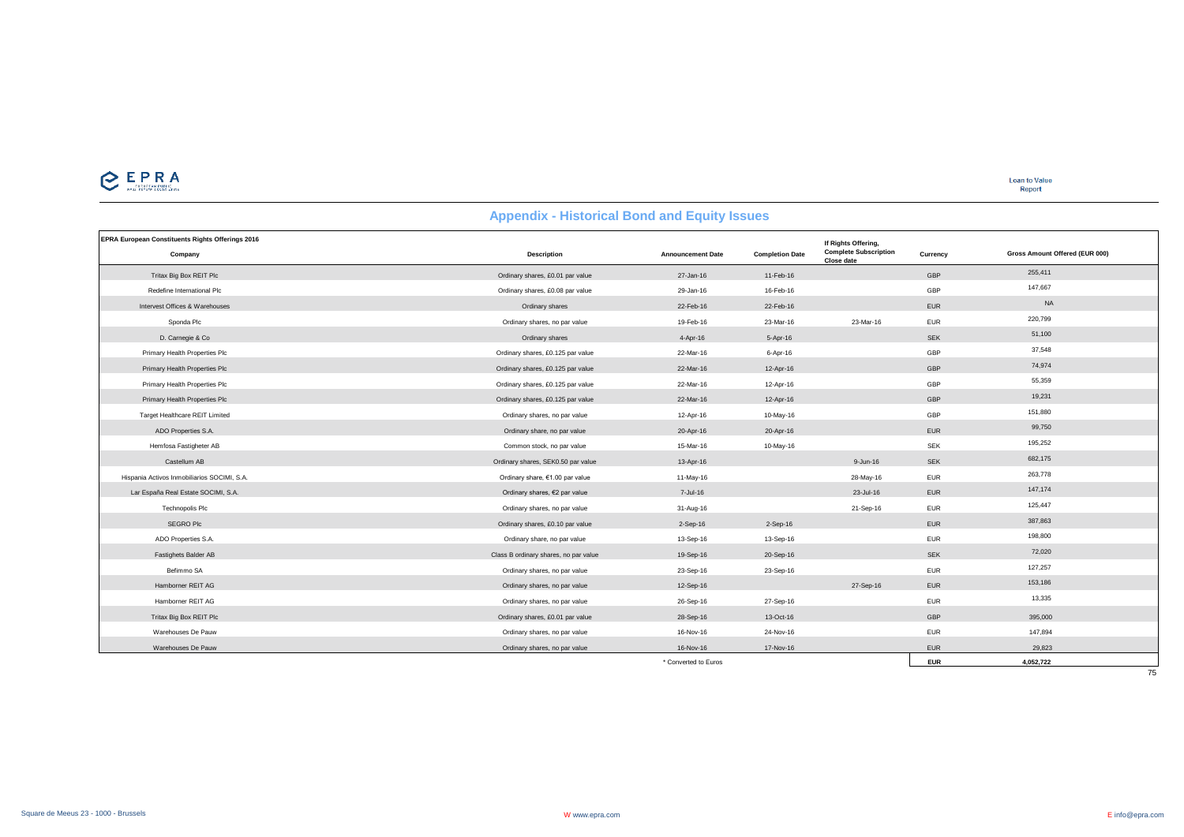## Appendix - Historical Bond and Equity Issues

| EPRA European Constituents Rights Offerings 2016<br>Company | Description | Announcement Date | Completion Date | If Rights Offering, Complete Subscription Close date | Currency | Gross Amount Offered (EUR 000) |
|---|---|---|---|---|---|---|
| Tritax Big Box REIT Plc | Ordinary shares, £0.01 par value | 27-Jan-16 | 11-Feb-16 | | GBP | 255,411 |
| Redefine International Plc | Ordinary shares, £0.08 par value | 29-Jan-16 | 16-Feb-16 | | GBP | 147,667 |
| Intervest Offices & Warehouses | Ordinary shares | 22-Feb-16 | 22-Feb-16 | | EUR | NA |
| Sponda Plc | Ordinary shares, no par value | 19-Feb-16 | 23-Mar-16 | 23-Mar-16 | EUR | 220,799 |
| D. Carnegie & Co | Ordinary shares | 4-Apr-16 | 5-Apr-16 | | SEK | 51,100 |
| Primary Health Properties Plc | Ordinary shares, £0.125 par value | 22-Mar-16 | 6-Apr-16 | | GBP | 37,548 |
| Primary Health Properties Plc | Ordinary shares, £0.125 par value | 22-Mar-16 | 12-Apr-16 | | GBP | 74,974 |
| Primary Health Properties Plc | Ordinary shares, £0.125 par value | 22-Mar-16 | 12-Apr-16 | | GBP | 55,359 |
| Primary Health Properties Plc | Ordinary shares, £0.125 par value | 22-Mar-16 | 12-Apr-16 | | GBP | 19,231 |
| Target Healthcare REIT Limited | Ordinary shares, no par value | 12-Apr-16 | 10-May-16 | | GBP | 151,880 |
| ADO Properties S.A. | Ordinary share, no par value | 20-Apr-16 | 20-Apr-16 | | EUR | 99,750 |
| Hemfosa Fastigheter AB | Common stock, no par value | 15-Mar-16 | 10-May-16 | | SEK | 195,252 |
| Castellum AB | Ordinary shares, SEK0.50 par value | 13-Apr-16 | | 9-Jun-16 | SEK | 682,175 |
| Hispania Activos Inmobiliarios SOCIMI, S.A. | Ordinary share, €1.00 par value | 11-May-16 | | 28-May-16 | EUR | 263,778 |
| Lar España Real Estate SOCIMI, S.A. | Ordinary shares, €2 par value | 7-Jul-16 | | 23-Jul-16 | EUR | 147,174 |
| Technopolis Plc | Ordinary shares, no par value | 31-Aug-16 | | 21-Sep-16 | EUR | 125,447 |
| SEGRO Plc | Ordinary shares, £0.10 par value | 2-Sep-16 | 2-Sep-16 | | EUR | 387,863 |
| ADO Properties S.A. | Ordinary share, no par value | 13-Sep-16 | 13-Sep-16 | | EUR | 198,800 |
| Fastighets Balder AB | Class B ordinary shares, no par value | 19-Sep-16 | 20-Sep-16 | | SEK | 72,020 |
| Befimmo SA | Ordinary shares, no par value | 23-Sep-16 | 23-Sep-16 | | EUR | 127,257 |
| Hamborner REIT AG | Ordinary shares, no par value | 12-Sep-16 | | 27-Sep-16 | EUR | 153,186 |
| Hamborner REIT AG | Ordinary shares, no par value | 26-Sep-16 | 27-Sep-16 | | EUR | 13,335 |
| Tritax Big Box REIT Plc | Ordinary shares, £0.01 par value | 28-Sep-16 | 13-Oct-16 | | GBP | 395,000 |
| Warehouses De Pauw | Ordinary shares, no par value | 16-Nov-16 | 24-Nov-16 | | EUR | 147,894 |
| Warehouses De Pauw | Ordinary shares, no par value | 16-Nov-16 | 17-Nov-16 | | EUR | 29,823 |
| | | * Converted to Euros | | | EUR | 4,052,722 |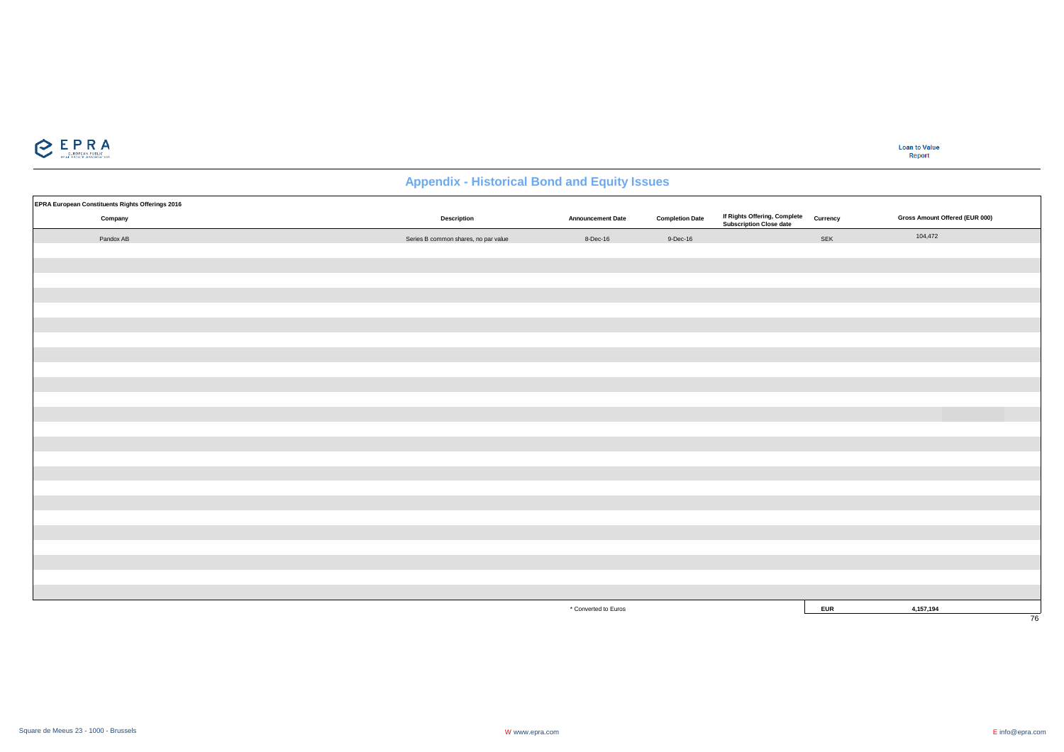## Appendix - Historical Bond and Equity Issues

**EPRA European Constituents Rights Offerings 2016**

| Company | Description | Announcement Date | Completion Date | If Rights Offering, Complete Subscription Close date | Currency | Gross Amount Offered (EUR 000) |
|---|---|---|---|---|---|---|
| Pandox AB | Series B common shares, no par value | 8-Dec-16 | 9-Dec-16 | | SEK | 104,472 |
| | | * Converted to Euros | | | **EUR** | **4,157,194** |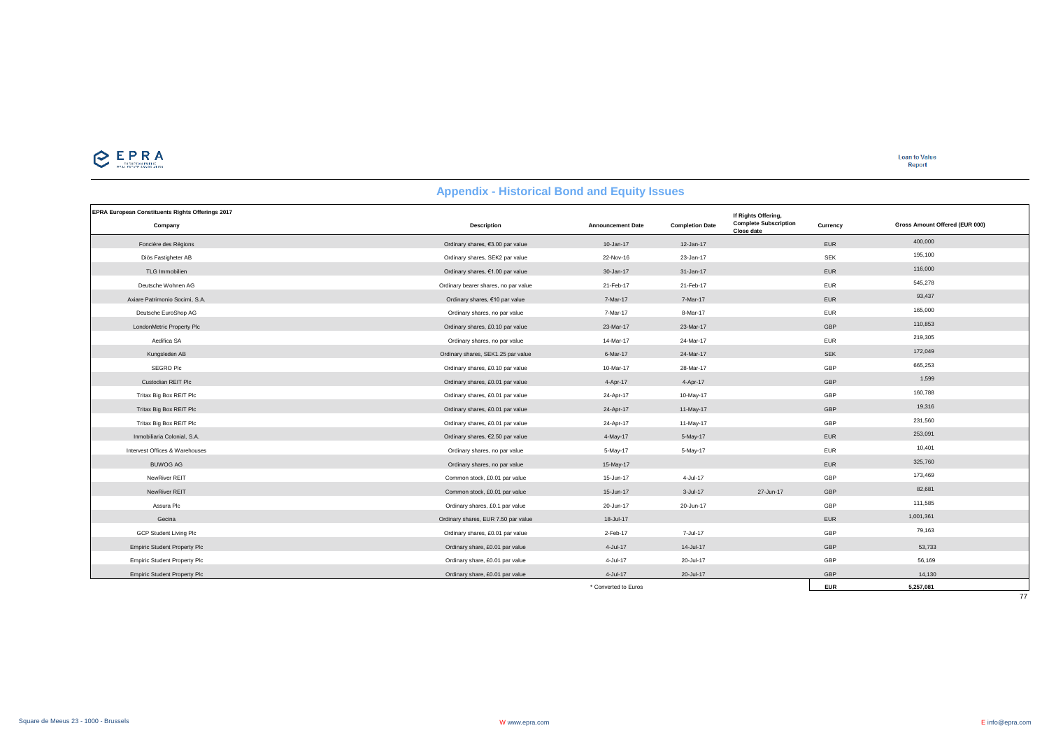## Appendix - Historical Bond and Equity Issues

**EPRA European Constituents Rights Offerings 2017**

| Company | Description | Announcement Date | Completion Date | If Rights Offering, Complete Subscription Close date | Currency | Gross Amount Offered (EUR 000) |
|---|---|---|---|---|---|---|
| Foncière des Régions | Ordinary shares, €3.00 par value | 10-Jan-17 | 12-Jan-17 | | EUR | 400,000 |
| Diös Fastigheter AB | Ordinary shares, SEK2 par value | 22-Nov-16 | 23-Jan-17 | | SEK | 195,100 |
| TLG Immobilien | Ordinary shares, €1.00 par value | 30-Jan-17 | 31-Jan-17 | | EUR | 116,000 |
| Deutsche Wohnen AG | Ordinary bearer shares, no par value | 21-Feb-17 | 21-Feb-17 | | EUR | 545,278 |
| Axiare Patrimonio Socimi, S.A. | Ordinary shares, €10 par value | 7-Mar-17 | 7-Mar-17 | | EUR | 93,437 |
| Deutsche EuroShop AG | Ordinary shares, no par value | 7-Mar-17 | 8-Mar-17 | | EUR | 165,000 |
| LondonMetric Property Plc | Ordinary shares, £0.10 par value | 23-Mar-17 | 23-Mar-17 | | GBP | 110,853 |
| Aedifica SA | Ordinary shares, no par value | 14-Mar-17 | 24-Mar-17 | | EUR | 219,305 |
| Kungsleden AB | Ordinary shares, SEK1.25 par value | 6-Mar-17 | 24-Mar-17 | | SEK | 172,049 |
| SEGRO Plc | Ordinary shares, £0.10 par value | 10-Mar-17 | 28-Mar-17 | | GBP | 665,253 |
| Custodian REIT Plc | Ordinary shares, £0.01 par value | 4-Apr-17 | 4-Apr-17 | | GBP | 1,599 |
| Tritax Big Box REIT Plc | Ordinary shares, £0.01 par value | 24-Apr-17 | 10-May-17 | | GBP | 160,788 |
| Tritax Big Box REIT Plc | Ordinary shares, £0.01 par value | 24-Apr-17 | 11-May-17 | | GBP | 19,316 |
| Tritax Big Box REIT Plc | Ordinary shares, £0.01 par value | 24-Apr-17 | 11-May-17 | | GBP | 231,560 |
| Inmobiliaria Colonial, S.A. | Ordinary shares, €2.50 par value | 4-May-17 | 5-May-17 | | EUR | 253,091 |
| Intervest Offices & Warehouses | Ordinary shares, no par value | 5-May-17 | 5-May-17 | | EUR | 10,401 |
| BUWOG AG | Ordinary shares, no par value | 15-May-17 | | | EUR | 325,760 |
| NewRiver REIT | Common stock, £0.01 par value | 15-Jun-17 | 4-Jul-17 | | GBP | 173,469 |
| NewRiver REIT | Common stock, £0.01 par value | 15-Jun-17 | 3-Jul-17 | 27-Jun-17 | GBP | 82,681 |
| Assura Plc | Ordinary shares, £0.1 par value | 20-Jun-17 | 20-Jun-17 | | GBP | 111,585 |
| Gecina | Ordinary shares, EUR 7.50 par value | 18-Jul-17 | | | EUR | 1,001,361 |
| GCP Student Living Plc | Ordinary shares, £0.01 par value | 2-Feb-17 | 7-Jul-17 | | GBP | 79,163 |
| Empiric Student Property Plc | Ordinary share, £0.01 par value | 4-Jul-17 | 14-Jul-17 | | GBP | 53,733 |
| Empiric Student Property Plc | Ordinary share, £0.01 par value | 4-Jul-17 | 20-Jul-17 | | GBP | 56,169 |
| Empiric Student Property Plc | Ordinary share, £0.01 par value | 4-Jul-17 | 20-Jul-17 | | GBP | 14,130 |
| | | * Converted to Euros | | | **EUR** | **5,257,081** |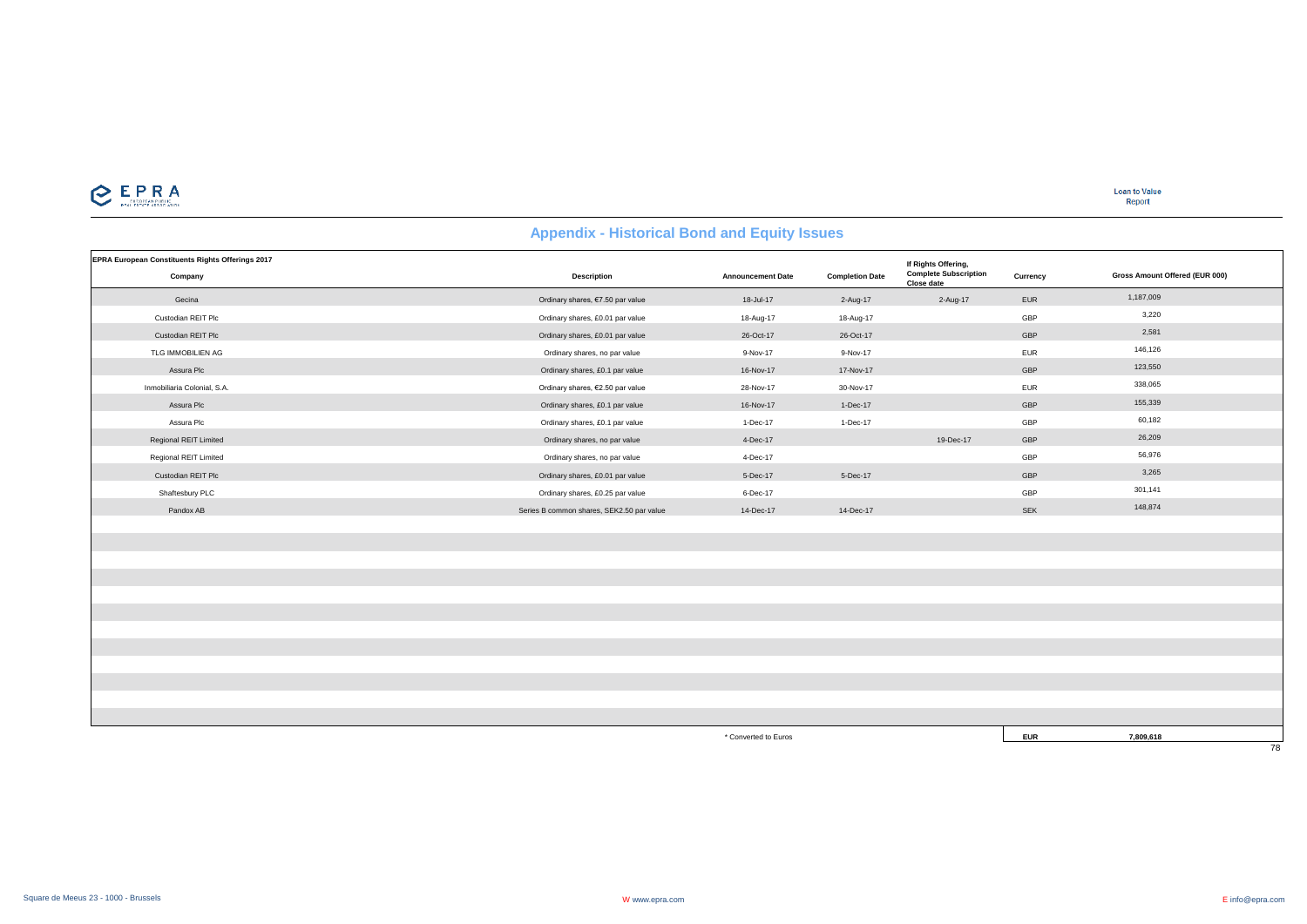## Appendix - Historical Bond and Equity Issues

| EPRA European Constituents Rights Offerings 2017<br>Company | Description | Announcement Date | Completion Date | If Rights Offering, Complete Subscription Close date | Currency | Gross Amount Offered (EUR 000) |
|---|---|---|---|---|---|---|
| Gecina | Ordinary shares, €7.50 par value | 18-Jul-17 | 2-Aug-17 | 2-Aug-17 | EUR | 1,187,009 |
| Custodian REIT Plc | Ordinary shares, £0.01 par value | 18-Aug-17 | 18-Aug-17 | | GBP | 3,220 |
| Custodian REIT Plc | Ordinary shares, £0.01 par value | 26-Oct-17 | 26-Oct-17 | | GBP | 2,581 |
| TLG IMMOBILIEN AG | Ordinary shares, no par value | 9-Nov-17 | 9-Nov-17 | | EUR | 146,126 |
| Assura Plc | Ordinary shares, £0.1 par value | 16-Nov-17 | 17-Nov-17 | | GBP | 123,550 |
| Inmobiliaria Colonial, S.A. | Ordinary shares, €2.50 par value | 28-Nov-17 | 30-Nov-17 | | EUR | 338,065 |
| Assura Plc | Ordinary shares, £0.1 par value | 16-Nov-17 | 1-Dec-17 | | GBP | 155,339 |
| Assura Plc | Ordinary shares, £0.1 par value | 1-Dec-17 | 1-Dec-17 | | GBP | 60,182 |
| Regional REIT Limited | Ordinary shares, no par value | 4-Dec-17 | | 19-Dec-17 | GBP | 26,209 |
| Regional REIT Limited | Ordinary shares, no par value | 4-Dec-17 | | | GBP | 56,976 |
| Custodian REIT Plc | Ordinary shares, £0.01 par value | 5-Dec-17 | 5-Dec-17 | | GBP | 3,265 |
| Shaftesbury PLC | Ordinary shares, £0.25 par value | 6-Dec-17 | | | GBP | 301,141 |
| Pandox AB | Series B common shares, SEK2.50 par value | 14-Dec-17 | 14-Dec-17 | | SEK | 148,874 |
| | | * Converted to Euros | | | **EUR** | **7,809,618** |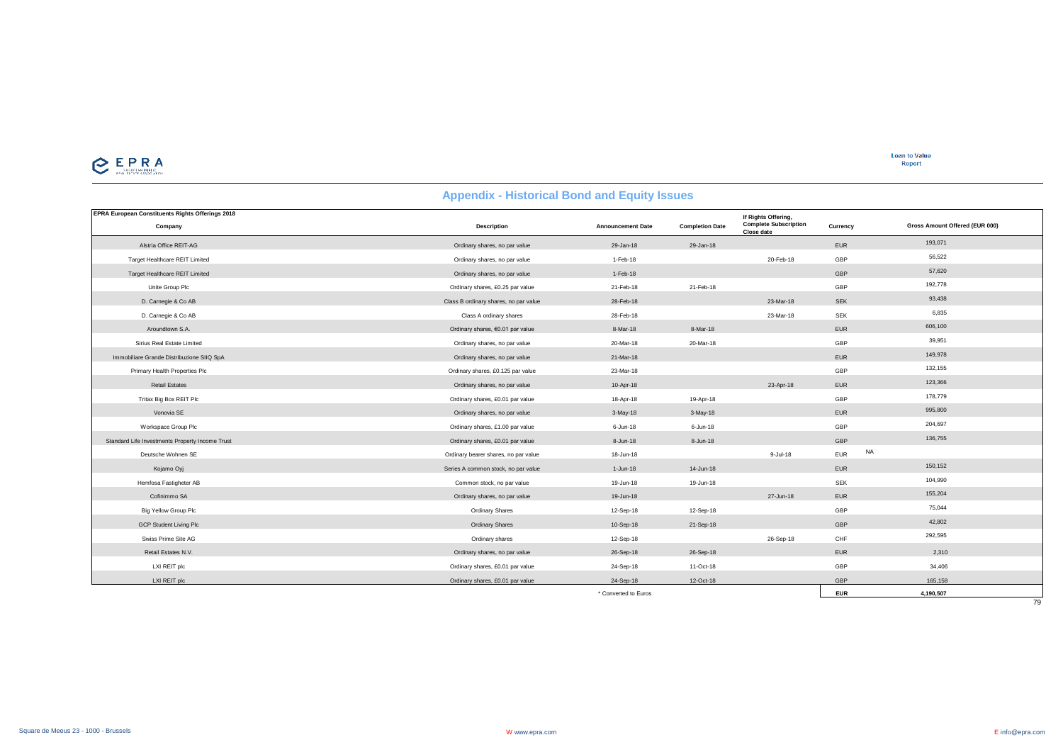## Appendix - Historical Bond and Equity Issues

| EPRA European Constituents Rights Offerings 2018<br>Company | Description | Announcement Date | Completion Date | If Rights Offering, Complete Subscription Close date | Currency | Gross Amount Offered (EUR 000) |
|---|---|---|---|---|---|---|
| Alstria Office REIT-AG | Ordinary shares, no par value | 29-Jan-18 | 29-Jan-18 | | EUR | 193,071 |
| Target Healthcare REIT Limited | Ordinary shares, no par value | 1-Feb-18 | | 20-Feb-18 | GBP | 56,522 |
| Target Healthcare REIT Limited | Ordinary shares, no par value | 1-Feb-18 | | | GBP | 57,620 |
| Unite Group Plc | Ordinary shares, £0.25 par value | 21-Feb-18 | 21-Feb-18 | | GBP | 192,778 |
| D. Carnegie & Co AB | Class B ordinary shares, no par value | 28-Feb-18 | | 23-Mar-18 | SEK | 93,438 |
| D. Carnegie & Co AB | Class A ordinary shares | 28-Feb-18 | | 23-Mar-18 | SEK | 6,835 |
| Aroundtown S.A. | Ordinary shares, €0.01 par value | 8-Mar-18 | 8-Mar-18 | | EUR | 606,100 |
| Sirius Real Estate Limited | Ordinary shares, no par value | 20-Mar-18 | 20-Mar-18 | | GBP | 39,951 |
| Immobiliare Grande Distribuzione SIIQ SpA | Ordinary shares, no par value | 21-Mar-18 | | | EUR | 149,978 |
| Primary Health Properties Plc | Ordinary shares, £0.125 par value | 23-Mar-18 | | | GBP | 132,155 |
| Retail Estates | Ordinary shares, no par value | 10-Apr-18 | | 23-Apr-18 | EUR | 123,366 |
| Tritax Big Box REIT Plc | Ordinary shares, £0.01 par value | 18-Apr-18 | 19-Apr-18 | | GBP | 178,779 |
| Vonovia SE | Ordinary shares, no par value | 3-May-18 | 3-May-18 | | EUR | 995,800 |
| Workspace Group Plc | Ordinary shares, £1.00 par value | 6-Jun-18 | 6-Jun-18 | | GBP | 204,697 |
| Standard Life Investments Property Income Trust | Ordinary shares, £0.01 par value | 8-Jun-18 | 8-Jun-18 | | GBP | 136,755 |
| Deutsche Wohnen SE | Ordinary bearer shares, no par value | 18-Jun-18 | | 9-Jul-18 | EUR | NA |
| Kojamo Oyj | Series A common stock, no par value | 1-Jun-18 | 14-Jun-18 | | EUR | 150,152 |
| Hemfosa Fastigheter AB | Common stock, no par value | 19-Jun-18 | 19-Jun-18 | | SEK | 104,990 |
| Cofinimmo SA | Ordinary shares, no par value | 19-Jun-18 | | 27-Jun-18 | EUR | 155,204 |
| Big Yellow Group Plc | Ordinary Shares | 12-Sep-18 | 12-Sep-18 | | GBP | 75,044 |
| GCP Student Living Plc | Ordinary Shares | 10-Sep-18 | 21-Sep-18 | | GBP | 42,802 |
| Swiss Prime Site AG | Ordinary shares | 12-Sep-18 | | 26-Sep-18 | CHF | 292,595 |
| Retail Estates N.V. | Ordinary shares, no par value | 26-Sep-18 | 26-Sep-18 | | EUR | 2,310 |
| LXI REIT plc | Ordinary shares, £0.01 par value | 24-Sep-18 | 11-Oct-18 | | GBP | 34,406 |
| LXI REIT plc | Ordinary shares, £0.01 par value | 24-Sep-18 | 12-Oct-18 | | GBP | 165,158 |
| | | * Converted to Euros | | | **EUR** | **4,190,507** |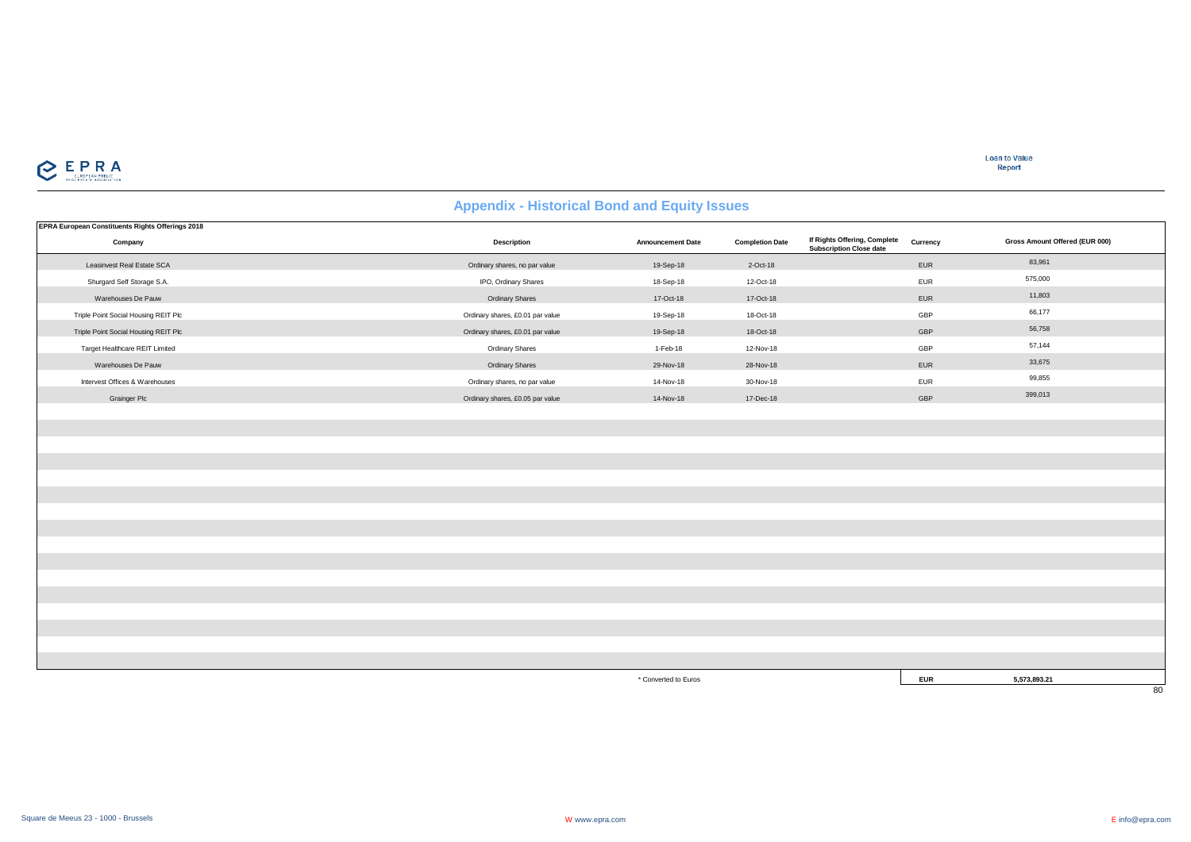## Appendix - Historical Bond and Equity Issues

**EPRA European Constituents Rights Offerings 2018**

| Company | Description | Announcement Date | Completion Date | If Rights Offering, Complete Subscription Close date | Currency | Gross Amount Offered (EUR 000) |
|---|---|---|---|---|---|---|
| Leasinvest Real Estate SCA | Ordinary shares, no par value | 19-Sep-18 | 2-Oct-18 | | EUR | 83,961 |
| Shurgard Self Storage S.A. | IPO, Ordinary Shares | 18-Sep-18 | 12-Oct-18 | | EUR | 575,000 |
| Warehouses De Pauw | Ordinary Shares | 17-Oct-18 | 17-Oct-18 | | EUR | 11,803 |
| Triple Point Social Housing REIT Plc | Ordinary shares, £0.01 par value | 19-Sep-18 | 18-Oct-18 | | GBP | 66,177 |
| Triple Point Social Housing REIT Plc | Ordinary shares, £0.01 par value | 19-Sep-18 | 18-Oct-18 | | GBP | 56,758 |
| Target Healthcare REIT Limited | Ordinary Shares | 1-Feb-18 | 12-Nov-18 | | GBP | 57,144 |
| Warehouses De Pauw | Ordinary Shares | 29-Nov-18 | 28-Nov-18 | | EUR | 33,675 |
| Intervest Offices & Warehouses | Ordinary shares, no par value | 14-Nov-18 | 30-Nov-18 | | EUR | 99,855 |
| Grainger Plc | Ordinary shares, £0.05 par value | 14-Nov-18 | 17-Dec-18 | | GBP | 399,013 |
| | | * Converted to Euros | | | EUR | 5,573,893.21 |

Square de Meeus 23 - 1000 - Brussels W www.epra.com E info@epra.com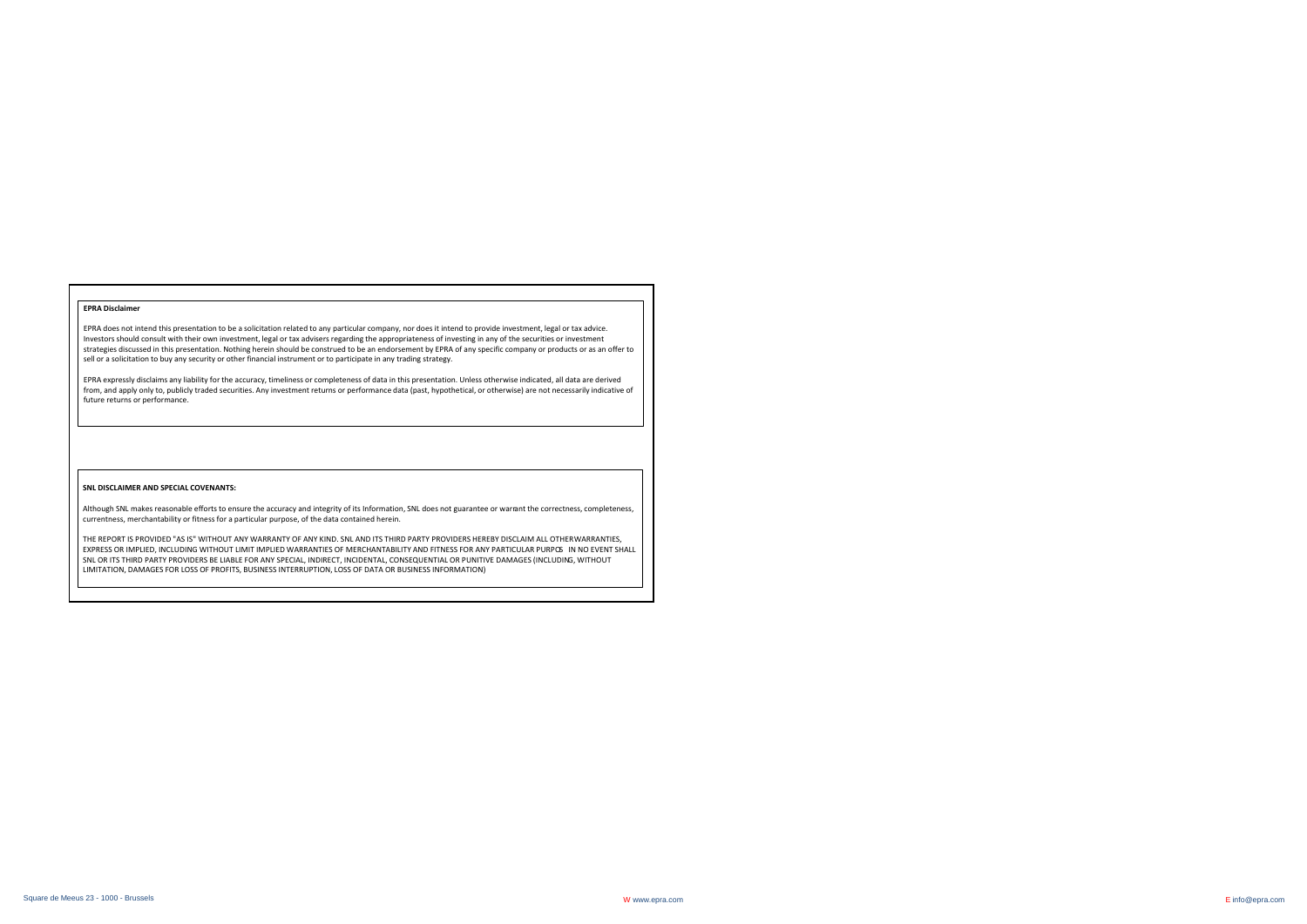**EPRA Disclaimer**

EPRA does not intend this presentation to be a solicitation related to any particular company, nor does it intend to provide investment, legal or tax advice. Investors should consult with their own investment, legal or tax advisers regarding the appropriateness of investing in any of the securities or investment strategies discussed in this presentation. Nothing herein should be construed to be an endorsement by EPRA of any specific company or products or as an offer to sell or a solicitation to buy any security or other financial instrument or to participate in any trading strategy.

EPRA expressly disclaims any liability for the accuracy, timeliness or completeness of data in this presentation. Unless otherwise indicated, all data are derived from, and apply only to, publicly traded securities. Any investment returns or performance data (past, hypothetical, or otherwise) are not necessarily indicative of future returns or performance.

**SNL DISCLAIMER AND SPECIAL COVENANTS:**

Although SNL makes reasonable efforts to ensure the accuracy and integrity of its Information, SNL does not guarantee or warrant the correctness, completeness, currentness, merchantability or fitness for a particular purpose, of the data contained herein.

THE REPORT IS PROVIDED "AS IS" WITHOUT ANY WARRANTY OF ANY KIND. SNL AND ITS THIRD PARTY PROVIDERS HEREBY DISCLAIM ALL OTHERWARRANTIES, EXPRESS OR IMPLIED, INCLUDING WITHOUT LIMIT IMPLIED WARRANTIES OF MERCHANTABILITY AND FITNESS FOR ANY PARTICULAR PURPOS IN NO EVENT SHALL SNL OR ITS THIRD PARTY PROVIDERS BE LIABLE FOR ANY SPECIAL, INDIRECT, INCIDENTAL, CONSEQUENTIAL OR PUNITIVE DAMAGES (INCLUDING, WITHOUT LIMITATION, DAMAGES FOR LOSS OF PROFITS, BUSINESS INTERRUPTION, LOSS OF DATA OR BUSINESS INFORMATION)

Square de Meeus 23 - 1000 - Brussels W www.epra.com E info@epra.com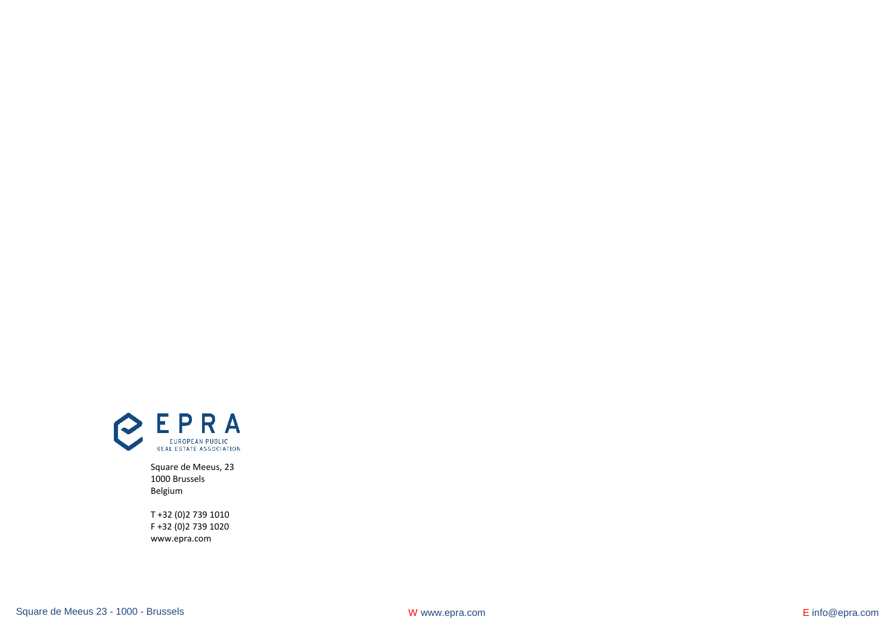EPRA

EUROPEAN PUBLIC
REAL ESTATE ASSOCIATION

Square de Meeus, 23
1000 Brussels
Belgium

T +32 (0)2 739 1010
F +32 (0)2 739 1020
www.epra.com